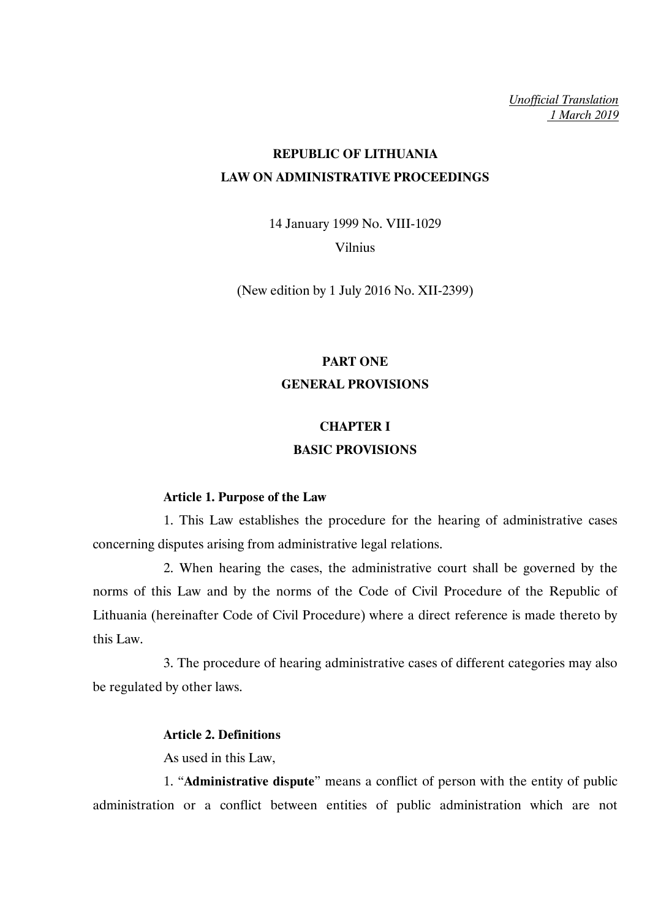*Unofficial Translation*
*1 March 2019*

# REPUBLIC OF LITHUANIA
# LAW ON ADMINISTRATIVE PROCEEDINGS

14 January 1999 No. VIII-1029
Vilnius

(New edition by 1 July 2016 No. XII-2399)

## PART ONE
## GENERAL PROVISIONS

## CHAPTER I
## BASIC PROVISIONS

### Article 1. Purpose of the Law

1. This Law establishes the procedure for the hearing of administrative cases concerning disputes arising from administrative legal relations.

2. When hearing the cases, the administrative court shall be governed by the norms of this Law and by the norms of the Code of Civil Procedure of the Republic of Lithuania (hereinafter Code of Civil Procedure) where a direct reference is made thereto by this Law.

3. The procedure of hearing administrative cases of different categories may also be regulated by other laws.

### Article 2. Definitions

As used in this Law,

1. "**Administrative dispute**" means a conflict of person with the entity of public administration or a conflict between entities of public administration which are not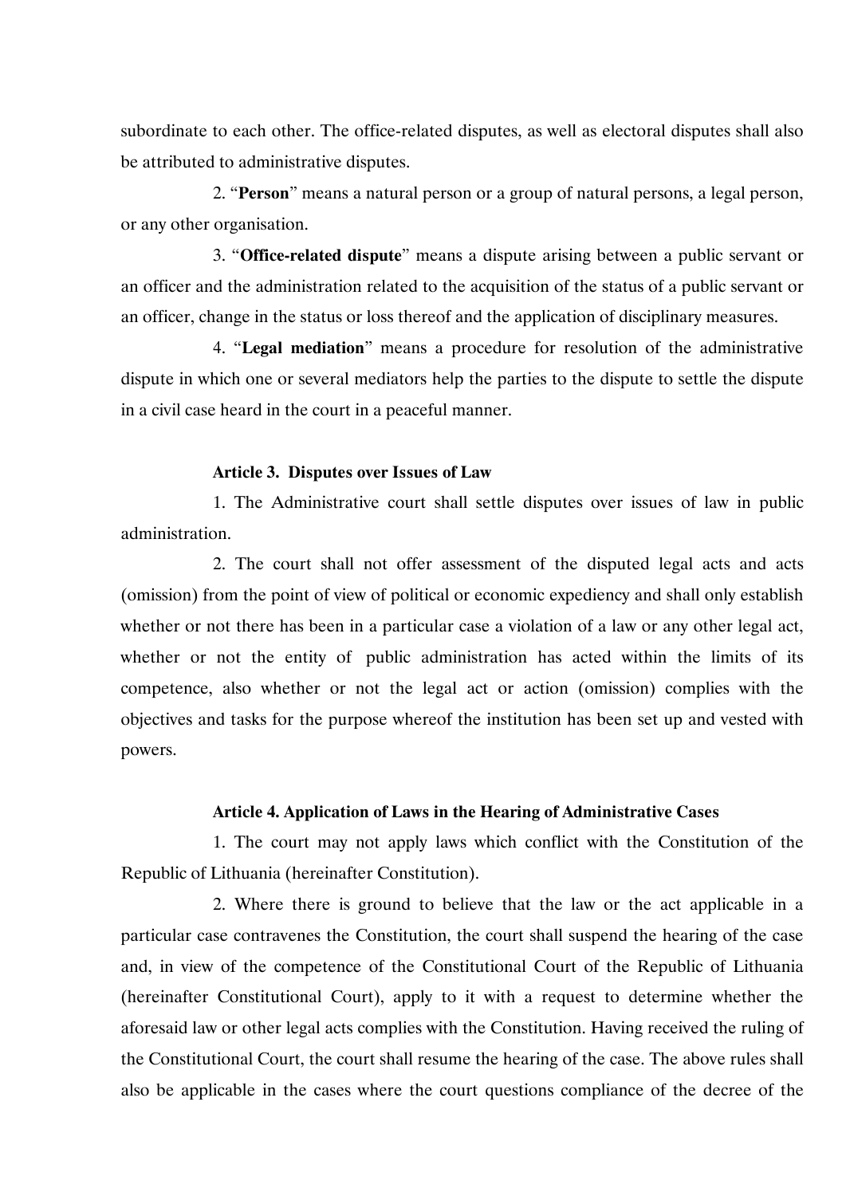subordinate to each other. The office-related disputes, as well as electoral disputes shall also be attributed to administrative disputes.

2. "**Person**" means a natural person or a group of natural persons, a legal person, or any other organisation.

3. "**Office-related dispute**" means a dispute arising between a public servant or an officer and the administration related to the acquisition of the status of a public servant or an officer, change in the status or loss thereof and the application of disciplinary measures.

4. "**Legal mediation**" means a procedure for resolution of the administrative dispute in which one or several mediators help the parties to the dispute to settle the dispute in a civil case heard in the court in a peaceful manner.

### Article 3. Disputes over Issues of Law

1. The Administrative court shall settle disputes over issues of law in public administration.

2. The court shall not offer assessment of the disputed legal acts and acts (omission) from the point of view of political or economic expediency and shall only establish whether or not there has been in a particular case a violation of a law or any other legal act, whether or not the entity of public administration has acted within the limits of its competence, also whether or not the legal act or action (omission) complies with the objectives and tasks for the purpose whereof the institution has been set up and vested with powers.

### Article 4. Application of Laws in the Hearing of Administrative Cases

1. The court may not apply laws which conflict with the Constitution of the Republic of Lithuania (hereinafter Constitution).

2. Where there is ground to believe that the law or the act applicable in a particular case contravenes the Constitution, the court shall suspend the hearing of the case and, in view of the competence of the Constitutional Court of the Republic of Lithuania (hereinafter Constitutional Court), apply to it with a request to determine whether the aforesaid law or other legal acts complies with the Constitution. Having received the ruling of the Constitutional Court, the court shall resume the hearing of the case. The above rules shall also be applicable in the cases where the court questions compliance of the decree of the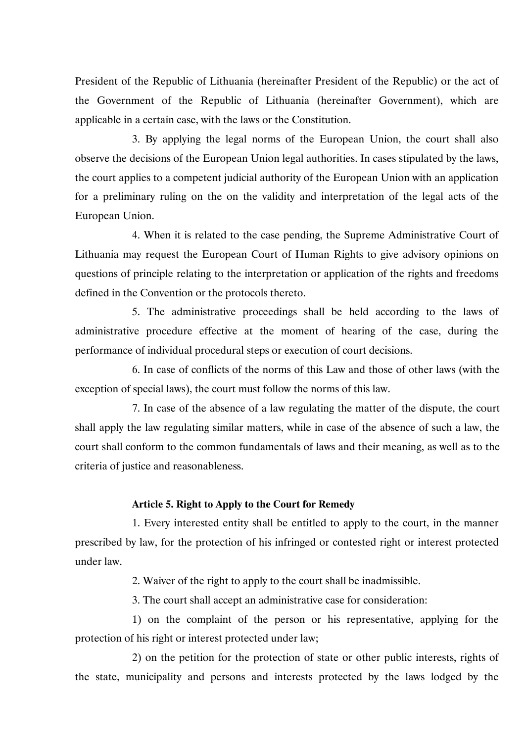President of the Republic of Lithuania (hereinafter President of the Republic) or the act of the Government of the Republic of Lithuania (hereinafter Government), which are applicable in a certain case, with the laws or the Constitution.

3. By applying the legal norms of the European Union, the court shall also observe the decisions of the European Union legal authorities. In cases stipulated by the laws, the court applies to a competent judicial authority of the European Union with an application for a preliminary ruling on the on the validity and interpretation of the legal acts of the European Union.

4. When it is related to the case pending, the Supreme Administrative Court of Lithuania may request the European Court of Human Rights to give advisory opinions on questions of principle relating to the interpretation or application of the rights and freedoms defined in the Convention or the protocols thereto.

5. The administrative proceedings shall be held according to the laws of administrative procedure effective at the moment of hearing of the case, during the performance of individual procedural steps or execution of court decisions.

6. In case of conflicts of the norms of this Law and those of other laws (with the exception of special laws), the court must follow the norms of this law.

7. In case of the absence of a law regulating the matter of the dispute, the court shall apply the law regulating similar matters, while in case of the absence of such a law, the court shall conform to the common fundamentals of laws and their meaning, as well as to the criteria of justice and reasonableness.

**Article 5. Right to Apply to the Court for Remedy**

1. Every interested entity shall be entitled to apply to the court, in the manner prescribed by law, for the protection of his infringed or contested right or interest protected under law.

2. Waiver of the right to apply to the court shall be inadmissible.

3. The court shall accept an administrative case for consideration:

1) on the complaint of the person or his representative, applying for the protection of his right or interest protected under law;

2) on the petition for the protection of state or other public interests, rights of the state, municipality and persons and interests protected by the laws lodged by the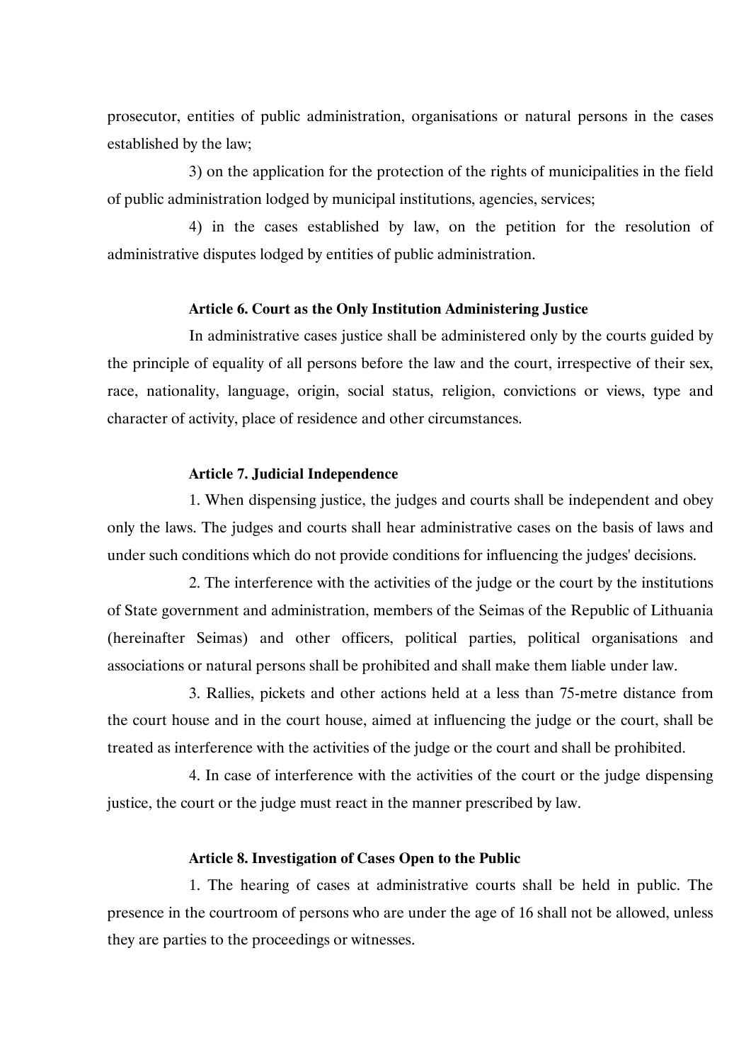prosecutor, entities of public administration, organisations or natural persons in the cases established by the law;

3) on the application for the protection of the rights of municipalities in the field of public administration lodged by municipal institutions, agencies, services;

4) in the cases established by law, on the petition for the resolution of administrative disputes lodged by entities of public administration.

**Article 6. Court as the Only Institution Administering Justice**

In administrative cases justice shall be administered only by the courts guided by the principle of equality of all persons before the law and the court, irrespective of their sex, race, nationality, language, origin, social status, religion, convictions or views, type and character of activity, place of residence and other circumstances.

**Article 7. Judicial Independence**

1. When dispensing justice, the judges and courts shall be independent and obey only the laws. The judges and courts shall hear administrative cases on the basis of laws and under such conditions which do not provide conditions for influencing the judges' decisions.

2. The interference with the activities of the judge or the court by the institutions of State government and administration, members of the Seimas of the Republic of Lithuania (hereinafter Seimas) and other officers, political parties, political organisations and associations or natural persons shall be prohibited and shall make them liable under law.

3. Rallies, pickets and other actions held at a less than 75-metre distance from the court house and in the court house, aimed at influencing the judge or the court, shall be treated as interference with the activities of the judge or the court and shall be prohibited.

4. In case of interference with the activities of the court or the judge dispensing justice, the court or the judge must react in the manner prescribed by law.

**Article 8. Investigation of Cases Open to the Public**

1. The hearing of cases at administrative courts shall be held in public. The presence in the courtroom of persons who are under the age of 16 shall not be allowed, unless they are parties to the proceedings or witnesses.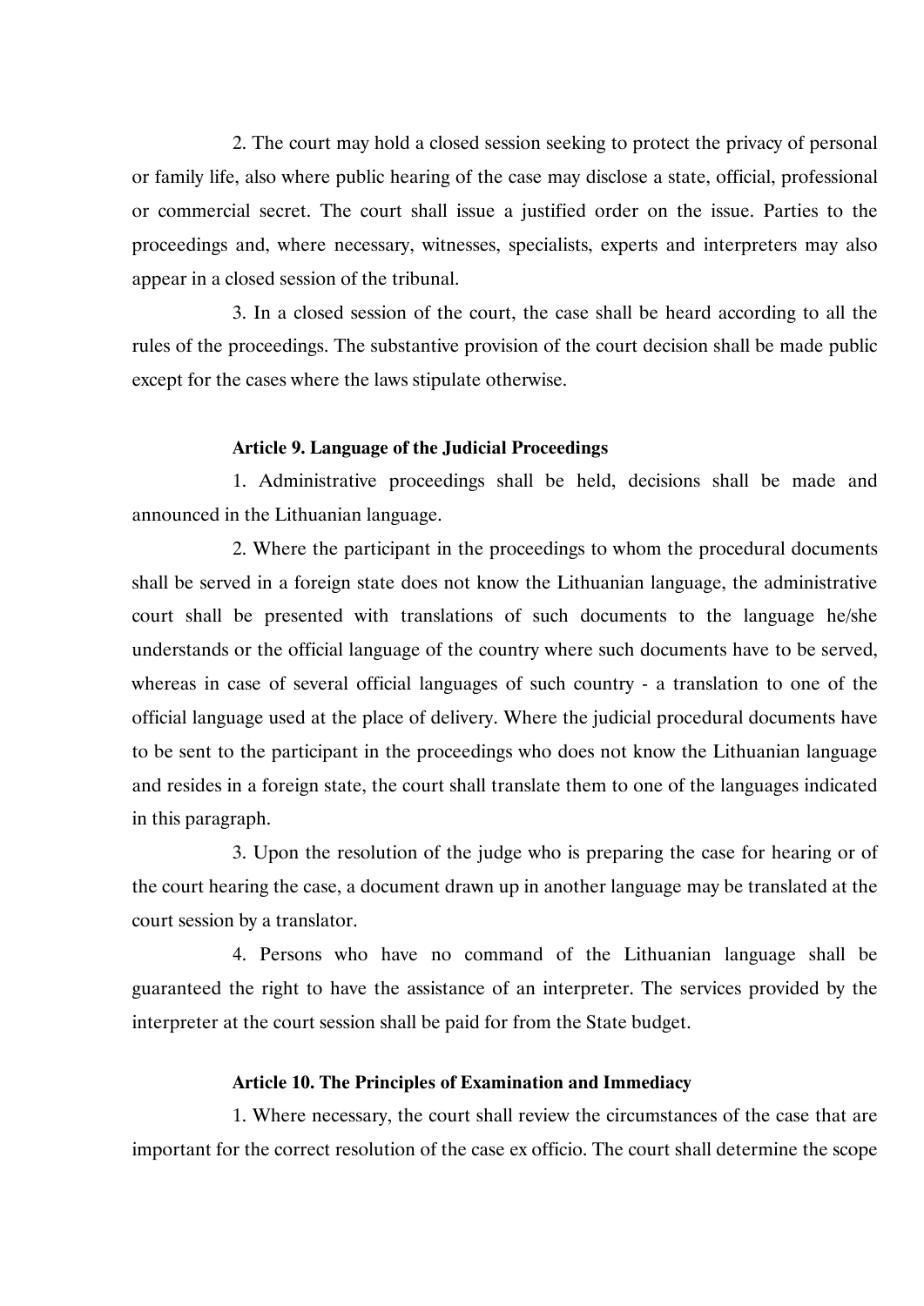2. The court may hold a closed session seeking to protect the privacy of personal or family life, also where public hearing of the case may disclose a state, official, professional or commercial secret. The court shall issue a justified order on the issue. Parties to the proceedings and, where necessary, witnesses, specialists, experts and interpreters may also appear in a closed session of the tribunal.

3. In a closed session of the court, the case shall be heard according to all the rules of the proceedings. The substantive provision of the court decision shall be made public except for the cases where the laws stipulate otherwise.

**Article 9. Language of the Judicial Proceedings**

1. Administrative proceedings shall be held, decisions shall be made and announced in the Lithuanian language.

2. Where the participant in the proceedings to whom the procedural documents shall be served in a foreign state does not know the Lithuanian language, the administrative court shall be presented with translations of such documents to the language he/she understands or the official language of the country where such documents have to be served, whereas in case of several official languages of such country - a translation to one of the official language used at the place of delivery. Where the judicial procedural documents have to be sent to the participant in the proceedings who does not know the Lithuanian language and resides in a foreign state, the court shall translate them to one of the languages indicated in this paragraph.

3. Upon the resolution of the judge who is preparing the case for hearing or of the court hearing the case, a document drawn up in another language may be translated at the court session by a translator.

4. Persons who have no command of the Lithuanian language shall be guaranteed the right to have the assistance of an interpreter. The services provided by the interpreter at the court session shall be paid for from the State budget.

**Article 10. The Principles of Examination and Immediacy**

1. Where necessary, the court shall review the circumstances of the case that are important for the correct resolution of the case ex officio. The court shall determine the scope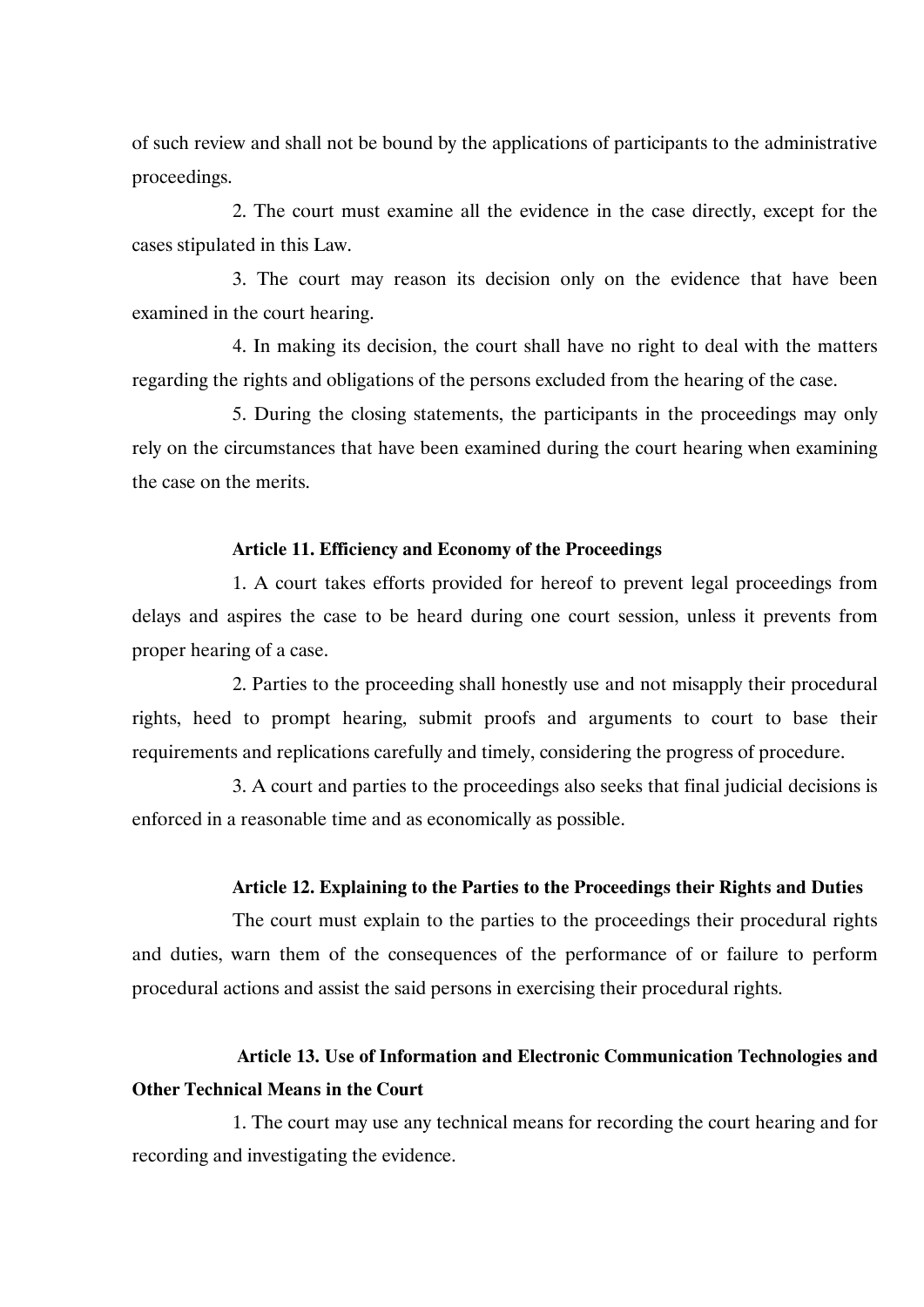of such review and shall not be bound by the applications of participants to the administrative proceedings.

2. The court must examine all the evidence in the case directly, except for the cases stipulated in this Law.

3. The court may reason its decision only on the evidence that have been examined in the court hearing.

4. In making its decision, the court shall have no right to deal with the matters regarding the rights and obligations of the persons excluded from the hearing of the case.

5. During the closing statements, the participants in the proceedings may only rely on the circumstances that have been examined during the court hearing when examining the case on the merits.

**Article 11. Efficiency and Economy of the Proceedings**

1. A court takes efforts provided for hereof to prevent legal proceedings from delays and aspires the case to be heard during one court session, unless it prevents from proper hearing of a case.

2. Parties to the proceeding shall honestly use and not misapply their procedural rights, heed to prompt hearing, submit proofs and arguments to court to base their requirements and replications carefully and timely, considering the progress of procedure.

3. A court and parties to the proceedings also seeks that final judicial decisions is enforced in a reasonable time and as economically as possible.

**Article 12. Explaining to the Parties to the Proceedings their Rights and Duties**

The court must explain to the parties to the proceedings their procedural rights and duties, warn them of the consequences of the performance of or failure to perform procedural actions and assist the said persons in exercising their procedural rights.

**Article 13. Use of Information and Electronic Communication Technologies and Other Technical Means in the Court**

1. The court may use any technical means for recording the court hearing and for recording and investigating the evidence.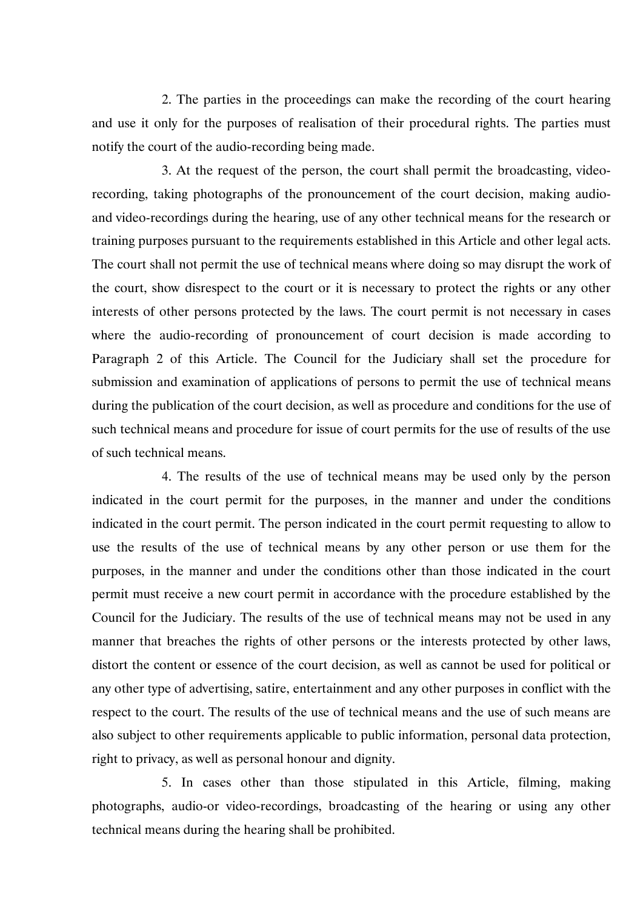2. The parties in the proceedings can make the recording of the court hearing and use it only for the purposes of realisation of their procedural rights. The parties must notify the court of the audio-recording being made.

3. At the request of the person, the court shall permit the broadcasting, video-recording, taking photographs of the pronouncement of the court decision, making audio- and video-recordings during the hearing, use of any other technical means for the research or training purposes pursuant to the requirements established in this Article and other legal acts. The court shall not permit the use of technical means where doing so may disrupt the work of the court, show disrespect to the court or it is necessary to protect the rights or any other interests of other persons protected by the laws. The court permit is not necessary in cases where the audio-recording of pronouncement of court decision is made according to Paragraph 2 of this Article. The Council for the Judiciary shall set the procedure for submission and examination of applications of persons to permit the use of technical means during the publication of the court decision, as well as procedure and conditions for the use of such technical means and procedure for issue of court permits for the use of results of the use of such technical means.

4. The results of the use of technical means may be used only by the person indicated in the court permit for the purposes, in the manner and under the conditions indicated in the court permit. The person indicated in the court permit requesting to allow to use the results of the use of technical means by any other person or use them for the purposes, in the manner and under the conditions other than those indicated in the court permit must receive a new court permit in accordance with the procedure established by the Council for the Judiciary. The results of the use of technical means may not be used in any manner that breaches the rights of other persons or the interests protected by other laws, distort the content or essence of the court decision, as well as cannot be used for political or any other type of advertising, satire, entertainment and any other purposes in conflict with the respect to the court. The results of the use of technical means and the use of such means are also subject to other requirements applicable to public information, personal data protection, right to privacy, as well as personal honour and dignity.

5. In cases other than those stipulated in this Article, filming, making photographs, audio-or video-recordings, broadcasting of the hearing or using any other technical means during the hearing shall be prohibited.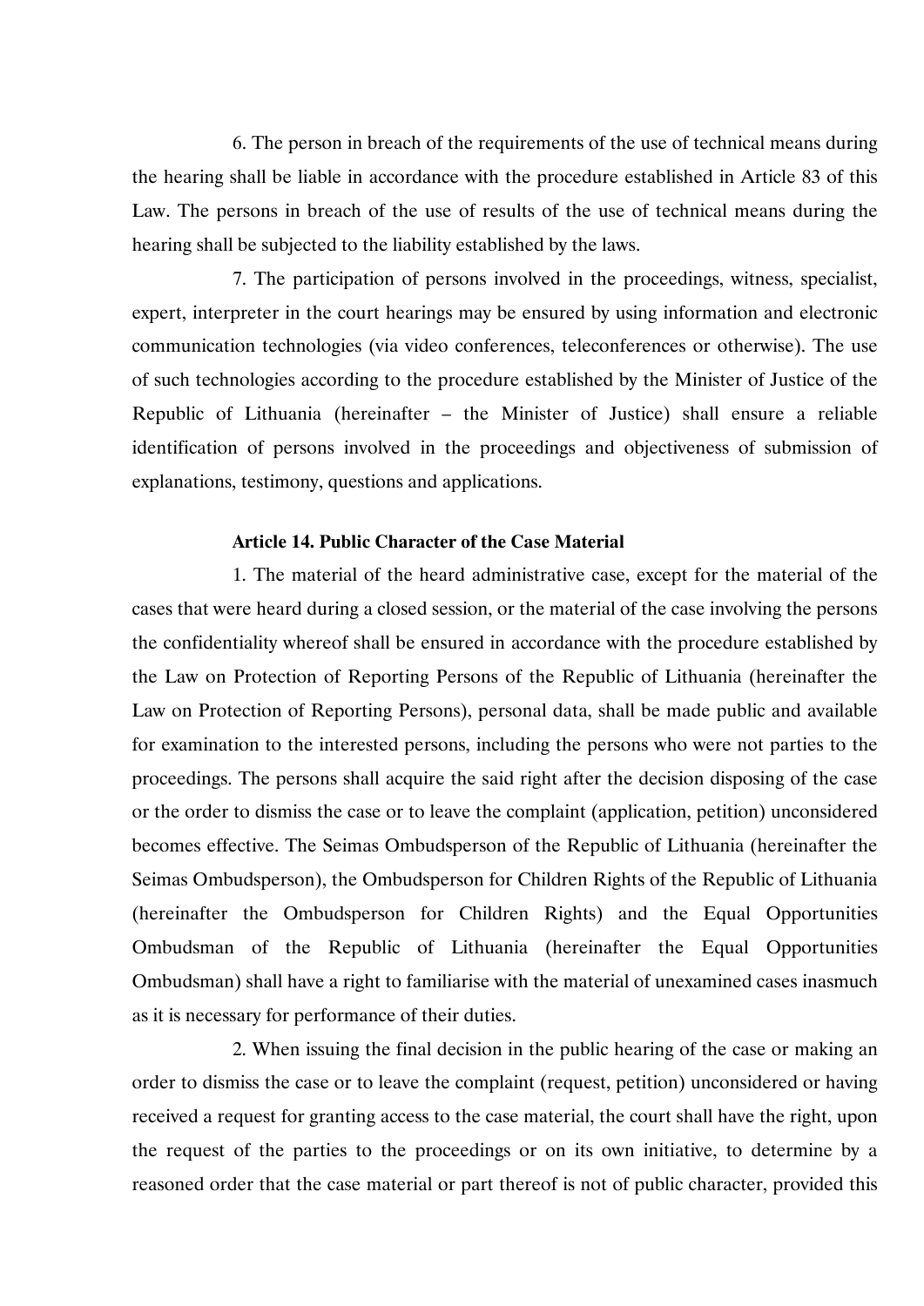6. The person in breach of the requirements of the use of technical means during the hearing shall be liable in accordance with the procedure established in Article 83 of this Law. The persons in breach of the use of results of the use of technical means during the hearing shall be subjected to the liability established by the laws.

7. The participation of persons involved in the proceedings, witness, specialist, expert, interpreter in the court hearings may be ensured by using information and electronic communication technologies (via video conferences, teleconferences or otherwise). The use of such technologies according to the procedure established by the Minister of Justice of the Republic of Lithuania (hereinafter – the Minister of Justice) shall ensure a reliable identification of persons involved in the proceedings and objectiveness of submission of explanations, testimony, questions and applications.

**Article 14. Public Character of the Case Material**

1. The material of the heard administrative case, except for the material of the cases that were heard during a closed session, or the material of the case involving the persons the confidentiality whereof shall be ensured in accordance with the procedure established by the Law on Protection of Reporting Persons of the Republic of Lithuania (hereinafter the Law on Protection of Reporting Persons), personal data, shall be made public and available for examination to the interested persons, including the persons who were not parties to the proceedings. The persons shall acquire the said right after the decision disposing of the case or the order to dismiss the case or to leave the complaint (application, petition) unconsidered becomes effective. The Seimas Ombudsperson of the Republic of Lithuania (hereinafter the Seimas Ombudsperson), the Ombudsperson for Children Rights of the Republic of Lithuania (hereinafter the Ombudsperson for Children Rights) and the Equal Opportunities Ombudsman of the Republic of Lithuania (hereinafter the Equal Opportunities Ombudsman) shall have a right to familiarise with the material of unexamined cases inasmuch as it is necessary for performance of their duties.

2. When issuing the final decision in the public hearing of the case or making an order to dismiss the case or to leave the complaint (request, petition) unconsidered or having received a request for granting access to the case material, the court shall have the right, upon the request of the parties to the proceedings or on its own initiative, to determine by a reasoned order that the case material or part thereof is not of public character, provided this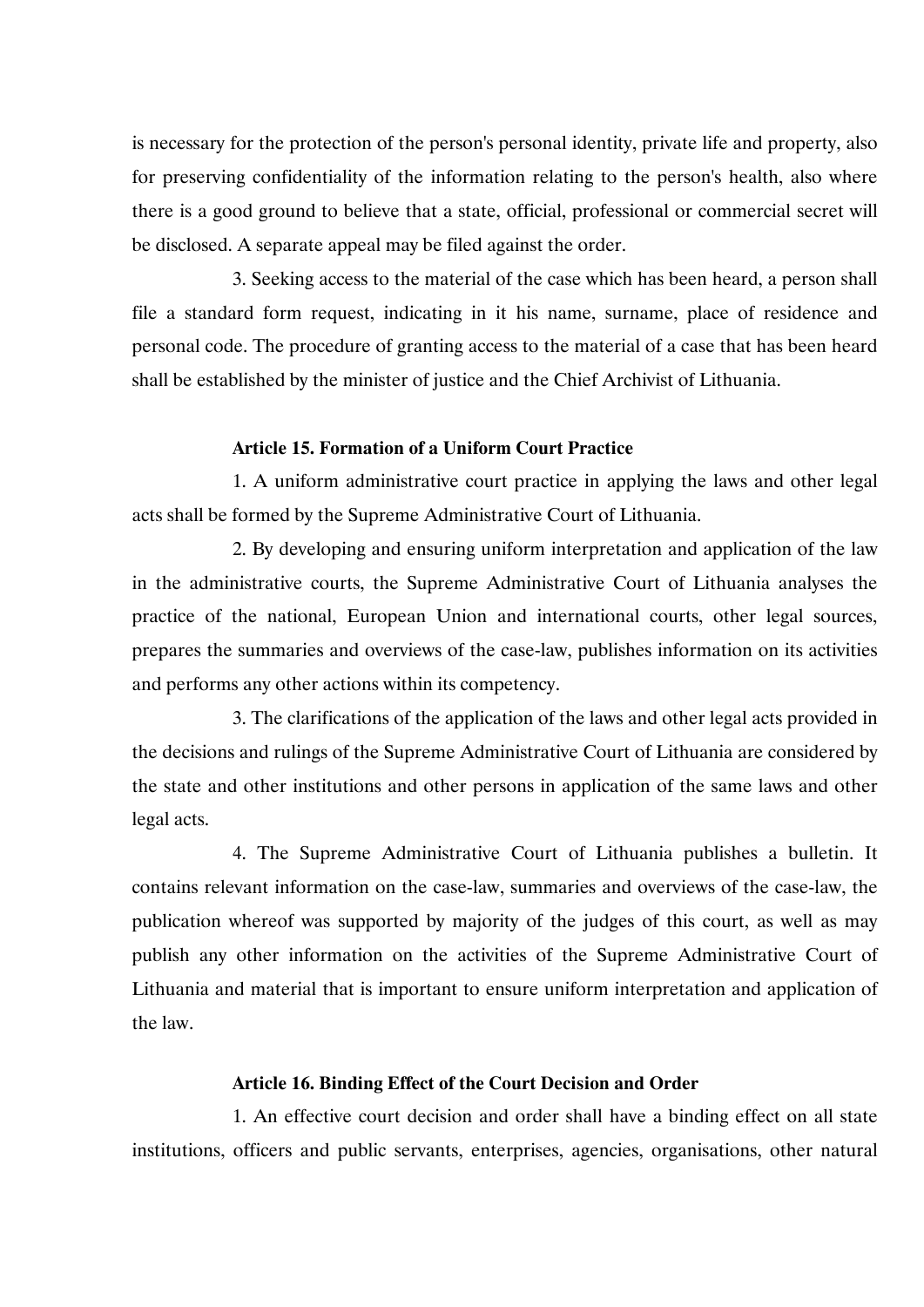is necessary for the protection of the person's personal identity, private life and property, also for preserving confidentiality of the information relating to the person's health, also where there is a good ground to believe that a state, official, professional or commercial secret will be disclosed. A separate appeal may be filed against the order.

3. Seeking access to the material of the case which has been heard, a person shall file a standard form request, indicating in it his name, surname, place of residence and personal code. The procedure of granting access to the material of a case that has been heard shall be established by the minister of justice and the Chief Archivist of Lithuania.

**Article 15. Formation of a Uniform Court Practice**

1. A uniform administrative court practice in applying the laws and other legal acts shall be formed by the Supreme Administrative Court of Lithuania.

2. By developing and ensuring uniform interpretation and application of the law in the administrative courts, the Supreme Administrative Court of Lithuania analyses the practice of the national, European Union and international courts, other legal sources, prepares the summaries and overviews of the case-law, publishes information on its activities and performs any other actions within its competency.

3. The clarifications of the application of the laws and other legal acts provided in the decisions and rulings of the Supreme Administrative Court of Lithuania are considered by the state and other institutions and other persons in application of the same laws and other legal acts.

4. The Supreme Administrative Court of Lithuania publishes a bulletin. It contains relevant information on the case-law, summaries and overviews of the case-law, the publication whereof was supported by majority of the judges of this court, as well as may publish any other information on the activities of the Supreme Administrative Court of Lithuania and material that is important to ensure uniform interpretation and application of the law.

**Article 16. Binding Effect of the Court Decision and Order**

1. An effective court decision and order shall have a binding effect on all state institutions, officers and public servants, enterprises, agencies, organisations, other natural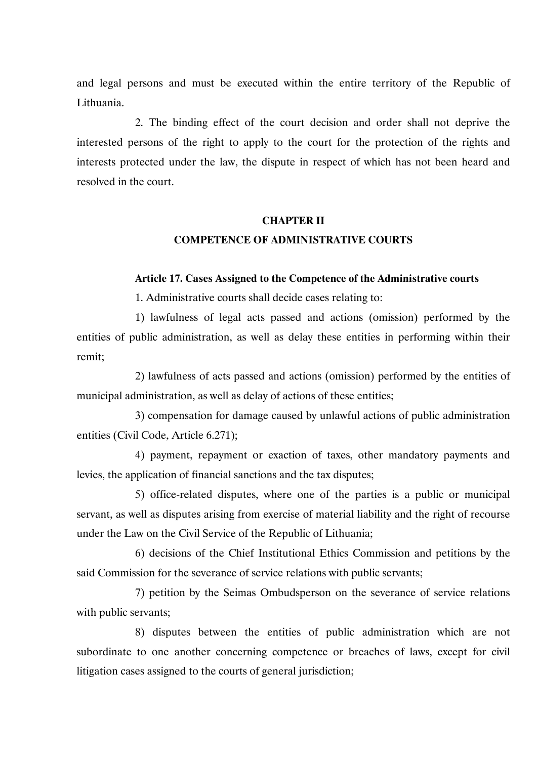and legal persons and must be executed within the entire territory of the Republic of Lithuania.

2. The binding effect of the court decision and order shall not deprive the interested persons of the right to apply to the court for the protection of the rights and interests protected under the law, the dispute in respect of which has not been heard and resolved in the court.

## CHAPTER II
## COMPETENCE OF ADMINISTRATIVE COURTS

### Article 17. Cases Assigned to the Competence of the Administrative courts

1. Administrative courts shall decide cases relating to:

1) lawfulness of legal acts passed and actions (omission) performed by the entities of public administration, as well as delay these entities in performing within their remit;

2) lawfulness of acts passed and actions (omission) performed by the entities of municipal administration, as well as delay of actions of these entities;

3) compensation for damage caused by unlawful actions of public administration entities (Civil Code, Article 6.271);

4) payment, repayment or exaction of taxes, other mandatory payments and levies, the application of financial sanctions and the tax disputes;

5) office-related disputes, where one of the parties is a public or municipal servant, as well as disputes arising from exercise of material liability and the right of recourse under the Law on the Civil Service of the Republic of Lithuania;

6) decisions of the Chief Institutional Ethics Commission and petitions by the said Commission for the severance of service relations with public servants;

7) petition by the Seimas Ombudsperson on the severance of service relations with public servants;

8) disputes between the entities of public administration which are not subordinate to one another concerning competence or breaches of laws, except for civil litigation cases assigned to the courts of general jurisdiction;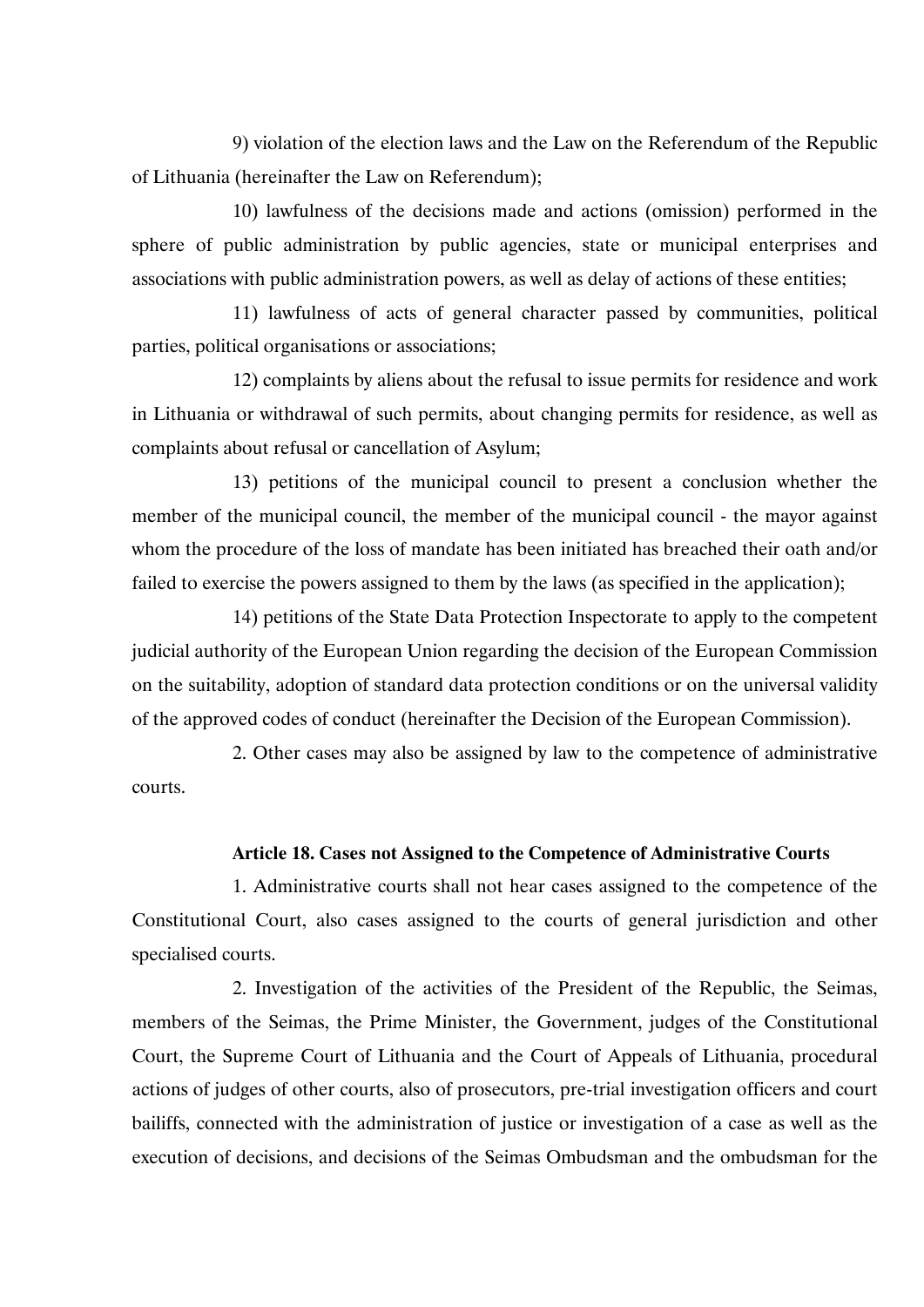9) violation of the election laws and the Law on the Referendum of the Republic of Lithuania (hereinafter the Law on Referendum);

10) lawfulness of the decisions made and actions (omission) performed in the sphere of public administration by public agencies, state or municipal enterprises and associations with public administration powers, as well as delay of actions of these entities;

11) lawfulness of acts of general character passed by communities, political parties, political organisations or associations;

12) complaints by aliens about the refusal to issue permits for residence and work in Lithuania or withdrawal of such permits, about changing permits for residence, as well as complaints about refusal or cancellation of Asylum;

13) petitions of the municipal council to present a conclusion whether the member of the municipal council, the member of the municipal council - the mayor against whom the procedure of the loss of mandate has been initiated has breached their oath and/or failed to exercise the powers assigned to them by the laws (as specified in the application);

14) petitions of the State Data Protection Inspectorate to apply to the competent judicial authority of the European Union regarding the decision of the European Commission on the suitability, adoption of standard data protection conditions or on the universal validity of the approved codes of conduct (hereinafter the Decision of the European Commission).

2. Other cases may also be assigned by law to the competence of administrative courts.

**Article 18. Cases not Assigned to the Competence of Administrative Courts**

1. Administrative courts shall not hear cases assigned to the competence of the Constitutional Court, also cases assigned to the courts of general jurisdiction and other specialised courts.

2. Investigation of the activities of the President of the Republic, the Seimas, members of the Seimas, the Prime Minister, the Government, judges of the Constitutional Court, the Supreme Court of Lithuania and the Court of Appeals of Lithuania, procedural actions of judges of other courts, also of prosecutors, pre-trial investigation officers and court bailiffs, connected with the administration of justice or investigation of a case as well as the execution of decisions, and decisions of the Seimas Ombudsman and the ombudsman for the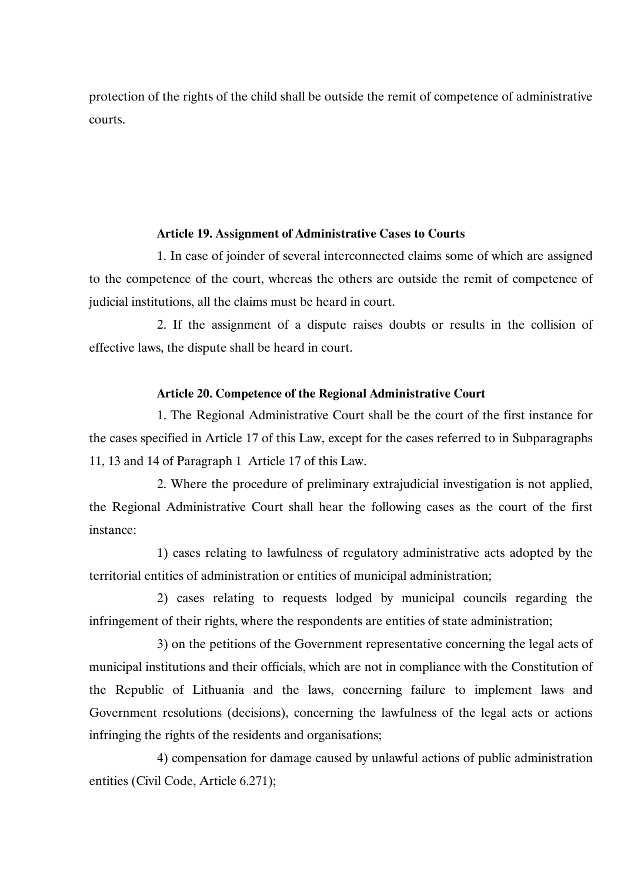protection of the rights of the child shall be outside the remit of competence of administrative courts.

### Article 19. Assignment of Administrative Cases to Courts

1. In case of joinder of several interconnected claims some of which are assigned to the competence of the court, whereas the others are outside the remit of competence of judicial institutions, all the claims must be heard in court.

2. If the assignment of a dispute raises doubts or results in the collision of effective laws, the dispute shall be heard in court.

### Article 20. Competence of the Regional Administrative Court

1. The Regional Administrative Court shall be the court of the first instance for the cases specified in Article 17 of this Law, except for the cases referred to in Subparagraphs 11, 13 and 14 of Paragraph 1 Article 17 of this Law.

2. Where the procedure of preliminary extrajudicial investigation is not applied, the Regional Administrative Court shall hear the following cases as the court of the first instance:

1) cases relating to lawfulness of regulatory administrative acts adopted by the territorial entities of administration or entities of municipal administration;

2) cases relating to requests lodged by municipal councils regarding the infringement of their rights, where the respondents are entities of state administration;

3) on the petitions of the Government representative concerning the legal acts of municipal institutions and their officials, which are not in compliance with the Constitution of the Republic of Lithuania and the laws, concerning failure to implement laws and Government resolutions (decisions), concerning the lawfulness of the legal acts or actions infringing the rights of the residents and organisations;

4) compensation for damage caused by unlawful actions of public administration entities (Civil Code, Article 6.271);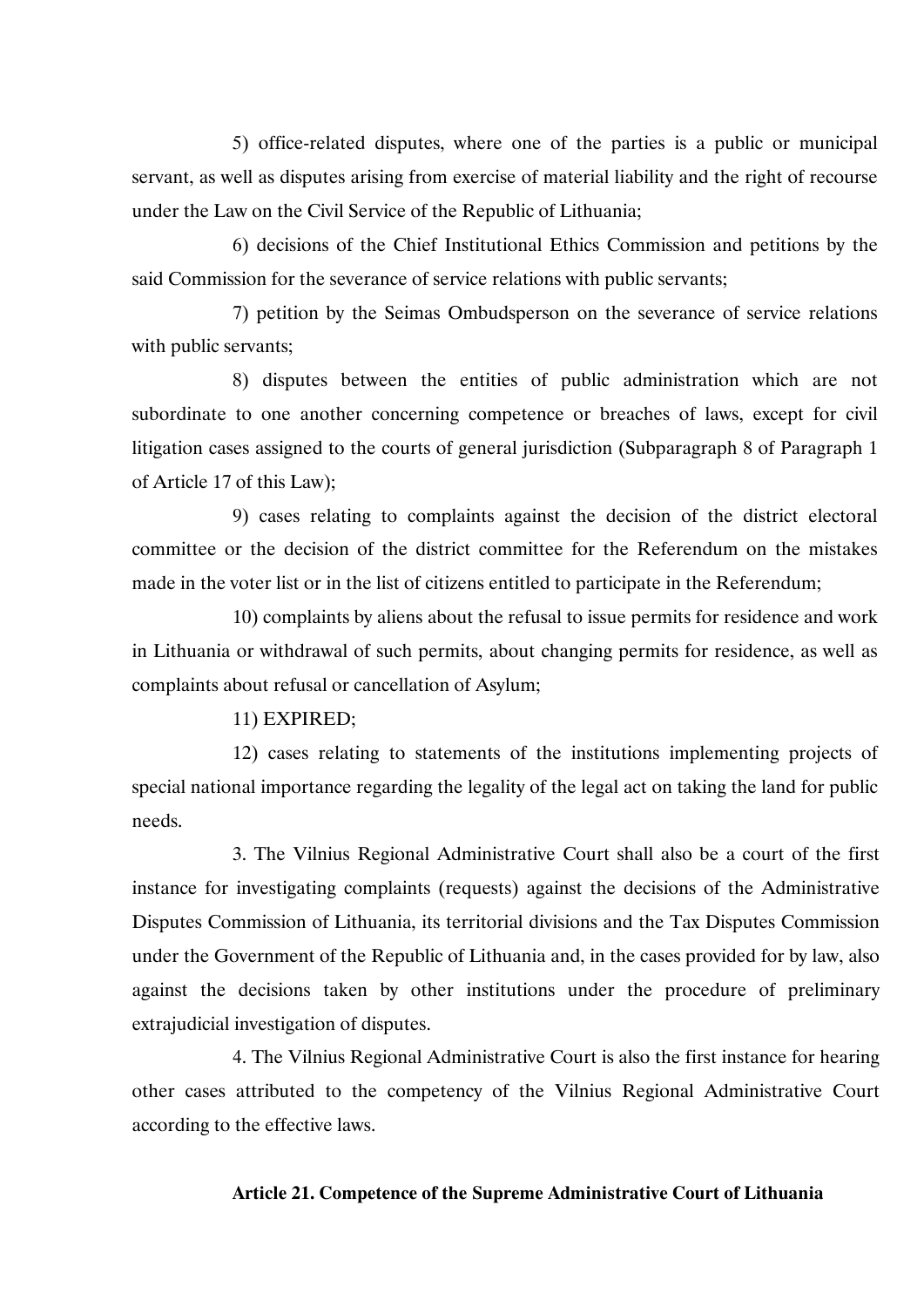5) office-related disputes, where one of the parties is a public or municipal servant, as well as disputes arising from exercise of material liability and the right of recourse under the Law on the Civil Service of the Republic of Lithuania;

6) decisions of the Chief Institutional Ethics Commission and petitions by the said Commission for the severance of service relations with public servants;

7) petition by the Seimas Ombudsperson on the severance of service relations with public servants;

8) disputes between the entities of public administration which are not subordinate to one another concerning competence or breaches of laws, except for civil litigation cases assigned to the courts of general jurisdiction (Subparagraph 8 of Paragraph 1 of Article 17 of this Law);

9) cases relating to complaints against the decision of the district electoral committee or the decision of the district committee for the Referendum on the mistakes made in the voter list or in the list of citizens entitled to participate in the Referendum;

10) complaints by aliens about the refusal to issue permits for residence and work in Lithuania or withdrawal of such permits, about changing permits for residence, as well as complaints about refusal or cancellation of Asylum;

11) EXPIRED;

12) cases relating to statements of the institutions implementing projects of special national importance regarding the legality of the legal act on taking the land for public needs.

3. The Vilnius Regional Administrative Court shall also be a court of the first instance for investigating complaints (requests) against the decisions of the Administrative Disputes Commission of Lithuania, its territorial divisions and the Tax Disputes Commission under the Government of the Republic of Lithuania and, in the cases provided for by law, also against the decisions taken by other institutions under the procedure of preliminary extrajudicial investigation of disputes.

4. The Vilnius Regional Administrative Court is also the first instance for hearing other cases attributed to the competency of the Vilnius Regional Administrative Court according to the effective laws.

**Article 21. Competence of the Supreme Administrative Court of Lithuania**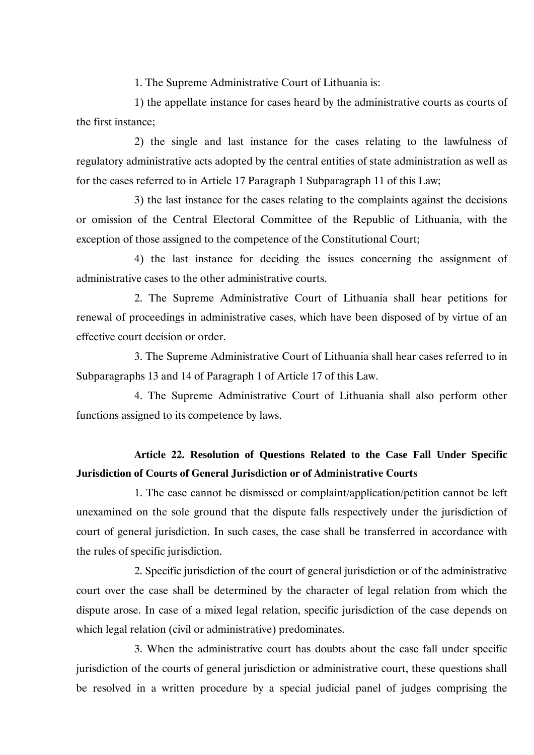1. The Supreme Administrative Court of Lithuania is:

1) the appellate instance for cases heard by the administrative courts as courts of the first instance;

2) the single and last instance for the cases relating to the lawfulness of regulatory administrative acts adopted by the central entities of state administration as well as for the cases referred to in Article 17 Paragraph 1 Subparagraph 11 of this Law;

3) the last instance for the cases relating to the complaints against the decisions or omission of the Central Electoral Committee of the Republic of Lithuania, with the exception of those assigned to the competence of the Constitutional Court;

4) the last instance for deciding the issues concerning the assignment of administrative cases to the other administrative courts.

2. The Supreme Administrative Court of Lithuania shall hear petitions for renewal of proceedings in administrative cases, which have been disposed of by virtue of an effective court decision or order.

3. The Supreme Administrative Court of Lithuania shall hear cases referred to in Subparagraphs 13 and 14 of Paragraph 1 of Article 17 of this Law.

4. The Supreme Administrative Court of Lithuania shall also perform other functions assigned to its competence by laws.

### Article 22. Resolution of Questions Related to the Case Fall Under Specific Jurisdiction of Courts of General Jurisdiction or of Administrative Courts

1. The case cannot be dismissed or complaint/application/petition cannot be left unexamined on the sole ground that the dispute falls respectively under the jurisdiction of court of general jurisdiction. In such cases, the case shall be transferred in accordance with the rules of specific jurisdiction.

2. Specific jurisdiction of the court of general jurisdiction or of the administrative court over the case shall be determined by the character of legal relation from which the dispute arose. In case of a mixed legal relation, specific jurisdiction of the case depends on which legal relation (civil or administrative) predominates.

3. When the administrative court has doubts about the case fall under specific jurisdiction of the courts of general jurisdiction or administrative court, these questions shall be resolved in a written procedure by a special judicial panel of judges comprising the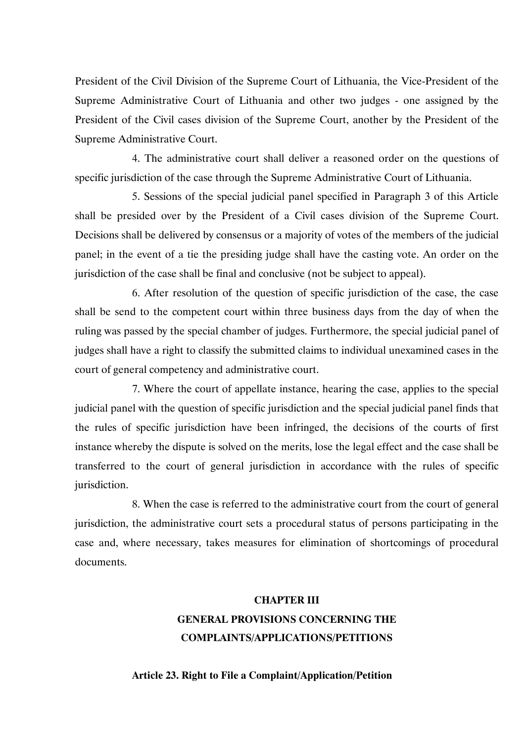President of the Civil Division of the Supreme Court of Lithuania, the Vice-President of the Supreme Administrative Court of Lithuania and other two judges - one assigned by the President of the Civil cases division of the Supreme Court, another by the President of the Supreme Administrative Court.

4. The administrative court shall deliver a reasoned order on the questions of specific jurisdiction of the case through the Supreme Administrative Court of Lithuania.

5. Sessions of the special judicial panel specified in Paragraph 3 of this Article shall be presided over by the President of a Civil cases division of the Supreme Court. Decisions shall be delivered by consensus or a majority of votes of the members of the judicial panel; in the event of a tie the presiding judge shall have the casting vote. An order on the jurisdiction of the case shall be final and conclusive (not be subject to appeal).

6. After resolution of the question of specific jurisdiction of the case, the case shall be send to the competent court within three business days from the day of when the ruling was passed by the special chamber of judges. Furthermore, the special judicial panel of judges shall have a right to classify the submitted claims to individual unexamined cases in the court of general competency and administrative court.

7. Where the court of appellate instance, hearing the case, applies to the special judicial panel with the question of specific jurisdiction and the special judicial panel finds that the rules of specific jurisdiction have been infringed, the decisions of the courts of first instance whereby the dispute is solved on the merits, lose the legal effect and the case shall be transferred to the court of general jurisdiction in accordance with the rules of specific jurisdiction.

8. When the case is referred to the administrative court from the court of general jurisdiction, the administrative court sets a procedural status of persons participating in the case and, where necessary, takes measures for elimination of shortcomings of procedural documents.

## CHAPTER III
## GENERAL PROVISIONS CONCERNING THE COMPLAINTS/APPLICATIONS/PETITIONS

### Article 23. Right to File a Complaint/Application/Petition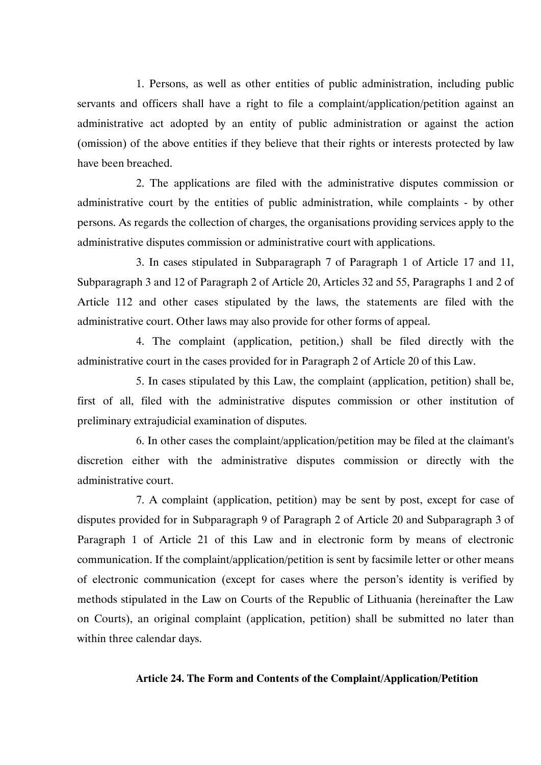1. Persons, as well as other entities of public administration, including public servants and officers shall have a right to file a complaint/application/petition against an administrative act adopted by an entity of public administration or against the action (omission) of the above entities if they believe that their rights or interests protected by law have been breached.

2. The applications are filed with the administrative disputes commission or administrative court by the entities of public administration, while complaints - by other persons. As regards the collection of charges, the organisations providing services apply to the administrative disputes commission or administrative court with applications.

3. In cases stipulated in Subparagraph 7 of Paragraph 1 of Article 17 and 11, Subparagraph 3 and 12 of Paragraph 2 of Article 20, Articles 32 and 55, Paragraphs 1 and 2 of Article 112 and other cases stipulated by the laws, the statements are filed with the administrative court. Other laws may also provide for other forms of appeal.

4. The complaint (application, petition,) shall be filed directly with the administrative court in the cases provided for in Paragraph 2 of Article 20 of this Law.

5. In cases stipulated by this Law, the complaint (application, petition) shall be, first of all, filed with the administrative disputes commission or other institution of preliminary extrajudicial examination of disputes.

6. In other cases the complaint/application/petition may be filed at the claimant's discretion either with the administrative disputes commission or directly with the administrative court.

7. A complaint (application, petition) may be sent by post, except for case of disputes provided for in Subparagraph 9 of Paragraph 2 of Article 20 and Subparagraph 3 of Paragraph 1 of Article 21 of this Law and in electronic form by means of electronic communication. If the complaint/application/petition is sent by facsimile letter or other means of electronic communication (except for cases where the person's identity is verified by methods stipulated in the Law on Courts of the Republic of Lithuania (hereinafter the Law on Courts), an original complaint (application, petition) shall be submitted no later than within three calendar days.

**Article 24. The Form and Contents of the Complaint/Application/Petition**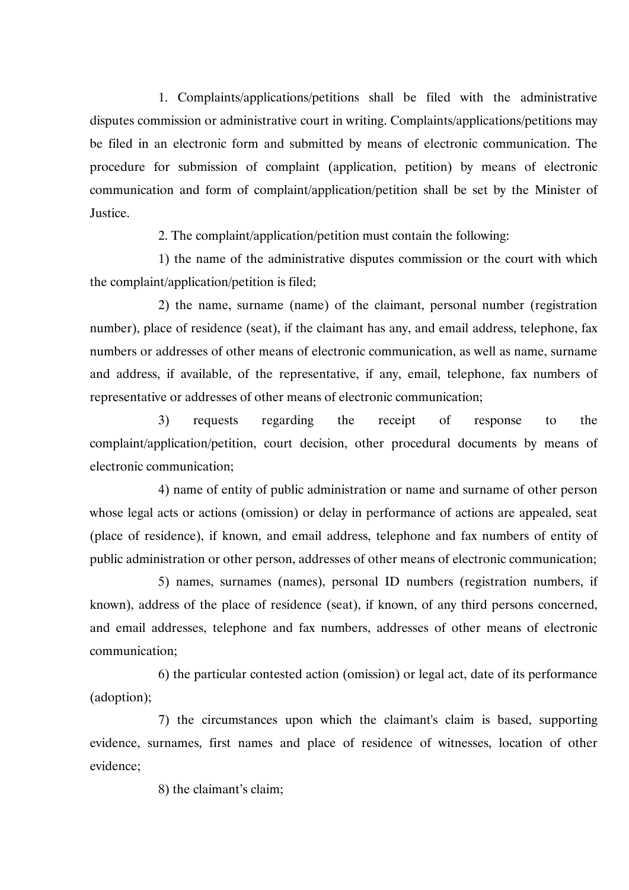1. Complaints/applications/petitions shall be filed with the administrative disputes commission or administrative court in writing. Complaints/applications/petitions may be filed in an electronic form and submitted by means of electronic communication. The procedure for submission of complaint (application, petition) by means of electronic communication and form of complaint/application/petition shall be set by the Minister of Justice.

2. The complaint/application/petition must contain the following:

1) the name of the administrative disputes commission or the court with which the complaint/application/petition is filed;

2) the name, surname (name) of the claimant, personal number (registration number), place of residence (seat), if the claimant has any, and email address, telephone, fax numbers or addresses of other means of electronic communication, as well as name, surname and address, if available, of the representative, if any, email, telephone, fax numbers of representative or addresses of other means of electronic communication;

3) requests regarding the receipt of response to the complaint/application/petition, court decision, other procedural documents by means of electronic communication;

4) name of entity of public administration or name and surname of other person whose legal acts or actions (omission) or delay in performance of actions are appealed, seat (place of residence), if known, and email address, telephone and fax numbers of entity of public administration or other person, addresses of other means of electronic communication;

5) names, surnames (names), personal ID numbers (registration numbers, if known), address of the place of residence (seat), if known, of any third persons concerned, and email addresses, telephone and fax numbers, addresses of other means of electronic communication;

6) the particular contested action (omission) or legal act, date of its performance (adoption);

7) the circumstances upon which the claimant's claim is based, supporting evidence, surnames, first names and place of residence of witnesses, location of other evidence;

8) the claimant's claim;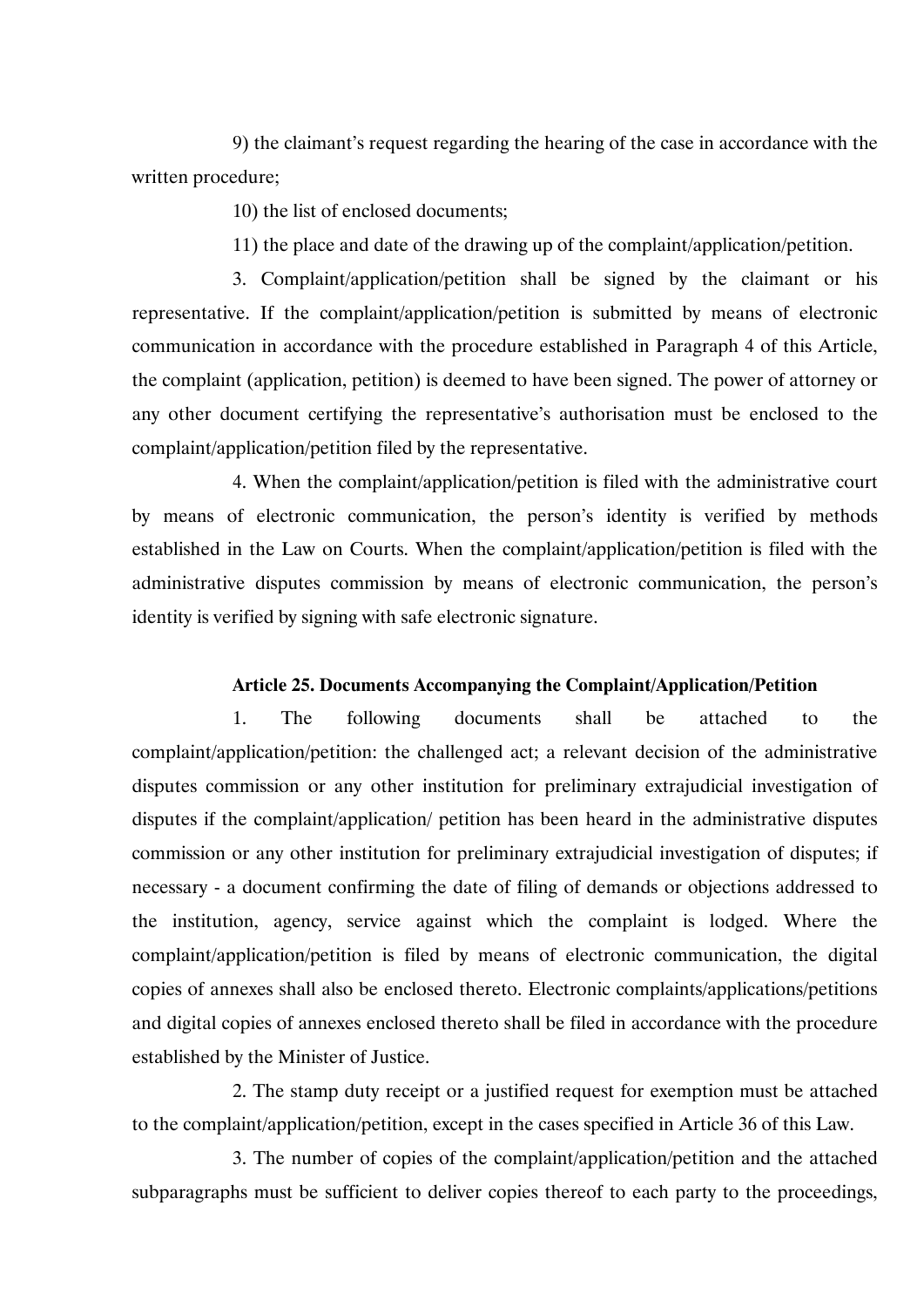9) the claimant's request regarding the hearing of the case in accordance with the written procedure;

10) the list of enclosed documents;

11) the place and date of the drawing up of the complaint/application/petition.

3. Complaint/application/petition shall be signed by the claimant or his representative. If the complaint/application/petition is submitted by means of electronic communication in accordance with the procedure established in Paragraph 4 of this Article, the complaint (application, petition) is deemed to have been signed. The power of attorney or any other document certifying the representative's authorisation must be enclosed to the complaint/application/petition filed by the representative.

4. When the complaint/application/petition is filed with the administrative court by means of electronic communication, the person's identity is verified by methods established in the Law on Courts. When the complaint/application/petition is filed with the administrative disputes commission by means of electronic communication, the person's identity is verified by signing with safe electronic signature.

### Article 25. Documents Accompanying the Complaint/Application/Petition

1. The following documents shall be attached to the complaint/application/petition: the challenged act; a relevant decision of the administrative disputes commission or any other institution for preliminary extrajudicial investigation of disputes if the complaint/application/ petition has been heard in the administrative disputes commission or any other institution for preliminary extrajudicial investigation of disputes; if necessary - a document confirming the date of filing of demands or objections addressed to the institution, agency, service against which the complaint is lodged. Where the complaint/application/petition is filed by means of electronic communication, the digital copies of annexes shall also be enclosed thereto. Electronic complaints/applications/petitions and digital copies of annexes enclosed thereto shall be filed in accordance with the procedure established by the Minister of Justice.

2. The stamp duty receipt or a justified request for exemption must be attached to the complaint/application/petition, except in the cases specified in Article 36 of this Law.

3. The number of copies of the complaint/application/petition and the attached subparagraphs must be sufficient to deliver copies thereof to each party to the proceedings,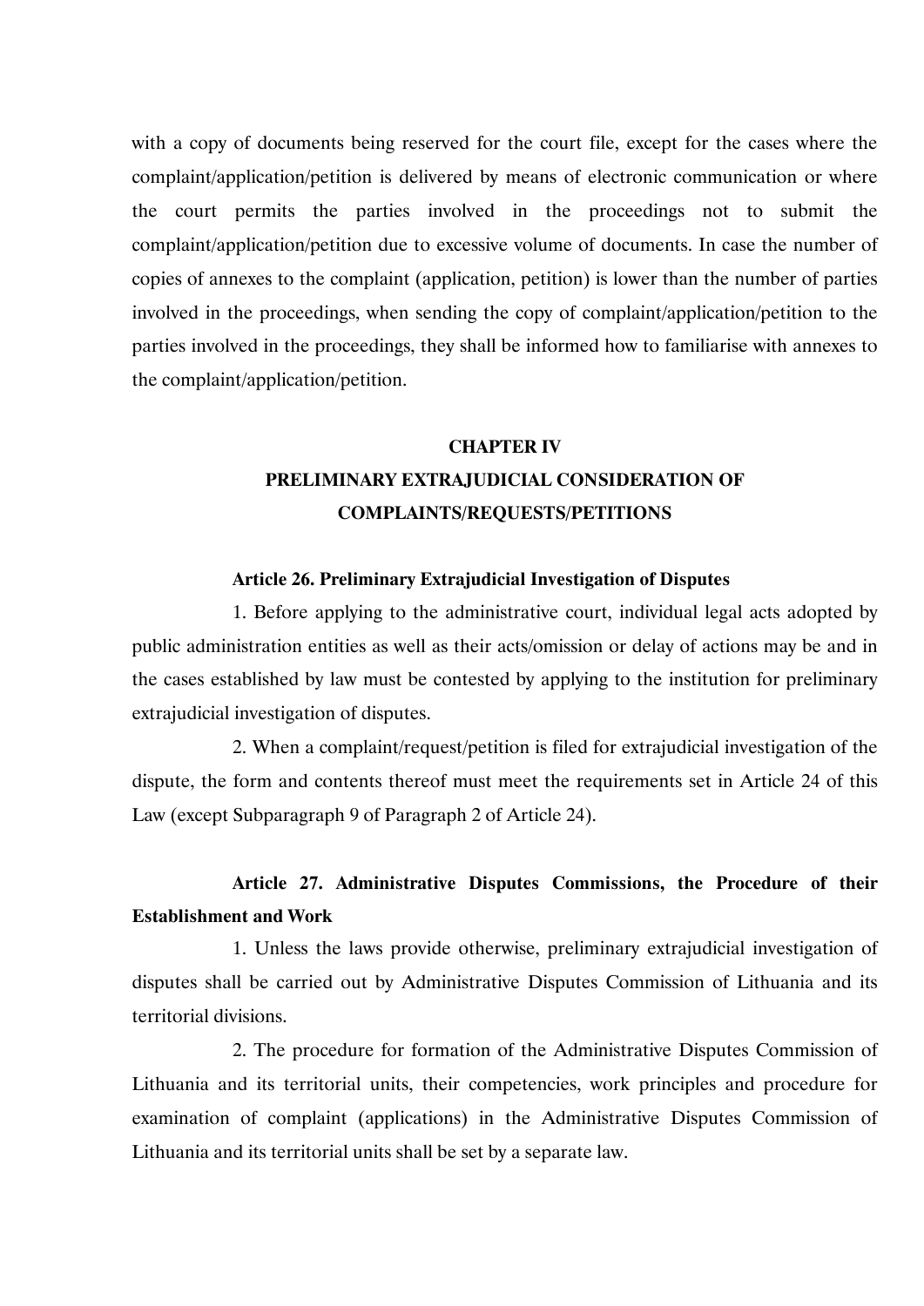with a copy of documents being reserved for the court file, except for the cases where the complaint/application/petition is delivered by means of electronic communication or where the court permits the parties involved in the proceedings not to submit the complaint/application/petition due to excessive volume of documents. In case the number of copies of annexes to the complaint (application, petition) is lower than the number of parties involved in the proceedings, when sending the copy of complaint/application/petition to the parties involved in the proceedings, they shall be informed how to familiarise with annexes to the complaint/application/petition.

## CHAPTER IV
## PRELIMINARY EXTRAJUDICIAL CONSIDERATION OF COMPLAINTS/REQUESTS/PETITIONS

### Article 26. Preliminary Extrajudicial Investigation of Disputes

1. Before applying to the administrative court, individual legal acts adopted by public administration entities as well as their acts/omission or delay of actions may be and in the cases established by law must be contested by applying to the institution for preliminary extrajudicial investigation of disputes.

2. When a complaint/request/petition is filed for extrajudicial investigation of the dispute, the form and contents thereof must meet the requirements set in Article 24 of this Law (except Subparagraph 9 of Paragraph 2 of Article 24).

### Article 27. Administrative Disputes Commissions, the Procedure of their Establishment and Work

1. Unless the laws provide otherwise, preliminary extrajudicial investigation of disputes shall be carried out by Administrative Disputes Commission of Lithuania and its territorial divisions.

2. The procedure for formation of the Administrative Disputes Commission of Lithuania and its territorial units, their competencies, work principles and procedure for examination of complaint (applications) in the Administrative Disputes Commission of Lithuania and its territorial units shall be set by a separate law.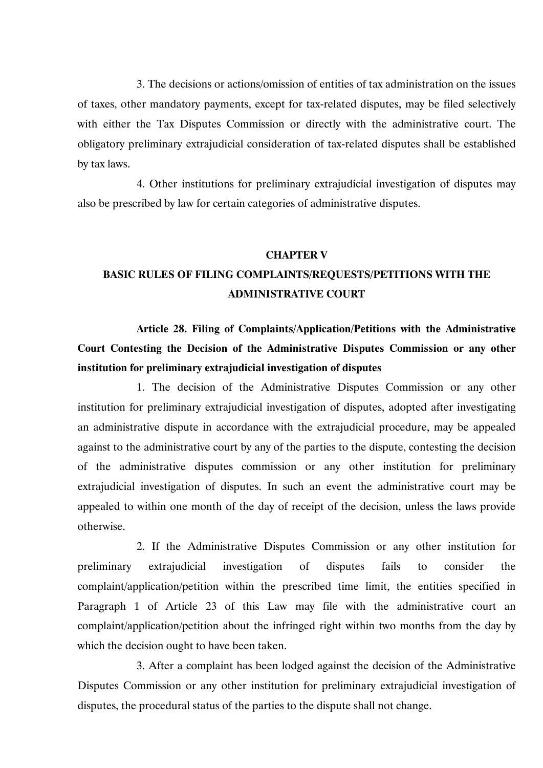3. The decisions or actions/omission of entities of tax administration on the issues of taxes, other mandatory payments, except for tax-related disputes, may be filed selectively with either the Tax Disputes Commission or directly with the administrative court. The obligatory preliminary extrajudicial consideration of tax-related disputes shall be established by tax laws.

4. Other institutions for preliminary extrajudicial investigation of disputes may also be prescribed by law for certain categories of administrative disputes.

## CHAPTER V
## BASIC RULES OF FILING COMPLAINTS/REQUESTS/PETITIONS WITH THE ADMINISTRATIVE COURT

**Article 28. Filing of Complaints/Application/Petitions with the Administrative Court Contesting the Decision of the Administrative Disputes Commission or any other institution for preliminary extrajudicial investigation of disputes**

1. The decision of the Administrative Disputes Commission or any other institution for preliminary extrajudicial investigation of disputes, adopted after investigating an administrative dispute in accordance with the extrajudicial procedure, may be appealed against to the administrative court by any of the parties to the dispute, contesting the decision of the administrative disputes commission or any other institution for preliminary extrajudicial investigation of disputes. In such an event the administrative court may be appealed to within one month of the day of receipt of the decision, unless the laws provide otherwise.

2. If the Administrative Disputes Commission or any other institution for preliminary extrajudicial investigation of disputes fails to consider the complaint/application/petition within the prescribed time limit, the entities specified in Paragraph 1 of Article 23 of this Law may file with the administrative court an complaint/application/petition about the infringed right within two months from the day by which the decision ought to have been taken.

3. After a complaint has been lodged against the decision of the Administrative Disputes Commission or any other institution for preliminary extrajudicial investigation of disputes, the procedural status of the parties to the dispute shall not change.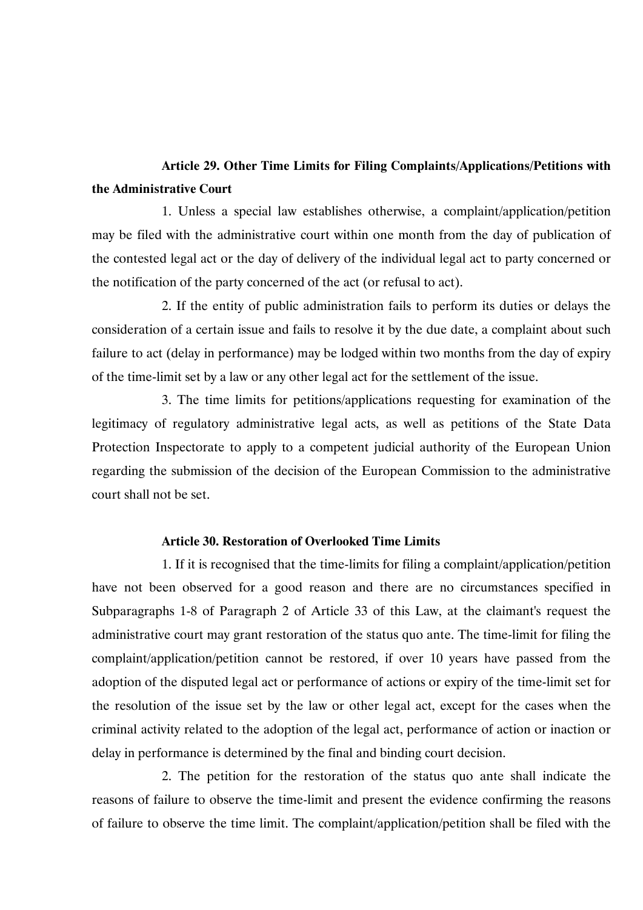### Article 29. Other Time Limits for Filing Complaints/Applications/Petitions with the Administrative Court

1. Unless a special law establishes otherwise, a complaint/application/petition may be filed with the administrative court within one month from the day of publication of the contested legal act or the day of delivery of the individual legal act to party concerned or the notification of the party concerned of the act (or refusal to act).

2. If the entity of public administration fails to perform its duties or delays the consideration of a certain issue and fails to resolve it by the due date, a complaint about such failure to act (delay in performance) may be lodged within two months from the day of expiry of the time-limit set by a law or any other legal act for the settlement of the issue.

3. The time limits for petitions/applications requesting for examination of the legitimacy of regulatory administrative legal acts, as well as petitions of the State Data Protection Inspectorate to apply to a competent judicial authority of the European Union regarding the submission of the decision of the European Commission to the administrative court shall not be set.

### Article 30. Restoration of Overlooked Time Limits

1. If it is recognised that the time-limits for filing a complaint/application/petition have not been observed for a good reason and there are no circumstances specified in Subparagraphs 1-8 of Paragraph 2 of Article 33 of this Law, at the claimant's request the administrative court may grant restoration of the status quo ante. The time-limit for filing the complaint/application/petition cannot be restored, if over 10 years have passed from the adoption of the disputed legal act or performance of actions or expiry of the time-limit set for the resolution of the issue set by the law or other legal act, except for the cases when the criminal activity related to the adoption of the legal act, performance of action or inaction or delay in performance is determined by the final and binding court decision.

2. The petition for the restoration of the status quo ante shall indicate the reasons of failure to observe the time-limit and present the evidence confirming the reasons of failure to observe the time limit. The complaint/application/petition shall be filed with the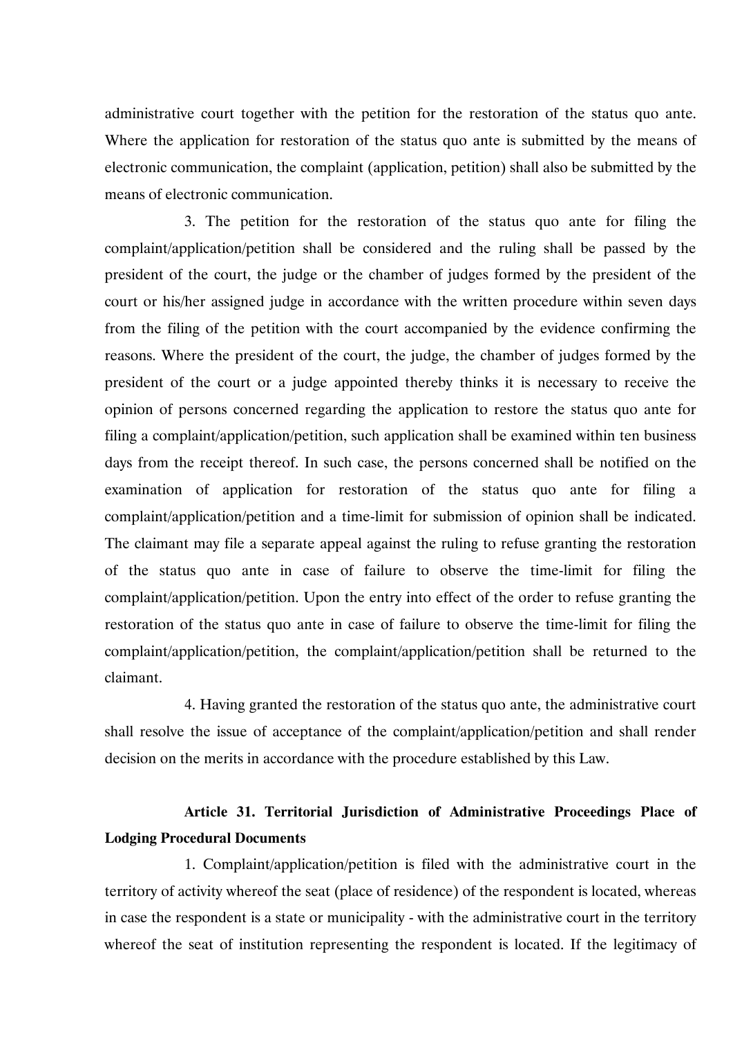administrative court together with the petition for the restoration of the status quo ante. Where the application for restoration of the status quo ante is submitted by the means of electronic communication, the complaint (application, petition) shall also be submitted by the means of electronic communication.

3. The petition for the restoration of the status quo ante for filing the complaint/application/petition shall be considered and the ruling shall be passed by the president of the court, the judge or the chamber of judges formed by the president of the court or his/her assigned judge in accordance with the written procedure within seven days from the filing of the petition with the court accompanied by the evidence confirming the reasons. Where the president of the court, the judge, the chamber of judges formed by the president of the court or a judge appointed thereby thinks it is necessary to receive the opinion of persons concerned regarding the application to restore the status quo ante for filing a complaint/application/petition, such application shall be examined within ten business days from the receipt thereof. In such case, the persons concerned shall be notified on the examination of application for restoration of the status quo ante for filing a complaint/application/petition and a time-limit for submission of opinion shall be indicated. The claimant may file a separate appeal against the ruling to refuse granting the restoration of the status quo ante in case of failure to observe the time-limit for filing the complaint/application/petition. Upon the entry into effect of the order to refuse granting the restoration of the status quo ante in case of failure to observe the time-limit for filing the complaint/application/petition, the complaint/application/petition shall be returned to the claimant.

4. Having granted the restoration of the status quo ante, the administrative court shall resolve the issue of acceptance of the complaint/application/petition and shall render decision on the merits in accordance with the procedure established by this Law.

**Article 31. Territorial Jurisdiction of Administrative Proceedings Place of Lodging Procedural Documents**

1. Complaint/application/petition is filed with the administrative court in the territory of activity whereof the seat (place of residence) of the respondent is located, whereas in case the respondent is a state or municipality - with the administrative court in the territory whereof the seat of institution representing the respondent is located. If the legitimacy of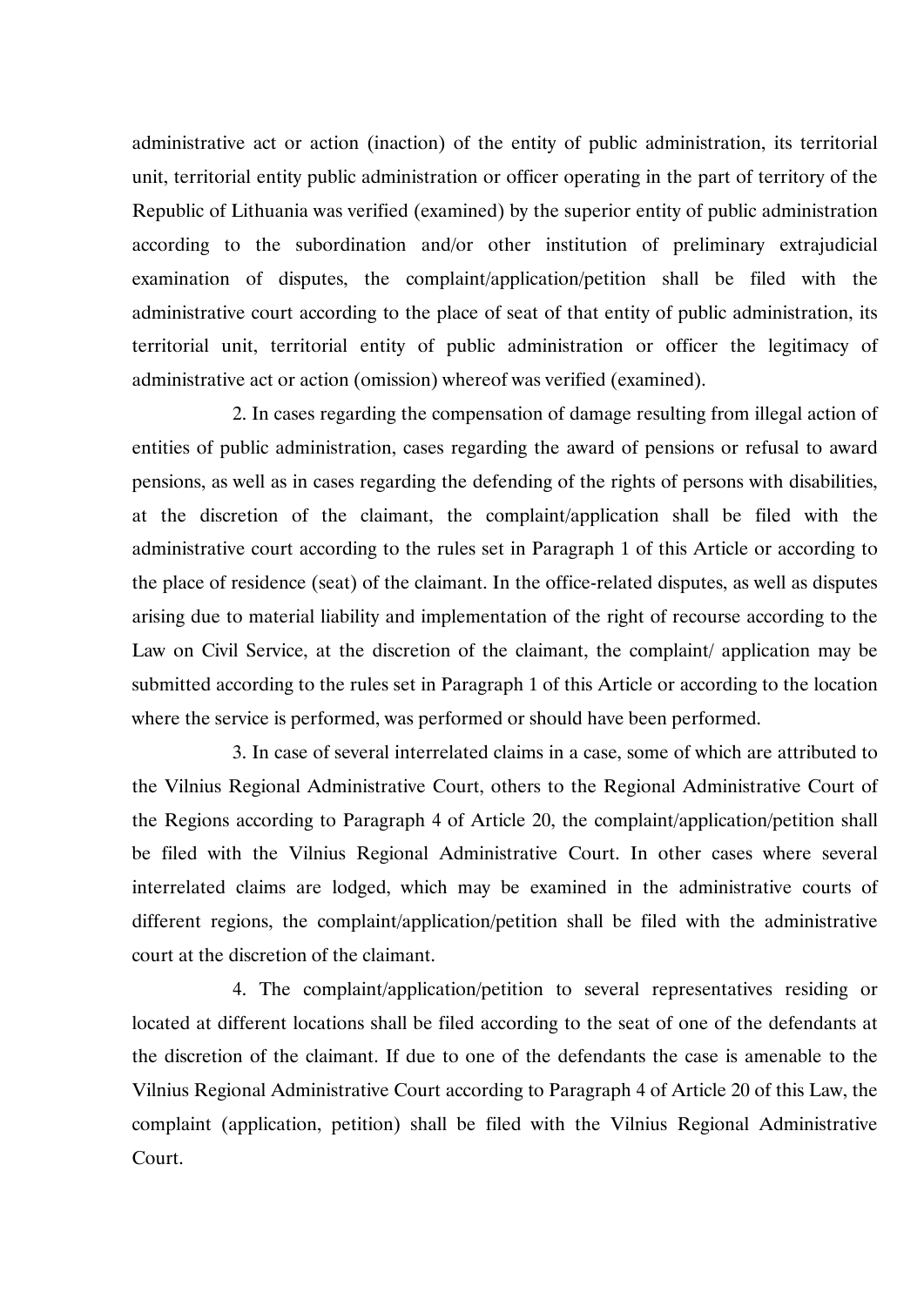administrative act or action (inaction) of the entity of public administration, its territorial unit, territorial entity public administration or officer operating in the part of territory of the Republic of Lithuania was verified (examined) by the superior entity of public administration according to the subordination and/or other institution of preliminary extrajudicial examination of disputes, the complaint/application/petition shall be filed with the administrative court according to the place of seat of that entity of public administration, its territorial unit, territorial entity of public administration or officer the legitimacy of administrative act or action (omission) whereof was verified (examined).

2. In cases regarding the compensation of damage resulting from illegal action of entities of public administration, cases regarding the award of pensions or refusal to award pensions, as well as in cases regarding the defending of the rights of persons with disabilities, at the discretion of the claimant, the complaint/application shall be filed with the administrative court according to the rules set in Paragraph 1 of this Article or according to the place of residence (seat) of the claimant. In the office-related disputes, as well as disputes arising due to material liability and implementation of the right of recourse according to the Law on Civil Service, at the discretion of the claimant, the complaint/ application may be submitted according to the rules set in Paragraph 1 of this Article or according to the location where the service is performed, was performed or should have been performed.

3. In case of several interrelated claims in a case, some of which are attributed to the Vilnius Regional Administrative Court, others to the Regional Administrative Court of the Regions according to Paragraph 4 of Article 20, the complaint/application/petition shall be filed with the Vilnius Regional Administrative Court. In other cases where several interrelated claims are lodged, which may be examined in the administrative courts of different regions, the complaint/application/petition shall be filed with the administrative court at the discretion of the claimant.

4. The complaint/application/petition to several representatives residing or located at different locations shall be filed according to the seat of one of the defendants at the discretion of the claimant. If due to one of the defendants the case is amenable to the Vilnius Regional Administrative Court according to Paragraph 4 of Article 20 of this Law, the complaint (application, petition) shall be filed with the Vilnius Regional Administrative Court.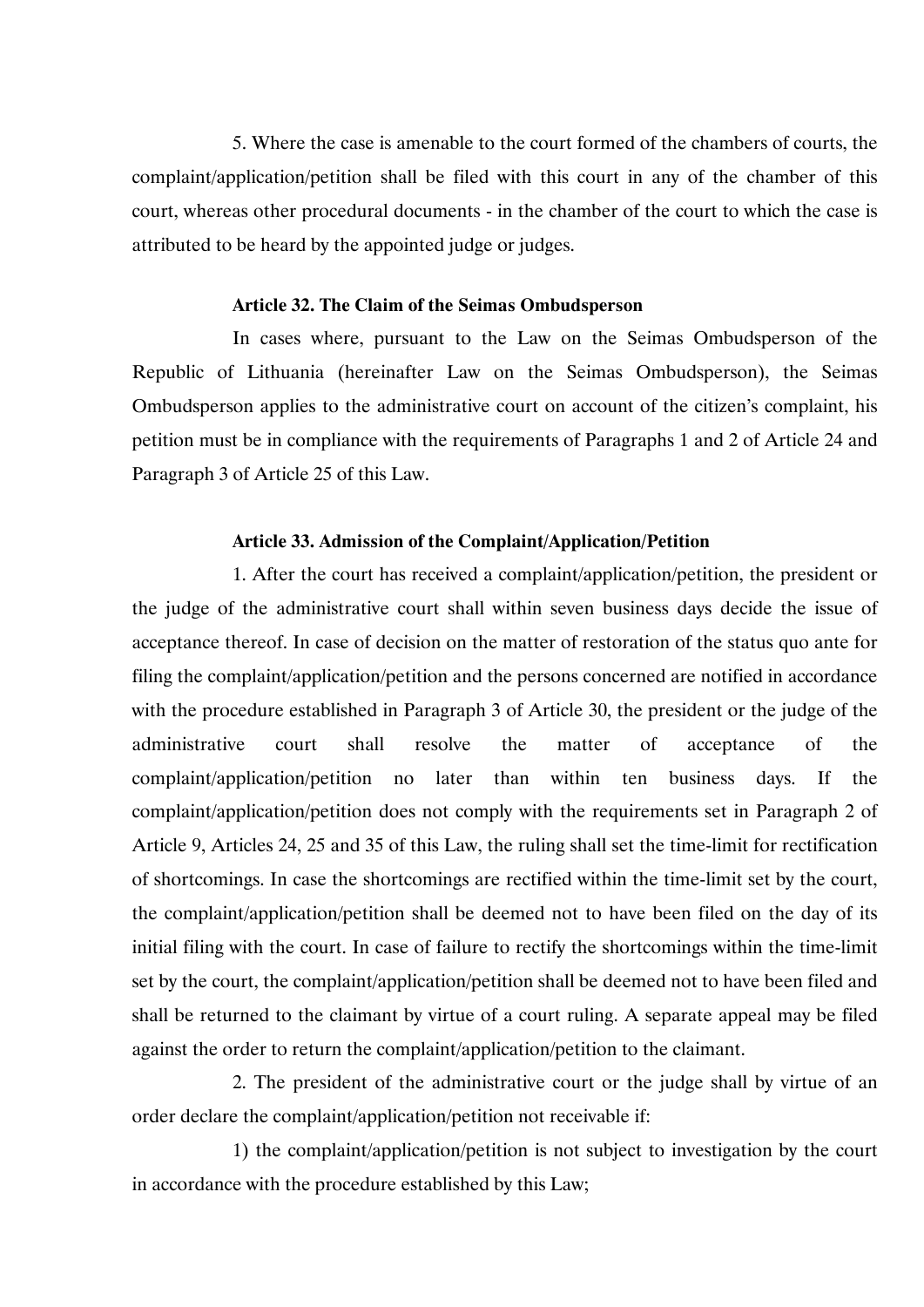5. Where the case is amenable to the court formed of the chambers of courts, the complaint/application/petition shall be filed with this court in any of the chamber of this court, whereas other procedural documents - in the chamber of the court to which the case is attributed to be heard by the appointed judge or judges.

**Article 32. The Claim of the Seimas Ombudsperson**

In cases where, pursuant to the Law on the Seimas Ombudsperson of the Republic of Lithuania (hereinafter Law on the Seimas Ombudsperson), the Seimas Ombudsperson applies to the administrative court on account of the citizen's complaint, his petition must be in compliance with the requirements of Paragraphs 1 and 2 of Article 24 and Paragraph 3 of Article 25 of this Law.

**Article 33. Admission of the Complaint/Application/Petition**

1. After the court has received a complaint/application/petition, the president or the judge of the administrative court shall within seven business days decide the issue of acceptance thereof. In case of decision on the matter of restoration of the status quo ante for filing the complaint/application/petition and the persons concerned are notified in accordance with the procedure established in Paragraph 3 of Article 30, the president or the judge of the administrative court shall resolve the matter of acceptance of the complaint/application/petition no later than within ten business days. If the complaint/application/petition does not comply with the requirements set in Paragraph 2 of Article 9, Articles 24, 25 and 35 of this Law, the ruling shall set the time-limit for rectification of shortcomings. In case the shortcomings are rectified within the time-limit set by the court, the complaint/application/petition shall be deemed not to have been filed on the day of its initial filing with the court. In case of failure to rectify the shortcomings within the time-limit set by the court, the complaint/application/petition shall be deemed not to have been filed and shall be returned to the claimant by virtue of a court ruling. A separate appeal may be filed against the order to return the complaint/application/petition to the claimant.

2. The president of the administrative court or the judge shall by virtue of an order declare the complaint/application/petition not receivable if:

1) the complaint/application/petition is not subject to investigation by the court in accordance with the procedure established by this Law;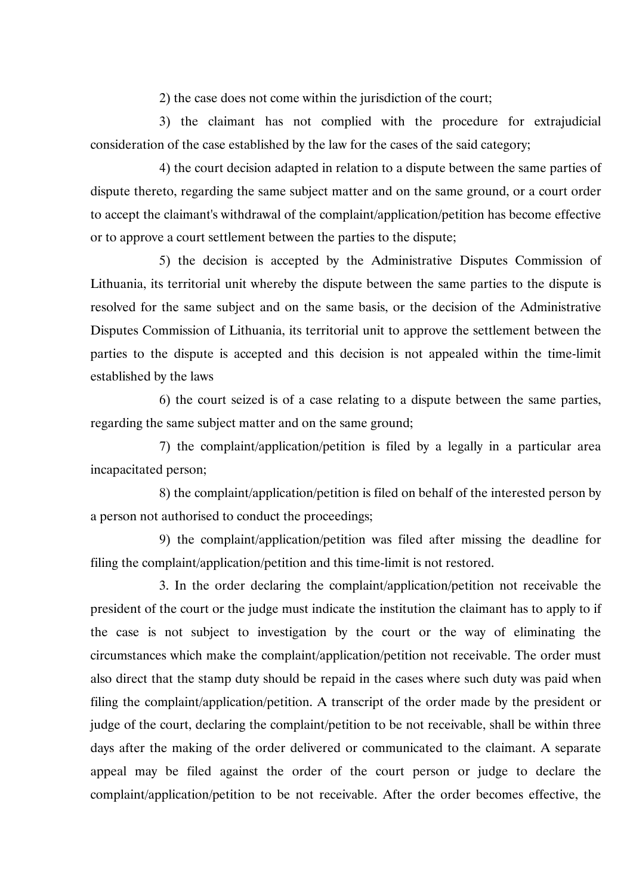2) the case does not come within the jurisdiction of the court;

3) the claimant has not complied with the procedure for extrajudicial consideration of the case established by the law for the cases of the said category;

4) the court decision adapted in relation to a dispute between the same parties of dispute thereto, regarding the same subject matter and on the same ground, or a court order to accept the claimant's withdrawal of the complaint/application/petition has become effective or to approve a court settlement between the parties to the dispute;

5) the decision is accepted by the Administrative Disputes Commission of Lithuania, its territorial unit whereby the dispute between the same parties to the dispute is resolved for the same subject and on the same basis, or the decision of the Administrative Disputes Commission of Lithuania, its territorial unit to approve the settlement between the parties to the dispute is accepted and this decision is not appealed within the time-limit established by the laws

6) the court seized is of a case relating to a dispute between the same parties, regarding the same subject matter and on the same ground;

7) the complaint/application/petition is filed by a legally in a particular area incapacitated person;

8) the complaint/application/petition is filed on behalf of the interested person by a person not authorised to conduct the proceedings;

9) the complaint/application/petition was filed after missing the deadline for filing the complaint/application/petition and this time-limit is not restored.

3. In the order declaring the complaint/application/petition not receivable the president of the court or the judge must indicate the institution the claimant has to apply to if the case is not subject to investigation by the court or the way of eliminating the circumstances which make the complaint/application/petition not receivable. The order must also direct that the stamp duty should be repaid in the cases where such duty was paid when filing the complaint/application/petition. A transcript of the order made by the president or judge of the court, declaring the complaint/petition to be not receivable, shall be within three days after the making of the order delivered or communicated to the claimant. A separate appeal may be filed against the order of the court person or judge to declare the complaint/application/petition to be not receivable. After the order becomes effective, the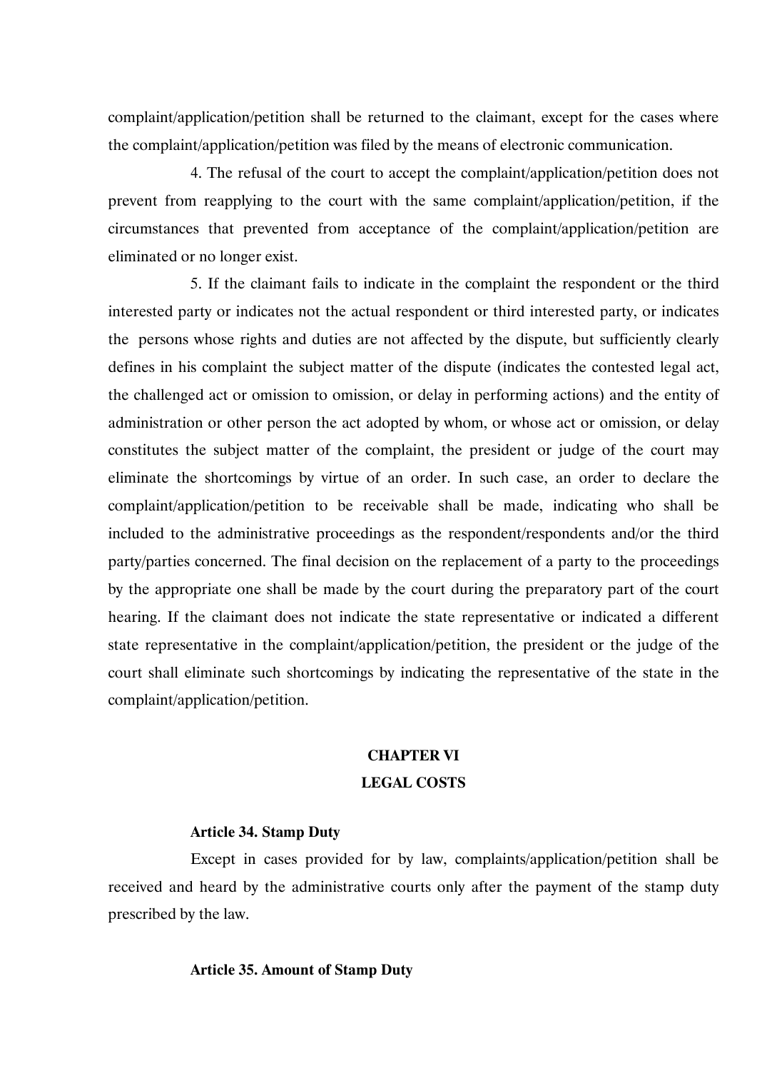complaint/application/petition shall be returned to the claimant, except for the cases where the complaint/application/petition was filed by the means of electronic communication.

4. The refusal of the court to accept the complaint/application/petition does not prevent from reapplying to the court with the same complaint/application/petition, if the circumstances that prevented from acceptance of the complaint/application/petition are eliminated or no longer exist.

5. If the claimant fails to indicate in the complaint the respondent or the third interested party or indicates not the actual respondent or third interested party, or indicates the persons whose rights and duties are not affected by the dispute, but sufficiently clearly defines in his complaint the subject matter of the dispute (indicates the contested legal act, the challenged act or omission to omission, or delay in performing actions) and the entity of administration or other person the act adopted by whom, or whose act or omission, or delay constitutes the subject matter of the complaint, the president or judge of the court may eliminate the shortcomings by virtue of an order. In such case, an order to declare the complaint/application/petition to be receivable shall be made, indicating who shall be included to the administrative proceedings as the respondent/respondents and/or the third party/parties concerned. The final decision on the replacement of a party to the proceedings by the appropriate one shall be made by the court during the preparatory part of the court hearing. If the claimant does not indicate the state representative or indicated a different state representative in the complaint/application/petition, the president or the judge of the court shall eliminate such shortcomings by indicating the representative of the state in the complaint/application/petition.

## CHAPTER VI
## LEGAL COSTS

### Article 34. Stamp Duty

Except in cases provided for by law, complaints/application/petition shall be received and heard by the administrative courts only after the payment of the stamp duty prescribed by the law.

### Article 35. Amount of Stamp Duty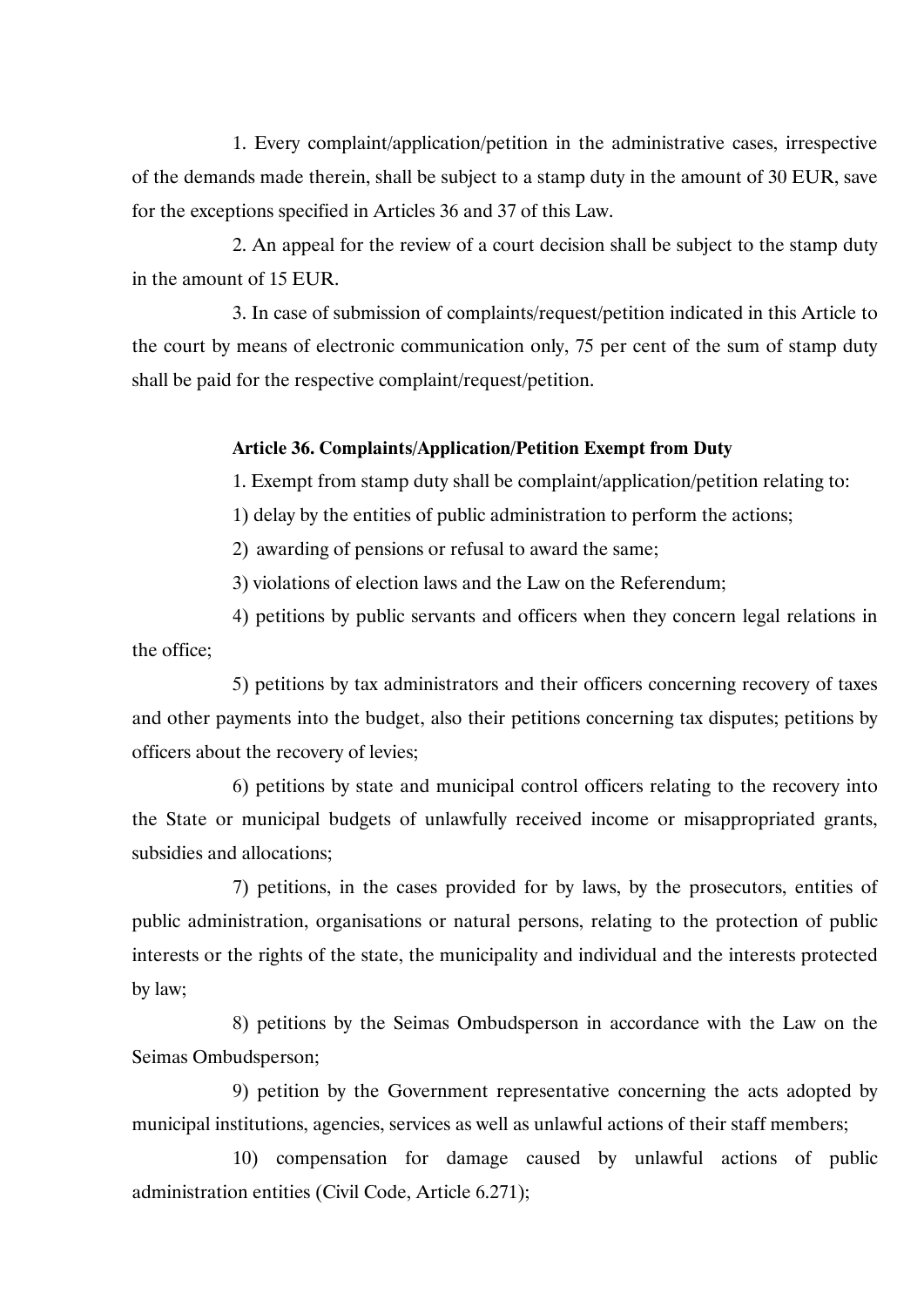1. Every complaint/application/petition in the administrative cases, irrespective of the demands made therein, shall be subject to a stamp duty in the amount of 30 EUR, save for the exceptions specified in Articles 36 and 37 of this Law.

2. An appeal for the review of a court decision shall be subject to the stamp duty in the amount of 15 EUR.

3. In case of submission of complaints/request/petition indicated in this Article to the court by means of electronic communication only, 75 per cent of the sum of stamp duty shall be paid for the respective complaint/request/petition.

**Article 36. Complaints/Application/Petition Exempt from Duty**

1. Exempt from stamp duty shall be complaint/application/petition relating to:

1) delay by the entities of public administration to perform the actions;

2) awarding of pensions or refusal to award the same;

3) violations of election laws and the Law on the Referendum;

4) petitions by public servants and officers when they concern legal relations in the office;

5) petitions by tax administrators and their officers concerning recovery of taxes and other payments into the budget, also their petitions concerning tax disputes; petitions by officers about the recovery of levies;

6) petitions by state and municipal control officers relating to the recovery into the State or municipal budgets of unlawfully received income or misappropriated grants, subsidies and allocations;

7) petitions, in the cases provided for by laws, by the prosecutors, entities of public administration, organisations or natural persons, relating to the protection of public interests or the rights of the state, the municipality and individual and the interests protected by law;

8) petitions by the Seimas Ombudsperson in accordance with the Law on the Seimas Ombudsperson;

9) petition by the Government representative concerning the acts adopted by municipal institutions, agencies, services as well as unlawful actions of their staff members;

10) compensation for damage caused by unlawful actions of public administration entities (Civil Code, Article 6.271);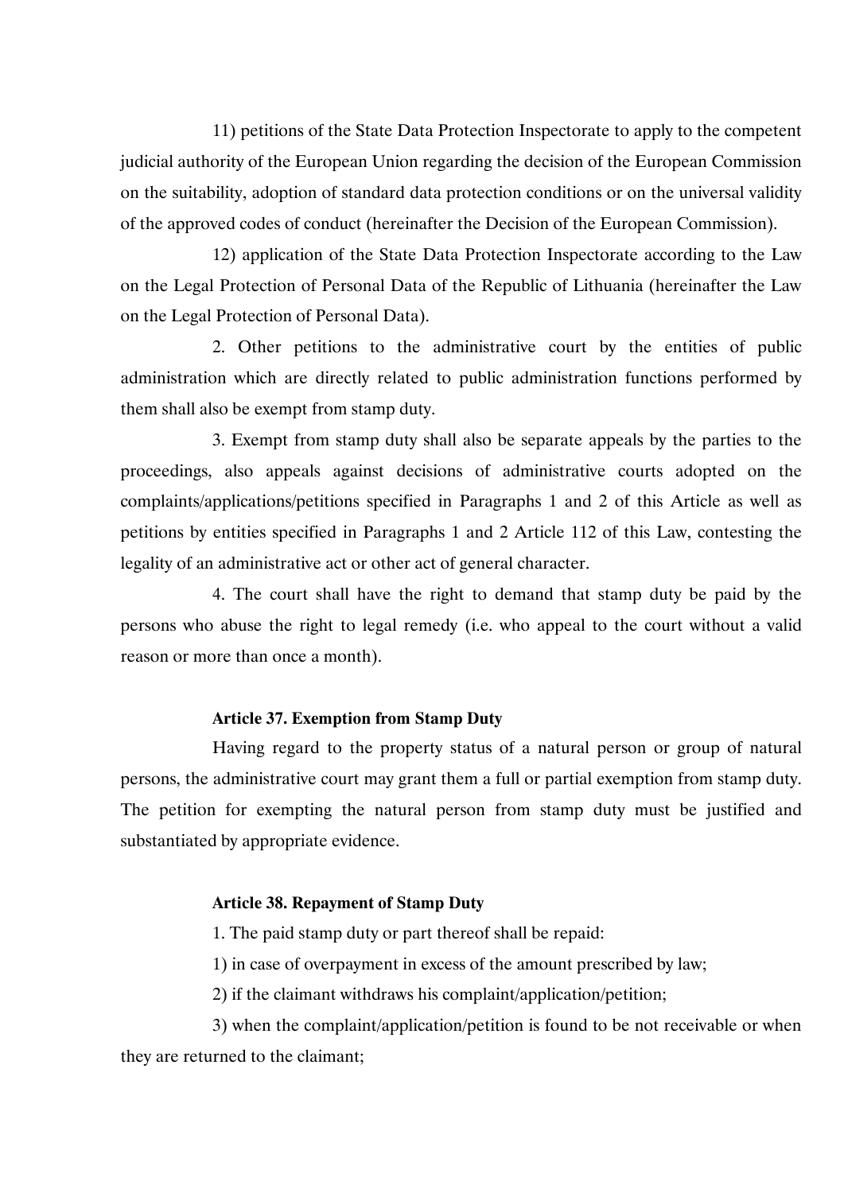11) petitions of the State Data Protection Inspectorate to apply to the competent judicial authority of the European Union regarding the decision of the European Commission on the suitability, adoption of standard data protection conditions or on the universal validity of the approved codes of conduct (hereinafter the Decision of the European Commission).

12) application of the State Data Protection Inspectorate according to the Law on the Legal Protection of Personal Data of the Republic of Lithuania (hereinafter the Law on the Legal Protection of Personal Data).

2. Other petitions to the administrative court by the entities of public administration which are directly related to public administration functions performed by them shall also be exempt from stamp duty.

3. Exempt from stamp duty shall also be separate appeals by the parties to the proceedings, also appeals against decisions of administrative courts adopted on the complaints/applications/petitions specified in Paragraphs 1 and 2 of this Article as well as petitions by entities specified in Paragraphs 1 and 2 Article 112 of this Law, contesting the legality of an administrative act or other act of general character.

4. The court shall have the right to demand that stamp duty be paid by the persons who abuse the right to legal remedy (i.e. who appeal to the court without a valid reason or more than once a month).

#### Article 37. Exemption from Stamp Duty

Having regard to the property status of a natural person or group of natural persons, the administrative court may grant them a full or partial exemption from stamp duty. The petition for exempting the natural person from stamp duty must be justified and substantiated by appropriate evidence.

#### Article 38. Repayment of Stamp Duty

1. The paid stamp duty or part thereof shall be repaid:

1) in case of overpayment in excess of the amount prescribed by law;

2) if the claimant withdraws his complaint/application/petition;

3) when the complaint/application/petition is found to be not receivable or when they are returned to the claimant;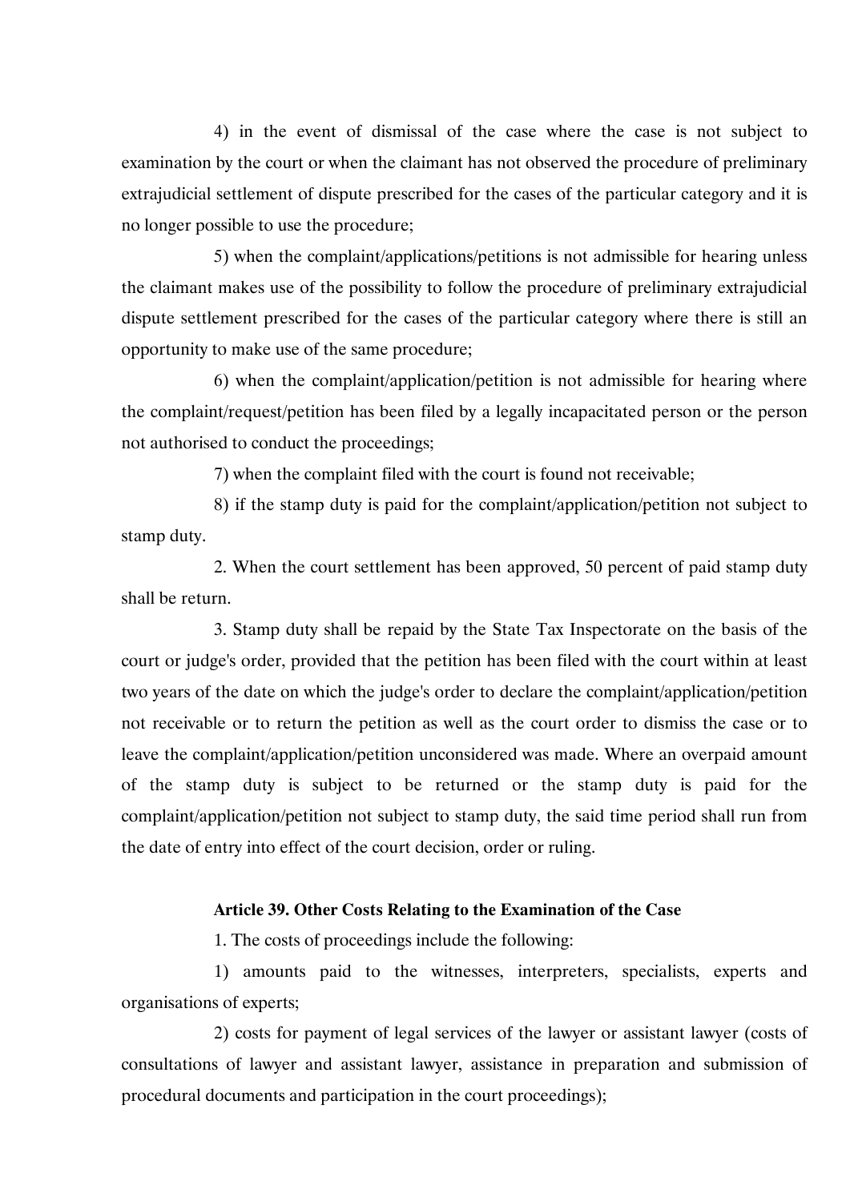4) in the event of dismissal of the case where the case is not subject to examination by the court or when the claimant has not observed the procedure of preliminary extrajudicial settlement of dispute prescribed for the cases of the particular category and it is no longer possible to use the procedure;

5) when the complaint/applications/petitions is not admissible for hearing unless the claimant makes use of the possibility to follow the procedure of preliminary extrajudicial dispute settlement prescribed for the cases of the particular category where there is still an opportunity to make use of the same procedure;

6) when the complaint/application/petition is not admissible for hearing where the complaint/request/petition has been filed by a legally incapacitated person or the person not authorised to conduct the proceedings;

7) when the complaint filed with the court is found not receivable;

8) if the stamp duty is paid for the complaint/application/petition not subject to stamp duty.

2. When the court settlement has been approved, 50 percent of paid stamp duty shall be return.

3. Stamp duty shall be repaid by the State Tax Inspectorate on the basis of the court or judge's order, provided that the petition has been filed with the court within at least two years of the date on which the judge's order to declare the complaint/application/petition not receivable or to return the petition as well as the court order to dismiss the case or to leave the complaint/application/petition unconsidered was made. Where an overpaid amount of the stamp duty is subject to be returned or the stamp duty is paid for the complaint/application/petition not subject to stamp duty, the said time period shall run from the date of entry into effect of the court decision, order or ruling.

**Article 39. Other Costs Relating to the Examination of the Case**

1. The costs of proceedings include the following:

1) amounts paid to the witnesses, interpreters, specialists, experts and organisations of experts;

2) costs for payment of legal services of the lawyer or assistant lawyer (costs of consultations of lawyer and assistant lawyer, assistance in preparation and submission of procedural documents and participation in the court proceedings);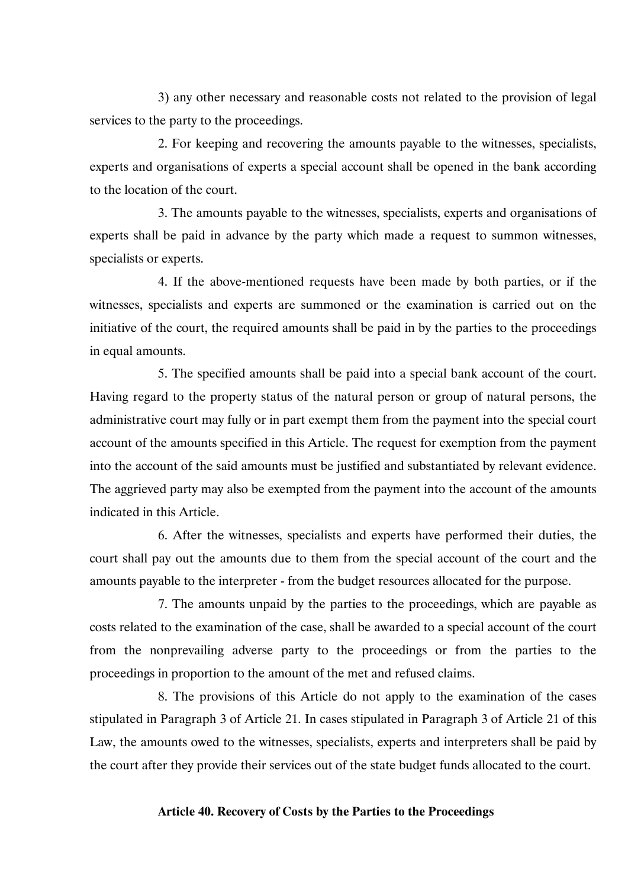3) any other necessary and reasonable costs not related to the provision of legal services to the party to the proceedings.

2. For keeping and recovering the amounts payable to the witnesses, specialists, experts and organisations of experts a special account shall be opened in the bank according to the location of the court.

3. The amounts payable to the witnesses, specialists, experts and organisations of experts shall be paid in advance by the party which made a request to summon witnesses, specialists or experts.

4. If the above-mentioned requests have been made by both parties, or if the witnesses, specialists and experts are summoned or the examination is carried out on the initiative of the court, the required amounts shall be paid in by the parties to the proceedings in equal amounts.

5. The specified amounts shall be paid into a special bank account of the court. Having regard to the property status of the natural person or group of natural persons, the administrative court may fully or in part exempt them from the payment into the special court account of the amounts specified in this Article. The request for exemption from the payment into the account of the said amounts must be justified and substantiated by relevant evidence. The aggrieved party may also be exempted from the payment into the account of the amounts indicated in this Article.

6. After the witnesses, specialists and experts have performed their duties, the court shall pay out the amounts due to them from the special account of the court and the amounts payable to the interpreter - from the budget resources allocated for the purpose.

7. The amounts unpaid by the parties to the proceedings, which are payable as costs related to the examination of the case, shall be awarded to a special account of the court from the nonprevailing adverse party to the proceedings or from the parties to the proceedings in proportion to the amount of the met and refused claims.

8. The provisions of this Article do not apply to the examination of the cases stipulated in Paragraph 3 of Article 21. In cases stipulated in Paragraph 3 of Article 21 of this Law, the amounts owed to the witnesses, specialists, experts and interpreters shall be paid by the court after they provide their services out of the state budget funds allocated to the court.

**Article 40. Recovery of Costs by the Parties to the Proceedings**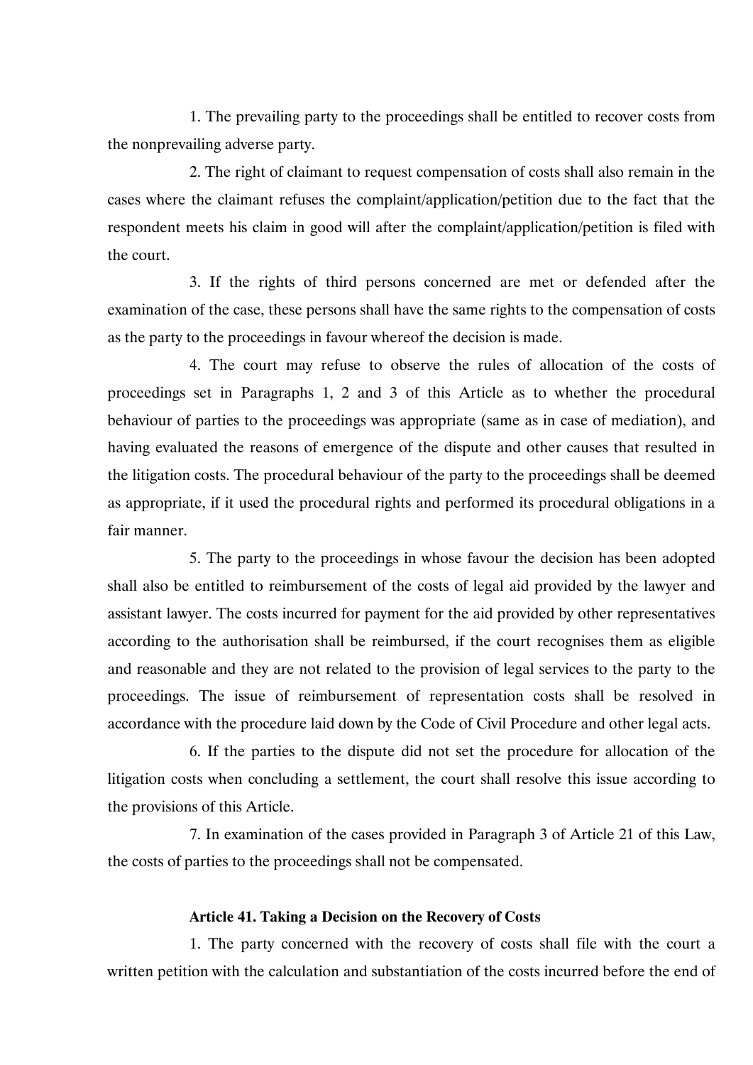1. The prevailing party to the proceedings shall be entitled to recover costs from the nonprevailing adverse party.

2. The right of claimant to request compensation of costs shall also remain in the cases where the claimant refuses the complaint/application/petition due to the fact that the respondent meets his claim in good will after the complaint/application/petition is filed with the court.

3. If the rights of third persons concerned are met or defended after the examination of the case, these persons shall have the same rights to the compensation of costs as the party to the proceedings in favour whereof the decision is made.

4. The court may refuse to observe the rules of allocation of the costs of proceedings set in Paragraphs 1, 2 and 3 of this Article as to whether the procedural behaviour of parties to the proceedings was appropriate (same as in case of mediation), and having evaluated the reasons of emergence of the dispute and other causes that resulted in the litigation costs. The procedural behaviour of the party to the proceedings shall be deemed as appropriate, if it used the procedural rights and performed its procedural obligations in a fair manner.

5. The party to the proceedings in whose favour the decision has been adopted shall also be entitled to reimbursement of the costs of legal aid provided by the lawyer and assistant lawyer. The costs incurred for payment for the aid provided by other representatives according to the authorisation shall be reimbursed, if the court recognises them as eligible and reasonable and they are not related to the provision of legal services to the party to the proceedings. The issue of reimbursement of representation costs shall be resolved in accordance with the procedure laid down by the Code of Civil Procedure and other legal acts.

6. If the parties to the dispute did not set the procedure for allocation of the litigation costs when concluding a settlement, the court shall resolve this issue according to the provisions of this Article.

7. In examination of the cases provided in Paragraph 3 of Article 21 of this Law, the costs of parties to the proceedings shall not be compensated.

**Article 41. Taking a Decision on the Recovery of Costs**

1. The party concerned with the recovery of costs shall file with the court a written petition with the calculation and substantiation of the costs incurred before the end of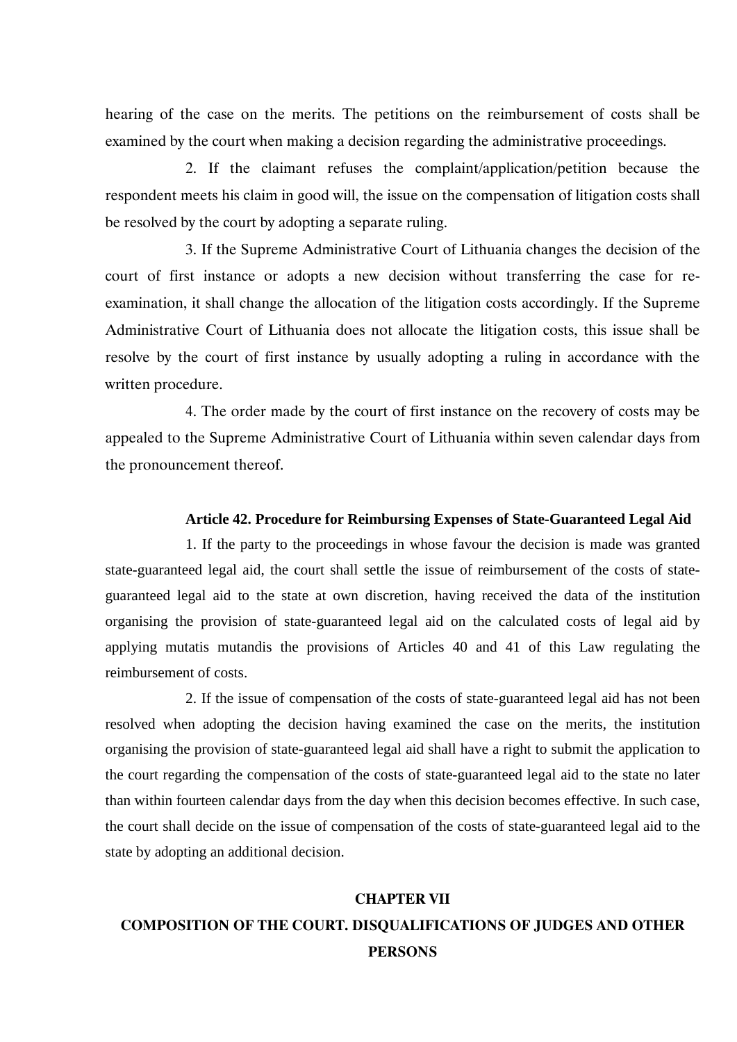hearing of the case on the merits. The petitions on the reimbursement of costs shall be examined by the court when making a decision regarding the administrative proceedings.

2. If the claimant refuses the complaint/application/petition because the respondent meets his claim in good will, the issue on the compensation of litigation costs shall be resolved by the court by adopting a separate ruling.

3. If the Supreme Administrative Court of Lithuania changes the decision of the court of first instance or adopts a new decision without transferring the case for re-examination, it shall change the allocation of the litigation costs accordingly. If the Supreme Administrative Court of Lithuania does not allocate the litigation costs, this issue shall be resolve by the court of first instance by usually adopting a ruling in accordance with the written procedure.

4. The order made by the court of first instance on the recovery of costs may be appealed to the Supreme Administrative Court of Lithuania within seven calendar days from the pronouncement thereof.

**Article 42. Procedure for Reimbursing Expenses of State-Guaranteed Legal Aid**

1. If the party to the proceedings in whose favour the decision is made was granted state-guaranteed legal aid, the court shall settle the issue of reimbursement of the costs of state-guaranteed legal aid to the state at own discretion, having received the data of the institution organising the provision of state-guaranteed legal aid on the calculated costs of legal aid by applying mutatis mutandis the provisions of Articles 40 and 41 of this Law regulating the reimbursement of costs.

2. If the issue of compensation of the costs of state-guaranteed legal aid has not been resolved when adopting the decision having examined the case on the merits, the institution organising the provision of state-guaranteed legal aid shall have a right to submit the application to the court regarding the compensation of the costs of state-guaranteed legal aid to the state no later than within fourteen calendar days from the day when this decision becomes effective. In such case, the court shall decide on the issue of compensation of the costs of state-guaranteed legal aid to the state by adopting an additional decision.

## CHAPTER VII
## COMPOSITION OF THE COURT. DISQUALIFICATIONS OF JUDGES AND OTHER PERSONS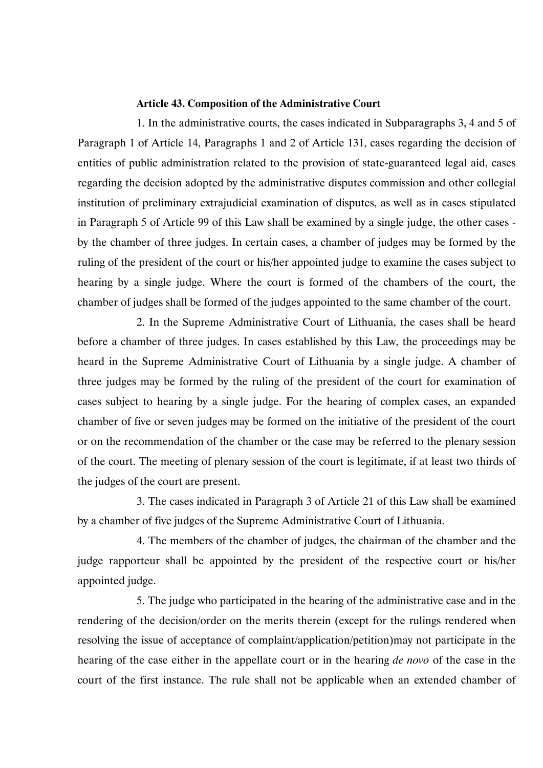**Article 43. Composition of the Administrative Court**

1. In the administrative courts, the cases indicated in Subparagraphs 3, 4 and 5 of Paragraph 1 of Article 14, Paragraphs 1 and 2 of Article 131, cases regarding the decision of entities of public administration related to the provision of state-guaranteed legal aid, cases regarding the decision adopted by the administrative disputes commission and other collegial institution of preliminary extrajudicial examination of disputes, as well as in cases stipulated in Paragraph 5 of Article 99 of this Law shall be examined by a single judge, the other cases - by the chamber of three judges. In certain cases, a chamber of judges may be formed by the ruling of the president of the court or his/her appointed judge to examine the cases subject to hearing by a single judge. Where the court is formed of the chambers of the court, the chamber of judges shall be formed of the judges appointed to the same chamber of the court.

2. In the Supreme Administrative Court of Lithuania, the cases shall be heard before a chamber of three judges. In cases established by this Law, the proceedings may be heard in the Supreme Administrative Court of Lithuania by a single judge. A chamber of three judges may be formed by the ruling of the president of the court for examination of cases subject to hearing by a single judge. For the hearing of complex cases, an expanded chamber of five or seven judges may be formed on the initiative of the president of the court or on the recommendation of the chamber or the case may be referred to the plenary session of the court. The meeting of plenary session of the court is legitimate, if at least two thirds of the judges of the court are present.

3. The cases indicated in Paragraph 3 of Article 21 of this Law shall be examined by a chamber of five judges of the Supreme Administrative Court of Lithuania.

4. The members of the chamber of judges, the chairman of the chamber and the judge rapporteur shall be appointed by the president of the respective court or his/her appointed judge.

5. The judge who participated in the hearing of the administrative case and in the rendering of the decision/order on the merits therein (except for the rulings rendered when resolving the issue of acceptance of complaint/application/petition)may not participate in the hearing of the case either in the appellate court or in the hearing *de novo* of the case in the court of the first instance. The rule shall not be applicable when an extended chamber of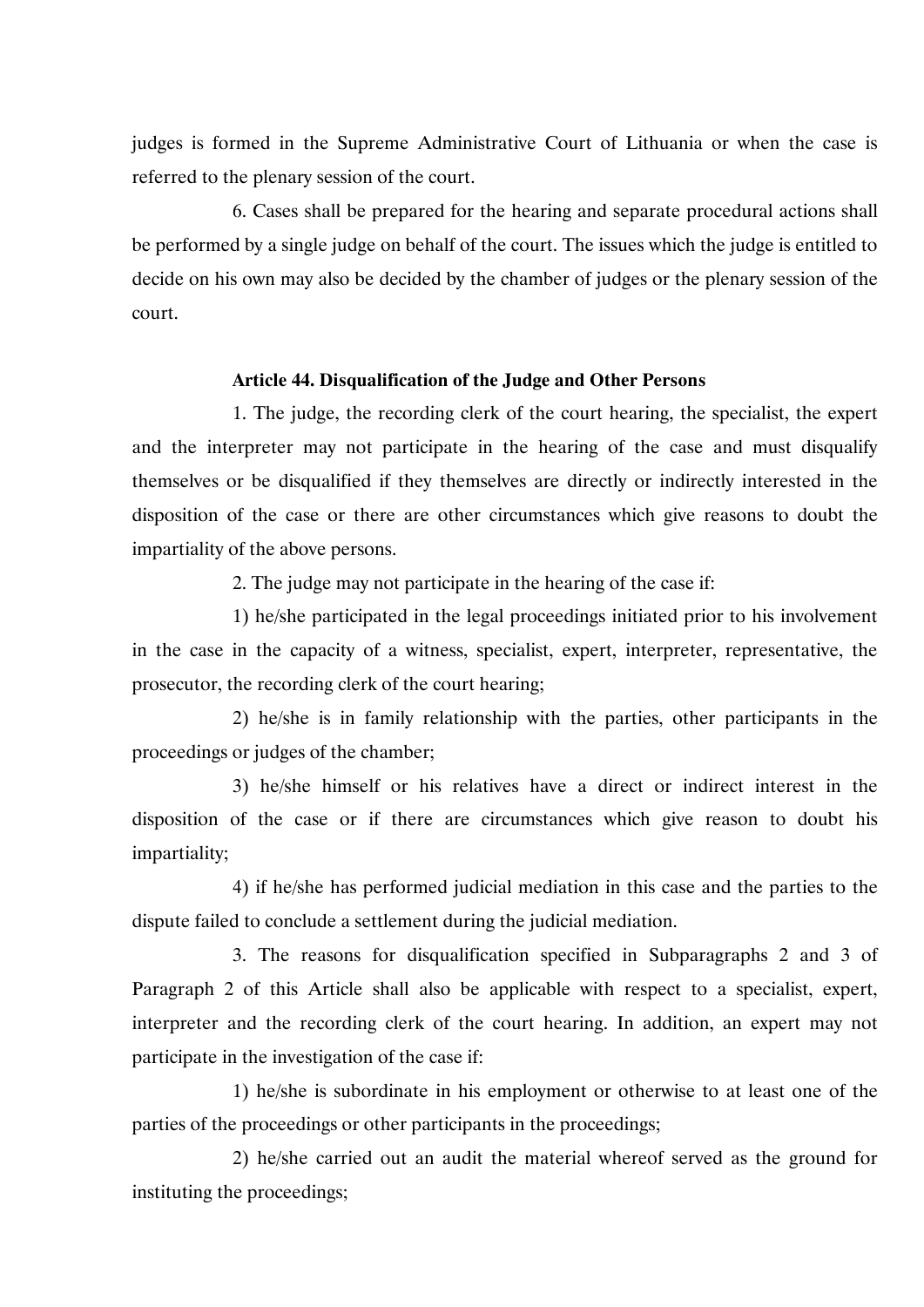judges is formed in the Supreme Administrative Court of Lithuania or when the case is referred to the plenary session of the court.

6. Cases shall be prepared for the hearing and separate procedural actions shall be performed by a single judge on behalf of the court. The issues which the judge is entitled to decide on his own may also be decided by the chamber of judges or the plenary session of the court.

### Article 44. Disqualification of the Judge and Other Persons

1. The judge, the recording clerk of the court hearing, the specialist, the expert and the interpreter may not participate in the hearing of the case and must disqualify themselves or be disqualified if they themselves are directly or indirectly interested in the disposition of the case or there are other circumstances which give reasons to doubt the impartiality of the above persons.

2. The judge may not participate in the hearing of the case if:

1) he/she participated in the legal proceedings initiated prior to his involvement in the case in the capacity of a witness, specialist, expert, interpreter, representative, the prosecutor, the recording clerk of the court hearing;

2) he/she is in family relationship with the parties, other participants in the proceedings or judges of the chamber;

3) he/she himself or his relatives have a direct or indirect interest in the disposition of the case or if there are circumstances which give reason to doubt his impartiality;

4) if he/she has performed judicial mediation in this case and the parties to the dispute failed to conclude a settlement during the judicial mediation.

3. The reasons for disqualification specified in Subparagraphs 2 and 3 of Paragraph 2 of this Article shall also be applicable with respect to a specialist, expert, interpreter and the recording clerk of the court hearing. In addition, an expert may not participate in the investigation of the case if:

1) he/she is subordinate in his employment or otherwise to at least one of the parties of the proceedings or other participants in the proceedings;

2) he/she carried out an audit the material whereof served as the ground for instituting the proceedings;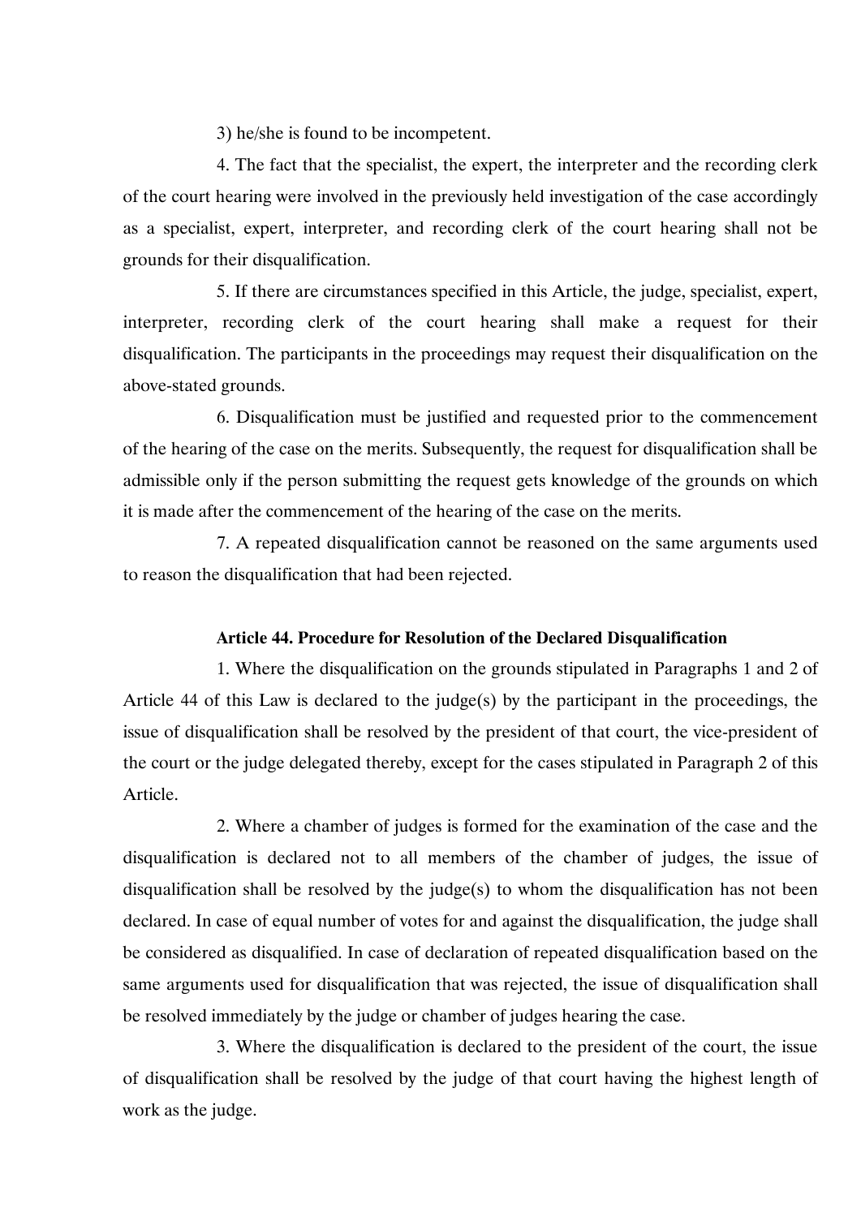3) he/she is found to be incompetent.

4. The fact that the specialist, the expert, the interpreter and the recording clerk of the court hearing were involved in the previously held investigation of the case accordingly as a specialist, expert, interpreter, and recording clerk of the court hearing shall not be grounds for their disqualification.

5. If there are circumstances specified in this Article, the judge, specialist, expert, interpreter, recording clerk of the court hearing shall make a request for their disqualification. The participants in the proceedings may request their disqualification on the above-stated grounds.

6. Disqualification must be justified and requested prior to the commencement of the hearing of the case on the merits. Subsequently, the request for disqualification shall be admissible only if the person submitting the request gets knowledge of the grounds on which it is made after the commencement of the hearing of the case on the merits.

7. A repeated disqualification cannot be reasoned on the same arguments used to reason the disqualification that had been rejected.

### Article 44. Procedure for Resolution of the Declared Disqualification

1. Where the disqualification on the grounds stipulated in Paragraphs 1 and 2 of Article 44 of this Law is declared to the judge(s) by the participant in the proceedings, the issue of disqualification shall be resolved by the president of that court, the vice-president of the court or the judge delegated thereby, except for the cases stipulated in Paragraph 2 of this Article.

2. Where a chamber of judges is formed for the examination of the case and the disqualification is declared not to all members of the chamber of judges, the issue of disqualification shall be resolved by the judge(s) to whom the disqualification has not been declared. In case of equal number of votes for and against the disqualification, the judge shall be considered as disqualified. In case of declaration of repeated disqualification based on the same arguments used for disqualification that was rejected, the issue of disqualification shall be resolved immediately by the judge or chamber of judges hearing the case.

3. Where the disqualification is declared to the president of the court, the issue of disqualification shall be resolved by the judge of that court having the highest length of work as the judge.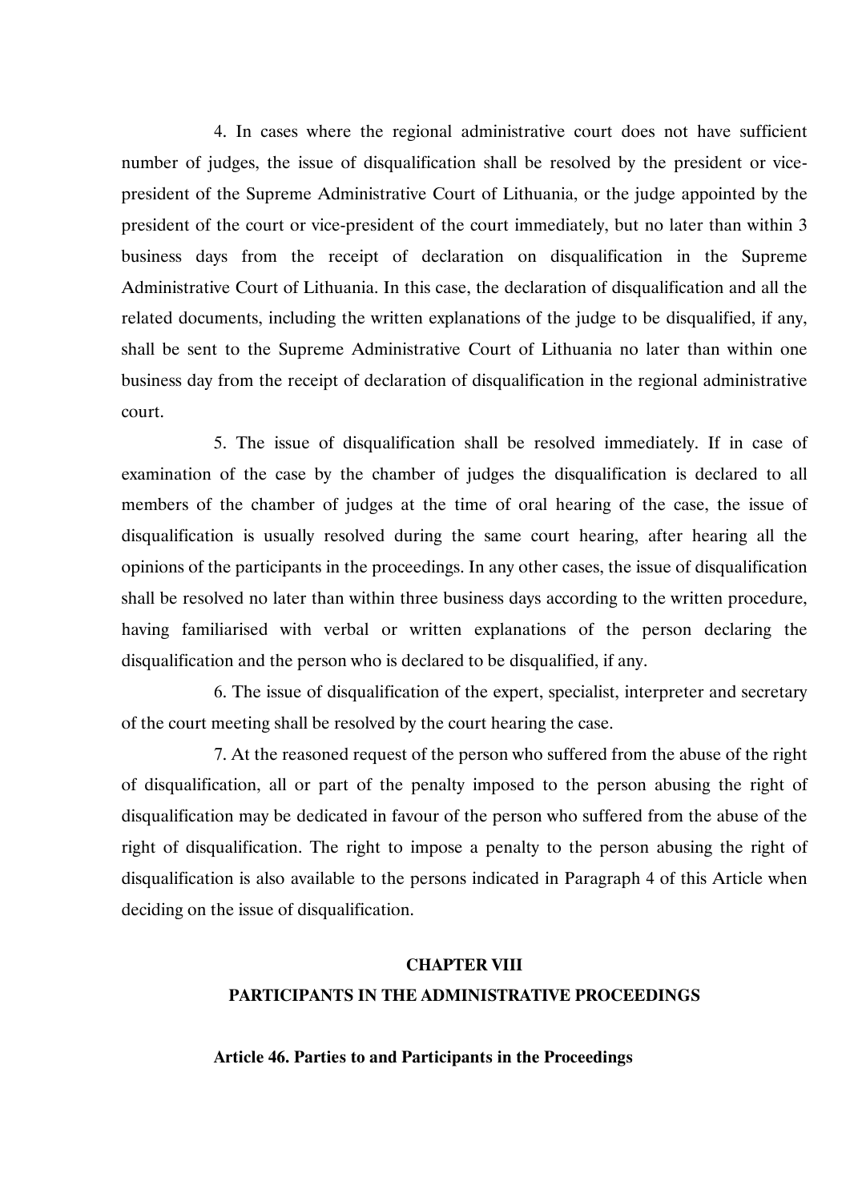4. In cases where the regional administrative court does not have sufficient number of judges, the issue of disqualification shall be resolved by the president or vice-president of the Supreme Administrative Court of Lithuania, or the judge appointed by the president of the court or vice-president of the court immediately, but no later than within 3 business days from the receipt of declaration on disqualification in the Supreme Administrative Court of Lithuania. In this case, the declaration of disqualification and all the related documents, including the written explanations of the judge to be disqualified, if any, shall be sent to the Supreme Administrative Court of Lithuania no later than within one business day from the receipt of declaration of disqualification in the regional administrative court.

5. The issue of disqualification shall be resolved immediately. If in case of examination of the case by the chamber of judges the disqualification is declared to all members of the chamber of judges at the time of oral hearing of the case, the issue of disqualification is usually resolved during the same court hearing, after hearing all the opinions of the participants in the proceedings. In any other cases, the issue of disqualification shall be resolved no later than within three business days according to the written procedure, having familiarised with verbal or written explanations of the person declaring the disqualification and the person who is declared to be disqualified, if any.

6. The issue of disqualification of the expert, specialist, interpreter and secretary of the court meeting shall be resolved by the court hearing the case.

7. At the reasoned request of the person who suffered from the abuse of the right of disqualification, all or part of the penalty imposed to the person abusing the right of disqualification may be dedicated in favour of the person who suffered from the abuse of the right of disqualification. The right to impose a penalty to the person abusing the right of disqualification is also available to the persons indicated in Paragraph 4 of this Article when deciding on the issue of disqualification.

## CHAPTER VIII
## PARTICIPANTS IN THE ADMINISTRATIVE PROCEEDINGS

### Article 46. Parties to and Participants in the Proceedings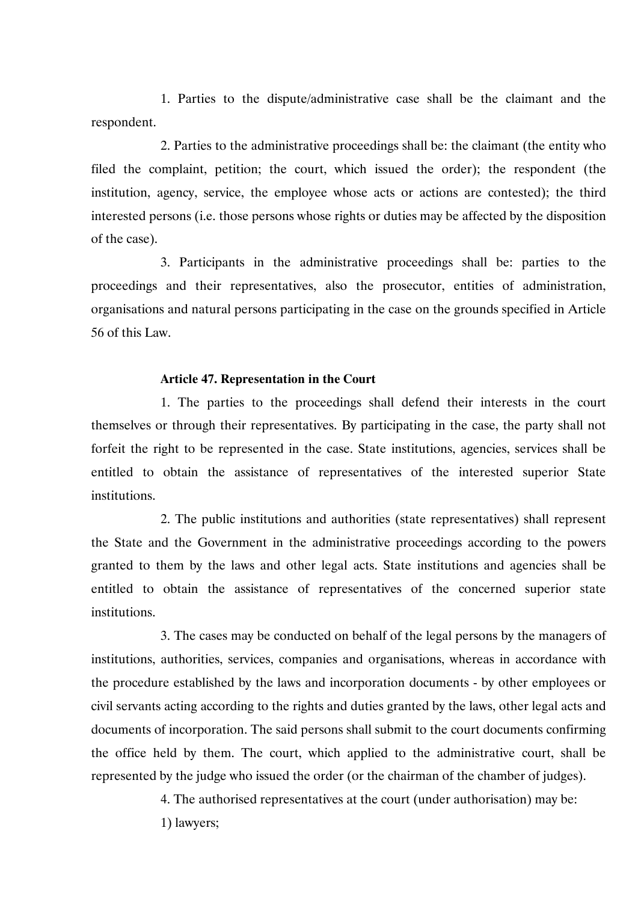1. Parties to the dispute/administrative case shall be the claimant and the respondent.

2. Parties to the administrative proceedings shall be: the claimant (the entity who filed the complaint, petition; the court, which issued the order); the respondent (the institution, agency, service, the employee whose acts or actions are contested); the third interested persons (i.e. those persons whose rights or duties may be affected by the disposition of the case).

3. Participants in the administrative proceedings shall be: parties to the proceedings and their representatives, also the prosecutor, entities of administration, organisations and natural persons participating in the case on the grounds specified in Article 56 of this Law.

**Article 47. Representation in the Court**

1. The parties to the proceedings shall defend their interests in the court themselves or through their representatives. By participating in the case, the party shall not forfeit the right to be represented in the case. State institutions, agencies, services shall be entitled to obtain the assistance of representatives of the interested superior State institutions.

2. The public institutions and authorities (state representatives) shall represent the State and the Government in the administrative proceedings according to the powers granted to them by the laws and other legal acts. State institutions and agencies shall be entitled to obtain the assistance of representatives of the concerned superior state institutions.

3. The cases may be conducted on behalf of the legal persons by the managers of institutions, authorities, services, companies and organisations, whereas in accordance with the procedure established by the laws and incorporation documents - by other employees or civil servants acting according to the rights and duties granted by the laws, other legal acts and documents of incorporation. The said persons shall submit to the court documents confirming the office held by them. The court, which applied to the administrative court, shall be represented by the judge who issued the order (or the chairman of the chamber of judges).

4. The authorised representatives at the court (under authorisation) may be:

1) lawyers;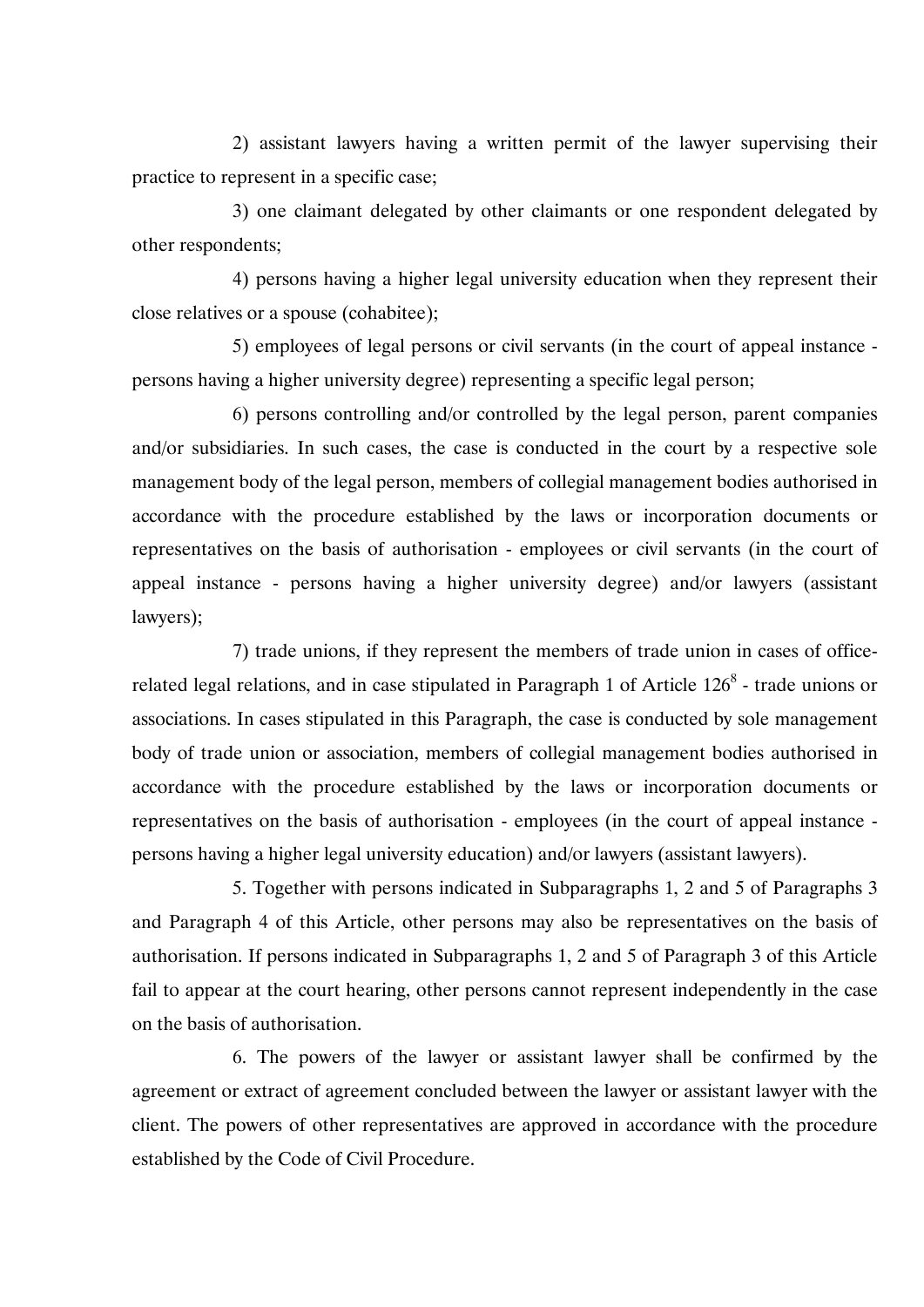2) assistant lawyers having a written permit of the lawyer supervising their practice to represent in a specific case;

3) one claimant delegated by other claimants or one respondent delegated by other respondents;

4) persons having a higher legal university education when they represent their close relatives or a spouse (cohabitee);

5) employees of legal persons or civil servants (in the court of appeal instance - persons having a higher university degree) representing a specific legal person;

6) persons controlling and/or controlled by the legal person, parent companies and/or subsidiaries. In such cases, the case is conducted in the court by a respective sole management body of the legal person, members of collegial management bodies authorised in accordance with the procedure established by the laws or incorporation documents or representatives on the basis of authorisation - employees or civil servants (in the court of appeal instance - persons having a higher university degree) and/or lawyers (assistant lawyers);

7) trade unions, if they represent the members of trade union in cases of office-related legal relations, and in case stipulated in Paragraph 1 of Article $126^8$ - trade unions or associations. In cases stipulated in this Paragraph, the case is conducted by sole management body of trade union or association, members of collegial management bodies authorised in accordance with the procedure established by the laws or incorporation documents or representatives on the basis of authorisation - employees (in the court of appeal instance - persons having a higher legal university education) and/or lawyers (assistant lawyers).

5. Together with persons indicated in Subparagraphs 1, 2 and 5 of Paragraphs 3 and Paragraph 4 of this Article, other persons may also be representatives on the basis of authorisation. If persons indicated in Subparagraphs 1, 2 and 5 of Paragraph 3 of this Article fail to appear at the court hearing, other persons cannot represent independently in the case on the basis of authorisation.

6. The powers of the lawyer or assistant lawyer shall be confirmed by the agreement or extract of agreement concluded between the lawyer or assistant lawyer with the client. The powers of other representatives are approved in accordance with the procedure established by the Code of Civil Procedure.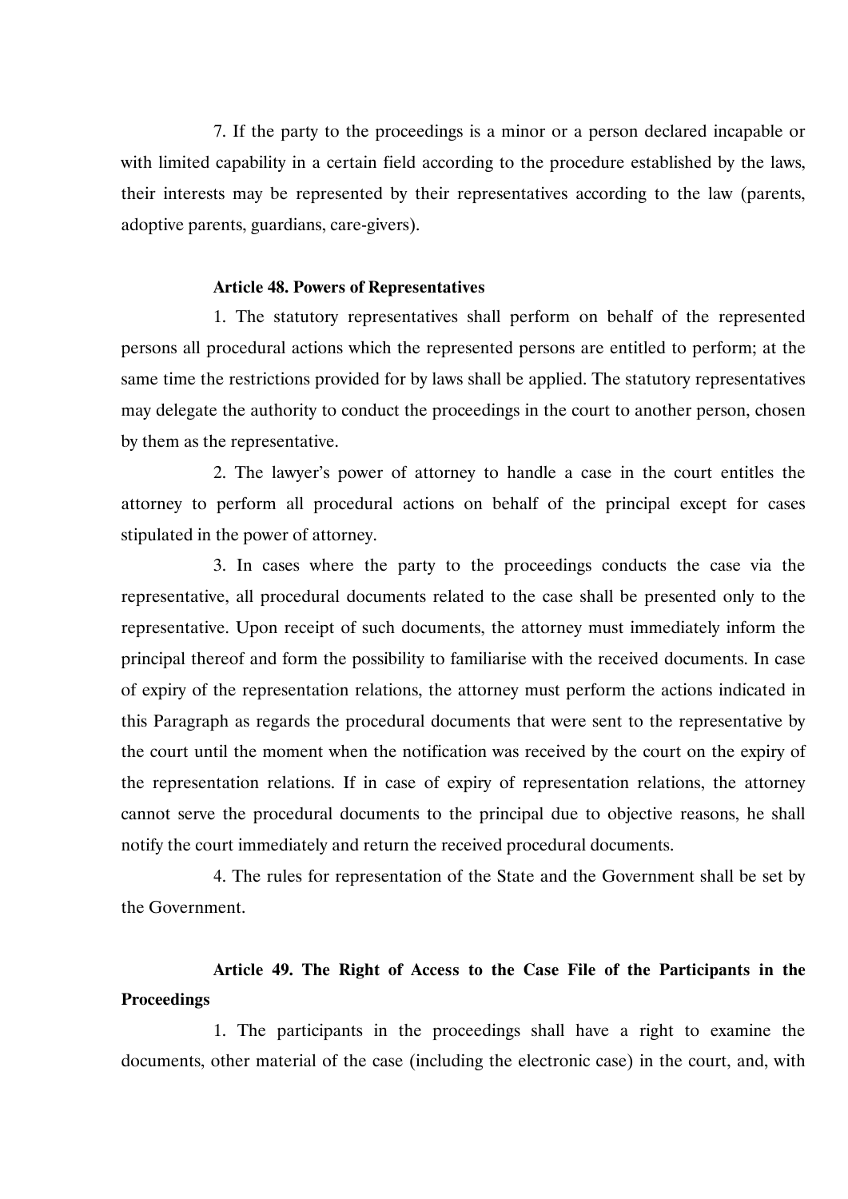7. If the party to the proceedings is a minor or a person declared incapable or with limited capability in a certain field according to the procedure established by the laws, their interests may be represented by their representatives according to the law (parents, adoptive parents, guardians, care-givers).

**Article 48. Powers of Representatives**

1. The statutory representatives shall perform on behalf of the represented persons all procedural actions which the represented persons are entitled to perform; at the same time the restrictions provided for by laws shall be applied. The statutory representatives may delegate the authority to conduct the proceedings in the court to another person, chosen by them as the representative.

2. The lawyer's power of attorney to handle a case in the court entitles the attorney to perform all procedural actions on behalf of the principal except for cases stipulated in the power of attorney.

3. In cases where the party to the proceedings conducts the case via the representative, all procedural documents related to the case shall be presented only to the representative. Upon receipt of such documents, the attorney must immediately inform the principal thereof and form the possibility to familiarise with the received documents. In case of expiry of the representation relations, the attorney must perform the actions indicated in this Paragraph as regards the procedural documents that were sent to the representative by the court until the moment when the notification was received by the court on the expiry of the representation relations. If in case of expiry of representation relations, the attorney cannot serve the procedural documents to the principal due to objective reasons, he shall notify the court immediately and return the received procedural documents.

4. The rules for representation of the State and the Government shall be set by the Government.

**Article 49. The Right of Access to the Case File of the Participants in the Proceedings**

1. The participants in the proceedings shall have a right to examine the documents, other material of the case (including the electronic case) in the court, and, with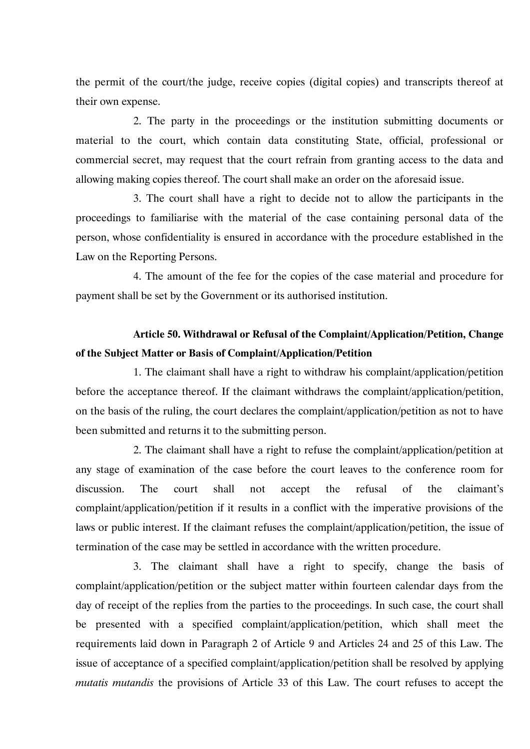the permit of the court/the judge, receive copies (digital copies) and transcripts thereof at their own expense.

2. The party in the proceedings or the institution submitting documents or material to the court, which contain data constituting State, official, professional or commercial secret, may request that the court refrain from granting access to the data and allowing making copies thereof. The court shall make an order on the aforesaid issue.

3. The court shall have a right to decide not to allow the participants in the proceedings to familiarise with the material of the case containing personal data of the person, whose confidentiality is ensured in accordance with the procedure established in the Law on the Reporting Persons.

4. The amount of the fee for the copies of the case material and procedure for payment shall be set by the Government or its authorised institution.

**Article 50. Withdrawal or Refusal of the Complaint/Application/Petition, Change of the Subject Matter or Basis of Complaint/Application/Petition**

1. The claimant shall have a right to withdraw his complaint/application/petition before the acceptance thereof. If the claimant withdraws the complaint/application/petition, on the basis of the ruling, the court declares the complaint/application/petition as not to have been submitted and returns it to the submitting person.

2. The claimant shall have a right to refuse the complaint/application/petition at any stage of examination of the case before the court leaves to the conference room for discussion. The court shall not accept the refusal of the claimant's complaint/application/petition if it results in a conflict with the imperative provisions of the laws or public interest. If the claimant refuses the complaint/application/petition, the issue of termination of the case may be settled in accordance with the written procedure.

3. The claimant shall have a right to specify, change the basis of complaint/application/petition or the subject matter within fourteen calendar days from the day of receipt of the replies from the parties to the proceedings. In such case, the court shall be presented with a specified complaint/application/petition, which shall meet the requirements laid down in Paragraph 2 of Article 9 and Articles 24 and 25 of this Law. The issue of acceptance of a specified complaint/application/petition shall be resolved by applying *mutatis mutandis* the provisions of Article 33 of this Law. The court refuses to accept the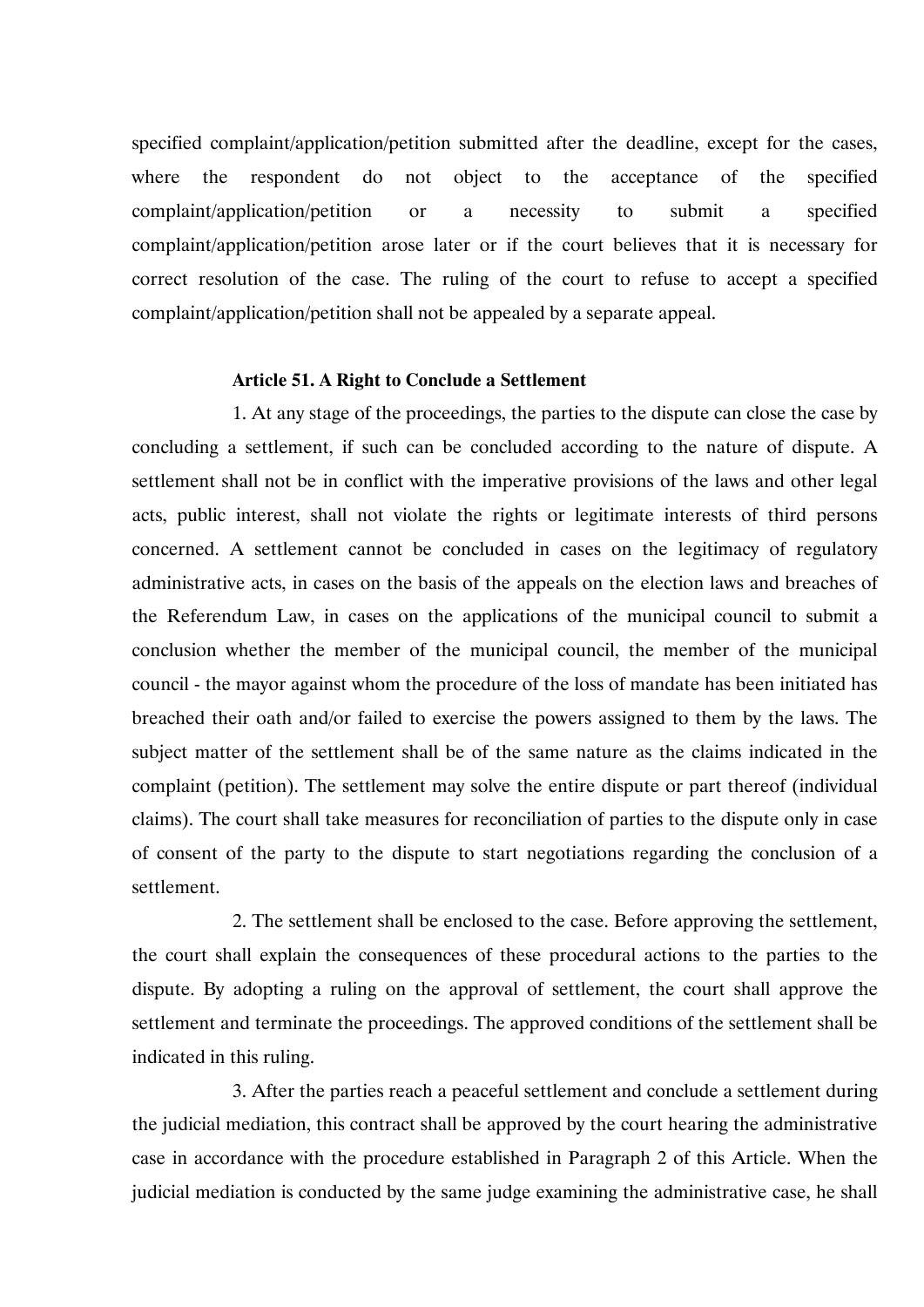specified complaint/application/petition submitted after the deadline, except for the cases, where the respondent do not object to the acceptance of the specified complaint/application/petition or a necessity to submit a specified complaint/application/petition arose later or if the court believes that it is necessary for correct resolution of the case. The ruling of the court to refuse to accept a specified complaint/application/petition shall not be appealed by a separate appeal.

**Article 51. A Right to Conclude a Settlement**

1. At any stage of the proceedings, the parties to the dispute can close the case by concluding a settlement, if such can be concluded according to the nature of dispute. A settlement shall not be in conflict with the imperative provisions of the laws and other legal acts, public interest, shall not violate the rights or legitimate interests of third persons concerned. A settlement cannot be concluded in cases on the legitimacy of regulatory administrative acts, in cases on the basis of the appeals on the election laws and breaches of the Referendum Law, in cases on the applications of the municipal council to submit a conclusion whether the member of the municipal council, the member of the municipal council - the mayor against whom the procedure of the loss of mandate has been initiated has breached their oath and/or failed to exercise the powers assigned to them by the laws. The subject matter of the settlement shall be of the same nature as the claims indicated in the complaint (petition). The settlement may solve the entire dispute or part thereof (individual claims). The court shall take measures for reconciliation of parties to the dispute only in case of consent of the party to the dispute to start negotiations regarding the conclusion of a settlement.

2. The settlement shall be enclosed to the case. Before approving the settlement, the court shall explain the consequences of these procedural actions to the parties to the dispute. By adopting a ruling on the approval of settlement, the court shall approve the settlement and terminate the proceedings. The approved conditions of the settlement shall be indicated in this ruling.

3. After the parties reach a peaceful settlement and conclude a settlement during the judicial mediation, this contract shall be approved by the court hearing the administrative case in accordance with the procedure established in Paragraph 2 of this Article. When the judicial mediation is conducted by the same judge examining the administrative case, he shall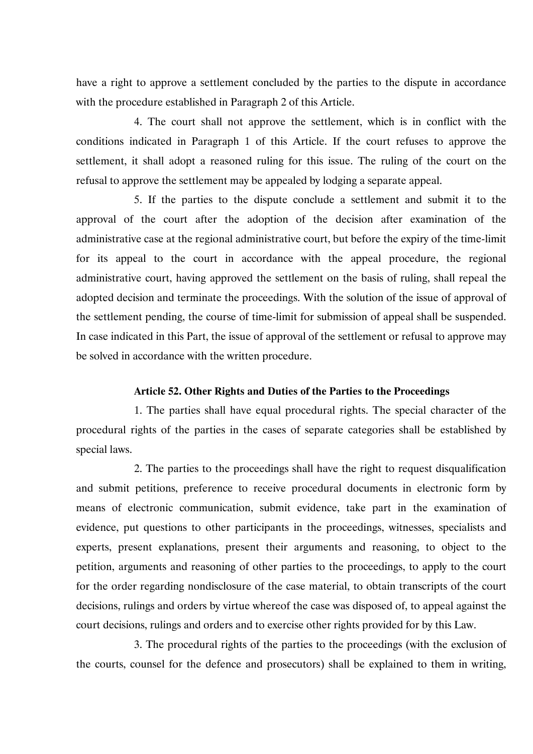have a right to approve a settlement concluded by the parties to the dispute in accordance with the procedure established in Paragraph 2 of this Article.

4. The court shall not approve the settlement, which is in conflict with the conditions indicated in Paragraph 1 of this Article. If the court refuses to approve the settlement, it shall adopt a reasoned ruling for this issue. The ruling of the court on the refusal to approve the settlement may be appealed by lodging a separate appeal.

5. If the parties to the dispute conclude a settlement and submit it to the approval of the court after the adoption of the decision after examination of the administrative case at the regional administrative court, but before the expiry of the time-limit for its appeal to the court in accordance with the appeal procedure, the regional administrative court, having approved the settlement on the basis of ruling, shall repeal the adopted decision and terminate the proceedings. With the solution of the issue of approval of the settlement pending, the course of time-limit for submission of appeal shall be suspended. In case indicated in this Part, the issue of approval of the settlement or refusal to approve may be solved in accordance with the written procedure.

### Article 52. Other Rights and Duties of the Parties to the Proceedings

1. The parties shall have equal procedural rights. The special character of the procedural rights of the parties in the cases of separate categories shall be established by special laws.

2. The parties to the proceedings shall have the right to request disqualification and submit petitions, preference to receive procedural documents in electronic form by means of electronic communication, submit evidence, take part in the examination of evidence, put questions to other participants in the proceedings, witnesses, specialists and experts, present explanations, present their arguments and reasoning, to object to the petition, arguments and reasoning of other parties to the proceedings, to apply to the court for the order regarding nondisclosure of the case material, to obtain transcripts of the court decisions, rulings and orders by virtue whereof the case was disposed of, to appeal against the court decisions, rulings and orders and to exercise other rights provided for by this Law.

3. The procedural rights of the parties to the proceedings (with the exclusion of the courts, counsel for the defence and prosecutors) shall be explained to them in writing,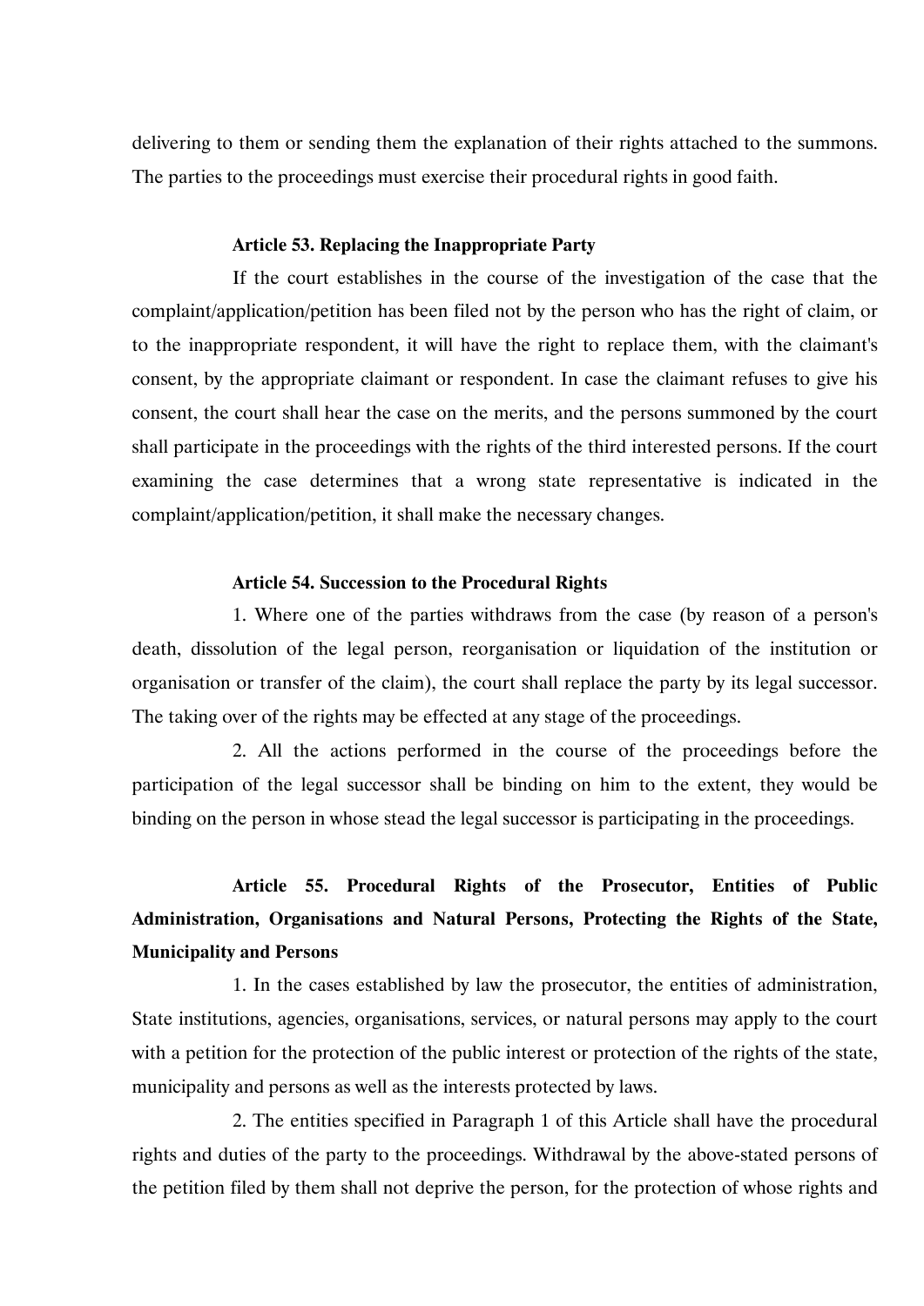delivering to them or sending them the explanation of their rights attached to the summons. The parties to the proceedings must exercise their procedural rights in good faith.

**Article 53. Replacing the Inappropriate Party**

If the court establishes in the course of the investigation of the case that the complaint/application/petition has been filed not by the person who has the right of claim, or to the inappropriate respondent, it will have the right to replace them, with the claimant's consent, by the appropriate claimant or respondent. In case the claimant refuses to give his consent, the court shall hear the case on the merits, and the persons summoned by the court shall participate in the proceedings with the rights of the third interested persons. If the court examining the case determines that a wrong state representative is indicated in the complaint/application/petition, it shall make the necessary changes.

**Article 54. Succession to the Procedural Rights**

1. Where one of the parties withdraws from the case (by reason of a person's death, dissolution of the legal person, reorganisation or liquidation of the institution or organisation or transfer of the claim), the court shall replace the party by its legal successor. The taking over of the rights may be effected at any stage of the proceedings.

2. All the actions performed in the course of the proceedings before the participation of the legal successor shall be binding on him to the extent, they would be binding on the person in whose stead the legal successor is participating in the proceedings.

**Article 55. Procedural Rights of the Prosecutor, Entities of Public Administration, Organisations and Natural Persons, Protecting the Rights of the State, Municipality and Persons**

1. In the cases established by law the prosecutor, the entities of administration, State institutions, agencies, organisations, services, or natural persons may apply to the court with a petition for the protection of the public interest or protection of the rights of the state, municipality and persons as well as the interests protected by laws.

2. The entities specified in Paragraph 1 of this Article shall have the procedural rights and duties of the party to the proceedings. Withdrawal by the above-stated persons of the petition filed by them shall not deprive the person, for the protection of whose rights and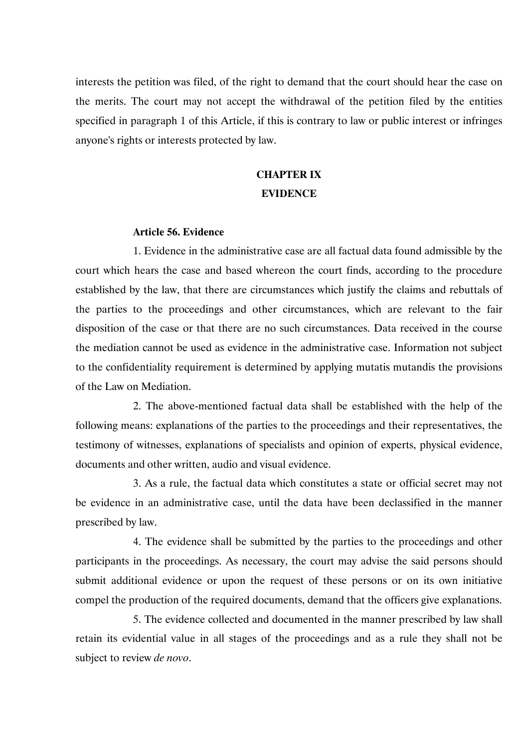interests the petition was filed, of the right to demand that the court should hear the case on the merits. The court may not accept the withdrawal of the petition filed by the entities specified in paragraph 1 of this Article, if this is contrary to law or public interest or infringes anyone's rights or interests protected by law.

## CHAPTER IX
## EVIDENCE

### Article 56. Evidence

1. Evidence in the administrative case are all factual data found admissible by the court which hears the case and based whereon the court finds, according to the procedure established by the law, that there are circumstances which justify the claims and rebuttals of the parties to the proceedings and other circumstances, which are relevant to the fair disposition of the case or that there are no such circumstances. Data received in the course the mediation cannot be used as evidence in the administrative case. Information not subject to the confidentiality requirement is determined by applying mutatis mutandis the provisions of the Law on Mediation.

2. The above-mentioned factual data shall be established with the help of the following means: explanations of the parties to the proceedings and their representatives, the testimony of witnesses, explanations of specialists and opinion of experts, physical evidence, documents and other written, audio and visual evidence.

3. As a rule, the factual data which constitutes a state or official secret may not be evidence in an administrative case, until the data have been declassified in the manner prescribed by law.

4. The evidence shall be submitted by the parties to the proceedings and other participants in the proceedings. As necessary, the court may advise the said persons should submit additional evidence or upon the request of these persons or on its own initiative compel the production of the required documents, demand that the officers give explanations.

5. The evidence collected and documented in the manner prescribed by law shall retain its evidential value in all stages of the proceedings and as a rule they shall not be subject to review *de novo*.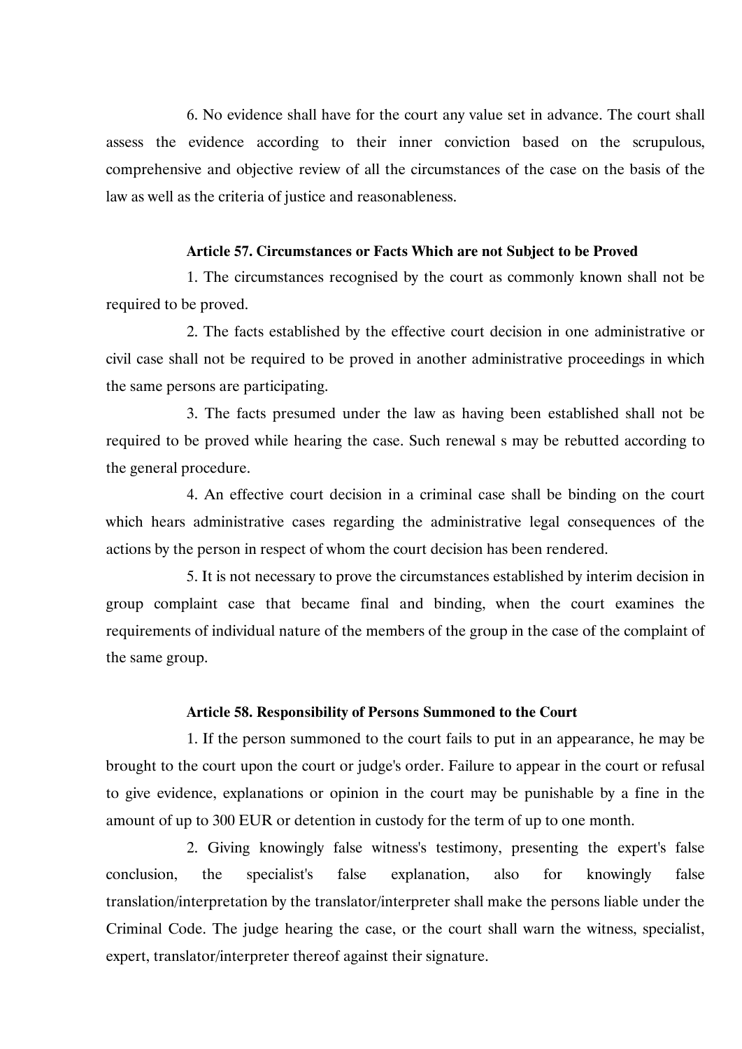6. No evidence shall have for the court any value set in advance. The court shall assess the evidence according to their inner conviction based on the scrupulous, comprehensive and objective review of all the circumstances of the case on the basis of the law as well as the criteria of justice and reasonableness.

### Article 57. Circumstances or Facts Which are not Subject to be Proved

1. The circumstances recognised by the court as commonly known shall not be required to be proved.

2. The facts established by the effective court decision in one administrative or civil case shall not be required to be proved in another administrative proceedings in which the same persons are participating.

3. The facts presumed under the law as having been established shall not be required to be proved while hearing the case. Such renewal s may be rebutted according to the general procedure.

4. An effective court decision in a criminal case shall be binding on the court which hears administrative cases regarding the administrative legal consequences of the actions by the person in respect of whom the court decision has been rendered.

5. It is not necessary to prove the circumstances established by interim decision in group complaint case that became final and binding, when the court examines the requirements of individual nature of the members of the group in the case of the complaint of the same group.

### Article 58. Responsibility of Persons Summoned to the Court

1. If the person summoned to the court fails to put in an appearance, he may be brought to the court upon the court or judge's order. Failure to appear in the court or refusal to give evidence, explanations or opinion in the court may be punishable by a fine in the amount of up to 300 EUR or detention in custody for the term of up to one month.

2. Giving knowingly false witness's testimony, presenting the expert's false conclusion, the specialist's false explanation, also for knowingly false translation/interpretation by the translator/interpreter shall make the persons liable under the Criminal Code. The judge hearing the case, or the court shall warn the witness, specialist, expert, translator/interpreter thereof against their signature.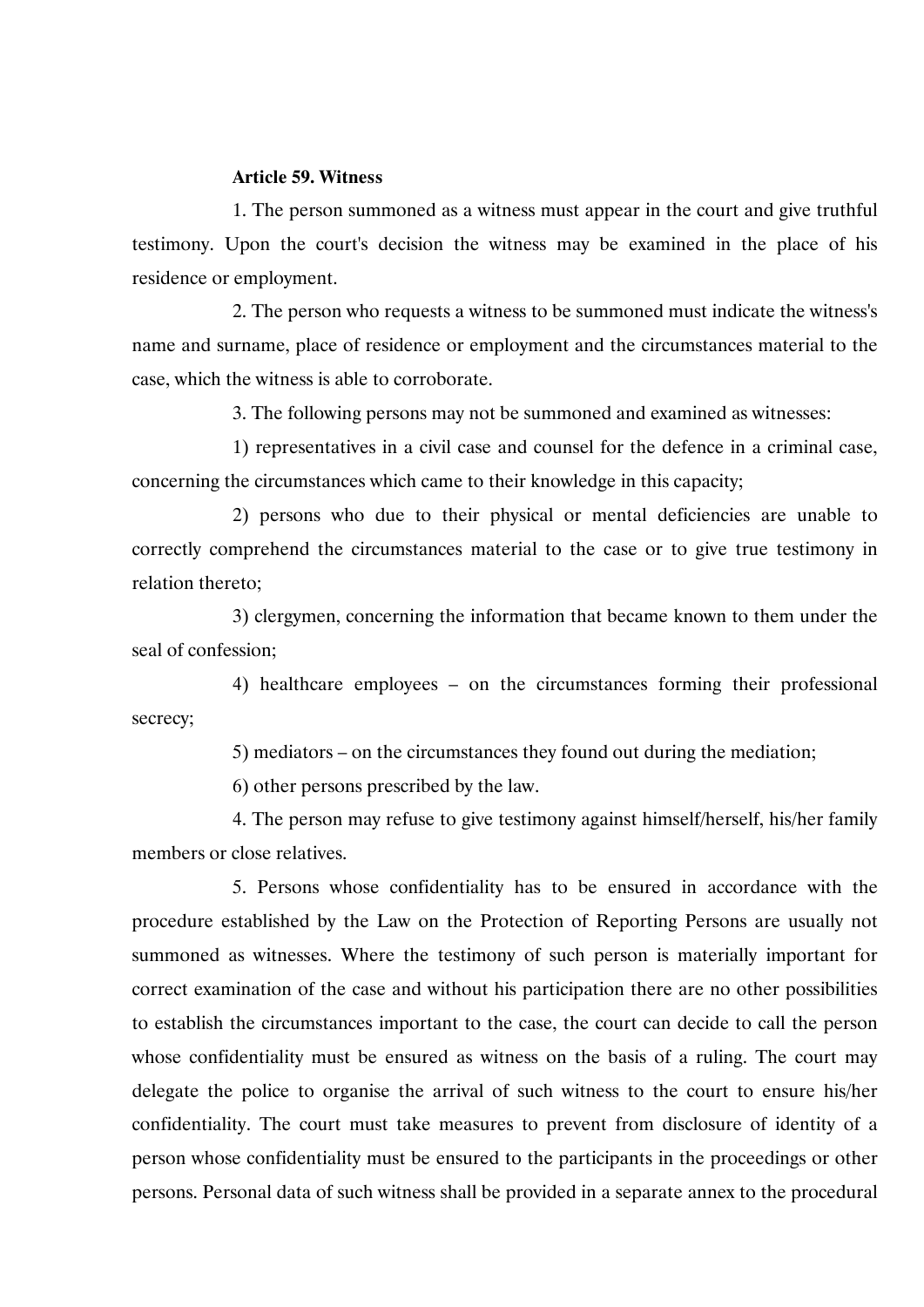**Article 59. Witness**

1. The person summoned as a witness must appear in the court and give truthful testimony. Upon the court's decision the witness may be examined in the place of his residence or employment.

2. The person who requests a witness to be summoned must indicate the witness's name and surname, place of residence or employment and the circumstances material to the case, which the witness is able to corroborate.

3. The following persons may not be summoned and examined as witnesses:

1) representatives in a civil case and counsel for the defence in a criminal case, concerning the circumstances which came to their knowledge in this capacity;

2) persons who due to their physical or mental deficiencies are unable to correctly comprehend the circumstances material to the case or to give true testimony in relation thereto;

3) clergymen, concerning the information that became known to them under the seal of confession;

4) healthcare employees – on the circumstances forming their professional secrecy;

5) mediators – on the circumstances they found out during the mediation;

6) other persons prescribed by the law.

4. The person may refuse to give testimony against himself/herself, his/her family members or close relatives.

5. Persons whose confidentiality has to be ensured in accordance with the procedure established by the Law on the Protection of Reporting Persons are usually not summoned as witnesses. Where the testimony of such person is materially important for correct examination of the case and without his participation there are no other possibilities to establish the circumstances important to the case, the court can decide to call the person whose confidentiality must be ensured as witness on the basis of a ruling. The court may delegate the police to organise the arrival of such witness to the court to ensure his/her confidentiality. The court must take measures to prevent from disclosure of identity of a person whose confidentiality must be ensured to the participants in the proceedings or other persons. Personal data of such witness shall be provided in a separate annex to the procedural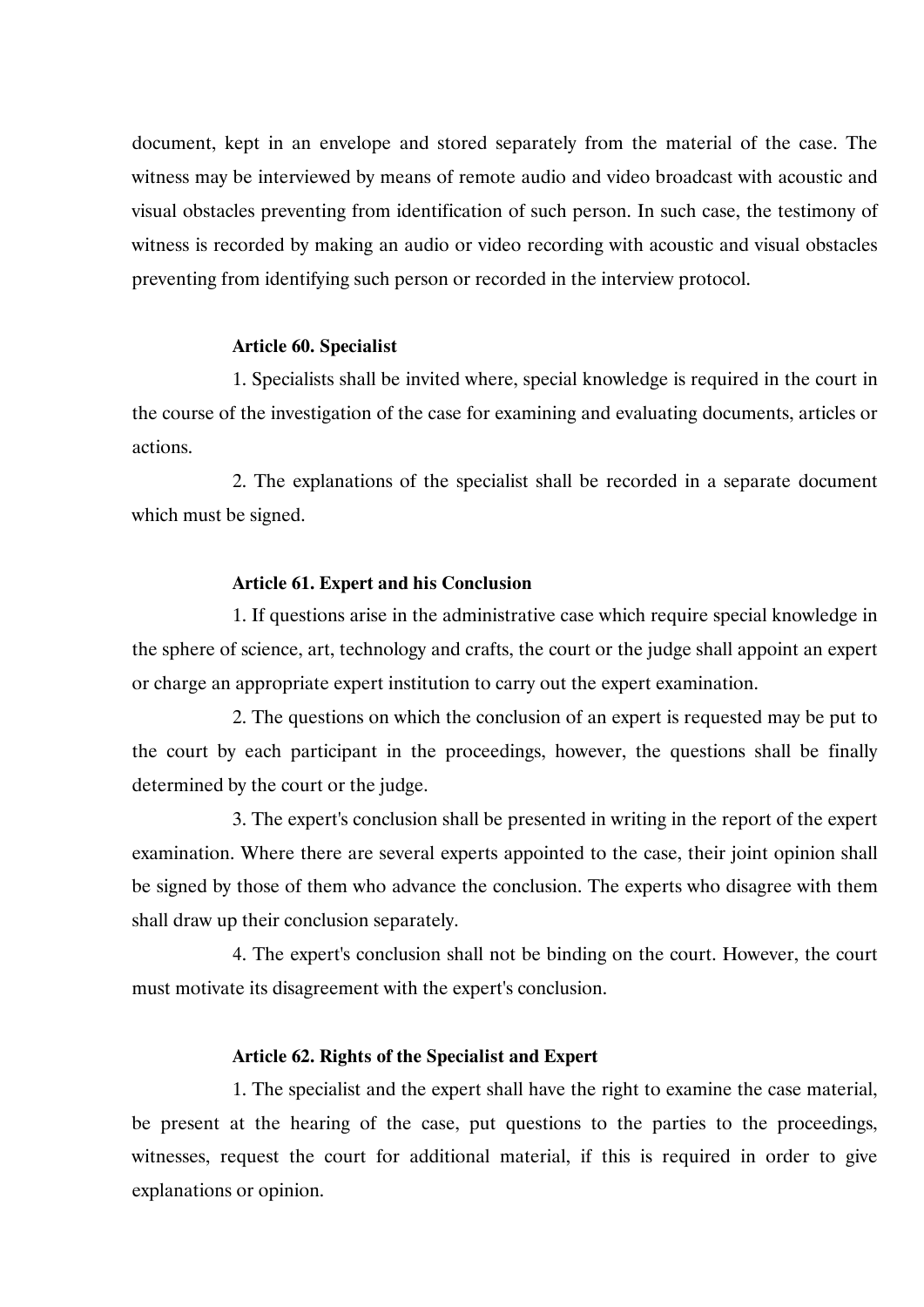document, kept in an envelope and stored separately from the material of the case. The witness may be interviewed by means of remote audio and video broadcast with acoustic and visual obstacles preventing from identification of such person. In such case, the testimony of witness is recorded by making an audio or video recording with acoustic and visual obstacles preventing from identifying such person or recorded in the interview protocol.

**Article 60. Specialist**

1. Specialists shall be invited where, special knowledge is required in the court in the course of the investigation of the case for examining and evaluating documents, articles or actions.

2. The explanations of the specialist shall be recorded in a separate document which must be signed.

**Article 61. Expert and his Conclusion**

1. If questions arise in the administrative case which require special knowledge in the sphere of science, art, technology and crafts, the court or the judge shall appoint an expert or charge an appropriate expert institution to carry out the expert examination.

2. The questions on which the conclusion of an expert is requested may be put to the court by each participant in the proceedings, however, the questions shall be finally determined by the court or the judge.

3. The expert's conclusion shall be presented in writing in the report of the expert examination. Where there are several experts appointed to the case, their joint opinion shall be signed by those of them who advance the conclusion. The experts who disagree with them shall draw up their conclusion separately.

4. The expert's conclusion shall not be binding on the court. However, the court must motivate its disagreement with the expert's conclusion.

**Article 62. Rights of the Specialist and Expert**

1. The specialist and the expert shall have the right to examine the case material, be present at the hearing of the case, put questions to the parties to the proceedings, witnesses, request the court for additional material, if this is required in order to give explanations or opinion.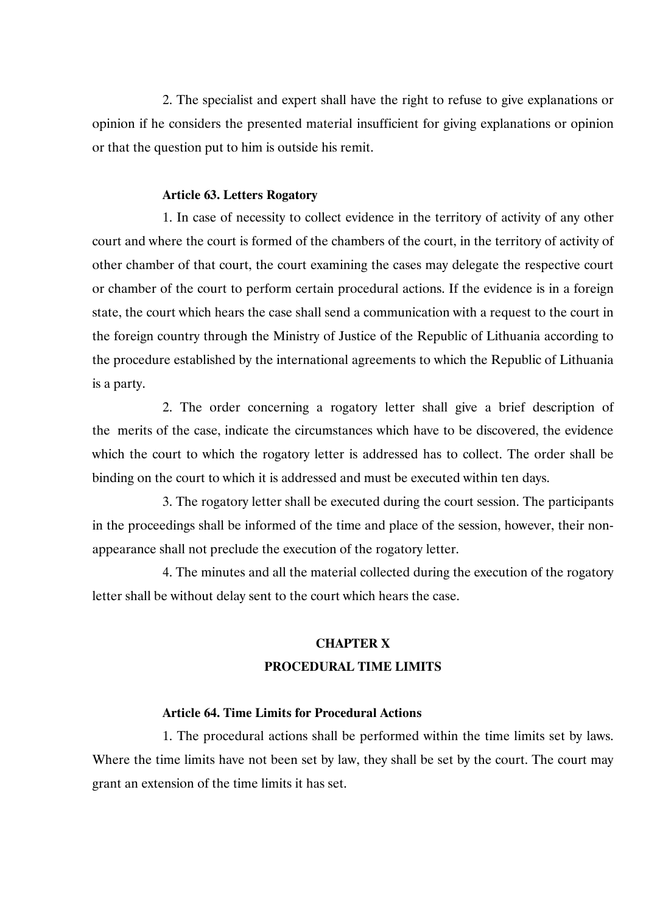2. The specialist and expert shall have the right to refuse to give explanations or opinion if he considers the presented material insufficient for giving explanations or opinion or that the question put to him is outside his remit.

### Article 63. Letters Rogatory

1. In case of necessity to collect evidence in the territory of activity of any other court and where the court is formed of the chambers of the court, in the territory of activity of other chamber of that court, the court examining the cases may delegate the respective court or chamber of the court to perform certain procedural actions. If the evidence is in a foreign state, the court which hears the case shall send a communication with a request to the court in the foreign country through the Ministry of Justice of the Republic of Lithuania according to the procedure established by the international agreements to which the Republic of Lithuania is a party.

2. The order concerning a rogatory letter shall give a brief description of the merits of the case, indicate the circumstances which have to be discovered, the evidence which the court to which the rogatory letter is addressed has to collect. The order shall be binding on the court to which it is addressed and must be executed within ten days.

3. The rogatory letter shall be executed during the court session. The participants in the proceedings shall be informed of the time and place of the session, however, their non-appearance shall not preclude the execution of the rogatory letter.

4. The minutes and all the material collected during the execution of the rogatory letter shall be without delay sent to the court which hears the case.

## CHAPTER X
## PROCEDURAL TIME LIMITS

### Article 64. Time Limits for Procedural Actions

1. The procedural actions shall be performed within the time limits set by laws. Where the time limits have not been set by law, they shall be set by the court. The court may grant an extension of the time limits it has set.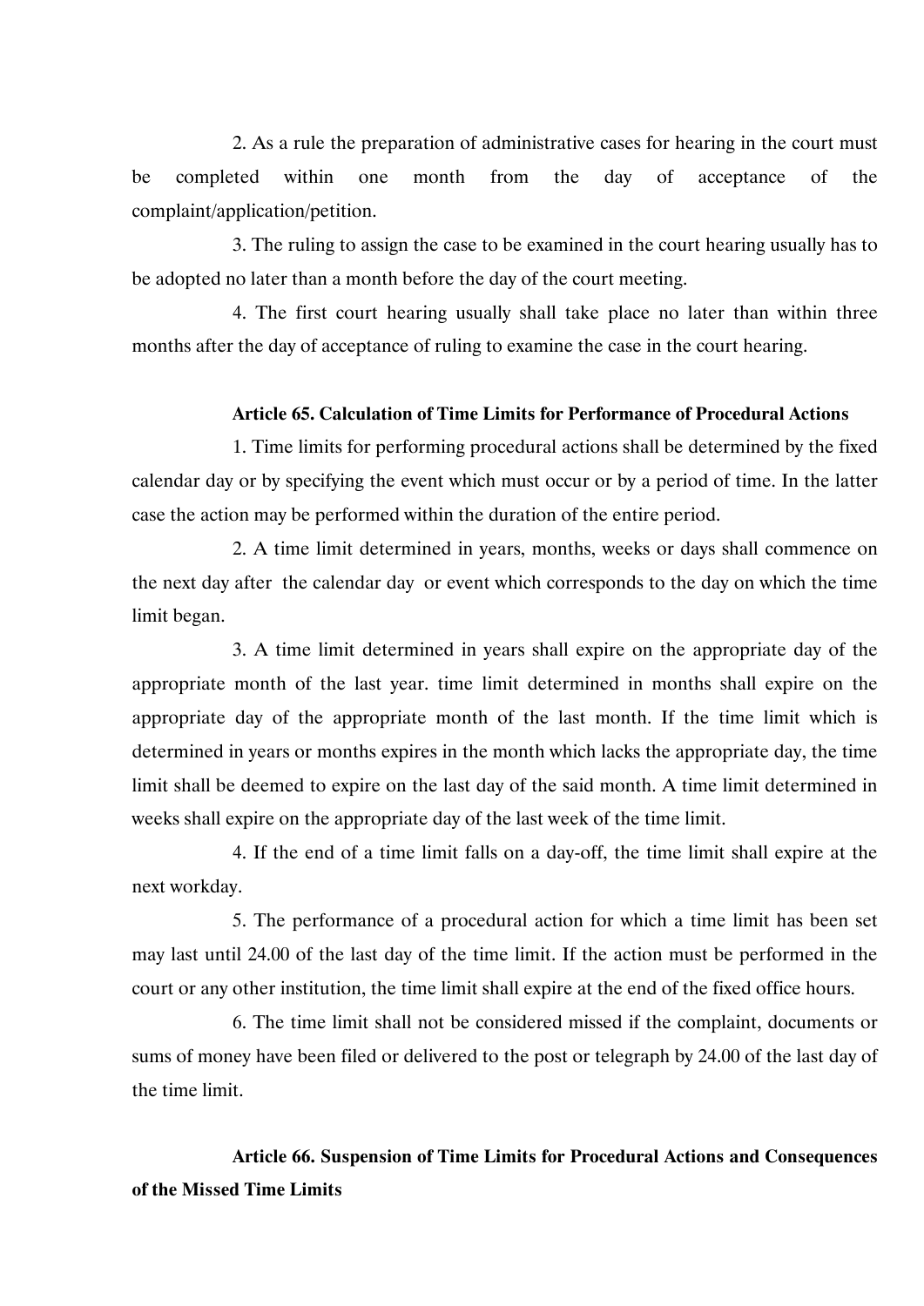2. As a rule the preparation of administrative cases for hearing in the court must be completed within one month from the day of acceptance of the complaint/application/petition.

3. The ruling to assign the case to be examined in the court hearing usually has to be adopted no later than a month before the day of the court meeting.

4. The first court hearing usually shall take place no later than within three months after the day of acceptance of ruling to examine the case in the court hearing.

**Article 65. Calculation of Time Limits for Performance of Procedural Actions**

1. Time limits for performing procedural actions shall be determined by the fixed calendar day or by specifying the event which must occur or by a period of time. In the latter case the action may be performed within the duration of the entire period.

2. A time limit determined in years, months, weeks or days shall commence on the next day after the calendar day or event which corresponds to the day on which the time limit began.

3. A time limit determined in years shall expire on the appropriate day of the appropriate month of the last year. time limit determined in months shall expire on the appropriate day of the appropriate month of the last month. If the time limit which is determined in years or months expires in the month which lacks the appropriate day, the time limit shall be deemed to expire on the last day of the said month. A time limit determined in weeks shall expire on the appropriate day of the last week of the time limit.

4. If the end of a time limit falls on a day-off, the time limit shall expire at the next workday.

5. The performance of a procedural action for which a time limit has been set may last until 24.00 of the last day of the time limit. If the action must be performed in the court or any other institution, the time limit shall expire at the end of the fixed office hours.

6. The time limit shall not be considered missed if the complaint, documents or sums of money have been filed or delivered to the post or telegraph by 24.00 of the last day of the time limit.

**Article 66. Suspension of Time Limits for Procedural Actions and Consequences of the Missed Time Limits**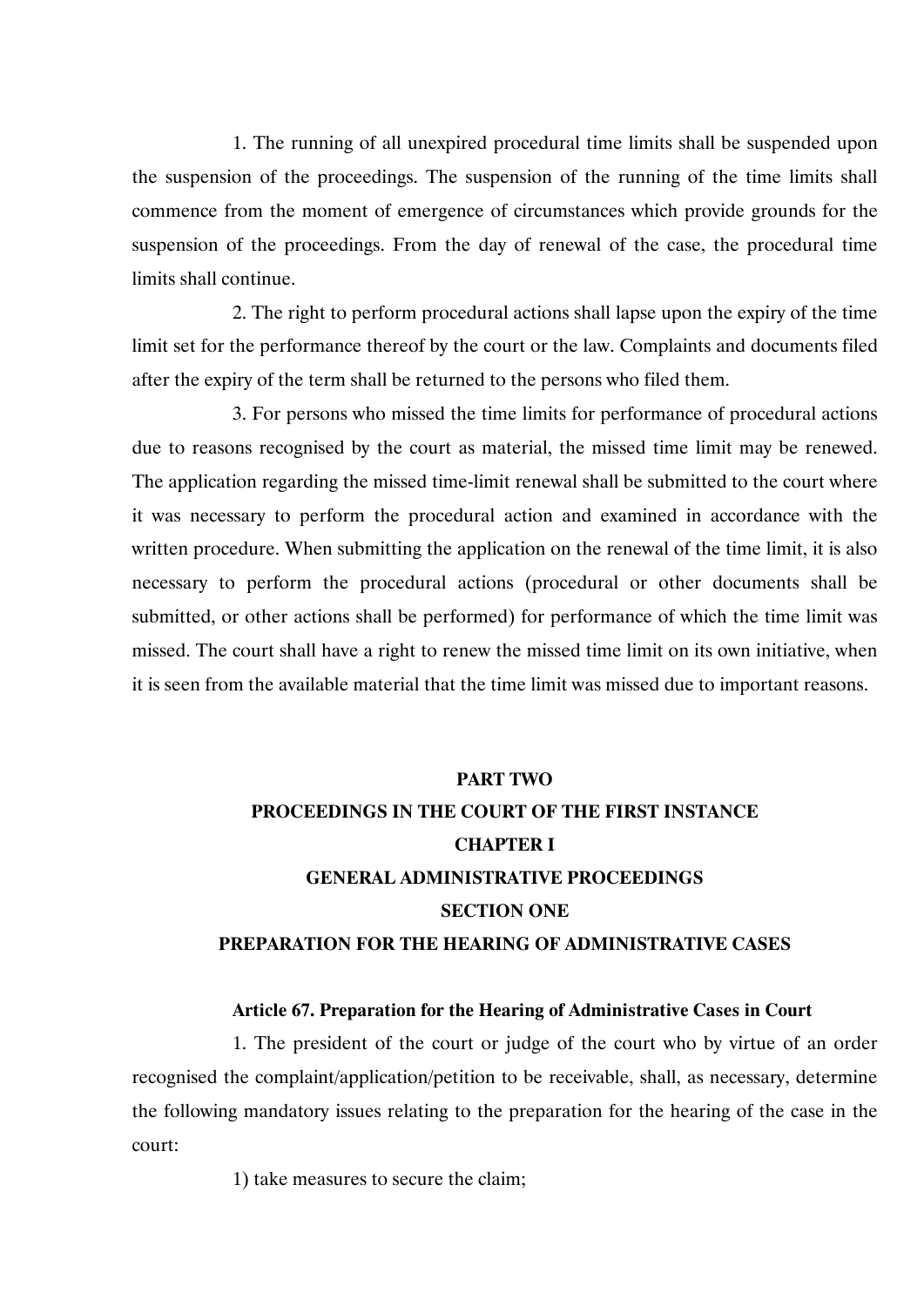1. The running of all unexpired procedural time limits shall be suspended upon the suspension of the proceedings. The suspension of the running of the time limits shall commence from the moment of emergence of circumstances which provide grounds for the suspension of the proceedings. From the day of renewal of the case, the procedural time limits shall continue.

2. The right to perform procedural actions shall lapse upon the expiry of the time limit set for the performance thereof by the court or the law. Complaints and documents filed after the expiry of the term shall be returned to the persons who filed them.

3. For persons who missed the time limits for performance of procedural actions due to reasons recognised by the court as material, the missed time limit may be renewed. The application regarding the missed time-limit renewal shall be submitted to the court where it was necessary to perform the procedural action and examined in accordance with the written procedure. When submitting the application on the renewal of the time limit, it is also necessary to perform the procedural actions (procedural or other documents shall be submitted, or other actions shall be performed) for performance of which the time limit was missed. The court shall have a right to renew the missed time limit on its own initiative, when it is seen from the available material that the time limit was missed due to important reasons.

# PART TWO
# PROCEEDINGS IN THE COURT OF THE FIRST INSTANCE
## CHAPTER I
## GENERAL ADMINISTRATIVE PROCEEDINGS
### SECTION ONE
### PREPARATION FOR THE HEARING OF ADMINISTRATIVE CASES

**Article 67. Preparation for the Hearing of Administrative Cases in Court**

1. The president of the court or judge of the court who by virtue of an order recognised the complaint/application/petition to be receivable, shall, as necessary, determine the following mandatory issues relating to the preparation for the hearing of the case in the court:

1) take measures to secure the claim;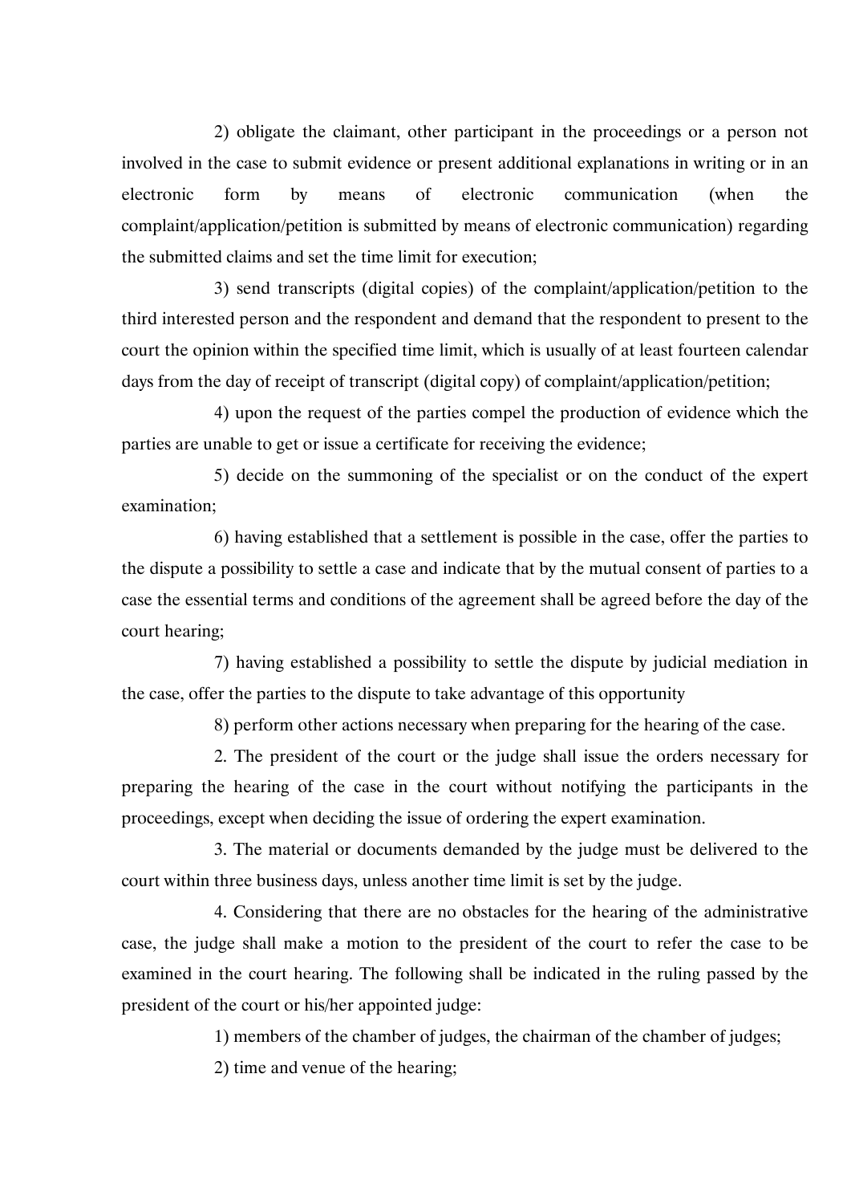2) obligate the claimant, other participant in the proceedings or a person not involved in the case to submit evidence or present additional explanations in writing or in an electronic form by means of electronic communication (when the complaint/application/petition is submitted by means of electronic communication) regarding the submitted claims and set the time limit for execution;

3) send transcripts (digital copies) of the complaint/application/petition to the third interested person and the respondent and demand that the respondent to present to the court the opinion within the specified time limit, which is usually of at least fourteen calendar days from the day of receipt of transcript (digital copy) of complaint/application/petition;

4) upon the request of the parties compel the production of evidence which the parties are unable to get or issue a certificate for receiving the evidence;

5) decide on the summoning of the specialist or on the conduct of the expert examination;

6) having established that a settlement is possible in the case, offer the parties to the dispute a possibility to settle a case and indicate that by the mutual consent of parties to a case the essential terms and conditions of the agreement shall be agreed before the day of the court hearing;

7) having established a possibility to settle the dispute by judicial mediation in the case, offer the parties to the dispute to take advantage of this opportunity

8) perform other actions necessary when preparing for the hearing of the case.

2. The president of the court or the judge shall issue the orders necessary for preparing the hearing of the case in the court without notifying the participants in the proceedings, except when deciding the issue of ordering the expert examination.

3. The material or documents demanded by the judge must be delivered to the court within three business days, unless another time limit is set by the judge.

4. Considering that there are no obstacles for the hearing of the administrative case, the judge shall make a motion to the president of the court to refer the case to be examined in the court hearing. The following shall be indicated in the ruling passed by the president of the court or his/her appointed judge:

1) members of the chamber of judges, the chairman of the chamber of judges;

2) time and venue of the hearing;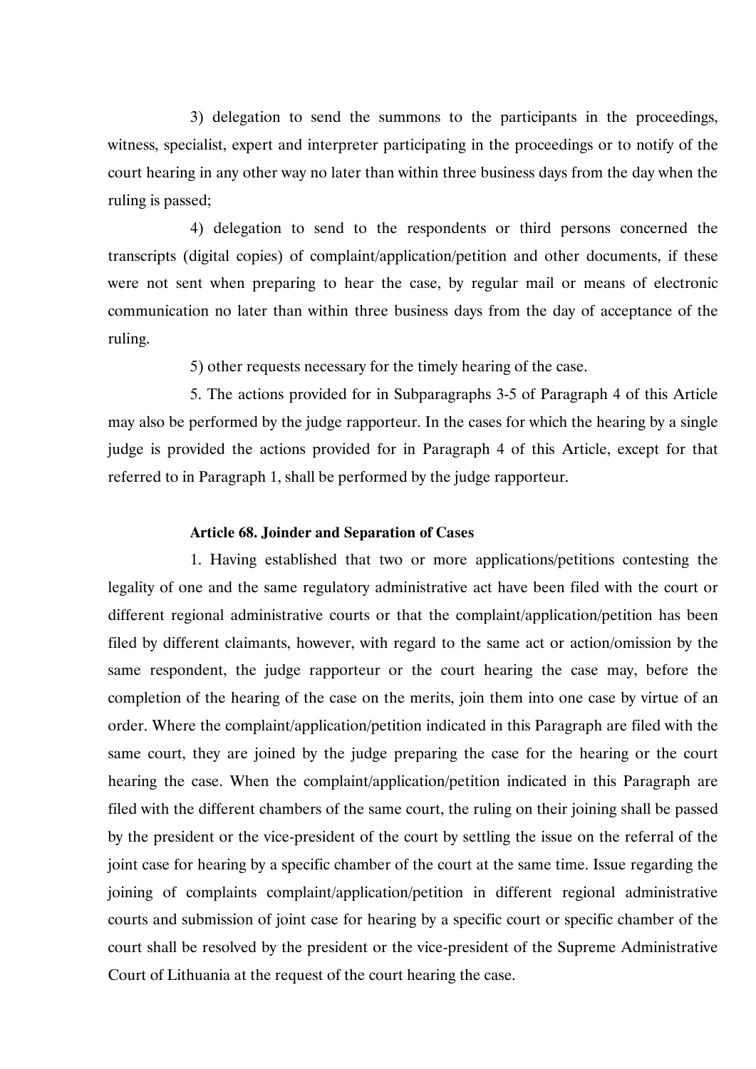3) delegation to send the summons to the participants in the proceedings, witness, specialist, expert and interpreter participating in the proceedings or to notify of the court hearing in any other way no later than within three business days from the day when the ruling is passed;

4) delegation to send to the respondents or third persons concerned the transcripts (digital copies) of complaint/application/petition and other documents, if these were not sent when preparing to hear the case, by regular mail or means of electronic communication no later than within three business days from the day of acceptance of the ruling.

5) other requests necessary for the timely hearing of the case.

5. The actions provided for in Subparagraphs 3-5 of Paragraph 4 of this Article may also be performed by the judge rapporteur. In the cases for which the hearing by a single judge is provided the actions provided for in Paragraph 4 of this Article, except for that referred to in Paragraph 1, shall be performed by the judge rapporteur.

**Article 68. Joinder and Separation of Cases**

1. Having established that two or more applications/petitions contesting the legality of one and the same regulatory administrative act have been filed with the court or different regional administrative courts or that the complaint/application/petition has been filed by different claimants, however, with regard to the same act or action/omission by the same respondent, the judge rapporteur or the court hearing the case may, before the completion of the hearing of the case on the merits, join them into one case by virtue of an order. Where the complaint/application/petition indicated in this Paragraph are filed with the same court, they are joined by the judge preparing the case for the hearing or the court hearing the case. When the complaint/application/petition indicated in this Paragraph are filed with the different chambers of the same court, the ruling on their joining shall be passed by the president or the vice-president of the court by settling the issue on the referral of the joint case for hearing by a specific chamber of the court at the same time. Issue regarding the joining of complaints complaint/application/petition in different regional administrative courts and submission of joint case for hearing by a specific court or specific chamber of the court shall be resolved by the president or the vice-president of the Supreme Administrative Court of Lithuania at the request of the court hearing the case.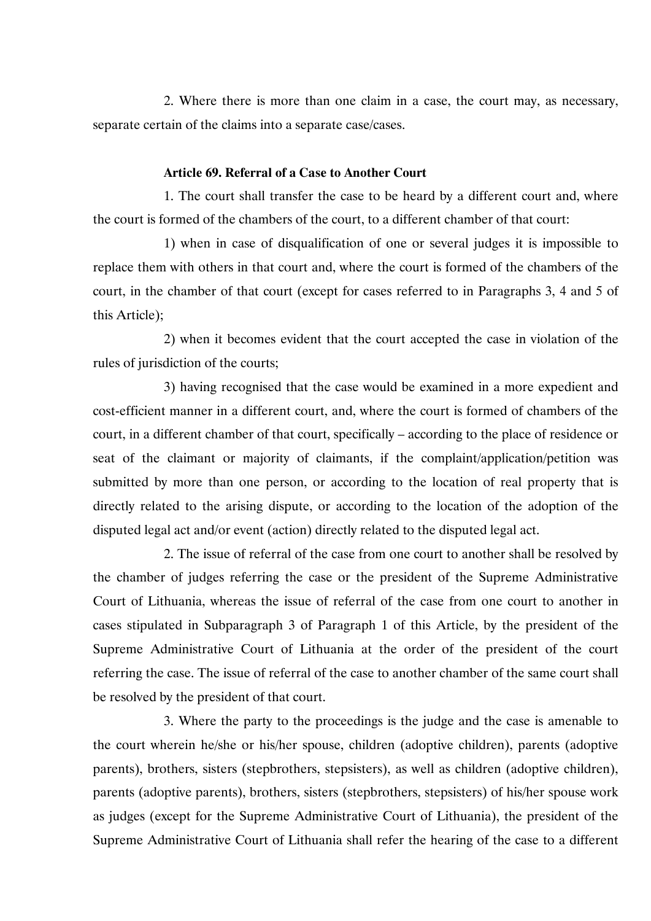2. Where there is more than one claim in a case, the court may, as necessary, separate certain of the claims into a separate case/cases.

**Article 69. Referral of a Case to Another Court**

1. The court shall transfer the case to be heard by a different court and, where the court is formed of the chambers of the court, to a different chamber of that court:

1) when in case of disqualification of one or several judges it is impossible to replace them with others in that court and, where the court is formed of the chambers of the court, in the chamber of that court (except for cases referred to in Paragraphs 3, 4 and 5 of this Article);

2) when it becomes evident that the court accepted the case in violation of the rules of jurisdiction of the courts;

3) having recognised that the case would be examined in a more expedient and cost-efficient manner in a different court, and, where the court is formed of chambers of the court, in a different chamber of that court, specifically – according to the place of residence or seat of the claimant or majority of claimants, if the complaint/application/petition was submitted by more than one person, or according to the location of real property that is directly related to the arising dispute, or according to the location of the adoption of the disputed legal act and/or event (action) directly related to the disputed legal act.

2. The issue of referral of the case from one court to another shall be resolved by the chamber of judges referring the case or the president of the Supreme Administrative Court of Lithuania, whereas the issue of referral of the case from one court to another in cases stipulated in Subparagraph 3 of Paragraph 1 of this Article, by the president of the Supreme Administrative Court of Lithuania at the order of the president of the court referring the case. The issue of referral of the case to another chamber of the same court shall be resolved by the president of that court.

3. Where the party to the proceedings is the judge and the case is amenable to the court wherein he/she or his/her spouse, children (adoptive children), parents (adoptive parents), brothers, sisters (stepbrothers, stepsisters), as well as children (adoptive children), parents (adoptive parents), brothers, sisters (stepbrothers, stepsisters) of his/her spouse work as judges (except for the Supreme Administrative Court of Lithuania), the president of the Supreme Administrative Court of Lithuania shall refer the hearing of the case to a different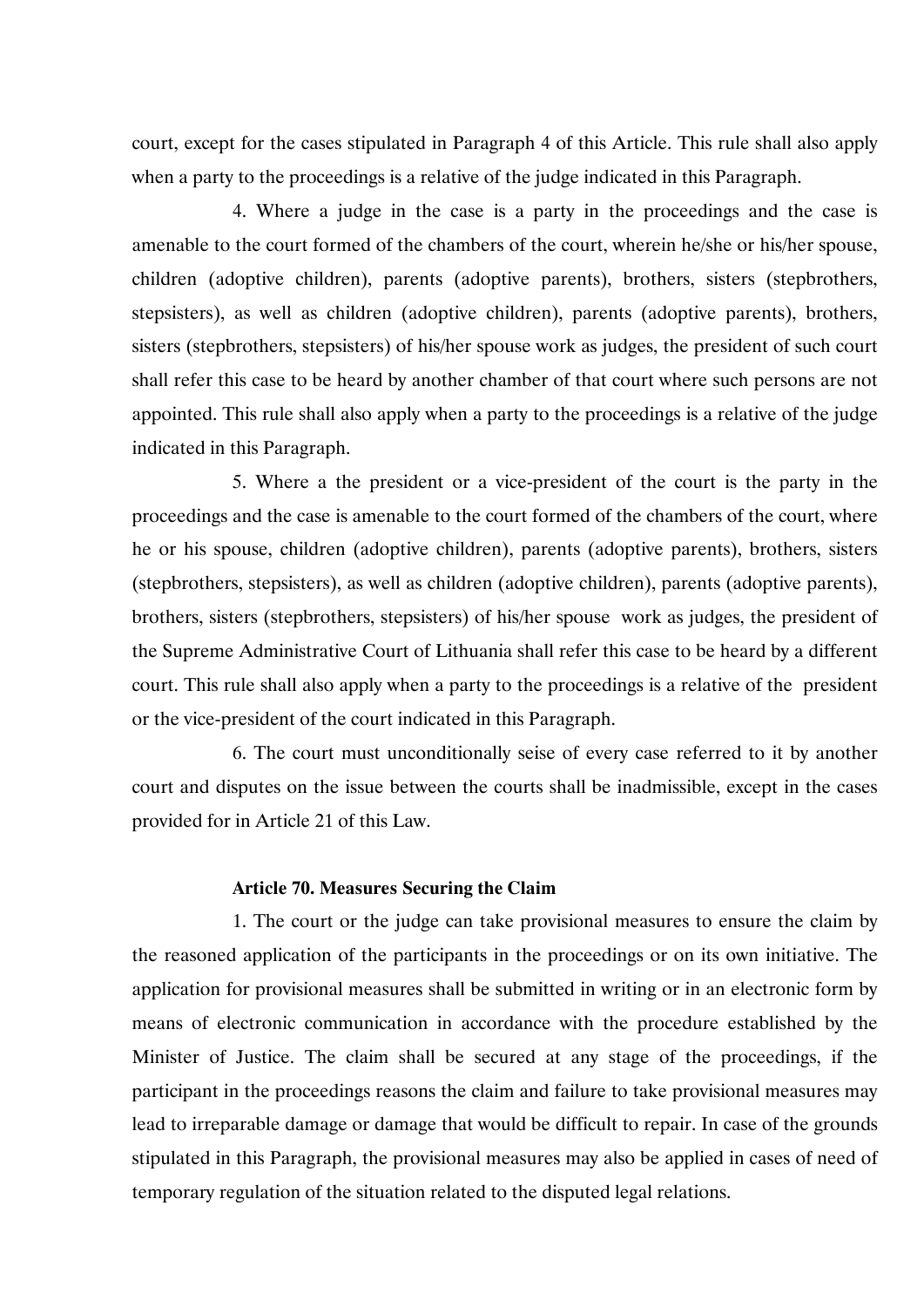court, except for the cases stipulated in Paragraph 4 of this Article. This rule shall also apply when a party to the proceedings is a relative of the judge indicated in this Paragraph.

4. Where a judge in the case is a party in the proceedings and the case is amenable to the court formed of the chambers of the court, wherein he/she or his/her spouse, children (adoptive children), parents (adoptive parents), brothers, sisters (stepbrothers, stepsisters), as well as children (adoptive children), parents (adoptive parents), brothers, sisters (stepbrothers, stepsisters) of his/her spouse work as judges, the president of such court shall refer this case to be heard by another chamber of that court where such persons are not appointed. This rule shall also apply when a party to the proceedings is a relative of the judge indicated in this Paragraph.

5. Where a the president or a vice-president of the court is the party in the proceedings and the case is amenable to the court formed of the chambers of the court, where he or his spouse, children (adoptive children), parents (adoptive parents), brothers, sisters (stepbrothers, stepsisters), as well as children (adoptive children), parents (adoptive parents), brothers, sisters (stepbrothers, stepsisters) of his/her spouse work as judges, the president of the Supreme Administrative Court of Lithuania shall refer this case to be heard by a different court. This rule shall also apply when a party to the proceedings is a relative of the president or the vice-president of the court indicated in this Paragraph.

6. The court must unconditionally seise of every case referred to it by another court and disputes on the issue between the courts shall be inadmissible, except in the cases provided for in Article 21 of this Law.

**Article 70. Measures Securing the Claim**

1. The court or the judge can take provisional measures to ensure the claim by the reasoned application of the participants in the proceedings or on its own initiative. The application for provisional measures shall be submitted in writing or in an electronic form by means of electronic communication in accordance with the procedure established by the Minister of Justice. The claim shall be secured at any stage of the proceedings, if the participant in the proceedings reasons the claim and failure to take provisional measures may lead to irreparable damage or damage that would be difficult to repair. In case of the grounds stipulated in this Paragraph, the provisional measures may also be applied in cases of need of temporary regulation of the situation related to the disputed legal relations.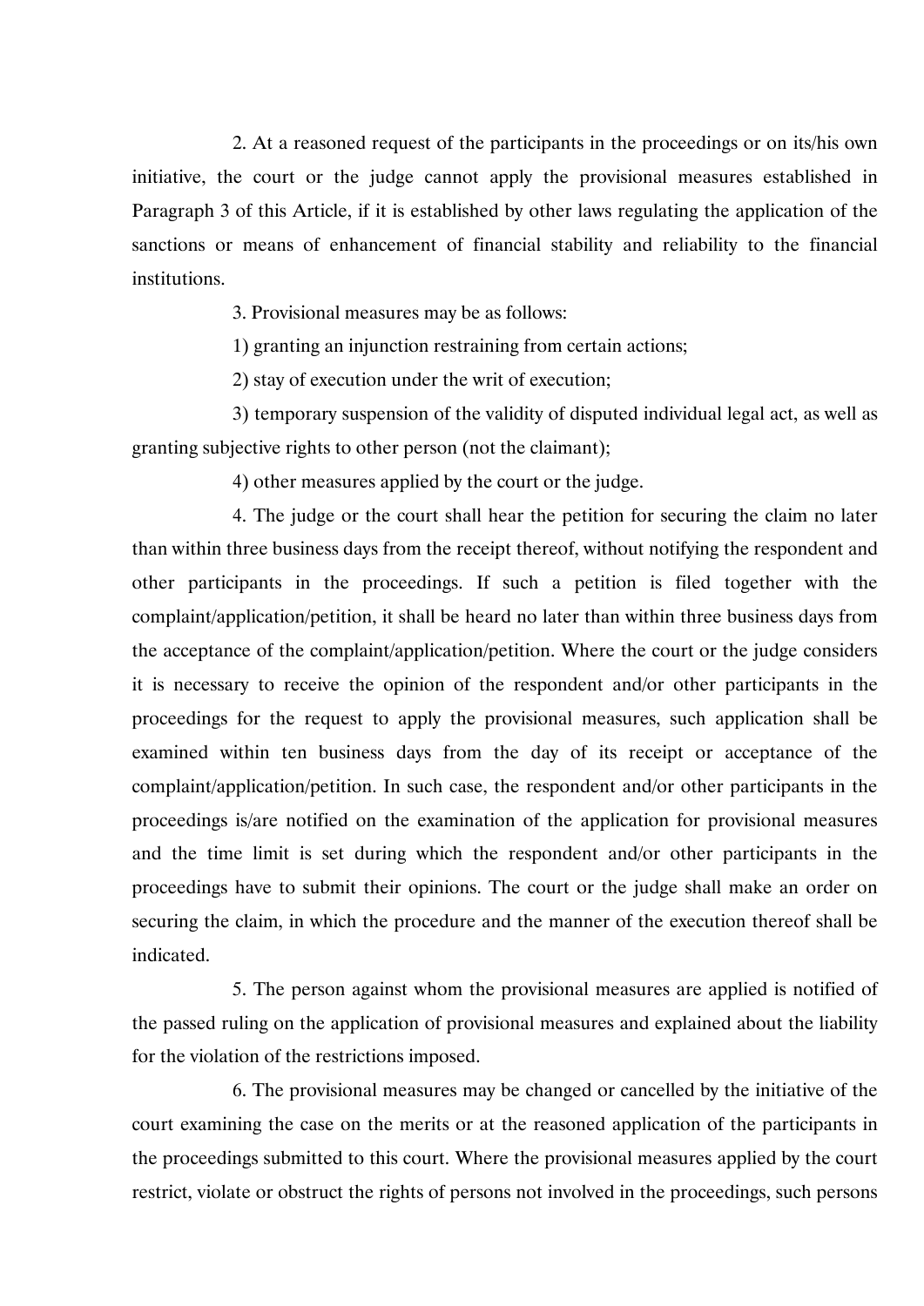2. At a reasoned request of the participants in the proceedings or on its/his own initiative, the court or the judge cannot apply the provisional measures established in Paragraph 3 of this Article, if it is established by other laws regulating the application of the sanctions or means of enhancement of financial stability and reliability to the financial institutions.

3. Provisional measures may be as follows:

1) granting an injunction restraining from certain actions;

2) stay of execution under the writ of execution;

3) temporary suspension of the validity of disputed individual legal act, as well as granting subjective rights to other person (not the claimant);

4) other measures applied by the court or the judge.

4. The judge or the court shall hear the petition for securing the claim no later than within three business days from the receipt thereof, without notifying the respondent and other participants in the proceedings. If such a petition is filed together with the complaint/application/petition, it shall be heard no later than within three business days from the acceptance of the complaint/application/petition. Where the court or the judge considers it is necessary to receive the opinion of the respondent and/or other participants in the proceedings for the request to apply the provisional measures, such application shall be examined within ten business days from the day of its receipt or acceptance of the complaint/application/petition. In such case, the respondent and/or other participants in the proceedings is/are notified on the examination of the application for provisional measures and the time limit is set during which the respondent and/or other participants in the proceedings have to submit their opinions. The court or the judge shall make an order on securing the claim, in which the procedure and the manner of the execution thereof shall be indicated.

5. The person against whom the provisional measures are applied is notified of the passed ruling on the application of provisional measures and explained about the liability for the violation of the restrictions imposed.

6. The provisional measures may be changed or cancelled by the initiative of the court examining the case on the merits or at the reasoned application of the participants in the proceedings submitted to this court. Where the provisional measures applied by the court restrict, violate or obstruct the rights of persons not involved in the proceedings, such persons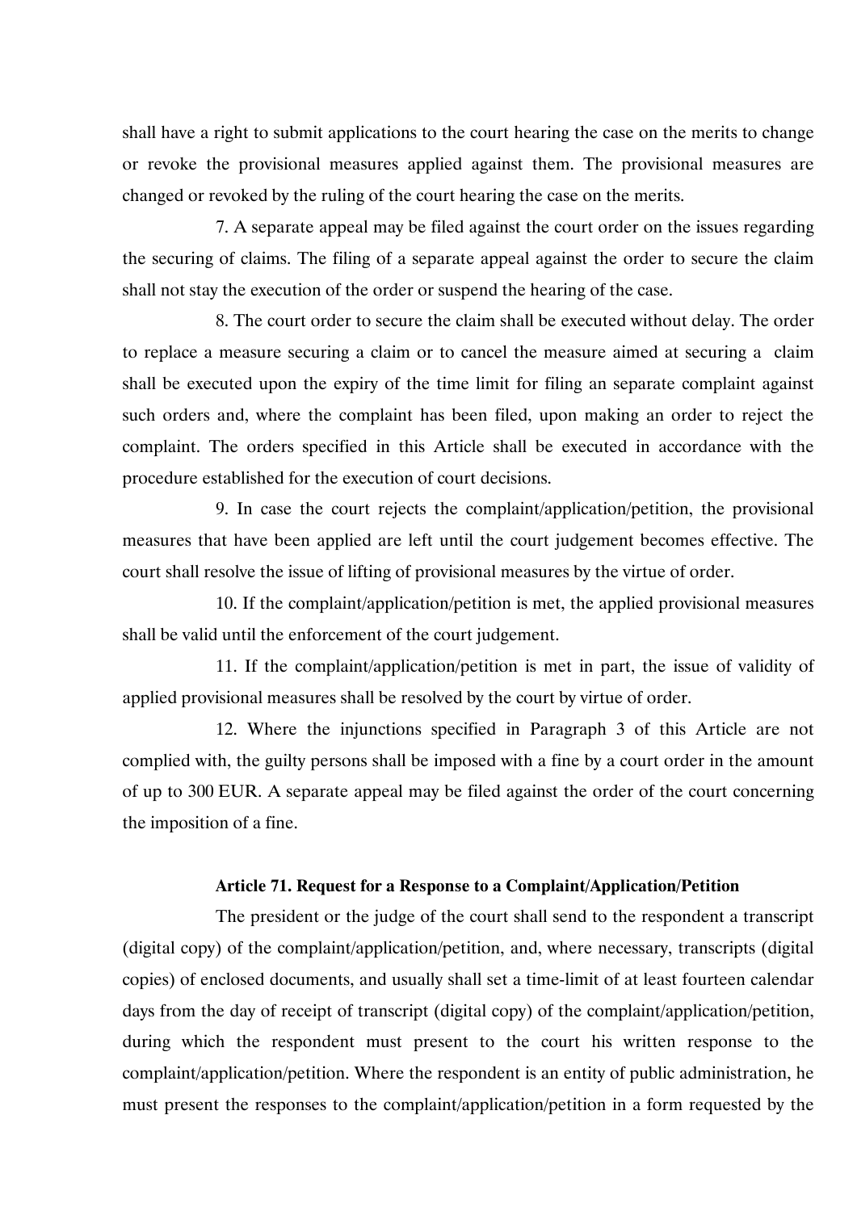shall have a right to submit applications to the court hearing the case on the merits to change or revoke the provisional measures applied against them. The provisional measures are changed or revoked by the ruling of the court hearing the case on the merits.

7. A separate appeal may be filed against the court order on the issues regarding the securing of claims. The filing of a separate appeal against the order to secure the claim shall not stay the execution of the order or suspend the hearing of the case.

8. The court order to secure the claim shall be executed without delay. The order to replace a measure securing a claim or to cancel the measure aimed at securing a claim shall be executed upon the expiry of the time limit for filing an separate complaint against such orders and, where the complaint has been filed, upon making an order to reject the complaint. The orders specified in this Article shall be executed in accordance with the procedure established for the execution of court decisions.

9. In case the court rejects the complaint/application/petition, the provisional measures that have been applied are left until the court judgement becomes effective. The court shall resolve the issue of lifting of provisional measures by the virtue of order.

10. If the complaint/application/petition is met, the applied provisional measures shall be valid until the enforcement of the court judgement.

11. If the complaint/application/petition is met in part, the issue of validity of applied provisional measures shall be resolved by the court by virtue of order.

12. Where the injunctions specified in Paragraph 3 of this Article are not complied with, the guilty persons shall be imposed with a fine by a court order in the amount of up to 300 EUR. A separate appeal may be filed against the order of the court concerning the imposition of a fine.

### Article 71. Request for a Response to a Complaint/Application/Petition

The president or the judge of the court shall send to the respondent a transcript (digital copy) of the complaint/application/petition, and, where necessary, transcripts (digital copies) of enclosed documents, and usually shall set a time-limit of at least fourteen calendar days from the day of receipt of transcript (digital copy) of the complaint/application/petition, during which the respondent must present to the court his written response to the complaint/application/petition. Where the respondent is an entity of public administration, he must present the responses to the complaint/application/petition in a form requested by the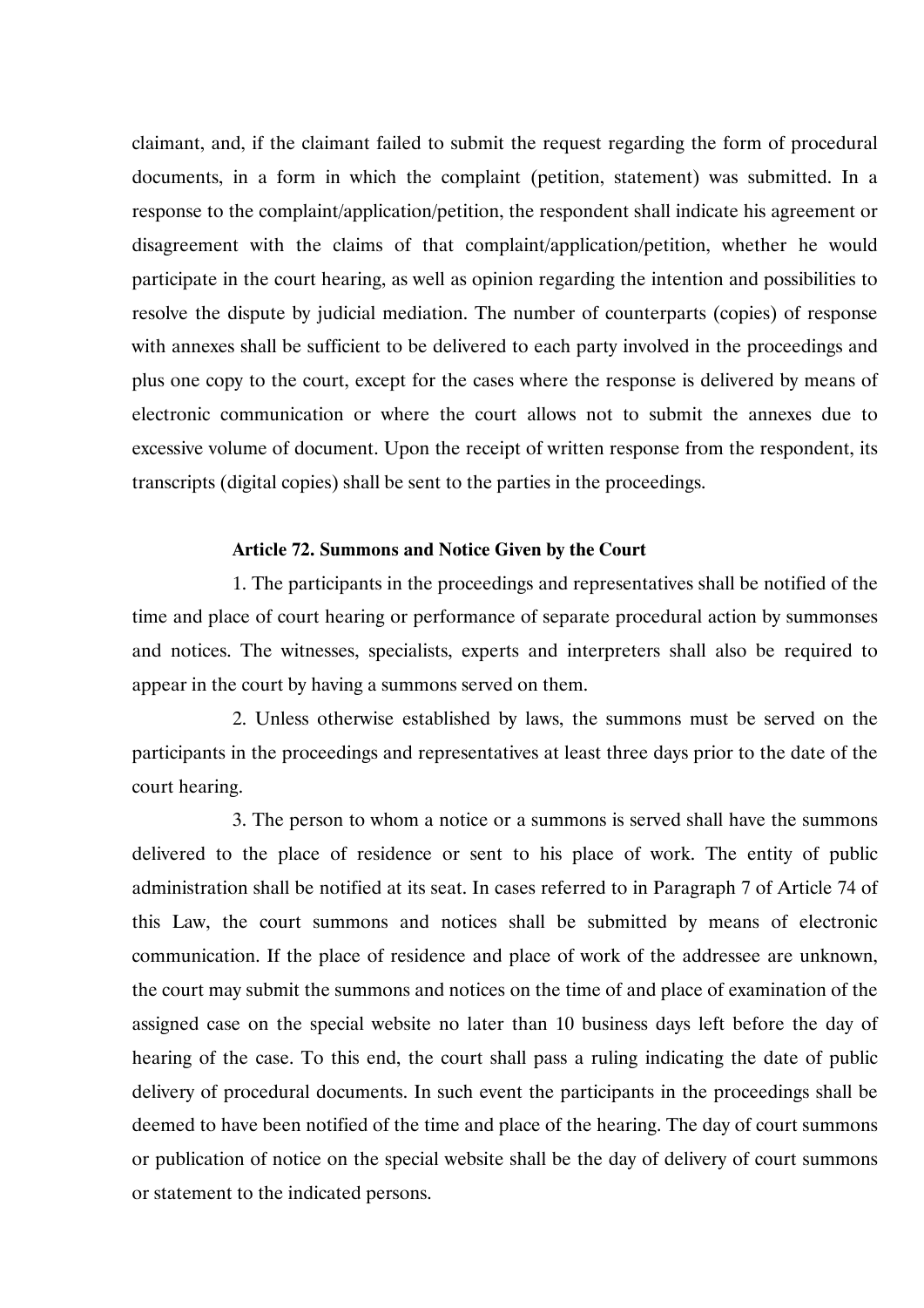claimant, and, if the claimant failed to submit the request regarding the form of procedural documents, in a form in which the complaint (petition, statement) was submitted. In a response to the complaint/application/petition, the respondent shall indicate his agreement or disagreement with the claims of that complaint/application/petition, whether he would participate in the court hearing, as well as opinion regarding the intention and possibilities to resolve the dispute by judicial mediation. The number of counterparts (copies) of response with annexes shall be sufficient to be delivered to each party involved in the proceedings and plus one copy to the court, except for the cases where the response is delivered by means of electronic communication or where the court allows not to submit the annexes due to excessive volume of document. Upon the receipt of written response from the respondent, its transcripts (digital copies) shall be sent to the parties in the proceedings.

**Article 72. Summons and Notice Given by the Court**

1. The participants in the proceedings and representatives shall be notified of the time and place of court hearing or performance of separate procedural action by summonses and notices. The witnesses, specialists, experts and interpreters shall also be required to appear in the court by having a summons served on them.

2. Unless otherwise established by laws, the summons must be served on the participants in the proceedings and representatives at least three days prior to the date of the court hearing.

3. The person to whom a notice or a summons is served shall have the summons delivered to the place of residence or sent to his place of work. The entity of public administration shall be notified at its seat. In cases referred to in Paragraph 7 of Article 74 of this Law, the court summons and notices shall be submitted by means of electronic communication. If the place of residence and place of work of the addressee are unknown, the court may submit the summons and notices on the time of and place of examination of the assigned case on the special website no later than 10 business days left before the day of hearing of the case. To this end, the court shall pass a ruling indicating the date of public delivery of procedural documents. In such event the participants in the proceedings shall be deemed to have been notified of the time and place of the hearing. The day of court summons or publication of notice on the special website shall be the day of delivery of court summons or statement to the indicated persons.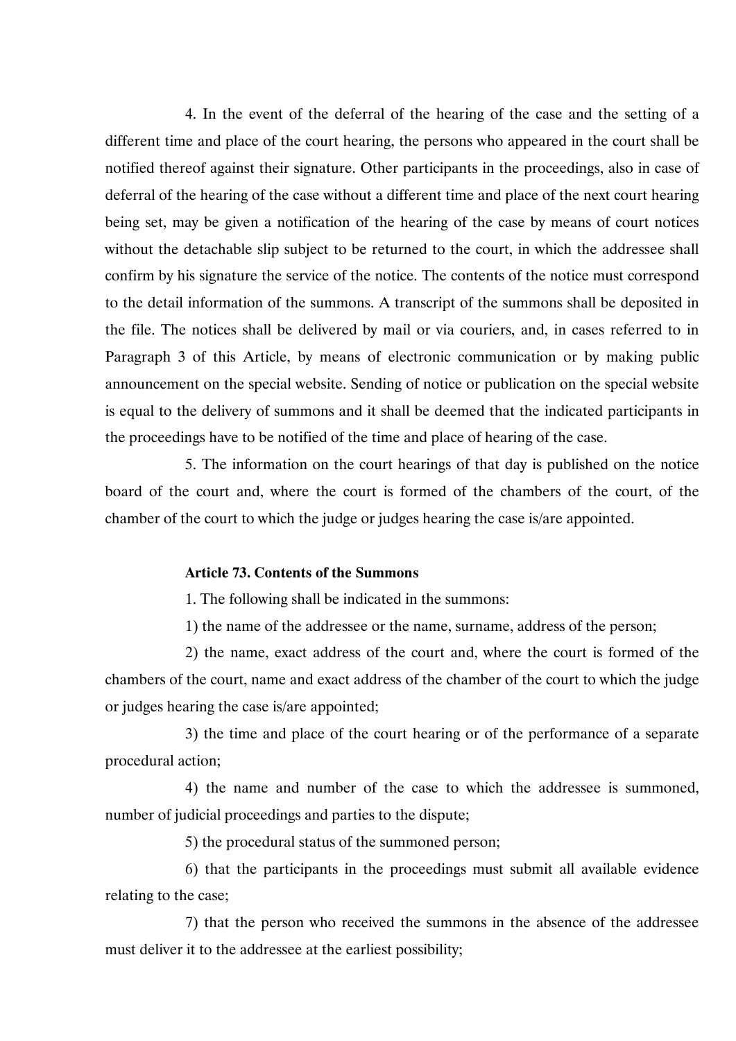4. In the event of the deferral of the hearing of the case and the setting of a different time and place of the court hearing, the persons who appeared in the court shall be notified thereof against their signature. Other participants in the proceedings, also in case of deferral of the hearing of the case without a different time and place of the next court hearing being set, may be given a notification of the hearing of the case by means of court notices without the detachable slip subject to be returned to the court, in which the addressee shall confirm by his signature the service of the notice. The contents of the notice must correspond to the detail information of the summons. A transcript of the summons shall be deposited in the file. The notices shall be delivered by mail or via couriers, and, in cases referred to in Paragraph 3 of this Article, by means of electronic communication or by making public announcement on the special website. Sending of notice or publication on the special website is equal to the delivery of summons and it shall be deemed that the indicated participants in the proceedings have to be notified of the time and place of hearing of the case.

5. The information on the court hearings of that day is published on the notice board of the court and, where the court is formed of the chambers of the court, of the chamber of the court to which the judge or judges hearing the case is/are appointed.

**Article 73. Contents of the Summons**

1. The following shall be indicated in the summons:

1) the name of the addressee or the name, surname, address of the person;

2) the name, exact address of the court and, where the court is formed of the chambers of the court, name and exact address of the chamber of the court to which the judge or judges hearing the case is/are appointed;

3) the time and place of the court hearing or of the performance of a separate procedural action;

4) the name and number of the case to which the addressee is summoned, number of judicial proceedings and parties to the dispute;

5) the procedural status of the summoned person;

6) that the participants in the proceedings must submit all available evidence relating to the case;

7) that the person who received the summons in the absence of the addressee must deliver it to the addressee at the earliest possibility;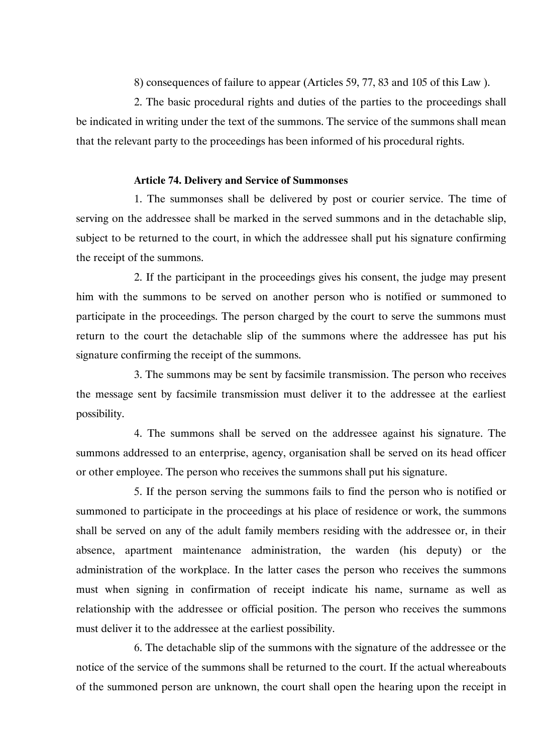8) consequences of failure to appear (Articles 59, 77, 83 and 105 of this Law ).

2. The basic procedural rights and duties of the parties to the proceedings shall be indicated in writing under the text of the summons. The service of the summons shall mean that the relevant party to the proceedings has been informed of his procedural rights.

**Article 74. Delivery and Service of Summonses**

1. The summonses shall be delivered by post or courier service. The time of serving on the addressee shall be marked in the served summons and in the detachable slip, subject to be returned to the court, in which the addressee shall put his signature confirming the receipt of the summons.

2. If the participant in the proceedings gives his consent, the judge may present him with the summons to be served on another person who is notified or summoned to participate in the proceedings. The person charged by the court to serve the summons must return to the court the detachable slip of the summons where the addressee has put his signature confirming the receipt of the summons.

3. The summons may be sent by facsimile transmission. The person who receives the message sent by facsimile transmission must deliver it to the addressee at the earliest possibility.

4. The summons shall be served on the addressee against his signature. The summons addressed to an enterprise, agency, organisation shall be served on its head officer or other employee. The person who receives the summons shall put his signature.

5. If the person serving the summons fails to find the person who is notified or summoned to participate in the proceedings at his place of residence or work, the summons shall be served on any of the adult family members residing with the addressee or, in their absence, apartment maintenance administration, the warden (his deputy) or the administration of the workplace. In the latter cases the person who receives the summons must when signing in confirmation of receipt indicate his name, surname as well as relationship with the addressee or official position. The person who receives the summons must deliver it to the addressee at the earliest possibility.

6. The detachable slip of the summons with the signature of the addressee or the notice of the service of the summons shall be returned to the court. If the actual whereabouts of the summoned person are unknown, the court shall open the hearing upon the receipt in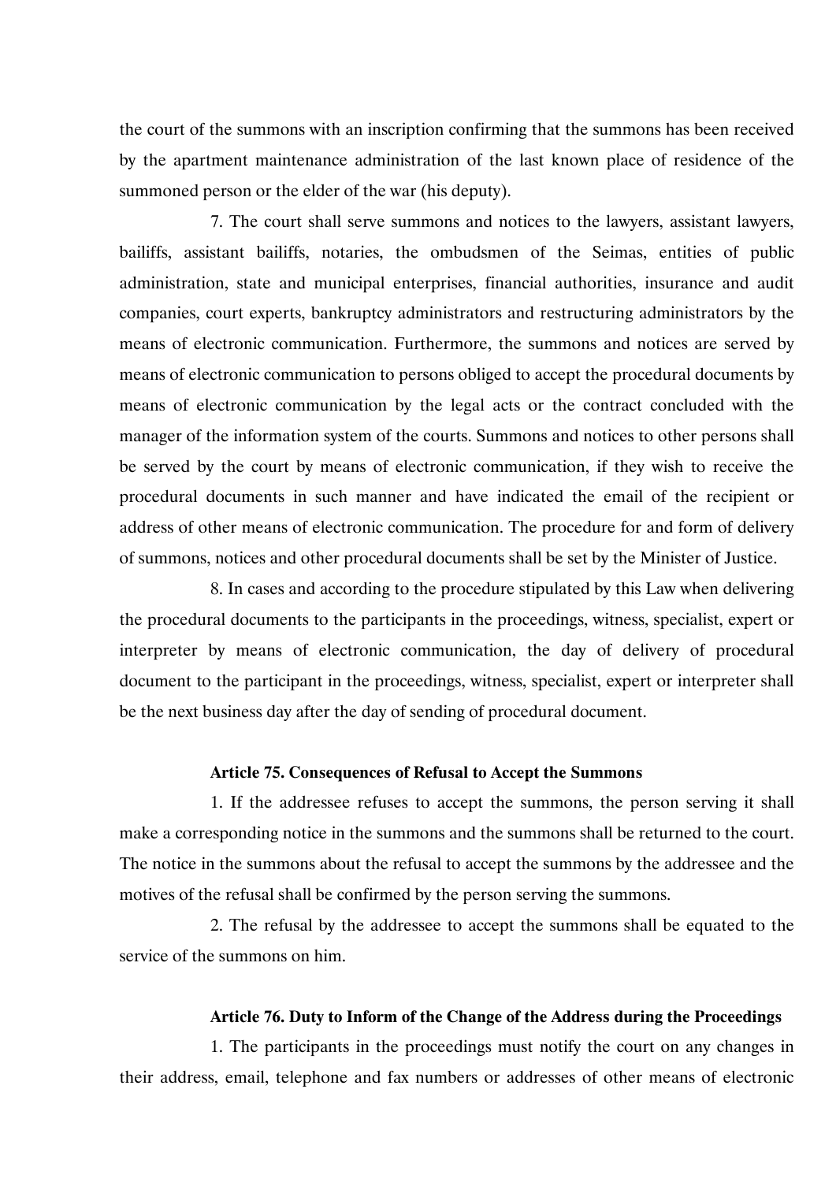the court of the summons with an inscription confirming that the summons has been received by the apartment maintenance administration of the last known place of residence of the summoned person or the elder of the war (his deputy).

7. The court shall serve summons and notices to the lawyers, assistant lawyers, bailiffs, assistant bailiffs, notaries, the ombudsmen of the Seimas, entities of public administration, state and municipal enterprises, financial authorities, insurance and audit companies, court experts, bankruptcy administrators and restructuring administrators by the means of electronic communication. Furthermore, the summons and notices are served by means of electronic communication to persons obliged to accept the procedural documents by means of electronic communication by the legal acts or the contract concluded with the manager of the information system of the courts. Summons and notices to other persons shall be served by the court by means of electronic communication, if they wish to receive the procedural documents in such manner and have indicated the email of the recipient or address of other means of electronic communication. The procedure for and form of delivery of summons, notices and other procedural documents shall be set by the Minister of Justice.

8. In cases and according to the procedure stipulated by this Law when delivering the procedural documents to the participants in the proceedings, witness, specialist, expert or interpreter by means of electronic communication, the day of delivery of procedural document to the participant in the proceedings, witness, specialist, expert or interpreter shall be the next business day after the day of sending of procedural document.

### Article 75. Consequences of Refusal to Accept the Summons

1. If the addressee refuses to accept the summons, the person serving it shall make a corresponding notice in the summons and the summons shall be returned to the court. The notice in the summons about the refusal to accept the summons by the addressee and the motives of the refusal shall be confirmed by the person serving the summons.

2. The refusal by the addressee to accept the summons shall be equated to the service of the summons on him.

### Article 76. Duty to Inform of the Change of the Address during the Proceedings

1. The participants in the proceedings must notify the court on any changes in their address, email, telephone and fax numbers or addresses of other means of electronic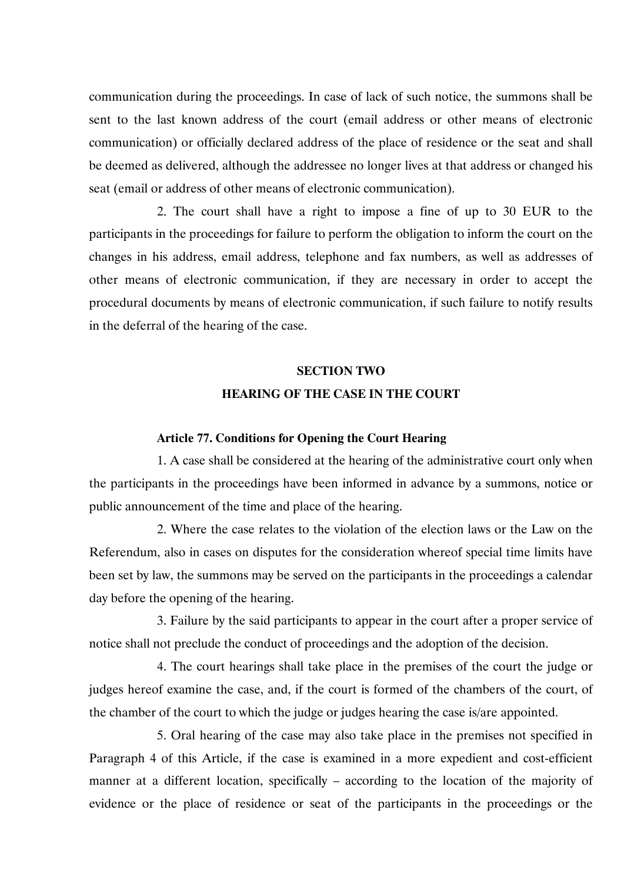communication during the proceedings. In case of lack of such notice, the summons shall be sent to the last known address of the court (email address or other means of electronic communication) or officially declared address of the place of residence or the seat and shall be deemed as delivered, although the addressee no longer lives at that address or changed his seat (email or address of other means of electronic communication).

2. The court shall have a right to impose a fine of up to 30 EUR to the participants in the proceedings for failure to perform the obligation to inform the court on the changes in his address, email address, telephone and fax numbers, as well as addresses of other means of electronic communication, if they are necessary in order to accept the procedural documents by means of electronic communication, if such failure to notify results in the deferral of the hearing of the case.

## SECTION TWO
## HEARING OF THE CASE IN THE COURT

### Article 77. Conditions for Opening the Court Hearing

1. A case shall be considered at the hearing of the administrative court only when the participants in the proceedings have been informed in advance by a summons, notice or public announcement of the time and place of the hearing.

2. Where the case relates to the violation of the election laws or the Law on the Referendum, also in cases on disputes for the consideration whereof special time limits have been set by law, the summons may be served on the participants in the proceedings a calendar day before the opening of the hearing.

3. Failure by the said participants to appear in the court after a proper service of notice shall not preclude the conduct of proceedings and the adoption of the decision.

4. The court hearings shall take place in the premises of the court the judge or judges hereof examine the case, and, if the court is formed of the chambers of the court, of the chamber of the court to which the judge or judges hearing the case is/are appointed.

5. Oral hearing of the case may also take place in the premises not specified in Paragraph 4 of this Article, if the case is examined in a more expedient and cost-efficient manner at a different location, specifically – according to the location of the majority of evidence or the place of residence or seat of the participants in the proceedings or the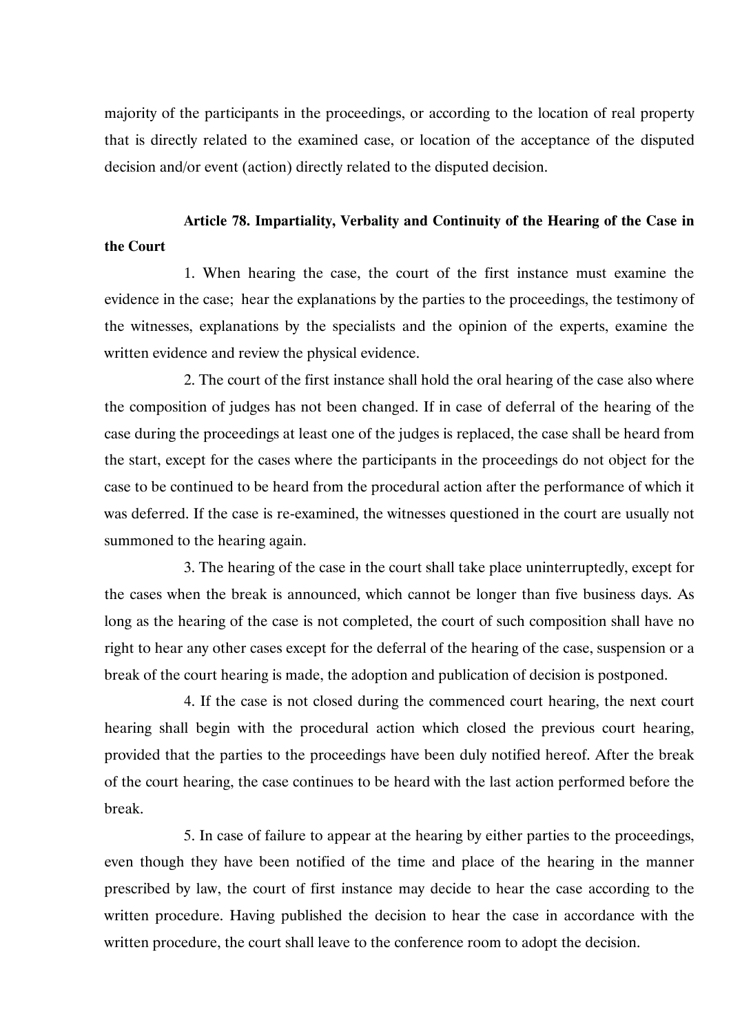majority of the participants in the proceedings, or according to the location of real property that is directly related to the examined case, or location of the acceptance of the disputed decision and/or event (action) directly related to the disputed decision.

**Article 78. Impartiality, Verbality and Continuity of the Hearing of the Case in the Court**

1. When hearing the case, the court of the first instance must examine the evidence in the case; hear the explanations by the parties to the proceedings, the testimony of the witnesses, explanations by the specialists and the opinion of the experts, examine the written evidence and review the physical evidence.

2. The court of the first instance shall hold the oral hearing of the case also where the composition of judges has not been changed. If in case of deferral of the hearing of the case during the proceedings at least one of the judges is replaced, the case shall be heard from the start, except for the cases where the participants in the proceedings do not object for the case to be continued to be heard from the procedural action after the performance of which it was deferred. If the case is re-examined, the witnesses questioned in the court are usually not summoned to the hearing again.

3. The hearing of the case in the court shall take place uninterruptedly, except for the cases when the break is announced, which cannot be longer than five business days. As long as the hearing of the case is not completed, the court of such composition shall have no right to hear any other cases except for the deferral of the hearing of the case, suspension or a break of the court hearing is made, the adoption and publication of decision is postponed.

4. If the case is not closed during the commenced court hearing, the next court hearing shall begin with the procedural action which closed the previous court hearing, provided that the parties to the proceedings have been duly notified hereof. After the break of the court hearing, the case continues to be heard with the last action performed before the break.

5. In case of failure to appear at the hearing by either parties to the proceedings, even though they have been notified of the time and place of the hearing in the manner prescribed by law, the court of first instance may decide to hear the case according to the written procedure. Having published the decision to hear the case in accordance with the written procedure, the court shall leave to the conference room to adopt the decision.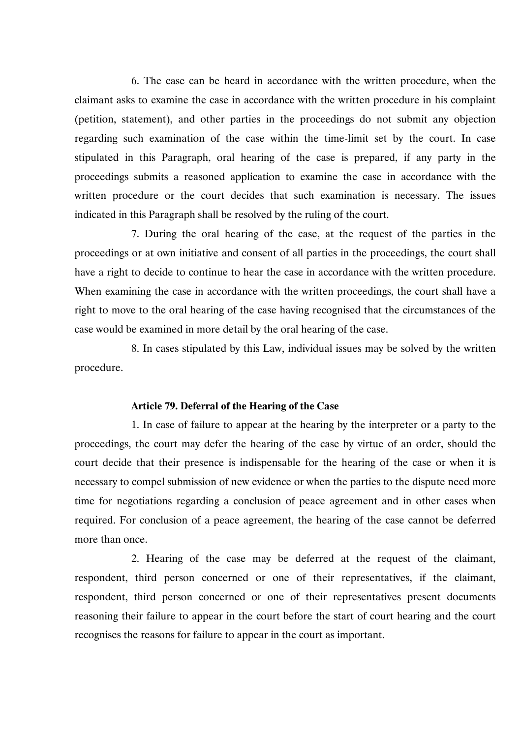6. The case can be heard in accordance with the written procedure, when the claimant asks to examine the case in accordance with the written procedure in his complaint (petition, statement), and other parties in the proceedings do not submit any objection regarding such examination of the case within the time-limit set by the court. In case stipulated in this Paragraph, oral hearing of the case is prepared, if any party in the proceedings submits a reasoned application to examine the case in accordance with the written procedure or the court decides that such examination is necessary. The issues indicated in this Paragraph shall be resolved by the ruling of the court.

7. During the oral hearing of the case, at the request of the parties in the proceedings or at own initiative and consent of all parties in the proceedings, the court shall have a right to decide to continue to hear the case in accordance with the written procedure. When examining the case in accordance with the written proceedings, the court shall have a right to move to the oral hearing of the case having recognised that the circumstances of the case would be examined in more detail by the oral hearing of the case.

8. In cases stipulated by this Law, individual issues may be solved by the written procedure.

**Article 79. Deferral of the Hearing of the Case**

1. In case of failure to appear at the hearing by the interpreter or a party to the proceedings, the court may defer the hearing of the case by virtue of an order, should the court decide that their presence is indispensable for the hearing of the case or when it is necessary to compel submission of new evidence or when the parties to the dispute need more time for negotiations regarding a conclusion of peace agreement and in other cases when required. For conclusion of a peace agreement, the hearing of the case cannot be deferred more than once.

2. Hearing of the case may be deferred at the request of the claimant, respondent, third person concerned or one of their representatives, if the claimant, respondent, third person concerned or one of their representatives present documents reasoning their failure to appear in the court before the start of court hearing and the court recognises the reasons for failure to appear in the court as important.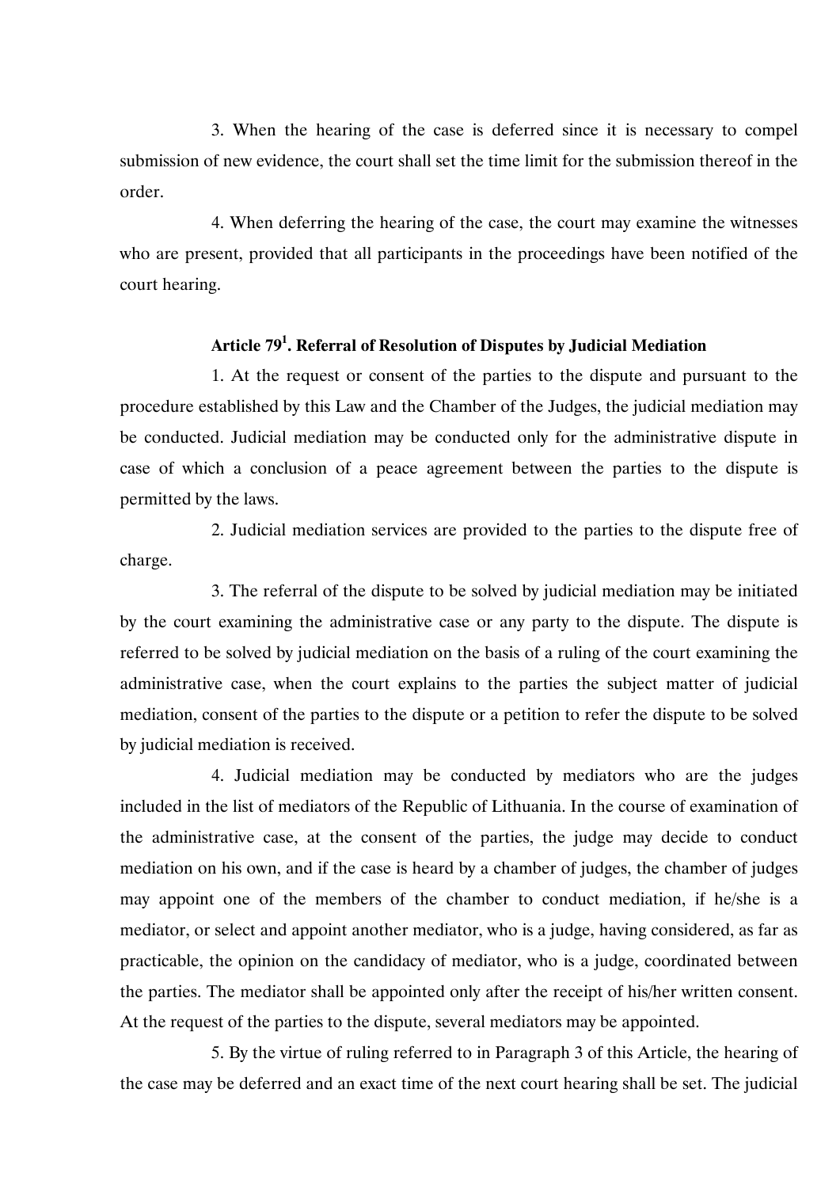3. When the hearing of the case is deferred since it is necessary to compel submission of new evidence, the court shall set the time limit for the submission thereof in the order.

4. When deferring the hearing of the case, the court may examine the witnesses who are present, provided that all participants in the proceedings have been notified of the court hearing.

### Article 79[1]. Referral of Resolution of Disputes by Judicial Mediation

1. At the request or consent of the parties to the dispute and pursuant to the procedure established by this Law and the Chamber of the Judges, the judicial mediation may be conducted. Judicial mediation may be conducted only for the administrative dispute in case of which a conclusion of a peace agreement between the parties to the dispute is permitted by the laws.

2. Judicial mediation services are provided to the parties to the dispute free of charge.

3. The referral of the dispute to be solved by judicial mediation may be initiated by the court examining the administrative case or any party to the dispute. The dispute is referred to be solved by judicial mediation on the basis of a ruling of the court examining the administrative case, when the court explains to the parties the subject matter of judicial mediation, consent of the parties to the dispute or a petition to refer the dispute to be solved by judicial mediation is received.

4. Judicial mediation may be conducted by mediators who are the judges included in the list of mediators of the Republic of Lithuania. In the course of examination of the administrative case, at the consent of the parties, the judge may decide to conduct mediation on his own, and if the case is heard by a chamber of judges, the chamber of judges may appoint one of the members of the chamber to conduct mediation, if he/she is a mediator, or select and appoint another mediator, who is a judge, having considered, as far as practicable, the opinion on the candidacy of mediator, who is a judge, coordinated between the parties. The mediator shall be appointed only after the receipt of his/her written consent. At the request of the parties to the dispute, several mediators may be appointed.

5. By the virtue of ruling referred to in Paragraph 3 of this Article, the hearing of the case may be deferred and an exact time of the next court hearing shall be set. The judicial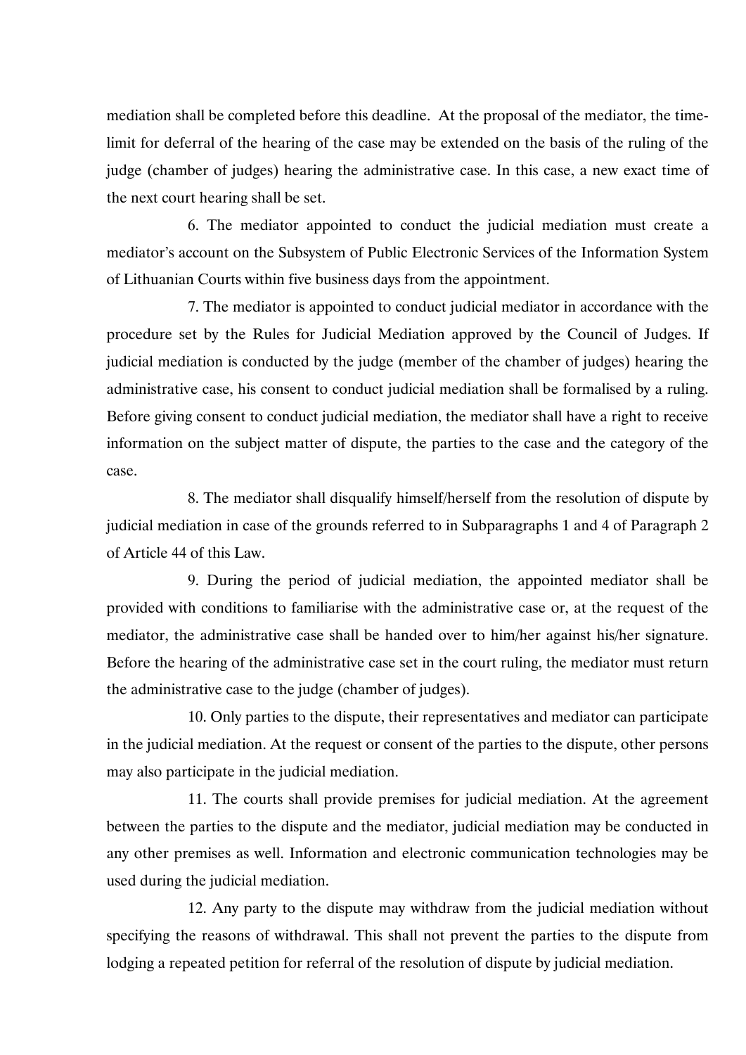mediation shall be completed before this deadline. At the proposal of the mediator, the time-limit for deferral of the hearing of the case may be extended on the basis of the ruling of the judge (chamber of judges) hearing the administrative case. In this case, a new exact time of the next court hearing shall be set.

6. The mediator appointed to conduct the judicial mediation must create a mediator's account on the Subsystem of Public Electronic Services of the Information System of Lithuanian Courts within five business days from the appointment.

7. The mediator is appointed to conduct judicial mediator in accordance with the procedure set by the Rules for Judicial Mediation approved by the Council of Judges. If judicial mediation is conducted by the judge (member of the chamber of judges) hearing the administrative case, his consent to conduct judicial mediation shall be formalised by a ruling. Before giving consent to conduct judicial mediation, the mediator shall have a right to receive information on the subject matter of dispute, the parties to the case and the category of the case.

8. The mediator shall disqualify himself/herself from the resolution of dispute by judicial mediation in case of the grounds referred to in Subparagraphs 1 and 4 of Paragraph 2 of Article 44 of this Law.

9. During the period of judicial mediation, the appointed mediator shall be provided with conditions to familiarise with the administrative case or, at the request of the mediator, the administrative case shall be handed over to him/her against his/her signature. Before the hearing of the administrative case set in the court ruling, the mediator must return the administrative case to the judge (chamber of judges).

10. Only parties to the dispute, their representatives and mediator can participate in the judicial mediation. At the request or consent of the parties to the dispute, other persons may also participate in the judicial mediation.

11. The courts shall provide premises for judicial mediation. At the agreement between the parties to the dispute and the mediator, judicial mediation may be conducted in any other premises as well. Information and electronic communication technologies may be used during the judicial mediation.

12. Any party to the dispute may withdraw from the judicial mediation without specifying the reasons of withdrawal. This shall not prevent the parties to the dispute from lodging a repeated petition for referral of the resolution of dispute by judicial mediation.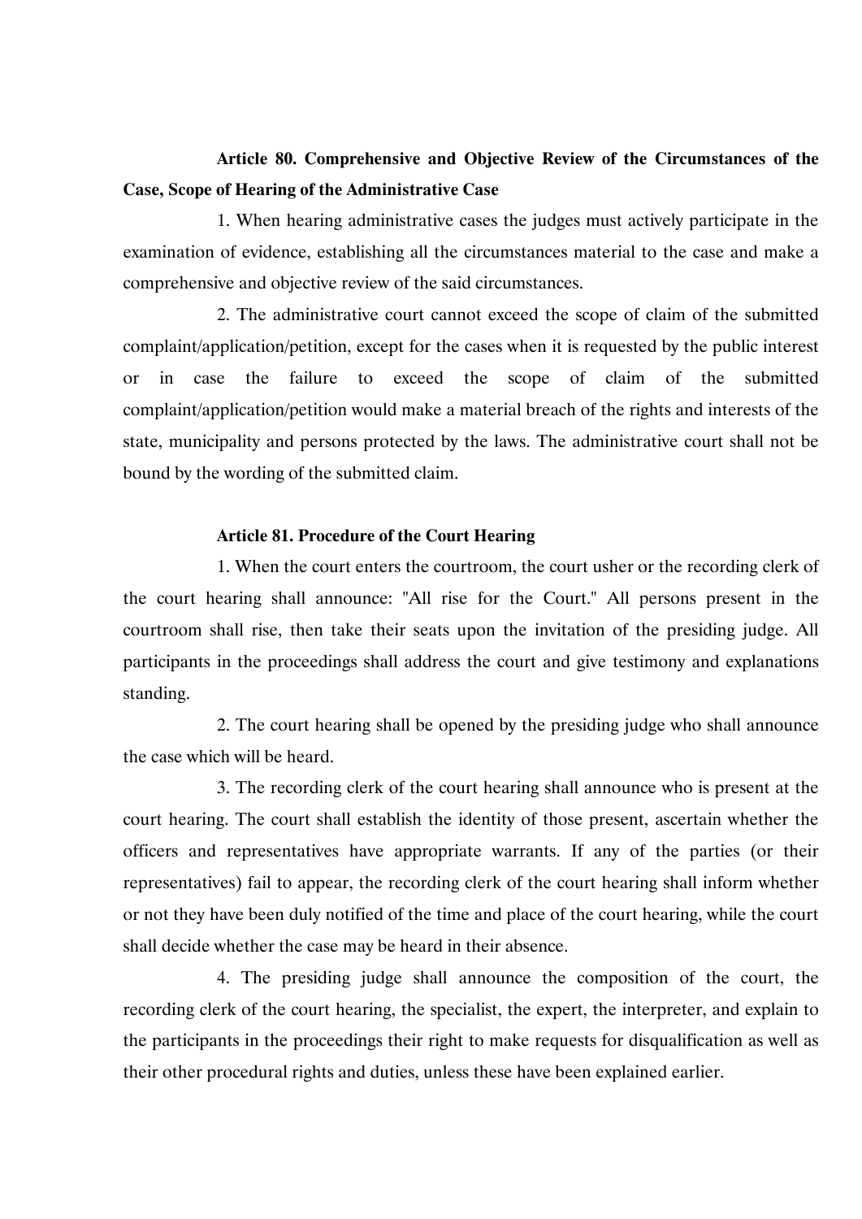**Article 80. Comprehensive and Objective Review of the Circumstances of the Case, Scope of Hearing of the Administrative Case**

1. When hearing administrative cases the judges must actively participate in the examination of evidence, establishing all the circumstances material to the case and make a comprehensive and objective review of the said circumstances.

2. The administrative court cannot exceed the scope of claim of the submitted complaint/application/petition, except for the cases when it is requested by the public interest or in case the failure to exceed the scope of claim of the submitted complaint/application/petition would make a material breach of the rights and interests of the state, municipality and persons protected by the laws. The administrative court shall not be bound by the wording of the submitted claim.

**Article 81. Procedure of the Court Hearing**

1. When the court enters the courtroom, the court usher or the recording clerk of the court hearing shall announce: "All rise for the Court." All persons present in the courtroom shall rise, then take their seats upon the invitation of the presiding judge. All participants in the proceedings shall address the court and give testimony and explanations standing.

2. The court hearing shall be opened by the presiding judge who shall announce the case which will be heard.

3. The recording clerk of the court hearing shall announce who is present at the court hearing. The court shall establish the identity of those present, ascertain whether the officers and representatives have appropriate warrants. If any of the parties (or their representatives) fail to appear, the recording clerk of the court hearing shall inform whether or not they have been duly notified of the time and place of the court hearing, while the court shall decide whether the case may be heard in their absence.

4. The presiding judge shall announce the composition of the court, the recording clerk of the court hearing, the specialist, the expert, the interpreter, and explain to the participants in the proceedings their right to make requests for disqualification as well as their other procedural rights and duties, unless these have been explained earlier.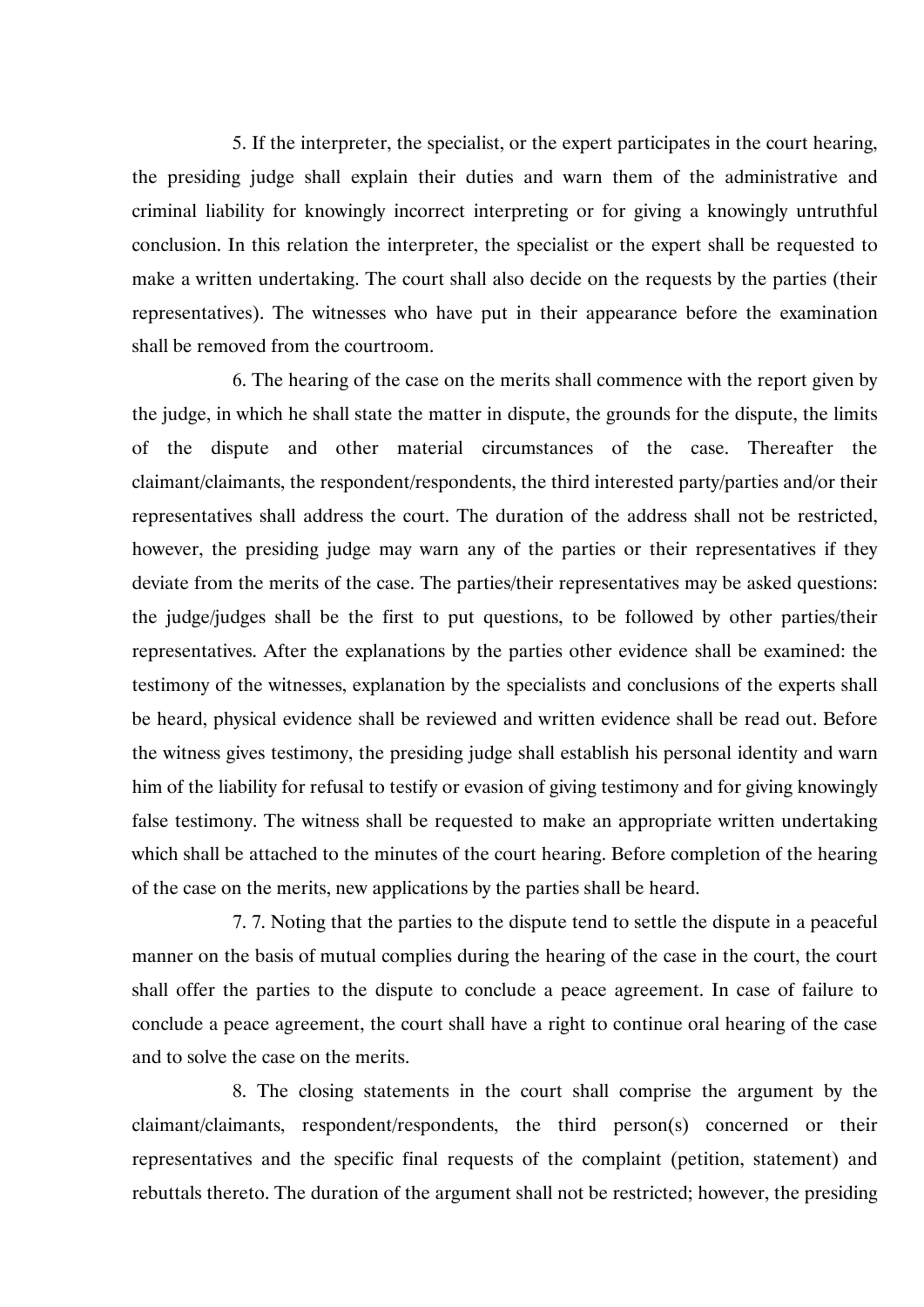5. If the interpreter, the specialist, or the expert participates in the court hearing, the presiding judge shall explain their duties and warn them of the administrative and criminal liability for knowingly incorrect interpreting or for giving a knowingly untruthful conclusion. In this relation the interpreter, the specialist or the expert shall be requested to make a written undertaking. The court shall also decide on the requests by the parties (their representatives). The witnesses who have put in their appearance before the examination shall be removed from the courtroom.

6. The hearing of the case on the merits shall commence with the report given by the judge, in which he shall state the matter in dispute, the grounds for the dispute, the limits of the dispute and other material circumstances of the case. Thereafter the claimant/claimants, the respondent/respondents, the third interested party/parties and/or their representatives shall address the court. The duration of the address shall not be restricted, however, the presiding judge may warn any of the parties or their representatives if they deviate from the merits of the case. The parties/their representatives may be asked questions: the judge/judges shall be the first to put questions, to be followed by other parties/their representatives. After the explanations by the parties other evidence shall be examined: the testimony of the witnesses, explanation by the specialists and conclusions of the experts shall be heard, physical evidence shall be reviewed and written evidence shall be read out. Before the witness gives testimony, the presiding judge shall establish his personal identity and warn him of the liability for refusal to testify or evasion of giving testimony and for giving knowingly false testimony. The witness shall be requested to make an appropriate written undertaking which shall be attached to the minutes of the court hearing. Before completion of the hearing of the case on the merits, new applications by the parties shall be heard.

7. 7. Noting that the parties to the dispute tend to settle the dispute in a peaceful manner on the basis of mutual complies during the hearing of the case in the court, the court shall offer the parties to the dispute to conclude a peace agreement. In case of failure to conclude a peace agreement, the court shall have a right to continue oral hearing of the case and to solve the case on the merits.

8. The closing statements in the court shall comprise the argument by the claimant/claimants, respondent/respondents, the third person(s) concerned or their representatives and the specific final requests of the complaint (petition, statement) and rebuttals thereto. The duration of the argument shall not be restricted; however, the presiding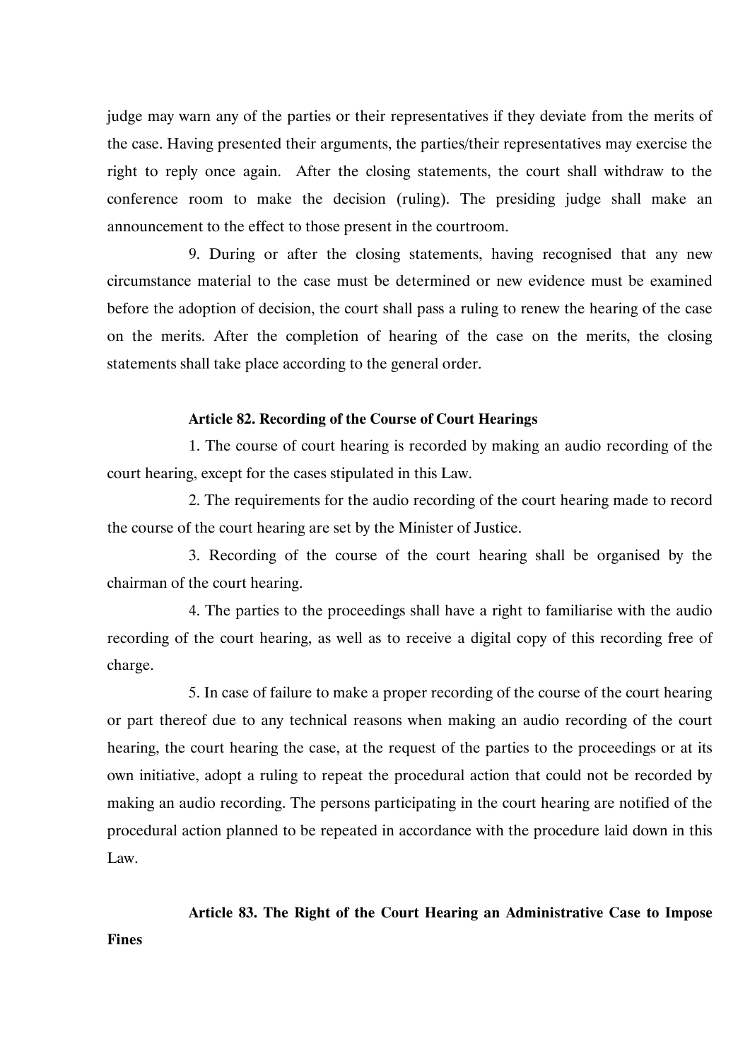judge may warn any of the parties or their representatives if they deviate from the merits of the case. Having presented their arguments, the parties/their representatives may exercise the right to reply once again. After the closing statements, the court shall withdraw to the conference room to make the decision (ruling). The presiding judge shall make an announcement to the effect to those present in the courtroom.

9. During or after the closing statements, having recognised that any new circumstance material to the case must be determined or new evidence must be examined before the adoption of decision, the court shall pass a ruling to renew the hearing of the case on the merits. After the completion of hearing of the case on the merits, the closing statements shall take place according to the general order.

**Article 82. Recording of the Course of Court Hearings**

1. The course of court hearing is recorded by making an audio recording of the court hearing, except for the cases stipulated in this Law.

2. The requirements for the audio recording of the court hearing made to record the course of the court hearing are set by the Minister of Justice.

3. Recording of the course of the court hearing shall be organised by the chairman of the court hearing.

4. The parties to the proceedings shall have a right to familiarise with the audio recording of the court hearing, as well as to receive a digital copy of this recording free of charge.

5. In case of failure to make a proper recording of the course of the court hearing or part thereof due to any technical reasons when making an audio recording of the court hearing, the court hearing the case, at the request of the parties to the proceedings or at its own initiative, adopt a ruling to repeat the procedural action that could not be recorded by making an audio recording. The persons participating in the court hearing are notified of the procedural action planned to be repeated in accordance with the procedure laid down in this Law.

**Article 83. The Right of the Court Hearing an Administrative Case to Impose Fines**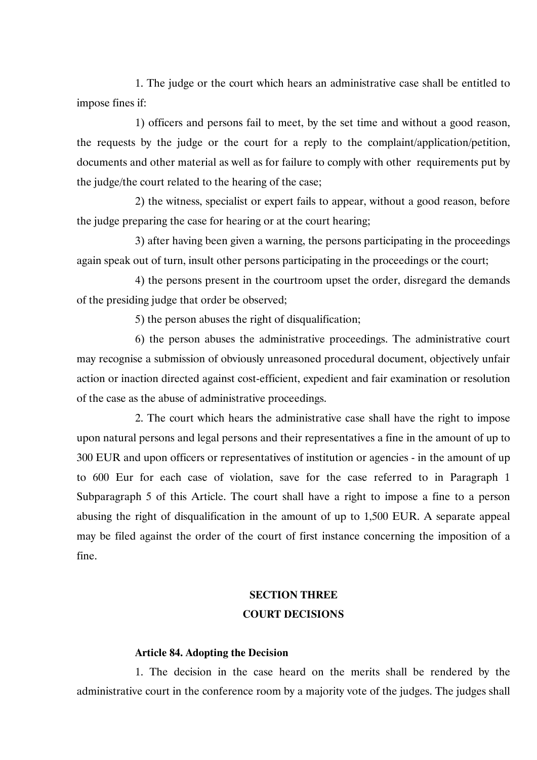1. The judge or the court which hears an administrative case shall be entitled to impose fines if:

1) officers and persons fail to meet, by the set time and without a good reason, the requests by the judge or the court for a reply to the complaint/application/petition, documents and other material as well as for failure to comply with other requirements put by the judge/the court related to the hearing of the case;

2) the witness, specialist or expert fails to appear, without a good reason, before the judge preparing the case for hearing or at the court hearing;

3) after having been given a warning, the persons participating in the proceedings again speak out of turn, insult other persons participating in the proceedings or the court;

4) the persons present in the courtroom upset the order, disregard the demands of the presiding judge that order be observed;

5) the person abuses the right of disqualification;

6) the person abuses the administrative proceedings. The administrative court may recognise a submission of obviously unreasoned procedural document, objectively unfair action or inaction directed against cost-efficient, expedient and fair examination or resolution of the case as the abuse of administrative proceedings.

2. The court which hears the administrative case shall have the right to impose upon natural persons and legal persons and their representatives a fine in the amount of up to 300 EUR and upon officers or representatives of institution or agencies - in the amount of up to 600 Eur for each case of violation, save for the case referred to in Paragraph 1 Subparagraph 5 of this Article. The court shall have a right to impose a fine to a person abusing the right of disqualification in the amount of up to 1,500 EUR. A separate appeal may be filed against the order of the court of first instance concerning the imposition of a fine.

## SECTION THREE
## COURT DECISIONS

### Article 84. Adopting the Decision

1. The decision in the case heard on the merits shall be rendered by the administrative court in the conference room by a majority vote of the judges. The judges shall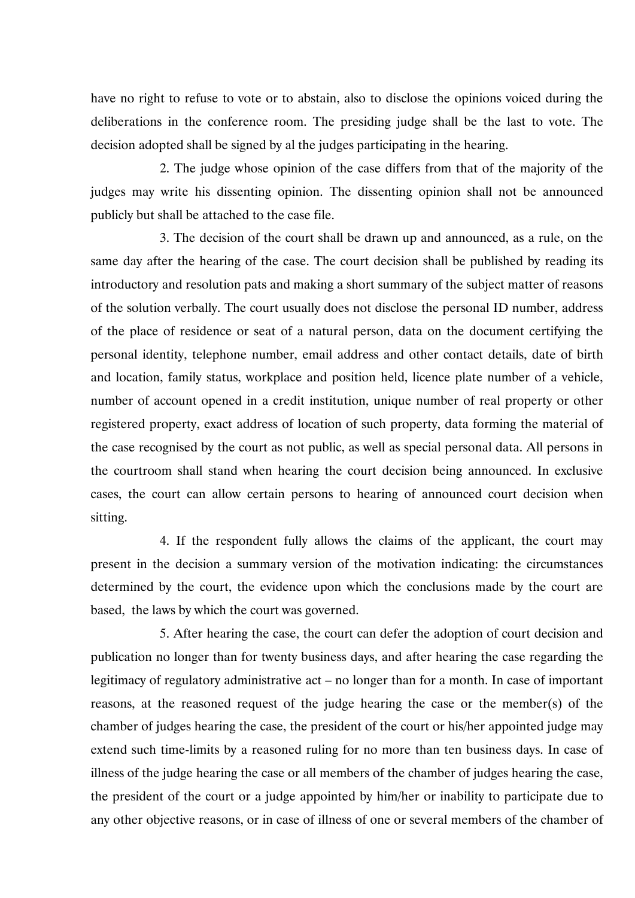have no right to refuse to vote or to abstain, also to disclose the opinions voiced during the deliberations in the conference room. The presiding judge shall be the last to vote. The decision adopted shall be signed by al the judges participating in the hearing.

2. The judge whose opinion of the case differs from that of the majority of the judges may write his dissenting opinion. The dissenting opinion shall not be announced publicly but shall be attached to the case file.

3. The decision of the court shall be drawn up and announced, as a rule, on the same day after the hearing of the case. The court decision shall be published by reading its introductory and resolution pats and making a short summary of the subject matter of reasons of the solution verbally. The court usually does not disclose the personal ID number, address of the place of residence or seat of a natural person, data on the document certifying the personal identity, telephone number, email address and other contact details, date of birth and location, family status, workplace and position held, licence plate number of a vehicle, number of account opened in a credit institution, unique number of real property or other registered property, exact address of location of such property, data forming the material of the case recognised by the court as not public, as well as special personal data. All persons in the courtroom shall stand when hearing the court decision being announced. In exclusive cases, the court can allow certain persons to hearing of announced court decision when sitting.

4. If the respondent fully allows the claims of the applicant, the court may present in the decision a summary version of the motivation indicating: the circumstances determined by the court, the evidence upon which the conclusions made by the court are based, the laws by which the court was governed.

5. After hearing the case, the court can defer the adoption of court decision and publication no longer than for twenty business days, and after hearing the case regarding the legitimacy of regulatory administrative act – no longer than for a month. In case of important reasons, at the reasoned request of the judge hearing the case or the member(s) of the chamber of judges hearing the case, the president of the court or his/her appointed judge may extend such time-limits by a reasoned ruling for no more than ten business days. In case of illness of the judge hearing the case or all members of the chamber of judges hearing the case, the president of the court or a judge appointed by him/her or inability to participate due to any other objective reasons, or in case of illness of one or several members of the chamber of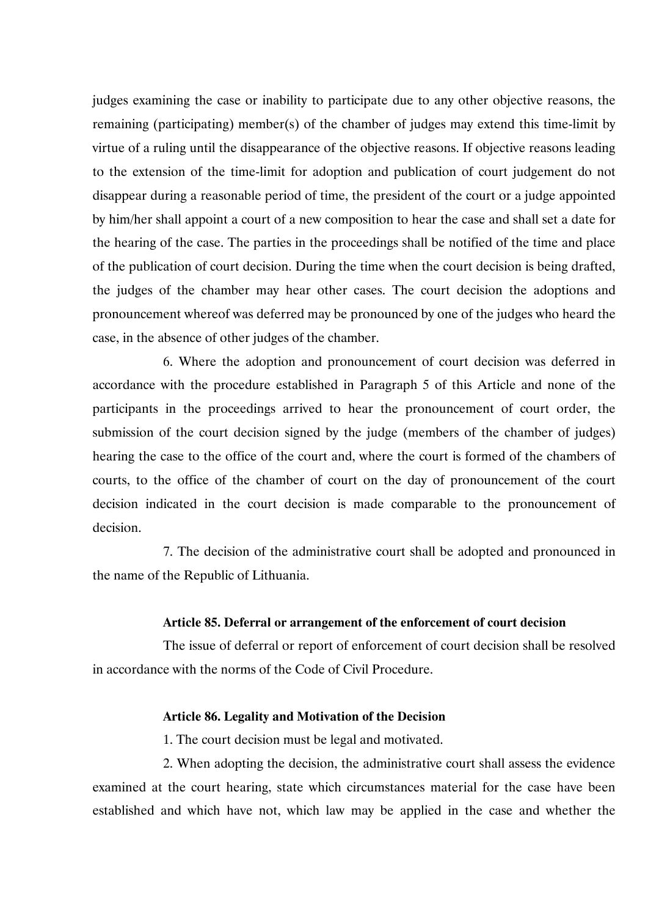judges examining the case or inability to participate due to any other objective reasons, the remaining (participating) member(s) of the chamber of judges may extend this time-limit by virtue of a ruling until the disappearance of the objective reasons. If objective reasons leading to the extension of the time-limit for adoption and publication of court judgement do not disappear during a reasonable period of time, the president of the court or a judge appointed by him/her shall appoint a court of a new composition to hear the case and shall set a date for the hearing of the case. The parties in the proceedings shall be notified of the time and place of the publication of court decision. During the time when the court decision is being drafted, the judges of the chamber may hear other cases. The court decision the adoptions and pronouncement whereof was deferred may be pronounced by one of the judges who heard the case, in the absence of other judges of the chamber.

6. Where the adoption and pronouncement of court decision was deferred in accordance with the procedure established in Paragraph 5 of this Article and none of the participants in the proceedings arrived to hear the pronouncement of court order, the submission of the court decision signed by the judge (members of the chamber of judges) hearing the case to the office of the court and, where the court is formed of the chambers of courts, to the office of the chamber of court on the day of pronouncement of the court decision indicated in the court decision is made comparable to the pronouncement of decision.

7. The decision of the administrative court shall be adopted and pronounced in the name of the Republic of Lithuania.

**Article 85. Deferral or arrangement of the enforcement of court decision**

The issue of deferral or report of enforcement of court decision shall be resolved in accordance with the norms of the Code of Civil Procedure.

**Article 86. Legality and Motivation of the Decision**

1. The court decision must be legal and motivated.

2. When adopting the decision, the administrative court shall assess the evidence examined at the court hearing, state which circumstances material for the case have been established and which have not, which law may be applied in the case and whether the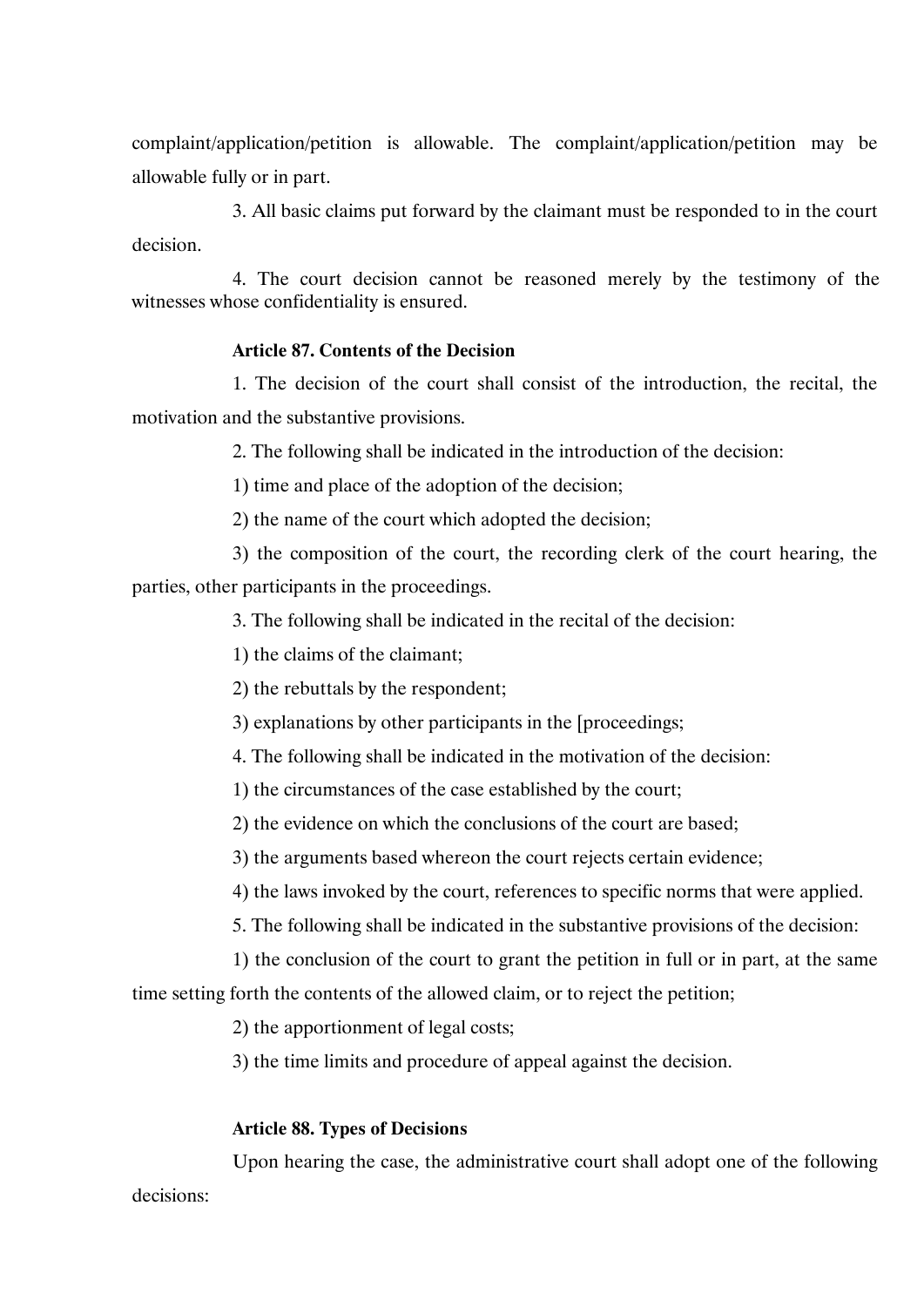complaint/application/petition is allowable. The complaint/application/petition may be allowable fully or in part.

3. All basic claims put forward by the claimant must be responded to in the court decision.

4. The court decision cannot be reasoned merely by the testimony of the witnesses whose confidentiality is ensured.

**Article 87. Contents of the Decision**

1. The decision of the court shall consist of the introduction, the recital, the motivation and the substantive provisions.

2. The following shall be indicated in the introduction of the decision:

1) time and place of the adoption of the decision;

2) the name of the court which adopted the decision;

3) the composition of the court, the recording clerk of the court hearing, the parties, other participants in the proceedings.

3. The following shall be indicated in the recital of the decision:

1) the claims of the claimant;

2) the rebuttals by the respondent;

3) explanations by other participants in the [proceedings;

4. The following shall be indicated in the motivation of the decision:

1) the circumstances of the case established by the court;

2) the evidence on which the conclusions of the court are based;

3) the arguments based whereon the court rejects certain evidence;

4) the laws invoked by the court, references to specific norms that were applied.

5. The following shall be indicated in the substantive provisions of the decision:

1) the conclusion of the court to grant the petition in full or in part, at the same time setting forth the contents of the allowed claim, or to reject the petition;

2) the apportionment of legal costs;

3) the time limits and procedure of appeal against the decision.

**Article 88. Types of Decisions**

Upon hearing the case, the administrative court shall adopt one of the following decisions: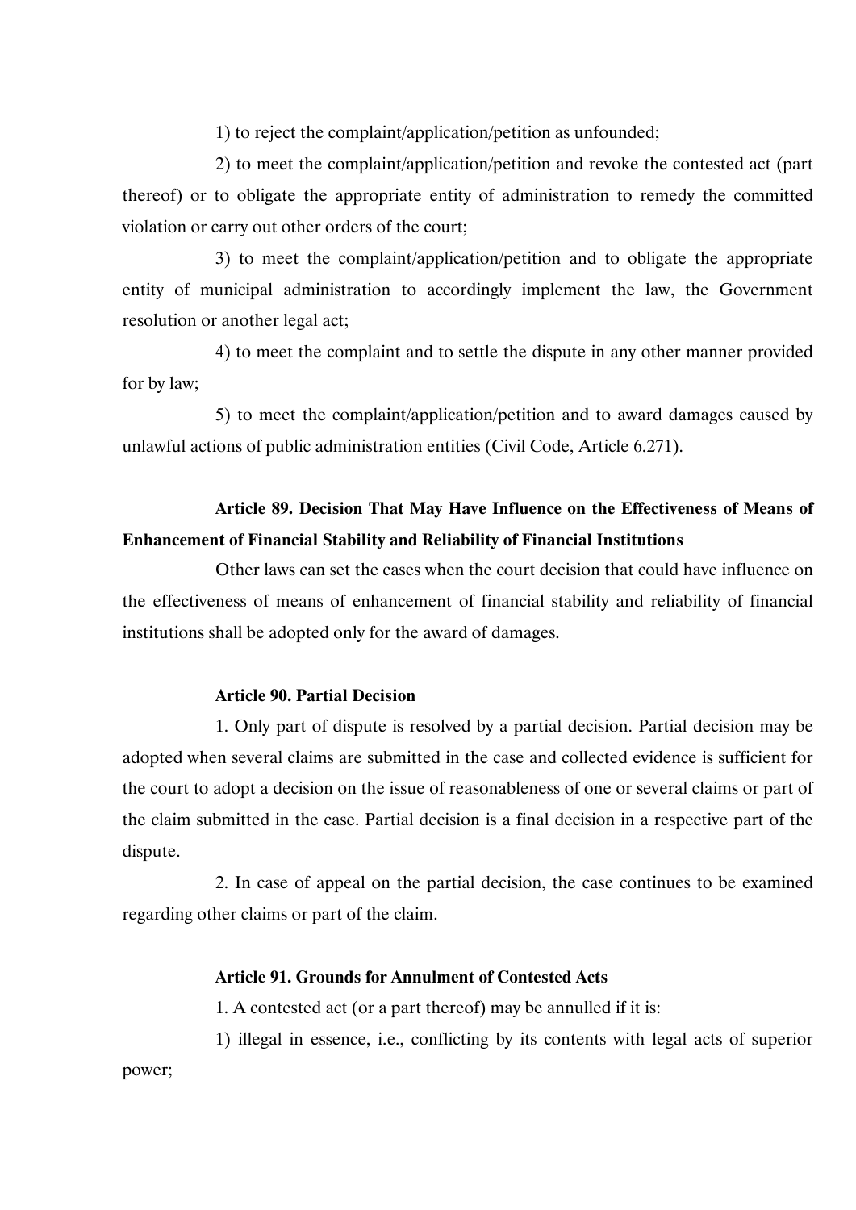1) to reject the complaint/application/petition as unfounded;

2) to meet the complaint/application/petition and revoke the contested act (part thereof) or to obligate the appropriate entity of administration to remedy the committed violation or carry out other orders of the court;

3) to meet the complaint/application/petition and to obligate the appropriate entity of municipal administration to accordingly implement the law, the Government resolution or another legal act;

4) to meet the complaint and to settle the dispute in any other manner provided for by law;

5) to meet the complaint/application/petition and to award damages caused by unlawful actions of public administration entities (Civil Code, Article 6.271).

**Article 89. Decision That May Have Influence on the Effectiveness of Means of Enhancement of Financial Stability and Reliability of Financial Institutions**

Other laws can set the cases when the court decision that could have influence on the effectiveness of means of enhancement of financial stability and reliability of financial institutions shall be adopted only for the award of damages.

**Article 90. Partial Decision**

1. Only part of dispute is resolved by a partial decision. Partial decision may be adopted when several claims are submitted in the case and collected evidence is sufficient for the court to adopt a decision on the issue of reasonableness of one or several claims or part of the claim submitted in the case. Partial decision is a final decision in a respective part of the dispute.

2. In case of appeal on the partial decision, the case continues to be examined regarding other claims or part of the claim.

**Article 91. Grounds for Annulment of Contested Acts**

1. A contested act (or a part thereof) may be annulled if it is:

1) illegal in essence, i.e., conflicting by its contents with legal acts of superior power;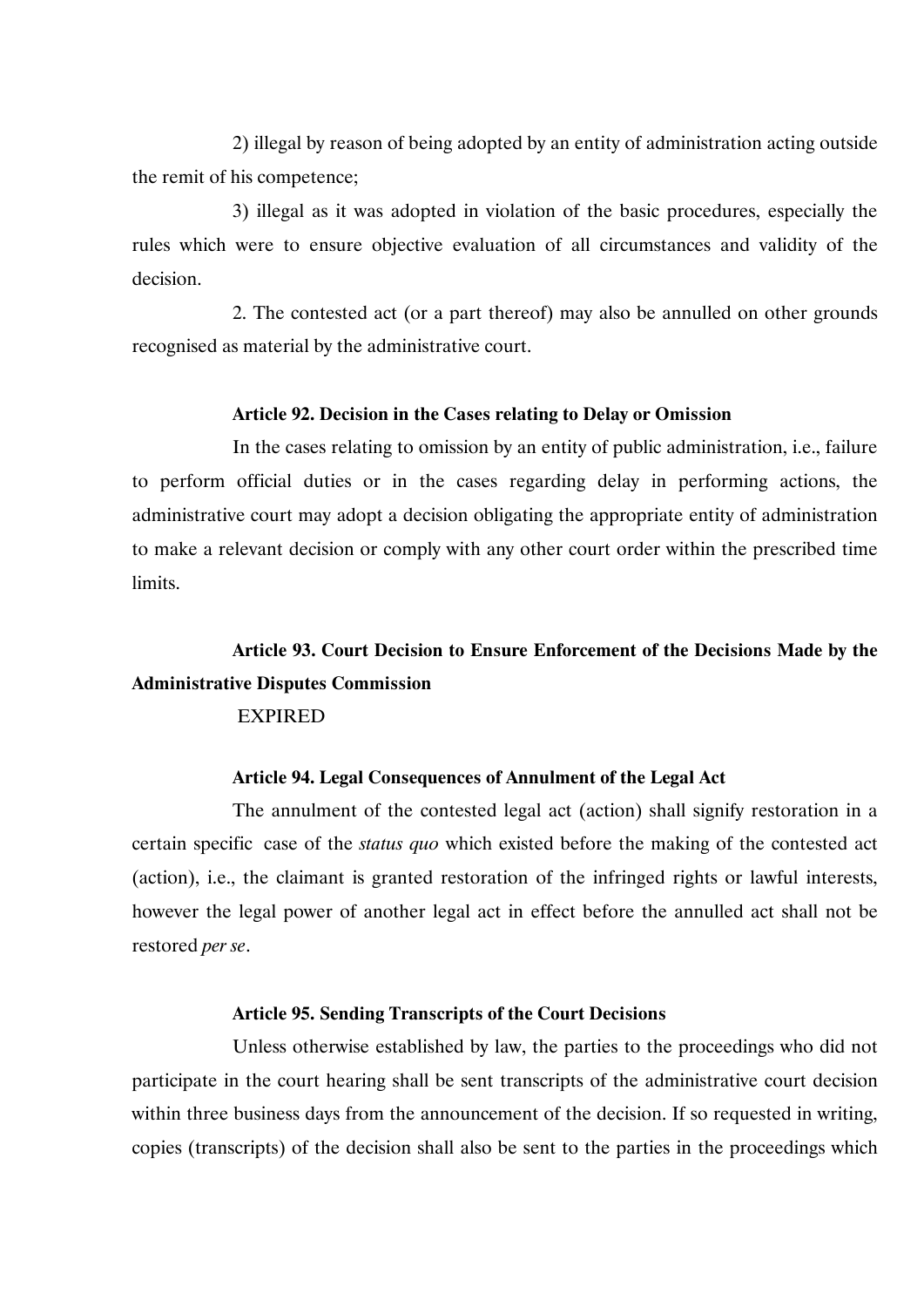2) illegal by reason of being adopted by an entity of administration acting outside the remit of his competence;

3) illegal as it was adopted in violation of the basic procedures, especially the rules which were to ensure objective evaluation of all circumstances and validity of the decision.

2. The contested act (or a part thereof) may also be annulled on other grounds recognised as material by the administrative court.

**Article 92. Decision in the Cases relating to Delay or Omission**

In the cases relating to omission by an entity of public administration, i.e., failure to perform official duties or in the cases regarding delay in performing actions, the administrative court may adopt a decision obligating the appropriate entity of administration to make a relevant decision or comply with any other court order within the prescribed time limits.

**Article 93. Court Decision to Ensure Enforcement of the Decisions Made by the Administrative Disputes Commission**

EXPIRED

**Article 94. Legal Consequences of Annulment of the Legal Act**

The annulment of the contested legal act (action) shall signify restoration in a certain specific case of the *status quo* which existed before the making of the contested act (action), i.e., the claimant is granted restoration of the infringed rights or lawful interests, however the legal power of another legal act in effect before the annulled act shall not be restored *per se*.

**Article 95. Sending Transcripts of the Court Decisions**

Unless otherwise established by law, the parties to the proceedings who did not participate in the court hearing shall be sent transcripts of the administrative court decision within three business days from the announcement of the decision. If so requested in writing, copies (transcripts) of the decision shall also be sent to the parties in the proceedings which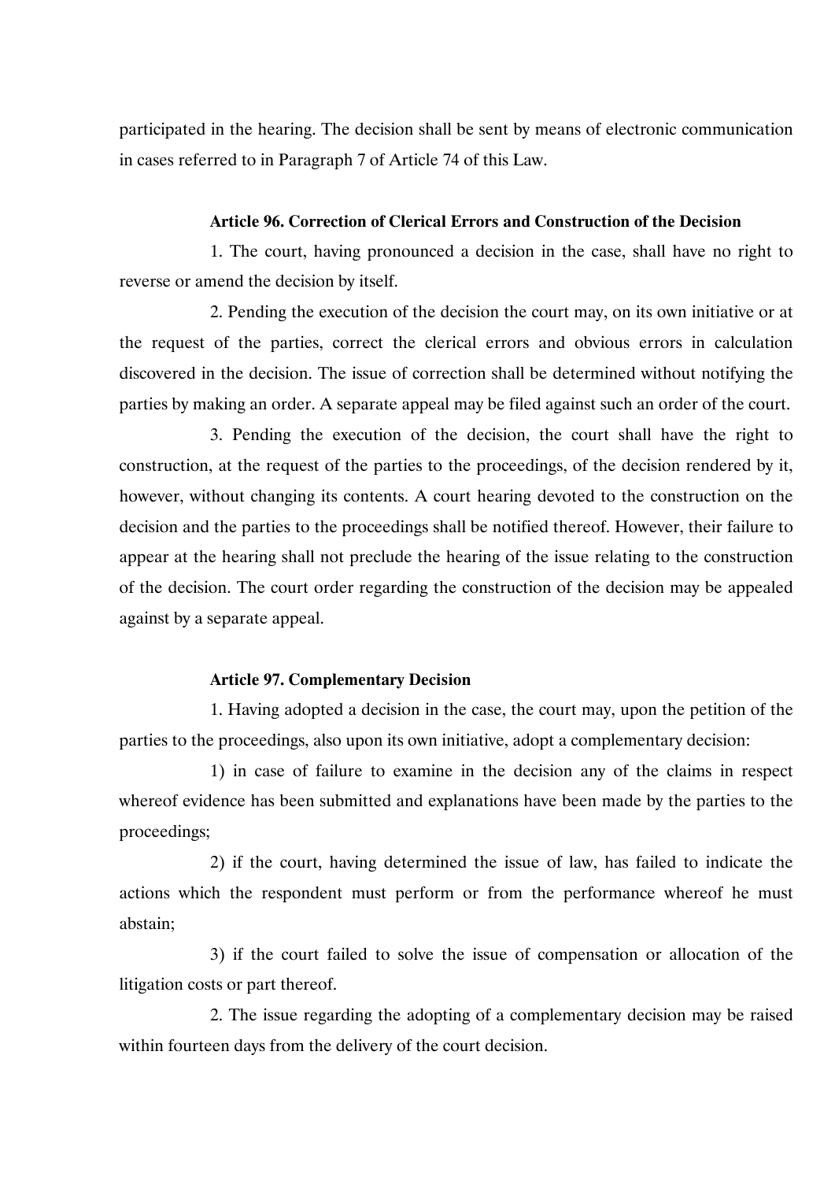participated in the hearing. The decision shall be sent by means of electronic communication in cases referred to in Paragraph 7 of Article 74 of this Law.

### Article 96. Correction of Clerical Errors and Construction of the Decision

1. The court, having pronounced a decision in the case, shall have no right to reverse or amend the decision by itself.

2. Pending the execution of the decision the court may, on its own initiative or at the request of the parties, correct the clerical errors and obvious errors in calculation discovered in the decision. The issue of correction shall be determined without notifying the parties by making an order. A separate appeal may be filed against such an order of the court.

3. Pending the execution of the decision, the court shall have the right to construction, at the request of the parties to the proceedings, of the decision rendered by it, however, without changing its contents. A court hearing devoted to the construction on the decision and the parties to the proceedings shall be notified thereof. However, their failure to appear at the hearing shall not preclude the hearing of the issue relating to the construction of the decision. The court order regarding the construction of the decision may be appealed against by a separate appeal.

### Article 97. Complementary Decision

1. Having adopted a decision in the case, the court may, upon the petition of the parties to the proceedings, also upon its own initiative, adopt a complementary decision:

1) in case of failure to examine in the decision any of the claims in respect whereof evidence has been submitted and explanations have been made by the parties to the proceedings;

2) if the court, having determined the issue of law, has failed to indicate the actions which the respondent must perform or from the performance whereof he must abstain;

3) if the court failed to solve the issue of compensation or allocation of the litigation costs or part thereof.

2. The issue regarding the adopting of a complementary decision may be raised within fourteen days from the delivery of the court decision.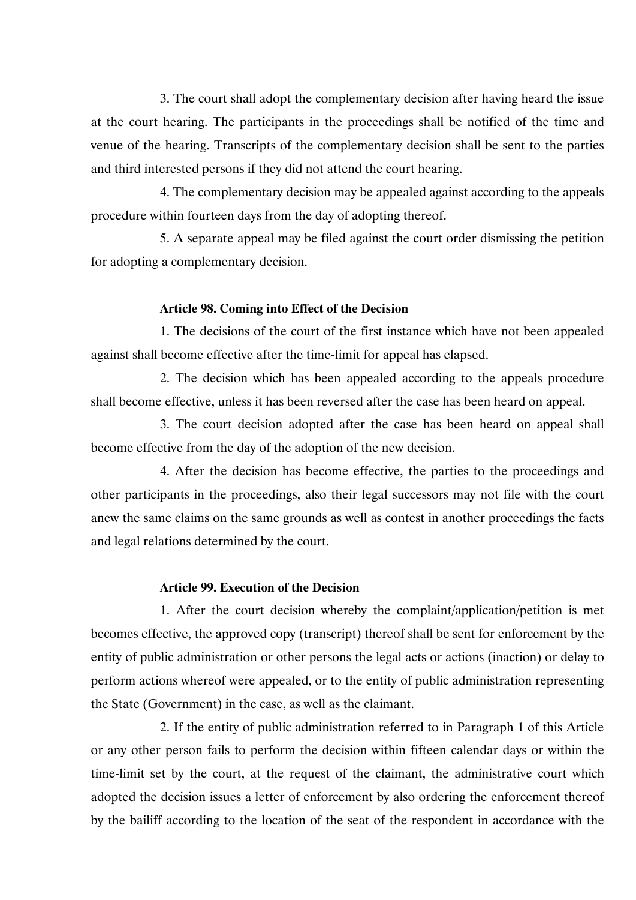3. The court shall adopt the complementary decision after having heard the issue at the court hearing. The participants in the proceedings shall be notified of the time and venue of the hearing. Transcripts of the complementary decision shall be sent to the parties and third interested persons if they did not attend the court hearing.

4. The complementary decision may be appealed against according to the appeals procedure within fourteen days from the day of adopting thereof.

5. A separate appeal may be filed against the court order dismissing the petition for adopting a complementary decision.

**Article 98. Coming into Effect of the Decision**

1. The decisions of the court of the first instance which have not been appealed against shall become effective after the time-limit for appeal has elapsed.

2. The decision which has been appealed according to the appeals procedure shall become effective, unless it has been reversed after the case has been heard on appeal.

3. The court decision adopted after the case has been heard on appeal shall become effective from the day of the adoption of the new decision.

4. After the decision has become effective, the parties to the proceedings and other participants in the proceedings, also their legal successors may not file with the court anew the same claims on the same grounds as well as contest in another proceedings the facts and legal relations determined by the court.

**Article 99. Execution of the Decision**

1. After the court decision whereby the complaint/application/petition is met becomes effective, the approved copy (transcript) thereof shall be sent for enforcement by the entity of public administration or other persons the legal acts or actions (inaction) or delay to perform actions whereof were appealed, or to the entity of public administration representing the State (Government) in the case, as well as the claimant.

2. If the entity of public administration referred to in Paragraph 1 of this Article or any other person fails to perform the decision within fifteen calendar days or within the time-limit set by the court, at the request of the claimant, the administrative court which adopted the decision issues a letter of enforcement by also ordering the enforcement thereof by the bailiff according to the location of the seat of the respondent in accordance with the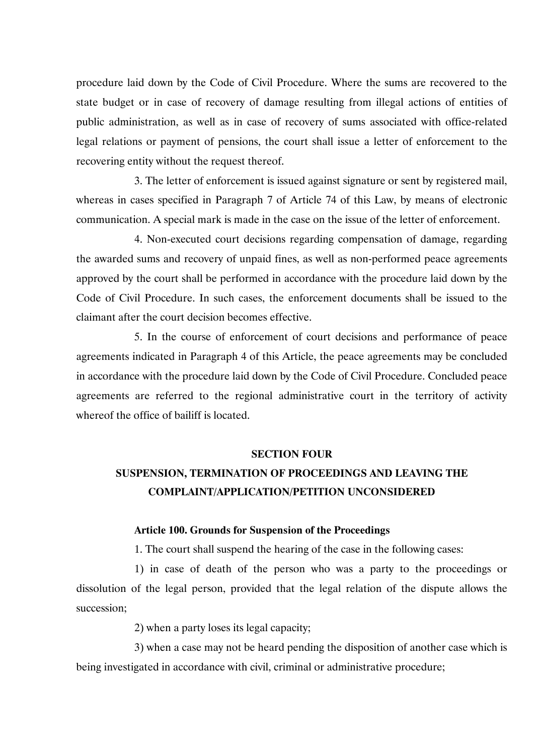procedure laid down by the Code of Civil Procedure. Where the sums are recovered to the state budget or in case of recovery of damage resulting from illegal actions of entities of public administration, as well as in case of recovery of sums associated with office-related legal relations or payment of pensions, the court shall issue a letter of enforcement to the recovering entity without the request thereof.

3. The letter of enforcement is issued against signature or sent by registered mail, whereas in cases specified in Paragraph 7 of Article 74 of this Law, by means of electronic communication. A special mark is made in the case on the issue of the letter of enforcement.

4. Non-executed court decisions regarding compensation of damage, regarding the awarded sums and recovery of unpaid fines, as well as non-performed peace agreements approved by the court shall be performed in accordance with the procedure laid down by the Code of Civil Procedure. In such cases, the enforcement documents shall be issued to the claimant after the court decision becomes effective.

5. In the course of enforcement of court decisions and performance of peace agreements indicated in Paragraph 4 of this Article, the peace agreements may be concluded in accordance with the procedure laid down by the Code of Civil Procedure. Concluded peace agreements are referred to the regional administrative court in the territory of activity whereof the office of bailiff is located.

## SECTION FOUR
## SUSPENSION, TERMINATION OF PROCEEDINGS AND LEAVING THE COMPLAINT/APPLICATION/PETITION UNCONSIDERED

### Article 100. Grounds for Suspension of the Proceedings

1. The court shall suspend the hearing of the case in the following cases:

1) in case of death of the person who was a party to the proceedings or dissolution of the legal person, provided that the legal relation of the dispute allows the succession;

2) when a party loses its legal capacity;

3) when a case may not be heard pending the disposition of another case which is being investigated in accordance with civil, criminal or administrative procedure;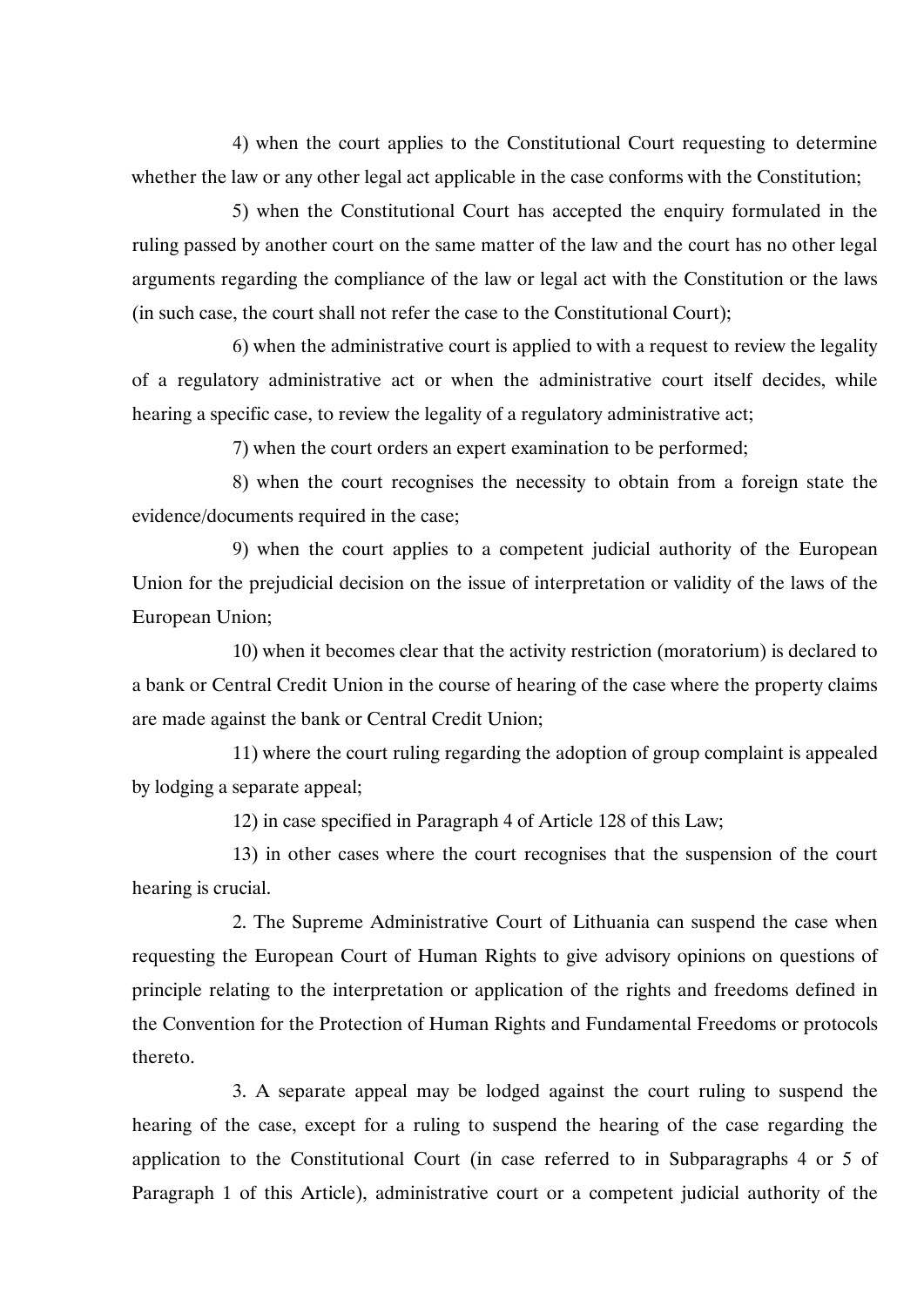4) when the court applies to the Constitutional Court requesting to determine whether the law or any other legal act applicable in the case conforms with the Constitution;

5) when the Constitutional Court has accepted the enquiry formulated in the ruling passed by another court on the same matter of the law and the court has no other legal arguments regarding the compliance of the law or legal act with the Constitution or the laws (in such case, the court shall not refer the case to the Constitutional Court);

6) when the administrative court is applied to with a request to review the legality of a regulatory administrative act or when the administrative court itself decides, while hearing a specific case, to review the legality of a regulatory administrative act;

7) when the court orders an expert examination to be performed;

8) when the court recognises the necessity to obtain from a foreign state the evidence/documents required in the case;

9) when the court applies to a competent judicial authority of the European Union for the prejudicial decision on the issue of interpretation or validity of the laws of the European Union;

10) when it becomes clear that the activity restriction (moratorium) is declared to a bank or Central Credit Union in the course of hearing of the case where the property claims are made against the bank or Central Credit Union;

11) where the court ruling regarding the adoption of group complaint is appealed by lodging a separate appeal;

12) in case specified in Paragraph 4 of Article 128 of this Law;

13) in other cases where the court recognises that the suspension of the court hearing is crucial.

2. The Supreme Administrative Court of Lithuania can suspend the case when requesting the European Court of Human Rights to give advisory opinions on questions of principle relating to the interpretation or application of the rights and freedoms defined in the Convention for the Protection of Human Rights and Fundamental Freedoms or protocols thereto.

3. A separate appeal may be lodged against the court ruling to suspend the hearing of the case, except for a ruling to suspend the hearing of the case regarding the application to the Constitutional Court (in case referred to in Subparagraphs 4 or 5 of Paragraph 1 of this Article), administrative court or a competent judicial authority of the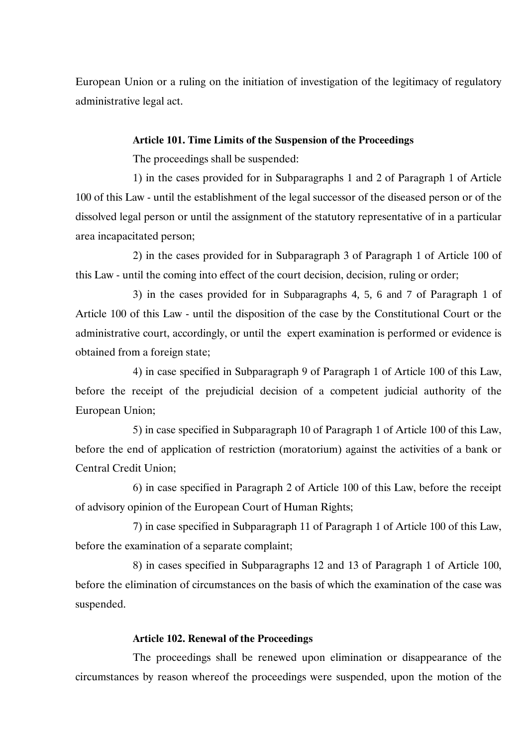European Union or a ruling on the initiation of investigation of the legitimacy of regulatory administrative legal act.

**Article 101. Time Limits of the Suspension of the Proceedings**

The proceedings shall be suspended:

1) in the cases provided for in Subparagraphs 1 and 2 of Paragraph 1 of Article 100 of this Law - until the establishment of the legal successor of the diseased person or of the dissolved legal person or until the assignment of the statutory representative of in a particular area incapacitated person;

2) in the cases provided for in Subparagraph 3 of Paragraph 1 of Article 100 of this Law - until the coming into effect of the court decision, decision, ruling or order;

3) in the cases provided for in Subparagraphs 4, 5, 6 and 7 of Paragraph 1 of Article 100 of this Law - until the disposition of the case by the Constitutional Court or the administrative court, accordingly, or until the expert examination is performed or evidence is obtained from a foreign state;

4) in case specified in Subparagraph 9 of Paragraph 1 of Article 100 of this Law, before the receipt of the prejudicial decision of a competent judicial authority of the European Union;

5) in case specified in Subparagraph 10 of Paragraph 1 of Article 100 of this Law, before the end of application of restriction (moratorium) against the activities of a bank or Central Credit Union;

6) in case specified in Paragraph 2 of Article 100 of this Law, before the receipt of advisory opinion of the European Court of Human Rights;

7) in case specified in Subparagraph 11 of Paragraph 1 of Article 100 of this Law, before the examination of a separate complaint;

8) in cases specified in Subparagraphs 12 and 13 of Paragraph 1 of Article 100, before the elimination of circumstances on the basis of which the examination of the case was suspended.

**Article 102. Renewal of the Proceedings**

The proceedings shall be renewed upon elimination or disappearance of the circumstances by reason whereof the proceedings were suspended, upon the motion of the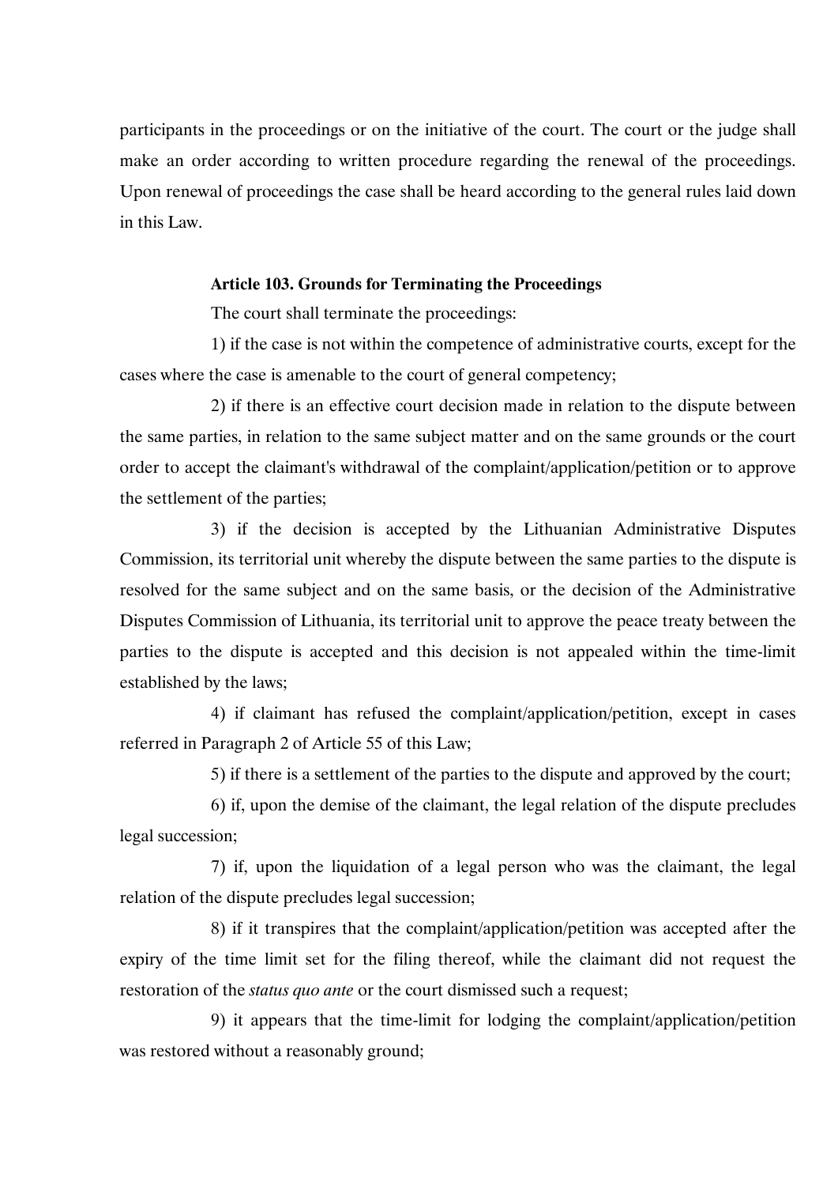participants in the proceedings or on the initiative of the court. The court or the judge shall make an order according to written procedure regarding the renewal of the proceedings. Upon renewal of proceedings the case shall be heard according to the general rules laid down in this Law.

**Article 103. Grounds for Terminating the Proceedings**

The court shall terminate the proceedings:

1) if the case is not within the competence of administrative courts, except for the cases where the case is amenable to the court of general competency;

2) if there is an effective court decision made in relation to the dispute between the same parties, in relation to the same subject matter and on the same grounds or the court order to accept the claimant's withdrawal of the complaint/application/petition or to approve the settlement of the parties;

3) if the decision is accepted by the Lithuanian Administrative Disputes Commission, its territorial unit whereby the dispute between the same parties to the dispute is resolved for the same subject and on the same basis, or the decision of the Administrative Disputes Commission of Lithuania, its territorial unit to approve the peace treaty between the parties to the dispute is accepted and this decision is not appealed within the time-limit established by the laws;

4) if claimant has refused the complaint/application/petition, except in cases referred in Paragraph 2 of Article 55 of this Law;

5) if there is a settlement of the parties to the dispute and approved by the court;

6) if, upon the demise of the claimant, the legal relation of the dispute precludes legal succession;

7) if, upon the liquidation of a legal person who was the claimant, the legal relation of the dispute precludes legal succession;

8) if it transpires that the complaint/application/petition was accepted after the expiry of the time limit set for the filing thereof, while the claimant did not request the restoration of the *status quo ante* or the court dismissed such a request;

9) it appears that the time-limit for lodging the complaint/application/petition was restored without a reasonably ground;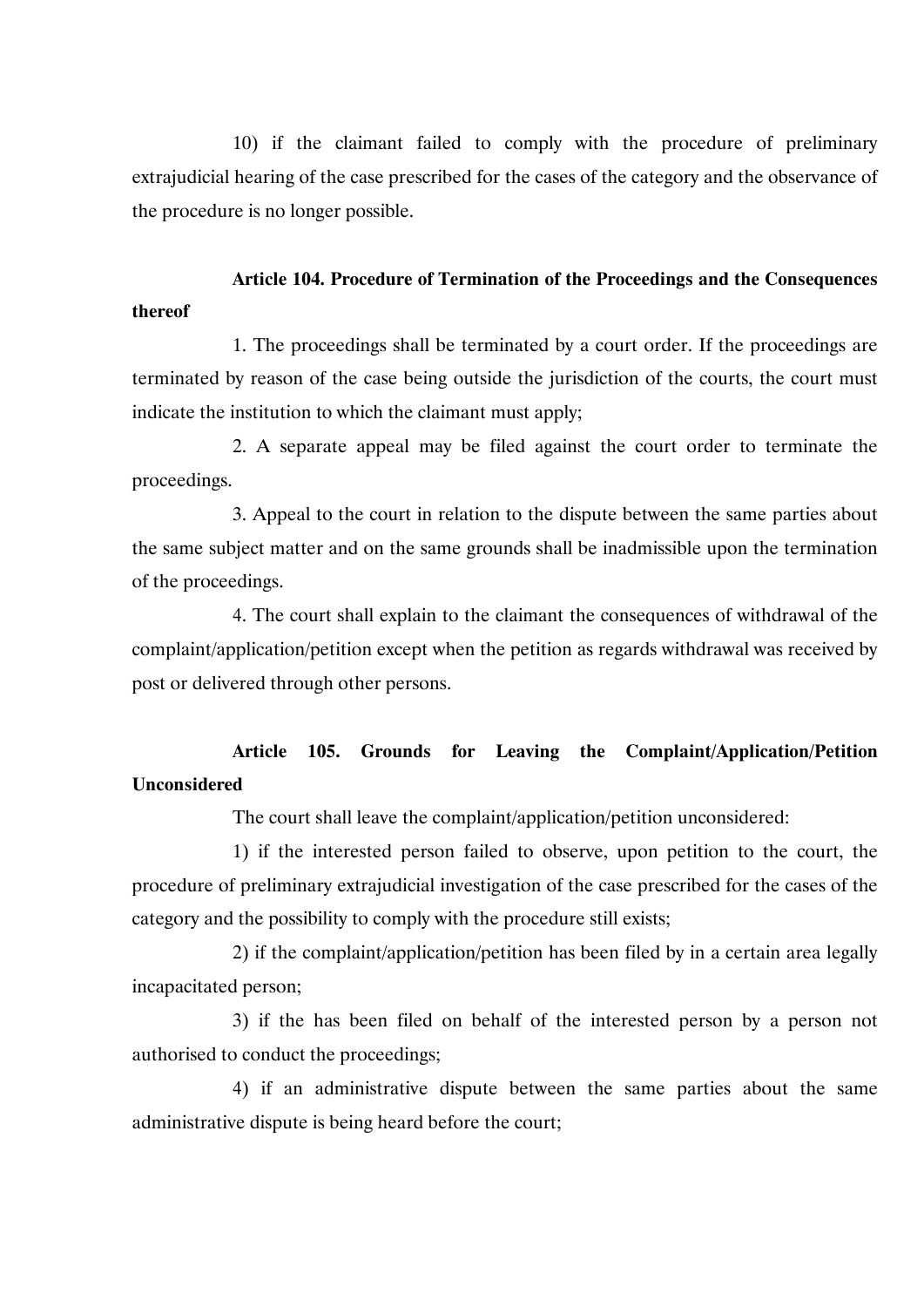10) if the claimant failed to comply with the procedure of preliminary extrajudicial hearing of the case prescribed for the cases of the category and the observance of the procedure is no longer possible.

### Article 104. Procedure of Termination of the Proceedings and the Consequences thereof

1. The proceedings shall be terminated by a court order. If the proceedings are terminated by reason of the case being outside the jurisdiction of the courts, the court must indicate the institution to which the claimant must apply;

2. A separate appeal may be filed against the court order to terminate the proceedings.

3. Appeal to the court in relation to the dispute between the same parties about the same subject matter and on the same grounds shall be inadmissible upon the termination of the proceedings.

4. The court shall explain to the claimant the consequences of withdrawal of the complaint/application/petition except when the petition as regards withdrawal was received by post or delivered through other persons.

### Article 105. Grounds for Leaving the Complaint/Application/Petition Unconsidered

The court shall leave the complaint/application/petition unconsidered:

1) if the interested person failed to observe, upon petition to the court, the procedure of preliminary extrajudicial investigation of the case prescribed for the cases of the category and the possibility to comply with the procedure still exists;

2) if the complaint/application/petition has been filed by in a certain area legally incapacitated person;

3) if the has been filed on behalf of the interested person by a person not authorised to conduct the proceedings;

4) if an administrative dispute between the same parties about the same administrative dispute is being heard before the court;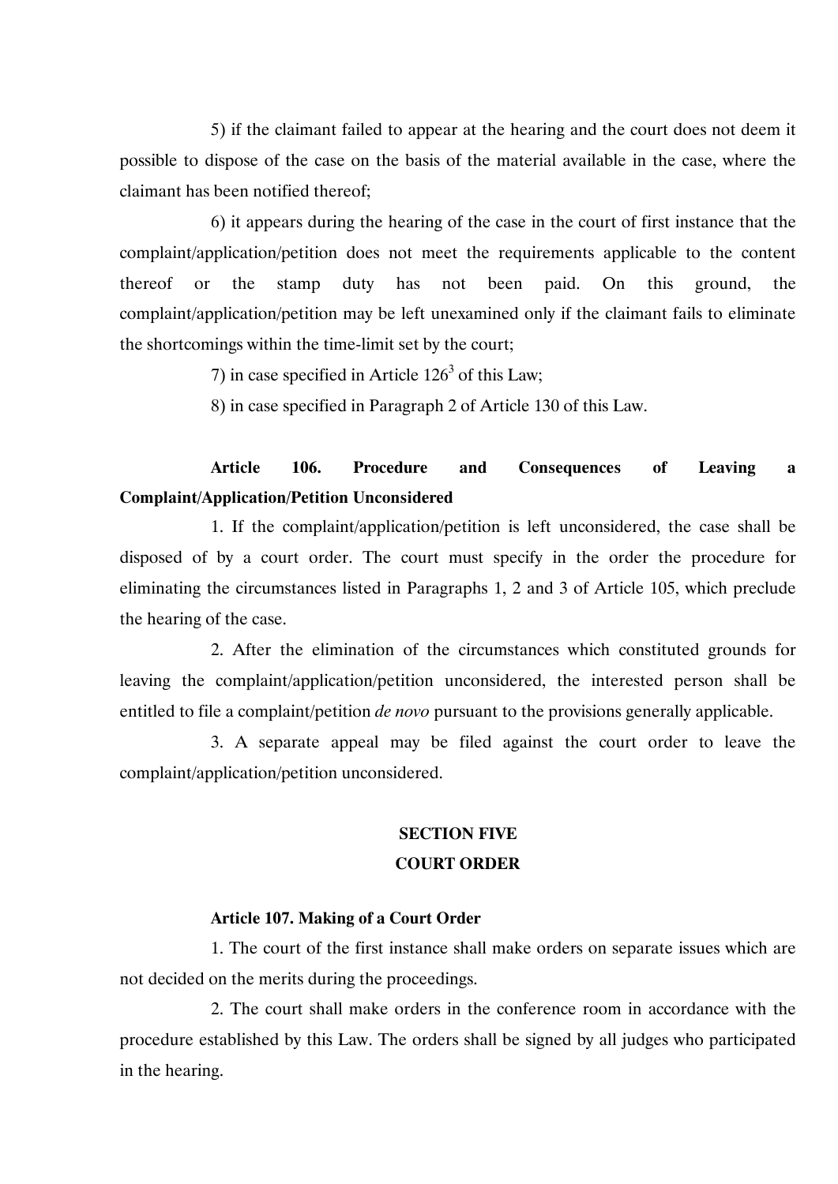5) if the claimant failed to appear at the hearing and the court does not deem it possible to dispose of the case on the basis of the material available in the case, where the claimant has been notified thereof;

6) it appears during the hearing of the case in the court of first instance that the complaint/application/petition does not meet the requirements applicable to the content thereof or the stamp duty has not been paid. On this ground, the complaint/application/petition may be left unexamined only if the claimant fails to eliminate the shortcomings within the time-limit set by the court;

7) in case specified in Article $126^3$ of this Law;

8) in case specified in Paragraph 2 of Article 130 of this Law.

**Article 106. Procedure and Consequences of Leaving a Complaint/Application/Petition Unconsidered**

1. If the complaint/application/petition is left unconsidered, the case shall be disposed of by a court order. The court must specify in the order the procedure for eliminating the circumstances listed in Paragraphs 1, 2 and 3 of Article 105, which preclude the hearing of the case.

2. After the elimination of the circumstances which constituted grounds for leaving the complaint/application/petition unconsidered, the interested person shall be entitled to file a complaint/petition *de novo* pursuant to the provisions generally applicable.

3. A separate appeal may be filed against the court order to leave the complaint/application/petition unconsidered.

## SECTION FIVE
## COURT ORDER

**Article 107. Making of a Court Order**

1. The court of the first instance shall make orders on separate issues which are not decided on the merits during the proceedings.

2. The court shall make orders in the conference room in accordance with the procedure established by this Law. The orders shall be signed by all judges who participated in the hearing.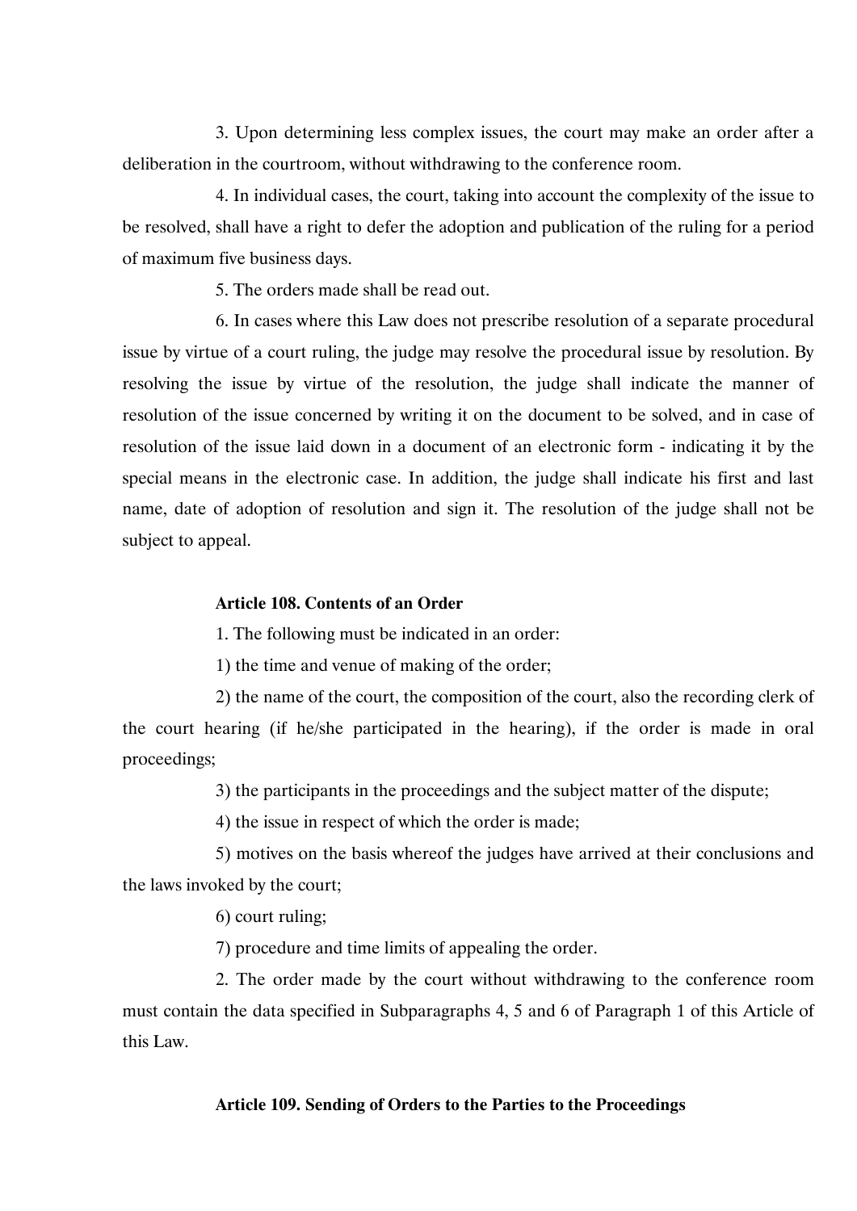3. Upon determining less complex issues, the court may make an order after a deliberation in the courtroom, without withdrawing to the conference room.

4. In individual cases, the court, taking into account the complexity of the issue to be resolved, shall have a right to defer the adoption and publication of the ruling for a period of maximum five business days.

5. The orders made shall be read out.

6. In cases where this Law does not prescribe resolution of a separate procedural issue by virtue of a court ruling, the judge may resolve the procedural issue by resolution. By resolving the issue by virtue of the resolution, the judge shall indicate the manner of resolution of the issue concerned by writing it on the document to be solved, and in case of resolution of the issue laid down in a document of an electronic form - indicating it by the special means in the electronic case. In addition, the judge shall indicate his first and last name, date of adoption of resolution and sign it. The resolution of the judge shall not be subject to appeal.

**Article 108. Contents of an Order**

1. The following must be indicated in an order:

1) the time and venue of making of the order;

2) the name of the court, the composition of the court, also the recording clerk of the court hearing (if he/she participated in the hearing), if the order is made in oral proceedings;

3) the participants in the proceedings and the subject matter of the dispute;

4) the issue in respect of which the order is made;

5) motives on the basis whereof the judges have arrived at their conclusions and the laws invoked by the court;

6) court ruling;

7) procedure and time limits of appealing the order.

2. The order made by the court without withdrawing to the conference room must contain the data specified in Subparagraphs 4, 5 and 6 of Paragraph 1 of this Article of this Law.

**Article 109. Sending of Orders to the Parties to the Proceedings**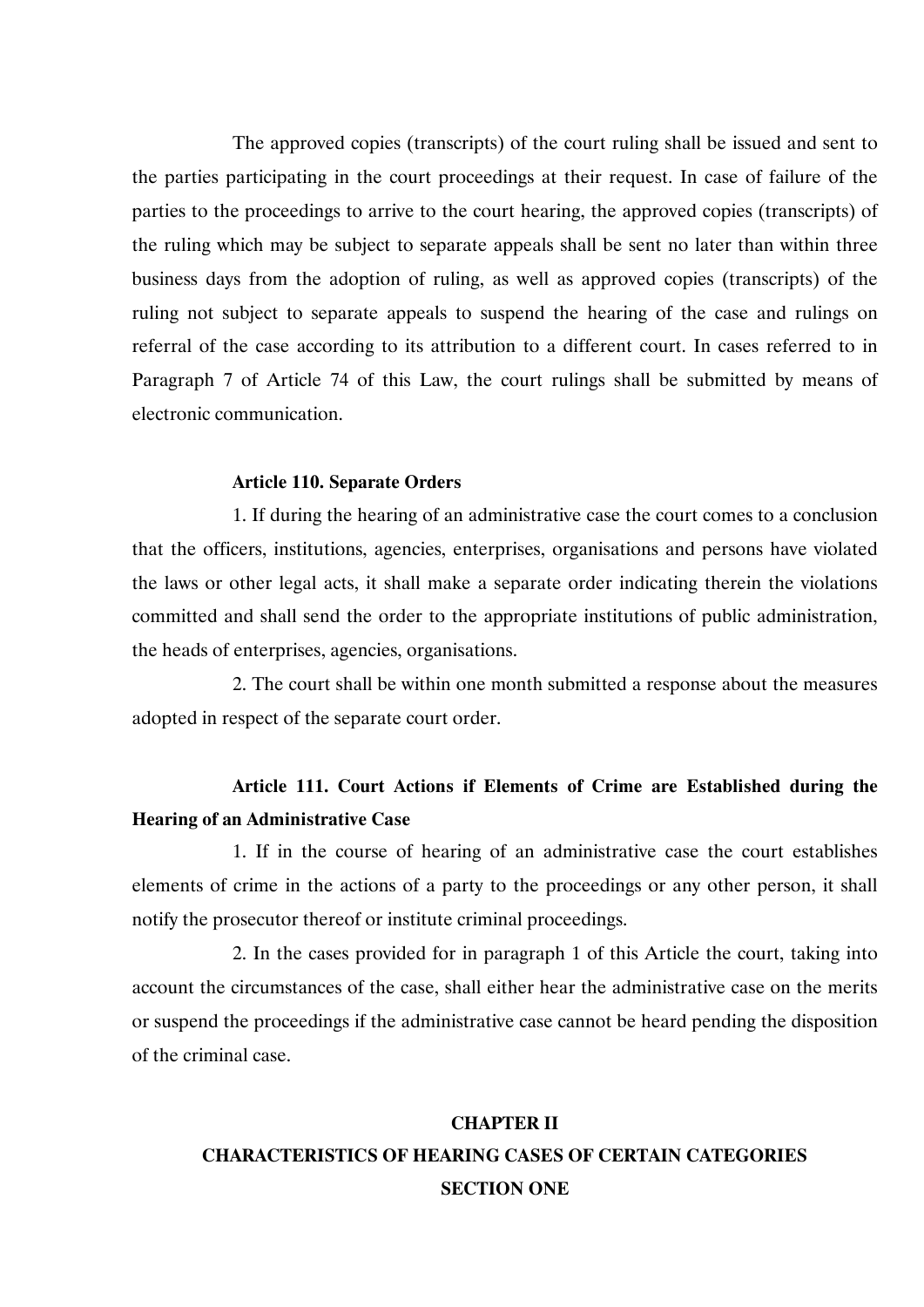The approved copies (transcripts) of the court ruling shall be issued and sent to the parties participating in the court proceedings at their request. In case of failure of the parties to the proceedings to arrive to the court hearing, the approved copies (transcripts) of the ruling which may be subject to separate appeals shall be sent no later than within three business days from the adoption of ruling, as well as approved copies (transcripts) of the ruling not subject to separate appeals to suspend the hearing of the case and rulings on referral of the case according to its attribution to a different court. In cases referred to in Paragraph 7 of Article 74 of this Law, the court rulings shall be submitted by means of electronic communication.

**Article 110. Separate Orders**

1. If during the hearing of an administrative case the court comes to a conclusion that the officers, institutions, agencies, enterprises, organisations and persons have violated the laws or other legal acts, it shall make a separate order indicating therein the violations committed and shall send the order to the appropriate institutions of public administration, the heads of enterprises, agencies, organisations.

2. The court shall be within one month submitted a response about the measures adopted in respect of the separate court order.

**Article 111. Court Actions if Elements of Crime are Established during the Hearing of an Administrative Case**

1. If in the course of hearing of an administrative case the court establishes elements of crime in the actions of a party to the proceedings or any other person, it shall notify the prosecutor thereof or institute criminal proceedings.

2. In the cases provided for in paragraph 1 of this Article the court, taking into account the circumstances of the case, shall either hear the administrative case on the merits or suspend the proceedings if the administrative case cannot be heard pending the disposition of the criminal case.

## CHAPTER II
## CHARACTERISTICS OF HEARING CASES OF CERTAIN CATEGORIES
### SECTION ONE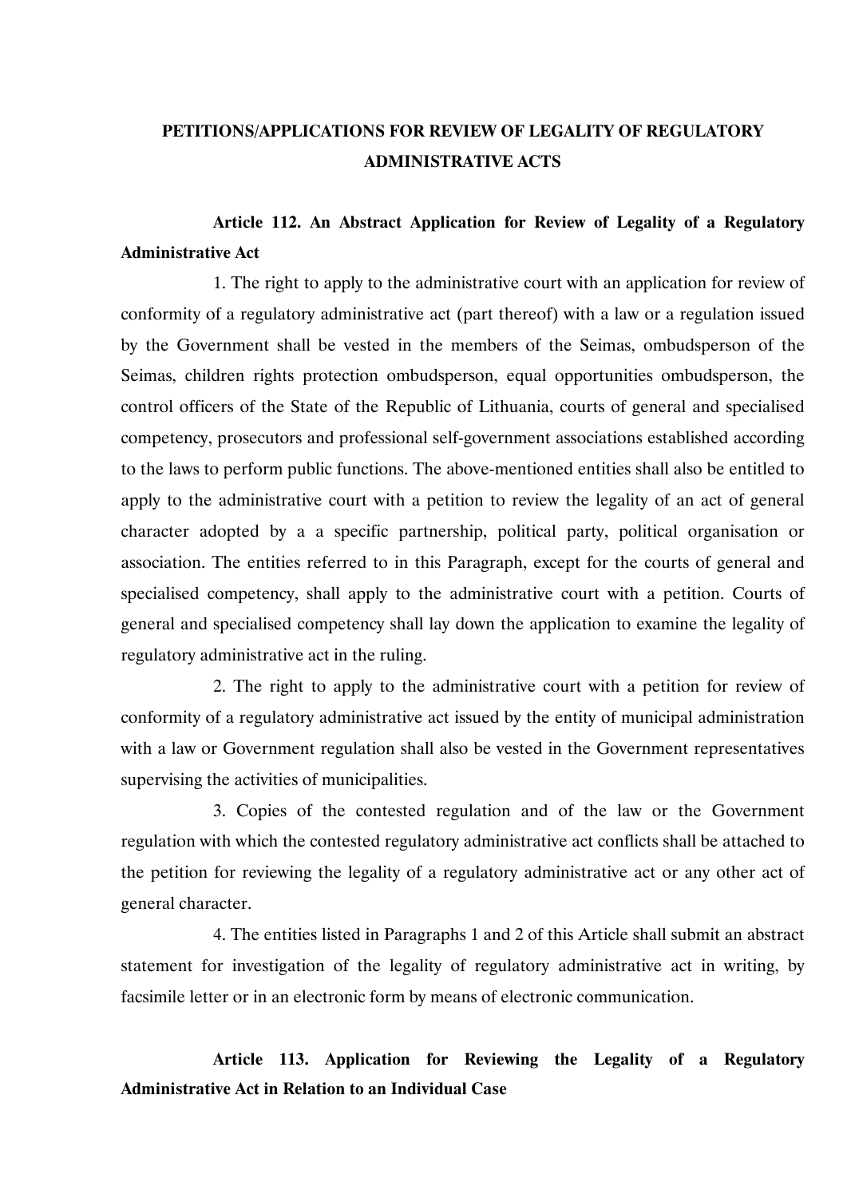## PETITIONS/APPLICATIONS FOR REVIEW OF LEGALITY OF REGULATORY ADMINISTRATIVE ACTS

**Article 112. An Abstract Application for Review of Legality of a Regulatory Administrative Act**

1. The right to apply to the administrative court with an application for review of conformity of a regulatory administrative act (part thereof) with a law or a regulation issued by the Government shall be vested in the members of the Seimas, ombudsperson of the Seimas, children rights protection ombudsperson, equal opportunities ombudsperson, the control officers of the State of the Republic of Lithuania, courts of general and specialised competency, prosecutors and professional self-government associations established according to the laws to perform public functions. The above-mentioned entities shall also be entitled to apply to the administrative court with a petition to review the legality of an act of general character adopted by a a specific partnership, political party, political organisation or association. The entities referred to in this Paragraph, except for the courts of general and specialised competency, shall apply to the administrative court with a petition. Courts of general and specialised competency shall lay down the application to examine the legality of regulatory administrative act in the ruling.

2. The right to apply to the administrative court with a petition for review of conformity of a regulatory administrative act issued by the entity of municipal administration with a law or Government regulation shall also be vested in the Government representatives supervising the activities of municipalities.

3. Copies of the contested regulation and of the law or the Government regulation with which the contested regulatory administrative act conflicts shall be attached to the petition for reviewing the legality of a regulatory administrative act or any other act of general character.

4. The entities listed in Paragraphs 1 and 2 of this Article shall submit an abstract statement for investigation of the legality of regulatory administrative act in writing, by facsimile letter or in an electronic form by means of electronic communication.

**Article 113. Application for Reviewing the Legality of a Regulatory Administrative Act in Relation to an Individual Case**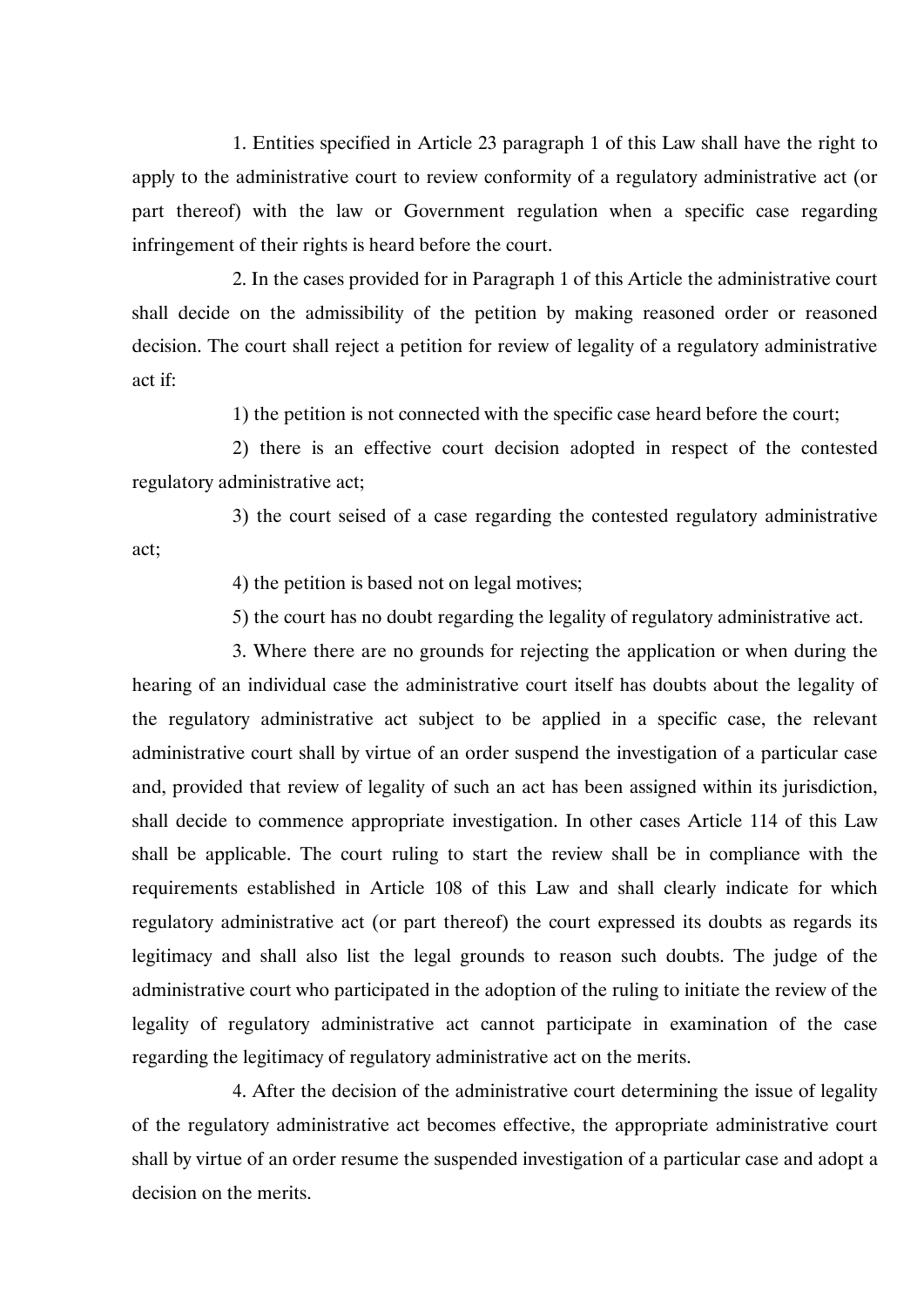1. Entities specified in Article 23 paragraph 1 of this Law shall have the right to apply to the administrative court to review conformity of a regulatory administrative act (or part thereof) with the law or Government regulation when a specific case regarding infringement of their rights is heard before the court.

2. In the cases provided for in Paragraph 1 of this Article the administrative court shall decide on the admissibility of the petition by making reasoned order or reasoned decision. The court shall reject a petition for review of legality of a regulatory administrative act if:

1) the petition is not connected with the specific case heard before the court;

2) there is an effective court decision adopted in respect of the contested regulatory administrative act;

3) the court seised of a case regarding the contested regulatory administrative act;

4) the petition is based not on legal motives;

5) the court has no doubt regarding the legality of regulatory administrative act.

3. Where there are no grounds for rejecting the application or when during the hearing of an individual case the administrative court itself has doubts about the legality of the regulatory administrative act subject to be applied in a specific case, the relevant administrative court shall by virtue of an order suspend the investigation of a particular case and, provided that review of legality of such an act has been assigned within its jurisdiction, shall decide to commence appropriate investigation. In other cases Article 114 of this Law shall be applicable. The court ruling to start the review shall be in compliance with the requirements established in Article 108 of this Law and shall clearly indicate for which regulatory administrative act (or part thereof) the court expressed its doubts as regards its legitimacy and shall also list the legal grounds to reason such doubts. The judge of the administrative court who participated in the adoption of the ruling to initiate the review of the legality of regulatory administrative act cannot participate in examination of the case regarding the legitimacy of regulatory administrative act on the merits.

4. After the decision of the administrative court determining the issue of legality of the regulatory administrative act becomes effective, the appropriate administrative court shall by virtue of an order resume the suspended investigation of a particular case and adopt a decision on the merits.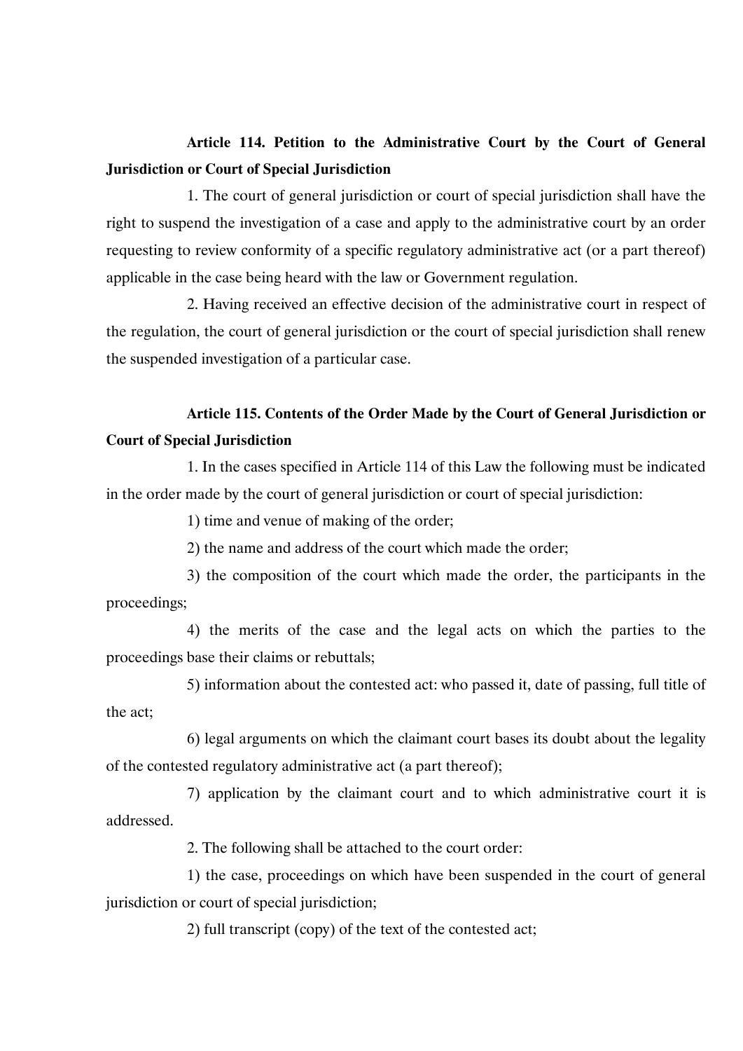**Article 114. Petition to the Administrative Court by the Court of General Jurisdiction or Court of Special Jurisdiction**

1. The court of general jurisdiction or court of special jurisdiction shall have the right to suspend the investigation of a case and apply to the administrative court by an order requesting to review conformity of a specific regulatory administrative act (or a part thereof) applicable in the case being heard with the law or Government regulation.

2. Having received an effective decision of the administrative court in respect of the regulation, the court of general jurisdiction or the court of special jurisdiction shall renew the suspended investigation of a particular case.

**Article 115. Contents of the Order Made by the Court of General Jurisdiction or Court of Special Jurisdiction**

1. In the cases specified in Article 114 of this Law the following must be indicated in the order made by the court of general jurisdiction or court of special jurisdiction:

1) time and venue of making of the order;

2) the name and address of the court which made the order;

3) the composition of the court which made the order, the participants in the proceedings;

4) the merits of the case and the legal acts on which the parties to the proceedings base their claims or rebuttals;

5) information about the contested act: who passed it, date of passing, full title of the act;

6) legal arguments on which the claimant court bases its doubt about the legality of the contested regulatory administrative act (a part thereof);

7) application by the claimant court and to which administrative court it is addressed.

2. The following shall be attached to the court order:

1) the case, proceedings on which have been suspended in the court of general jurisdiction or court of special jurisdiction;

2) full transcript (copy) of the text of the contested act;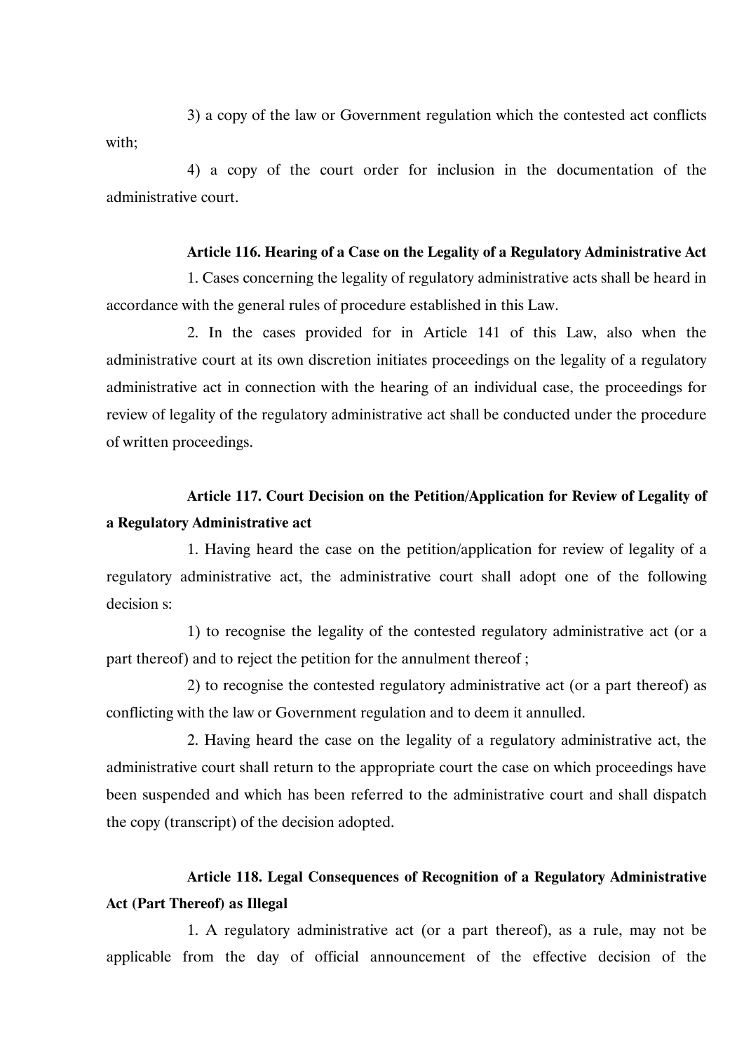3) a copy of the law or Government regulation which the contested act conflicts with;

4) a copy of the court order for inclusion in the documentation of the administrative court.

**Article 116. Hearing of a Case on the Legality of a Regulatory Administrative Act**

1. Cases concerning the legality of regulatory administrative acts shall be heard in accordance with the general rules of procedure established in this Law.

2. In the cases provided for in Article 141 of this Law, also when the administrative court at its own discretion initiates proceedings on the legality of a regulatory administrative act in connection with the hearing of an individual case, the proceedings for review of legality of the regulatory administrative act shall be conducted under the procedure of written proceedings.

**Article 117. Court Decision on the Petition/Application for Review of Legality of a Regulatory Administrative act**

1. Having heard the case on the petition/application for review of legality of a regulatory administrative act, the administrative court shall adopt one of the following decision s:

1) to recognise the legality of the contested regulatory administrative act (or a part thereof) and to reject the petition for the annulment thereof ;

2) to recognise the contested regulatory administrative act (or a part thereof) as conflicting with the law or Government regulation and to deem it annulled.

2. Having heard the case on the legality of a regulatory administrative act, the administrative court shall return to the appropriate court the case on which proceedings have been suspended and which has been referred to the administrative court and shall dispatch the copy (transcript) of the decision adopted.

**Article 118. Legal Consequences of Recognition of a Regulatory Administrative Act (Part Thereof) as Illegal**

1. A regulatory administrative act (or a part thereof), as a rule, may not be applicable from the day of official announcement of the effective decision of the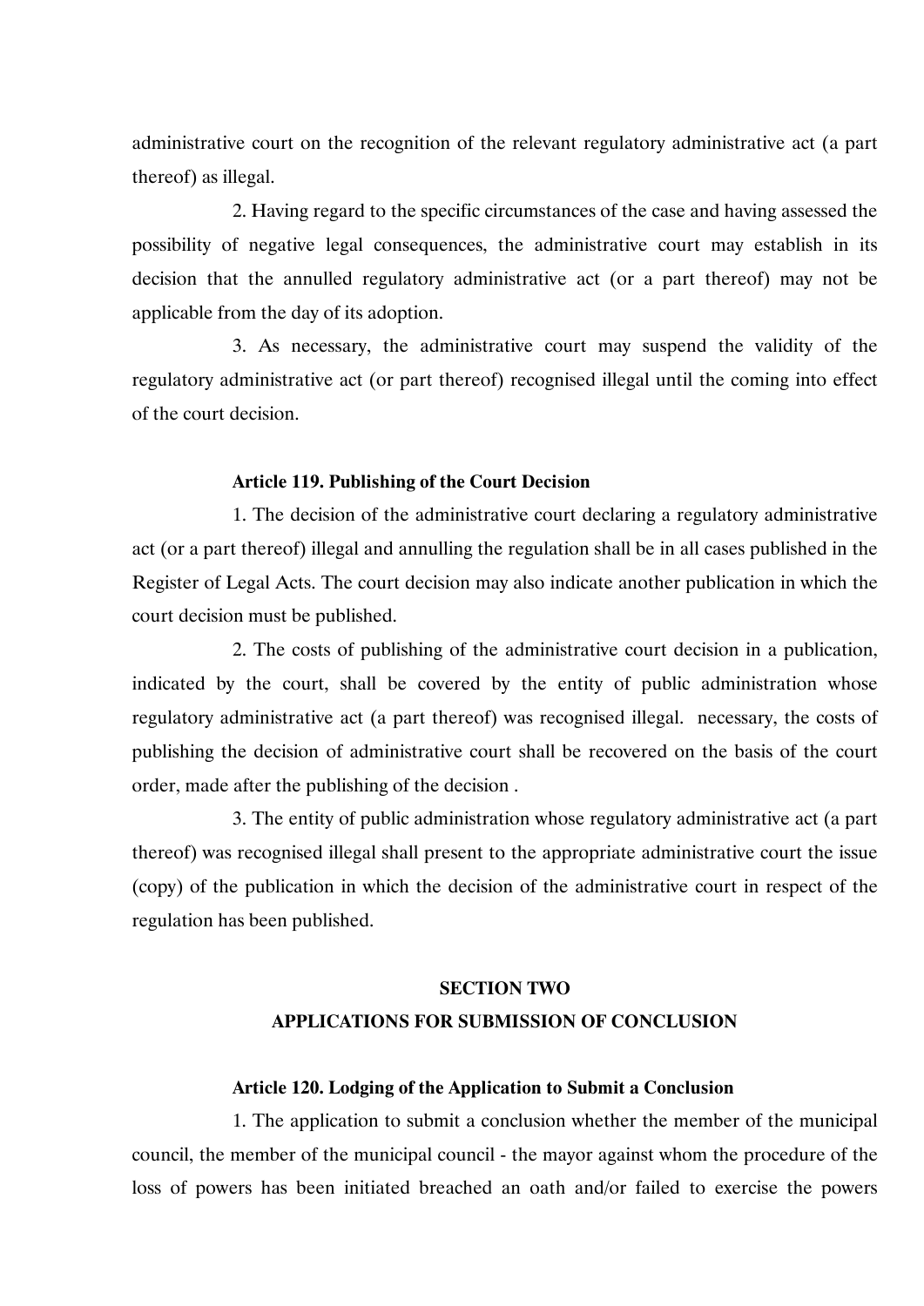administrative court on the recognition of the relevant regulatory administrative act (a part thereof) as illegal.

2. Having regard to the specific circumstances of the case and having assessed the possibility of negative legal consequences, the administrative court may establish in its decision that the annulled regulatory administrative act (or a part thereof) may not be applicable from the day of its adoption.

3. As necessary, the administrative court may suspend the validity of the regulatory administrative act (or part thereof) recognised illegal until the coming into effect of the court decision.

#### Article 119. Publishing of the Court Decision

1. The decision of the administrative court declaring a regulatory administrative act (or a part thereof) illegal and annulling the regulation shall be in all cases published in the Register of Legal Acts. The court decision may also indicate another publication in which the court decision must be published.

2. The costs of publishing of the administrative court decision in a publication, indicated by the court, shall be covered by the entity of public administration whose regulatory administrative act (a part thereof) was recognised illegal.  necessary, the costs of publishing the decision of administrative court shall be recovered on the basis of the court order, made after the publishing of the decision .

3. The entity of public administration whose regulatory administrative act (a part thereof) was recognised illegal shall present to the appropriate administrative court the issue (copy) of the publication in which the decision of the administrative court in respect of the regulation has been published.

## SECTION TWO
## APPLICATIONS FOR SUBMISSION OF CONCLUSION

#### Article 120. Lodging of the Application to Submit a Conclusion

1. The application to submit a conclusion whether the member of the municipal council, the member of the municipal council - the mayor against whom the procedure of the loss of powers has been initiated breached an oath and/or failed to exercise the powers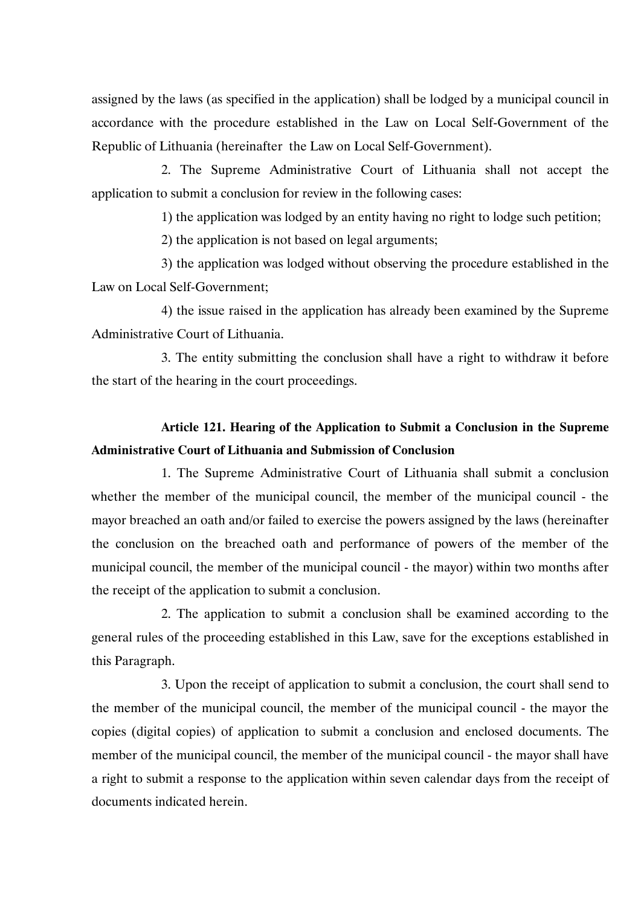assigned by the laws (as specified in the application) shall be lodged by a municipal council in accordance with the procedure established in the Law on Local Self-Government of the Republic of Lithuania (hereinafter the Law on Local Self-Government).

2. The Supreme Administrative Court of Lithuania shall not accept the application to submit a conclusion for review in the following cases:

1) the application was lodged by an entity having no right to lodge such petition;

2) the application is not based on legal arguments;

3) the application was lodged without observing the procedure established in the Law on Local Self-Government;

4) the issue raised in the application has already been examined by the Supreme Administrative Court of Lithuania.

3. The entity submitting the conclusion shall have a right to withdraw it before the start of the hearing in the court proceedings.

**Article 121. Hearing of the Application to Submit a Conclusion in the Supreme Administrative Court of Lithuania and Submission of Conclusion**

1. The Supreme Administrative Court of Lithuania shall submit a conclusion whether the member of the municipal council, the member of the municipal council - the mayor breached an oath and/or failed to exercise the powers assigned by the laws (hereinafter the conclusion on the breached oath and performance of powers of the member of the municipal council, the member of the municipal council - the mayor) within two months after the receipt of the application to submit a conclusion.

2. The application to submit a conclusion shall be examined according to the general rules of the proceeding established in this Law, save for the exceptions established in this Paragraph.

3. Upon the receipt of application to submit a conclusion, the court shall send to the member of the municipal council, the member of the municipal council - the mayor the copies (digital copies) of application to submit a conclusion and enclosed documents. The member of the municipal council, the member of the municipal council - the mayor shall have a right to submit a response to the application within seven calendar days from the receipt of documents indicated herein.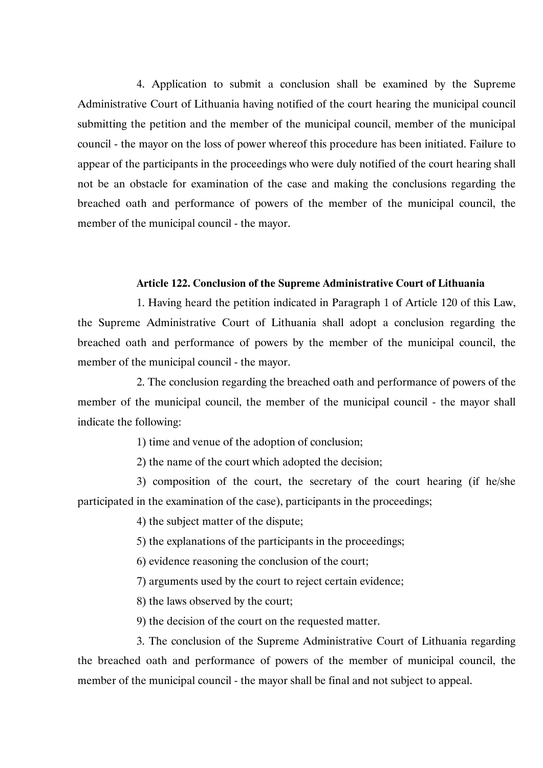4. Application to submit a conclusion shall be examined by the Supreme Administrative Court of Lithuania having notified of the court hearing the municipal council submitting the petition and the member of the municipal council, member of the municipal council - the mayor on the loss of power whereof this procedure has been initiated. Failure to appear of the participants in the proceedings who were duly notified of the court hearing shall not be an obstacle for examination of the case and making the conclusions regarding the breached oath and performance of powers of the member of the municipal council, the member of the municipal council - the mayor.

**Article 122. Conclusion of the Supreme Administrative Court of Lithuania**

1. Having heard the petition indicated in Paragraph 1 of Article 120 of this Law, the Supreme Administrative Court of Lithuania shall adopt a conclusion regarding the breached oath and performance of powers by the member of the municipal council, the member of the municipal council - the mayor.

2. The conclusion regarding the breached oath and performance of powers of the member of the municipal council, the member of the municipal council - the mayor shall indicate the following:

1) time and venue of the adoption of conclusion;

2) the name of the court which adopted the decision;

3) composition of the court, the secretary of the court hearing (if he/she participated in the examination of the case), participants in the proceedings;

4) the subject matter of the dispute;

5) the explanations of the participants in the proceedings;

6) evidence reasoning the conclusion of the court;

7) arguments used by the court to reject certain evidence;

8) the laws observed by the court;

9) the decision of the court on the requested matter.

3. The conclusion of the Supreme Administrative Court of Lithuania regarding the breached oath and performance of powers of the member of municipal council, the member of the municipal council - the mayor shall be final and not subject to appeal.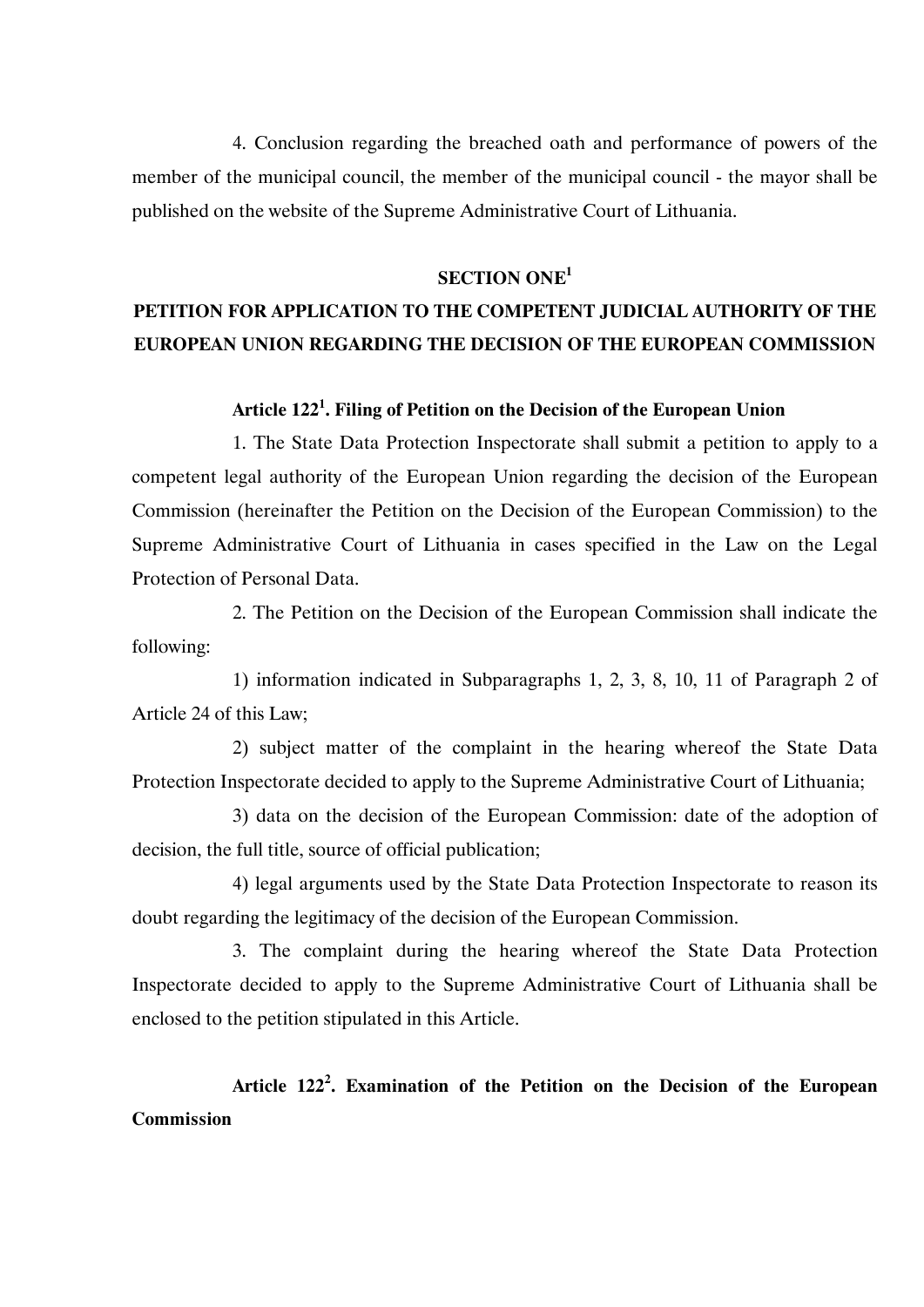4. Conclusion regarding the breached oath and performance of powers of the member of the municipal council, the member of the municipal council - the mayor shall be published on the website of the Supreme Administrative Court of Lithuania.

## SECTION ONE[1]

## PETITION FOR APPLICATION TO THE COMPETENT JUDICIAL AUTHORITY OF THE EUROPEAN UNION REGARDING THE DECISION OF THE EUROPEAN COMMISSION

### Article 122[1]. Filing of Petition on the Decision of the European Union

1. The State Data Protection Inspectorate shall submit a petition to apply to a competent legal authority of the European Union regarding the decision of the European Commission (hereinafter the Petition on the Decision of the European Commission) to the Supreme Administrative Court of Lithuania in cases specified in the Law on the Legal Protection of Personal Data.

2. The Petition on the Decision of the European Commission shall indicate the following:

1) information indicated in Subparagraphs 1, 2, 3, 8, 10, 11 of Paragraph 2 of Article 24 of this Law;

2) subject matter of the complaint in the hearing whereof the State Data Protection Inspectorate decided to apply to the Supreme Administrative Court of Lithuania;

3) data on the decision of the European Commission: date of the adoption of decision, the full title, source of official publication;

4) legal arguments used by the State Data Protection Inspectorate to reason its doubt regarding the legitimacy of the decision of the European Commission.

3. The complaint during the hearing whereof the State Data Protection Inspectorate decided to apply to the Supreme Administrative Court of Lithuania shall be enclosed to the petition stipulated in this Article.

### Article 122[2]. Examination of the Petition on the Decision of the European Commission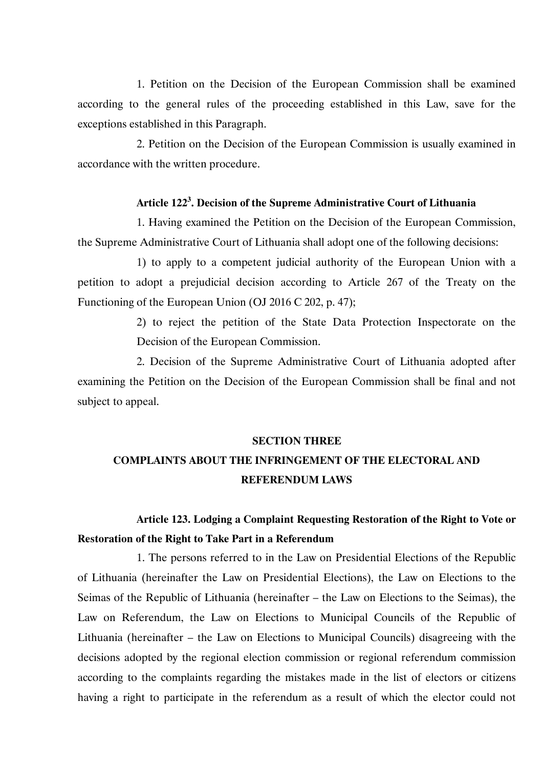1. Petition on the Decision of the European Commission shall be examined according to the general rules of the proceeding established in this Law, save for the exceptions established in this Paragraph.

2. Petition on the Decision of the European Commission is usually examined in accordance with the written procedure.

#### Article 122$^3$. Decision of the Supreme Administrative Court of Lithuania

1. Having examined the Petition on the Decision of the European Commission, the Supreme Administrative Court of Lithuania shall adopt one of the following decisions:

1) to apply to a competent judicial authority of the European Union with a petition to adopt a prejudicial decision according to Article 267 of the Treaty on the Functioning of the European Union (OJ 2016 C 202, p. 47);

2) to reject the petition of the State Data Protection Inspectorate on the Decision of the European Commission.

2. Decision of the Supreme Administrative Court of Lithuania adopted after examining the Petition on the Decision of the European Commission shall be final and not subject to appeal.

## SECTION THREE
## COMPLAINTS ABOUT THE INFRINGEMENT OF THE ELECTORAL AND REFERENDUM LAWS

#### Article 123. Lodging a Complaint Requesting Restoration of the Right to Vote or Restoration of the Right to Take Part in a Referendum

1. The persons referred to in the Law on Presidential Elections of the Republic of Lithuania (hereinafter the Law on Presidential Elections), the Law on Elections to the Seimas of the Republic of Lithuania (hereinafter – the Law on Elections to the Seimas), the Law on Referendum, the Law on Elections to Municipal Councils of the Republic of Lithuania (hereinafter – the Law on Elections to Municipal Councils) disagreeing with the decisions adopted by the regional election commission or regional referendum commission according to the complaints regarding the mistakes made in the list of electors or citizens having a right to participate in the referendum as a result of which the elector could not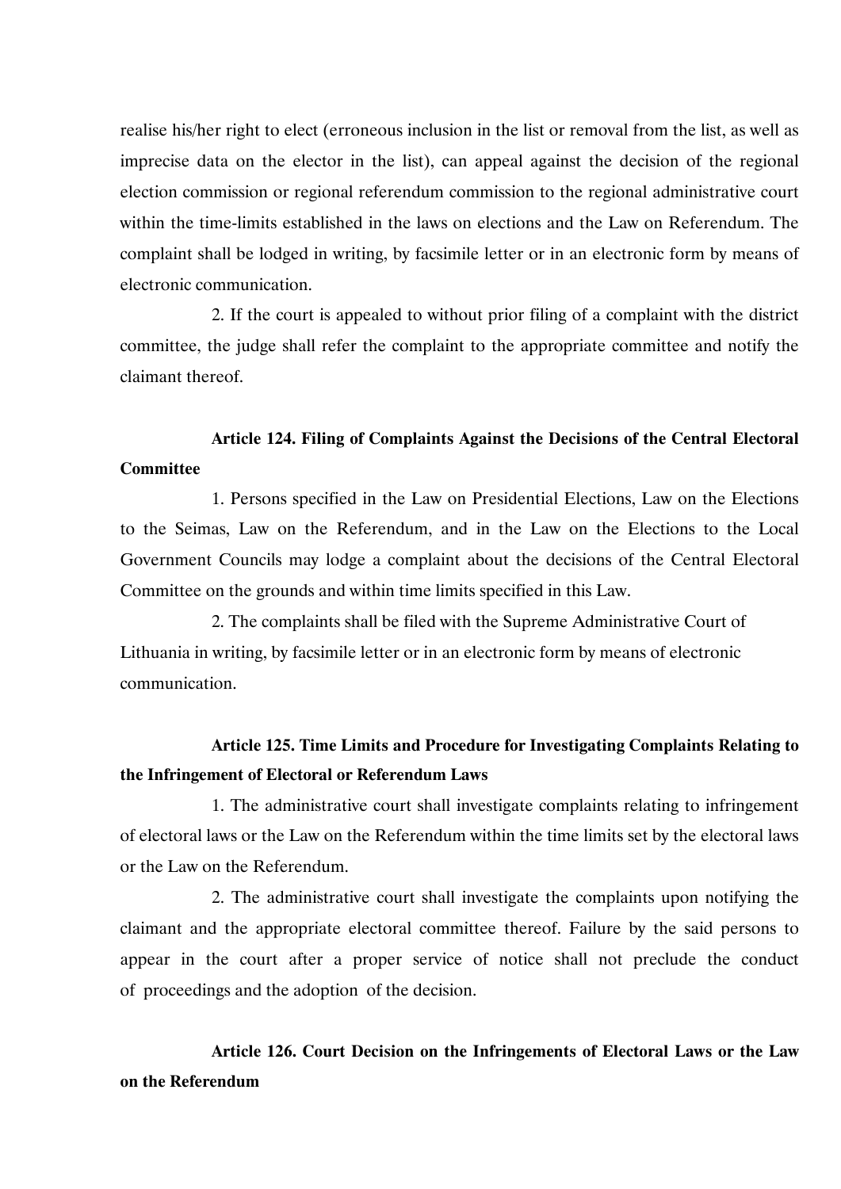realise his/her right to elect (erroneous inclusion in the list or removal from the list, as well as imprecise data on the elector in the list), can appeal against the decision of the regional election commission or regional referendum commission to the regional administrative court within the time-limits established in the laws on elections and the Law on Referendum. The complaint shall be lodged in writing, by facsimile letter or in an electronic form by means of electronic communication.

2. If the court is appealed to without prior filing of a complaint with the district committee, the judge shall refer the complaint to the appropriate committee and notify the claimant thereof.

**Article 124. Filing of Complaints Against the Decisions of the Central Electoral Committee**

1. Persons specified in the Law on Presidential Elections, Law on the Elections to the Seimas, Law on the Referendum, and in the Law on the Elections to the Local Government Councils may lodge a complaint about the decisions of the Central Electoral Committee on the grounds and within time limits specified in this Law.

2. The complaints shall be filed with the Supreme Administrative Court of Lithuania in writing, by facsimile letter or in an electronic form by means of electronic communication.

**Article 125. Time Limits and Procedure for Investigating Complaints Relating to the Infringement of Electoral or Referendum Laws**

1. The administrative court shall investigate complaints relating to infringement of electoral laws or the Law on the Referendum within the time limits set by the electoral laws or the Law on the Referendum.

2. The administrative court shall investigate the complaints upon notifying the claimant and the appropriate electoral committee thereof. Failure by the said persons to appear in the court after a proper service of notice shall not preclude the conduct of proceedings and the adoption of the decision.

**Article 126. Court Decision on the Infringements of Electoral Laws or the Law on the Referendum**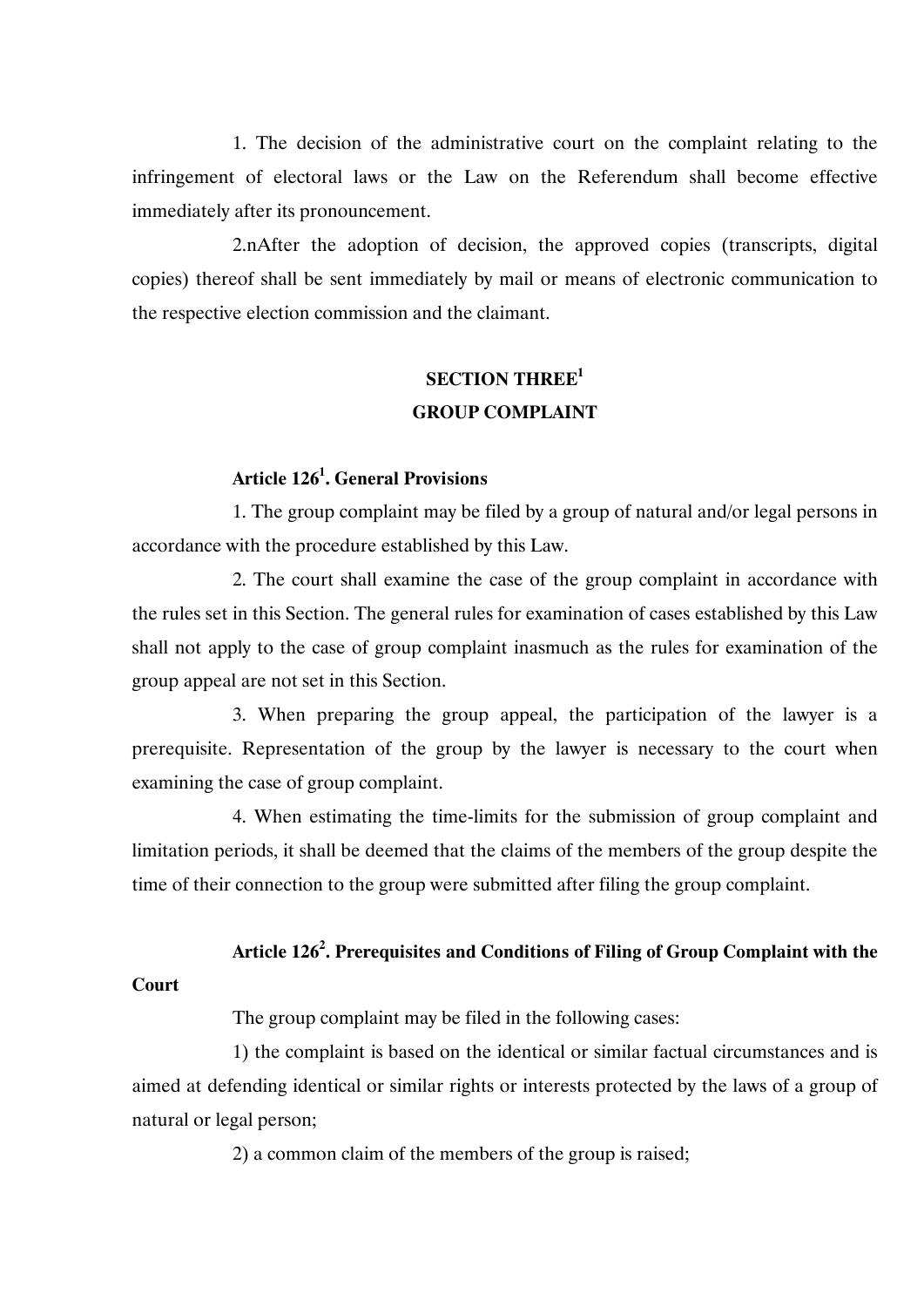1. The decision of the administrative court on the complaint relating to the infringement of electoral laws or the Law on the Referendum shall become effective immediately after its pronouncement.

2.nAfter the adoption of decision, the approved copies (transcripts, digital copies) thereof shall be sent immediately by mail or means of electronic communication to the respective election commission and the claimant.

## SECTION THREE[1]
## GROUP COMPLAINT

### Article 126[1]. General Provisions

1. The group complaint may be filed by a group of natural and/or legal persons in accordance with the procedure established by this Law.

2. The court shall examine the case of the group complaint in accordance with the rules set in this Section. The general rules for examination of cases established by this Law shall not apply to the case of group complaint inasmuch as the rules for examination of the group appeal are not set in this Section.

3. When preparing the group appeal, the participation of the lawyer is a prerequisite. Representation of the group by the lawyer is necessary to the court when examining the case of group complaint.

4. When estimating the time-limits for the submission of group complaint and limitation periods, it shall be deemed that the claims of the members of the group despite the time of their connection to the group were submitted after filing the group complaint.

### Article 126[2]. Prerequisites and Conditions of Filing of Group Complaint with the Court

The group complaint may be filed in the following cases:

1) the complaint is based on the identical or similar factual circumstances and is aimed at defending identical or similar rights or interests protected by the laws of a group of natural or legal person;

2) a common claim of the members of the group is raised;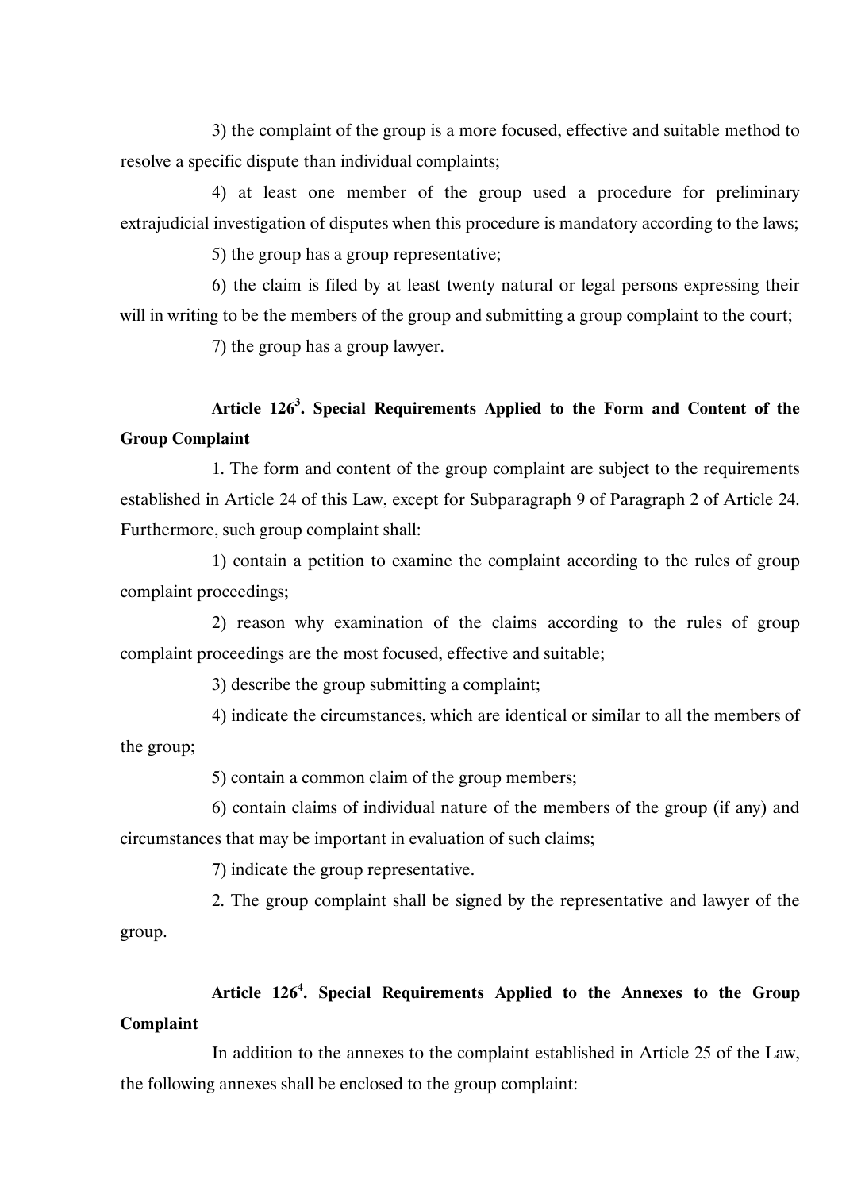3) the complaint of the group is a more focused, effective and suitable method to resolve a specific dispute than individual complaints;

4) at least one member of the group used a procedure for preliminary extrajudicial investigation of disputes when this procedure is mandatory according to the laws;

5) the group has a group representative;

6) the claim is filed by at least twenty natural or legal persons expressing their will in writing to be the members of the group and submitting a group complaint to the court;

7) the group has a group lawyer.

**Article 126$^{3}$. Special Requirements Applied to the Form and Content of the Group Complaint**

1. The form and content of the group complaint are subject to the requirements established in Article 24 of this Law, except for Subparagraph 9 of Paragraph 2 of Article 24. Furthermore, such group complaint shall:

1) contain a petition to examine the complaint according to the rules of group complaint proceedings;

2) reason why examination of the claims according to the rules of group complaint proceedings are the most focused, effective and suitable;

3) describe the group submitting a complaint;

4) indicate the circumstances, which are identical or similar to all the members of the group;

5) contain a common claim of the group members;

6) contain claims of individual nature of the members of the group (if any) and circumstances that may be important in evaluation of such claims;

7) indicate the group representative.

2. The group complaint shall be signed by the representative and lawyer of the group.

**Article 126$^{4}$. Special Requirements Applied to the Annexes to the Group Complaint**

In addition to the annexes to the complaint established in Article 25 of the Law, the following annexes shall be enclosed to the group complaint: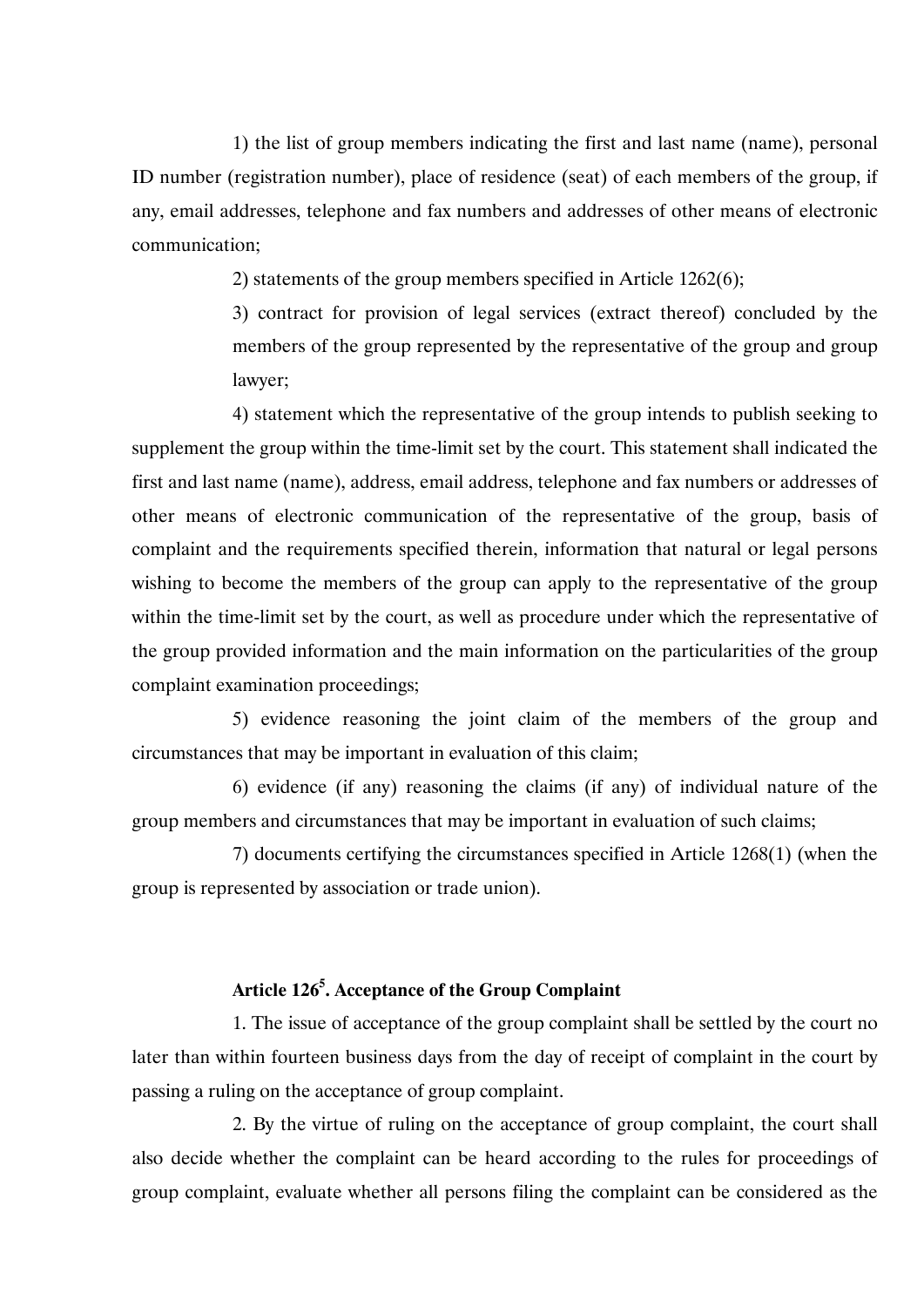1) the list of group members indicating the first and last name (name), personal ID number (registration number), place of residence (seat) of each members of the group, if any, email addresses, telephone and fax numbers and addresses of other means of electronic communication;

2) statements of the group members specified in Article 1262(6);

3) contract for provision of legal services (extract thereof) concluded by the members of the group represented by the representative of the group and group lawyer;

4) statement which the representative of the group intends to publish seeking to supplement the group within the time-limit set by the court. This statement shall indicated the first and last name (name), address, email address, telephone and fax numbers or addresses of other means of electronic communication of the representative of the group, basis of complaint and the requirements specified therein, information that natural or legal persons wishing to become the members of the group can apply to the representative of the group within the time-limit set by the court, as well as procedure under which the representative of the group provided information and the main information on the particularities of the group complaint examination proceedings;

5) evidence reasoning the joint claim of the members of the group and circumstances that may be important in evaluation of this claim;

6) evidence (if any) reasoning the claims (if any) of individual nature of the group members and circumstances that may be important in evaluation of such claims;

7) documents certifying the circumstances specified in Article 1268(1) (when the group is represented by association or trade union).

### Article 126[5]. Acceptance of the Group Complaint

1. The issue of acceptance of the group complaint shall be settled by the court no later than within fourteen business days from the day of receipt of complaint in the court by passing a ruling on the acceptance of group complaint.

2. By the virtue of ruling on the acceptance of group complaint, the court shall also decide whether the complaint can be heard according to the rules for proceedings of group complaint, evaluate whether all persons filing the complaint can be considered as the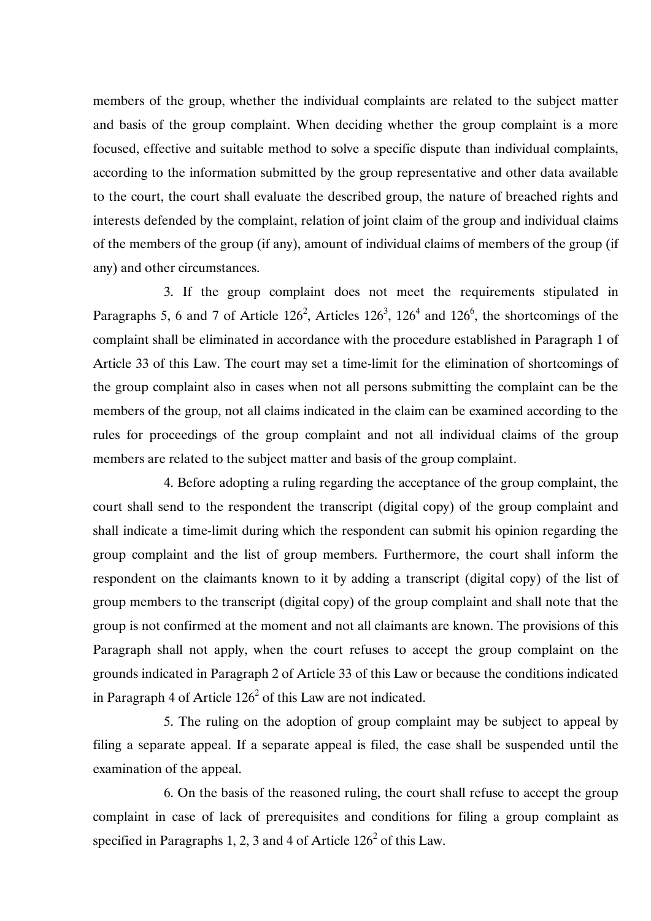members of the group, whether the individual complaints are related to the subject matter and basis of the group complaint. When deciding whether the group complaint is a more focused, effective and suitable method to solve a specific dispute than individual complaints, according to the information submitted by the group representative and other data available to the court, the court shall evaluate the described group, the nature of breached rights and interests defended by the complaint, relation of joint claim of the group and individual claims of the members of the group (if any), amount of individual claims of members of the group (if any) and other circumstances.

3. If the group complaint does not meet the requirements stipulated in Paragraphs 5, 6 and 7 of Article $126^2$, Articles $126^3$, $126^4$ and $126^6$, the shortcomings of the complaint shall be eliminated in accordance with the procedure established in Paragraph 1 of Article 33 of this Law. The court may set a time-limit for the elimination of shortcomings of the group complaint also in cases when not all persons submitting the complaint can be the members of the group, not all claims indicated in the claim can be examined according to the rules for proceedings of the group complaint and not all individual claims of the group members are related to the subject matter and basis of the group complaint.

4. Before adopting a ruling regarding the acceptance of the group complaint, the court shall send to the respondent the transcript (digital copy) of the group complaint and shall indicate a time-limit during which the respondent can submit his opinion regarding the group complaint and the list of group members. Furthermore, the court shall inform the respondent on the claimants known to it by adding a transcript (digital copy) of the list of group members to the transcript (digital copy) of the group complaint and shall note that the group is not confirmed at the moment and not all claimants are known. The provisions of this Paragraph shall not apply, when the court refuses to accept the group complaint on the grounds indicated in Paragraph 2 of Article 33 of this Law or because the conditions indicated in Paragraph 4 of Article $126^2$ of this Law are not indicated.

5. The ruling on the adoption of group complaint may be subject to appeal by filing a separate appeal. If a separate appeal is filed, the case shall be suspended until the examination of the appeal.

6. On the basis of the reasoned ruling, the court shall refuse to accept the group complaint in case of lack of prerequisites and conditions for filing a group complaint as specified in Paragraphs 1, 2, 3 and 4 of Article $126^2$ of this Law.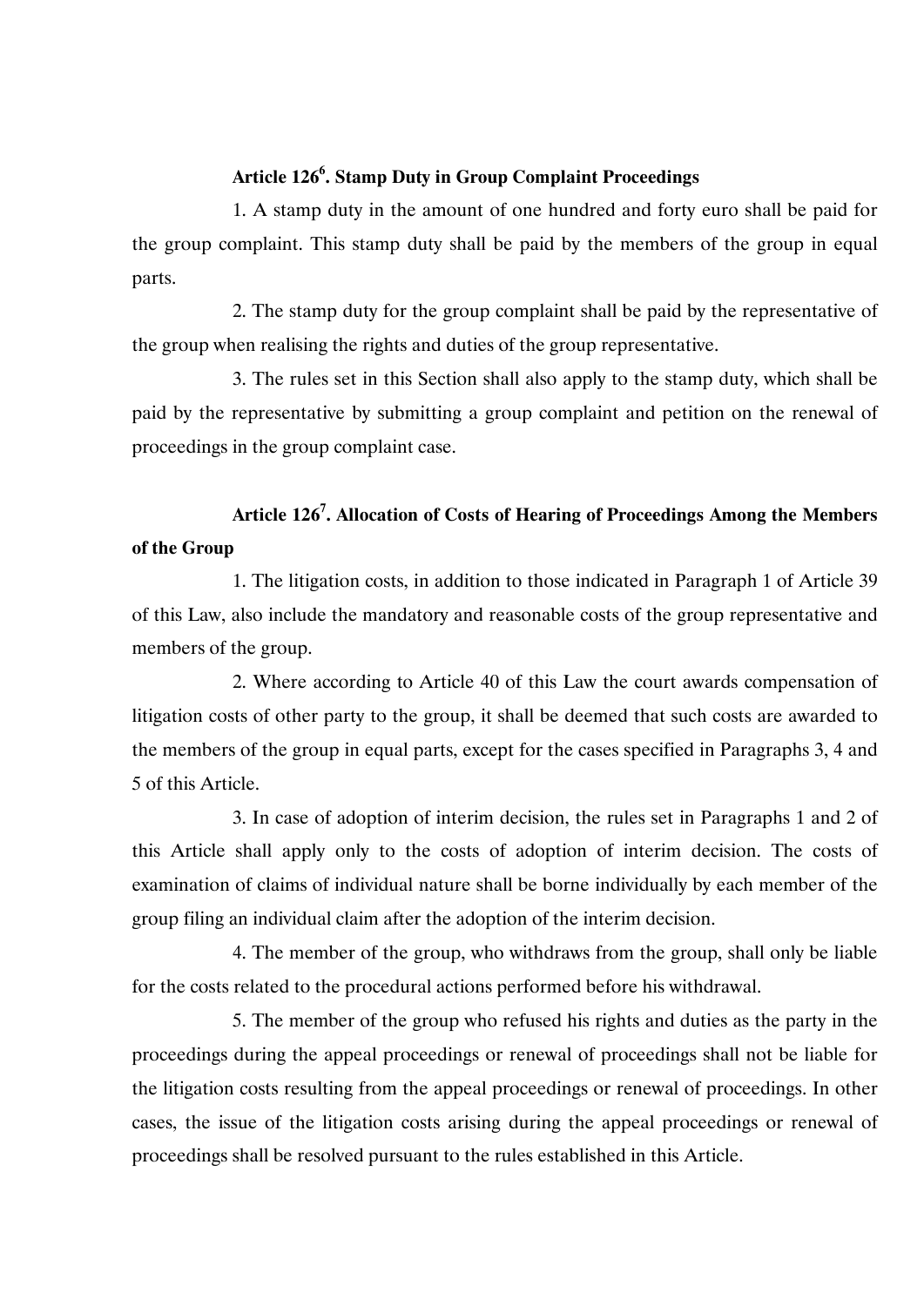### Article 126[6]. Stamp Duty in Group Complaint Proceedings

1. A stamp duty in the amount of one hundred and forty euro shall be paid for the group complaint. This stamp duty shall be paid by the members of the group in equal parts.

2. The stamp duty for the group complaint shall be paid by the representative of the group when realising the rights and duties of the group representative.

3. The rules set in this Section shall also apply to the stamp duty, which shall be paid by the representative by submitting a group complaint and petition on the renewal of proceedings in the group complaint case.

### Article 126[7]. Allocation of Costs of Hearing of Proceedings Among the Members of the Group

1. The litigation costs, in addition to those indicated in Paragraph 1 of Article 39 of this Law, also include the mandatory and reasonable costs of the group representative and members of the group.

2. Where according to Article 40 of this Law the court awards compensation of litigation costs of other party to the group, it shall be deemed that such costs are awarded to the members of the group in equal parts, except for the cases specified in Paragraphs 3, 4 and 5 of this Article.

3. In case of adoption of interim decision, the rules set in Paragraphs 1 and 2 of this Article shall apply only to the costs of adoption of interim decision. The costs of examination of claims of individual nature shall be borne individually by each member of the group filing an individual claim after the adoption of the interim decision.

4. The member of the group, who withdraws from the group, shall only be liable for the costs related to the procedural actions performed before his withdrawal.

5. The member of the group who refused his rights and duties as the party in the proceedings during the appeal proceedings or renewal of proceedings shall not be liable for the litigation costs resulting from the appeal proceedings or renewal of proceedings. In other cases, the issue of the litigation costs arising during the appeal proceedings or renewal of proceedings shall be resolved pursuant to the rules established in this Article.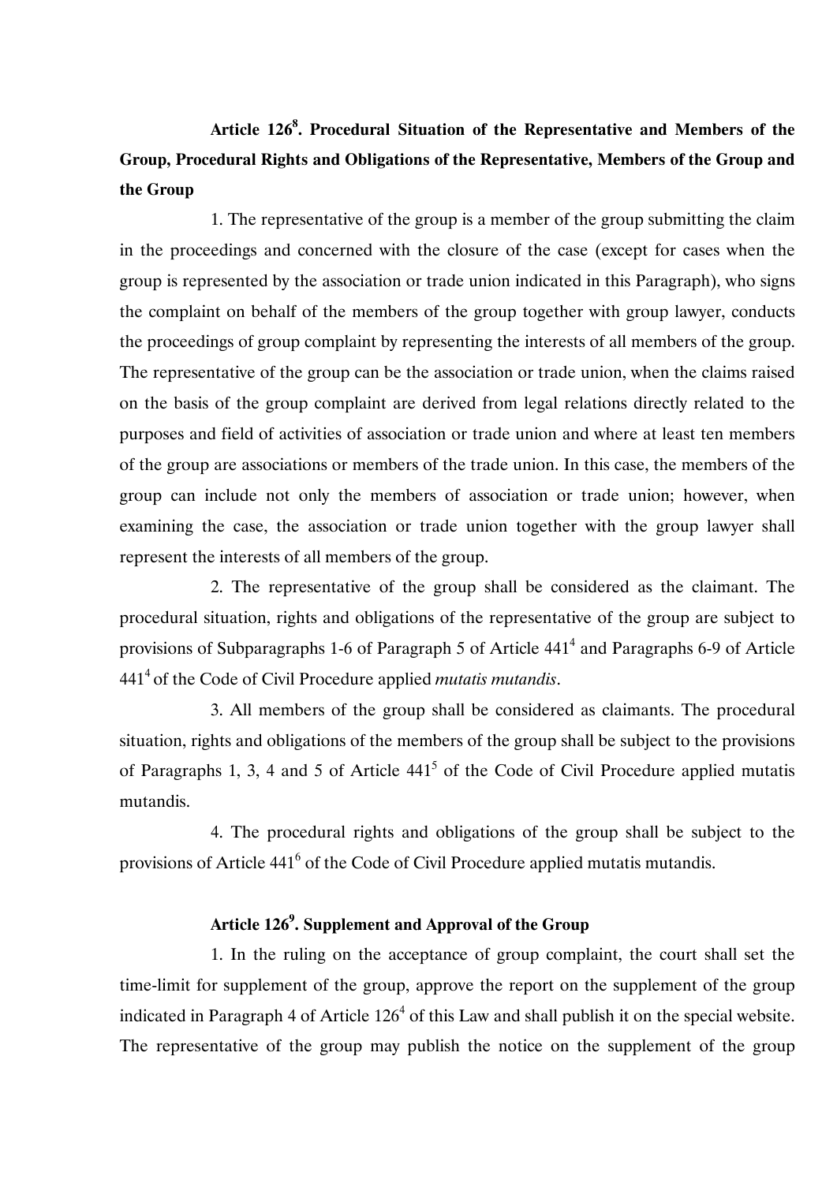### Article 126[8]. Procedural Situation of the Representative and Members of the Group, Procedural Rights and Obligations of the Representative, Members of the Group and the Group

1. The representative of the group is a member of the group submitting the claim in the proceedings and concerned with the closure of the case (except for cases when the group is represented by the association or trade union indicated in this Paragraph), who signs the complaint on behalf of the members of the group together with group lawyer, conducts the proceedings of group complaint by representing the interests of all members of the group. The representative of the group can be the association or trade union, when the claims raised on the basis of the group complaint are derived from legal relations directly related to the purposes and field of activities of association or trade union and where at least ten members of the group are associations or members of the trade union. In this case, the members of the group can include not only the members of association or trade union; however, when examining the case, the association or trade union together with the group lawyer shall represent the interests of all members of the group.

2. The representative of the group shall be considered as the claimant. The procedural situation, rights and obligations of the representative of the group are subject to provisions of Subparagraphs 1-6 of Paragraph 5 of Article 441[4] and Paragraphs 6-9 of Article 441[4] of the Code of Civil Procedure applied *mutatis mutandis*.

3. All members of the group shall be considered as claimants. The procedural situation, rights and obligations of the members of the group shall be subject to the provisions of Paragraphs 1, 3, 4 and 5 of Article 441[5] of the Code of Civil Procedure applied mutatis mutandis.

4. The procedural rights and obligations of the group shall be subject to the provisions of Article 441[6] of the Code of Civil Procedure applied mutatis mutandis.

### Article 126[9]. Supplement and Approval of the Group

1. In the ruling on the acceptance of group complaint, the court shall set the time-limit for supplement of the group, approve the report on the supplement of the group indicated in Paragraph 4 of Article 126[4] of this Law and shall publish it on the special website. The representative of the group may publish the notice on the supplement of the group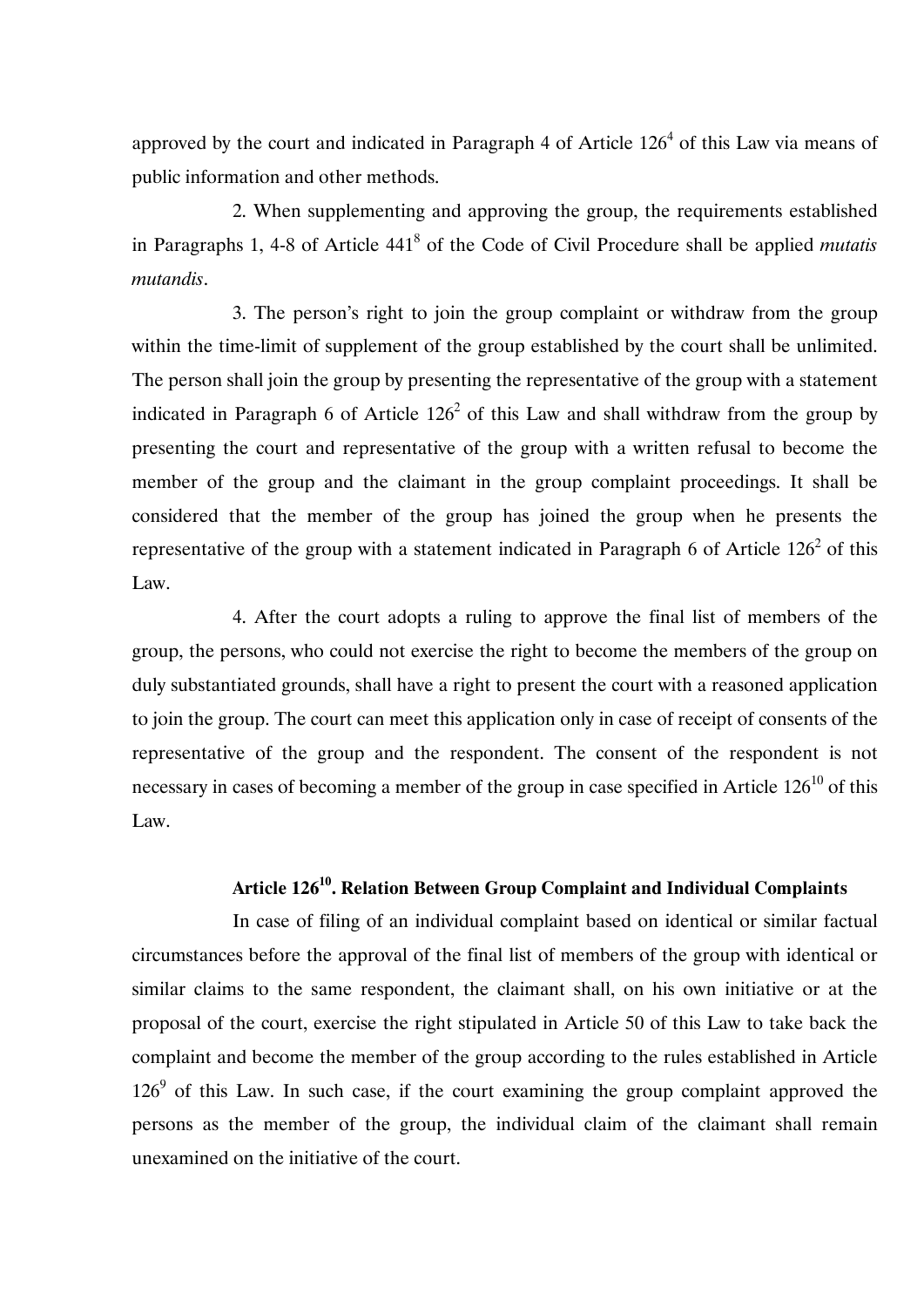approved by the court and indicated in Paragraph 4 of Article $126^4$ of this Law via means of public information and other methods.

2. When supplementing and approving the group, the requirements established in Paragraphs 1, 4-8 of Article $441^8$ of the Code of Civil Procedure shall be applied *mutatis mutandis*.

3. The person's right to join the group complaint or withdraw from the group within the time-limit of supplement of the group established by the court shall be unlimited. The person shall join the group by presenting the representative of the group with a statement indicated in Paragraph 6 of Article $126^2$ of this Law and shall withdraw from the group by presenting the court and representative of the group with a written refusal to become the member of the group and the claimant in the group complaint proceedings. It shall be considered that the member of the group has joined the group when he presents the representative of the group with a statement indicated in Paragraph 6 of Article $126^2$ of this Law.

4. After the court adopts a ruling to approve the final list of members of the group, the persons, who could not exercise the right to become the members of the group on duly substantiated grounds, shall have a right to present the court with a reasoned application to join the group. The court can meet this application only in case of receipt of consents of the representative of the group and the respondent. The consent of the respondent is not necessary in cases of becoming a member of the group in case specified in Article $126^{10}$ of this Law.

### Article $126^{10}$. Relation Between Group Complaint and Individual Complaints

In case of filing of an individual complaint based on identical or similar factual circumstances before the approval of the final list of members of the group with identical or similar claims to the same respondent, the claimant shall, on his own initiative or at the proposal of the court, exercise the right stipulated in Article 50 of this Law to take back the complaint and become the member of the group according to the rules established in Article $126^9$ of this Law. In such case, if the court examining the group complaint approved the persons as the member of the group, the individual claim of the claimant shall remain unexamined on the initiative of the court.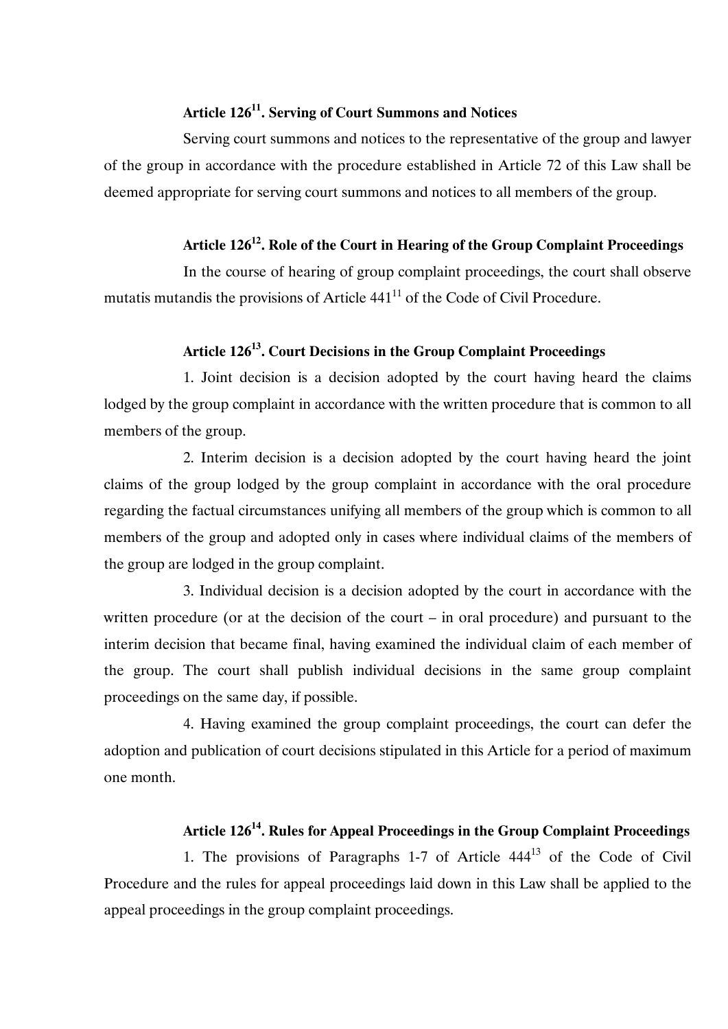### Article 126[11]. Serving of Court Summons and Notices

Serving court summons and notices to the representative of the group and lawyer of the group in accordance with the procedure established in Article 72 of this Law shall be deemed appropriate for serving court summons and notices to all members of the group.

### Article 126[12]. Role of the Court in Hearing of the Group Complaint Proceedings

In the course of hearing of group complaint proceedings, the court shall observe mutatis mutandis the provisions of Article 441[11] of the Code of Civil Procedure.

### Article 126[13]. Court Decisions in the Group Complaint Proceedings

1. Joint decision is a decision adopted by the court having heard the claims lodged by the group complaint in accordance with the written procedure that is common to all members of the group.

2. Interim decision is a decision adopted by the court having heard the joint claims of the group lodged by the group complaint in accordance with the oral procedure regarding the factual circumstances unifying all members of the group which is common to all members of the group and adopted only in cases where individual claims of the members of the group are lodged in the group complaint.

3. Individual decision is a decision adopted by the court in accordance with the written procedure (or at the decision of the court – in oral procedure) and pursuant to the interim decision that became final, having examined the individual claim of each member of the group. The court shall publish individual decisions in the same group complaint proceedings on the same day, if possible.

4. Having examined the group complaint proceedings, the court can defer the adoption and publication of court decisions stipulated in this Article for a period of maximum one month.

### Article 126[14]. Rules for Appeal Proceedings in the Group Complaint Proceedings

1. The provisions of Paragraphs 1-7 of Article 444[13] of the Code of Civil Procedure and the rules for appeal proceedings laid down in this Law shall be applied to the appeal proceedings in the group complaint proceedings.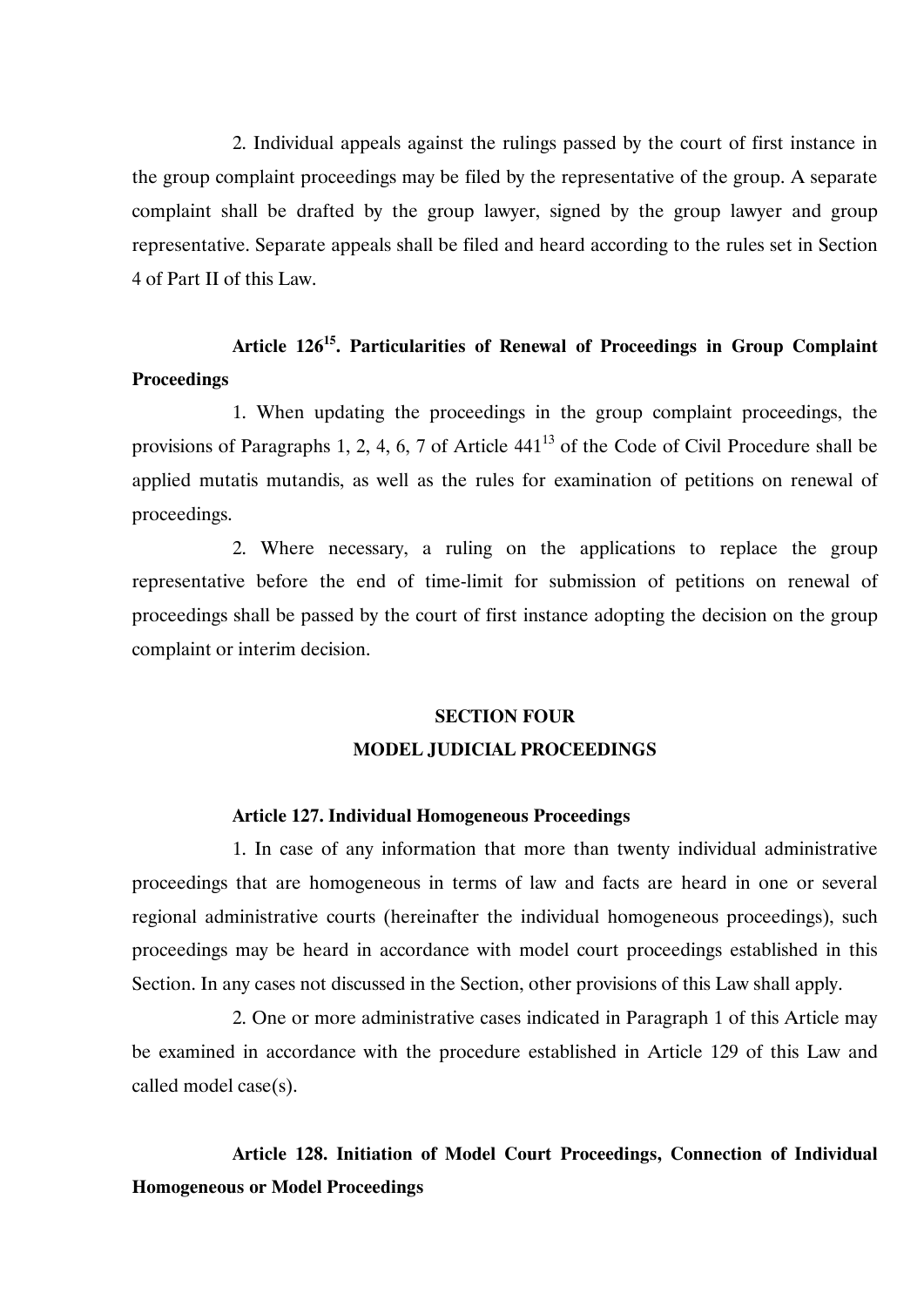2. Individual appeals against the rulings passed by the court of first instance in the group complaint proceedings may be filed by the representative of the group. A separate complaint shall be drafted by the group lawyer, signed by the group lawyer and group representative. Separate appeals shall be filed and heard according to the rules set in Section 4 of Part II of this Law.

**Article 126[15]. Particularities of Renewal of Proceedings in Group Complaint Proceedings**

1. When updating the proceedings in the group complaint proceedings, the provisions of Paragraphs 1, 2, 4, 6, 7 of Article 441[13] of the Code of Civil Procedure shall be applied mutatis mutandis, as well as the rules for examination of petitions on renewal of proceedings.

2. Where necessary, a ruling on the applications to replace the group representative before the end of time-limit for submission of petitions on renewal of proceedings shall be passed by the court of first instance adopting the decision on the group complaint or interim decision.

## SECTION FOUR
## MODEL JUDICIAL PROCEEDINGS

**Article 127. Individual Homogeneous Proceedings**

1. In case of any information that more than twenty individual administrative proceedings that are homogeneous in terms of law and facts are heard in one or several regional administrative courts (hereinafter the individual homogeneous proceedings), such proceedings may be heard in accordance with model court proceedings established in this Section. In any cases not discussed in the Section, other provisions of this Law shall apply.

2. One or more administrative cases indicated in Paragraph 1 of this Article may be examined in accordance with the procedure established in Article 129 of this Law and called model case(s).

**Article 128. Initiation of Model Court Proceedings, Connection of Individual Homogeneous or Model Proceedings**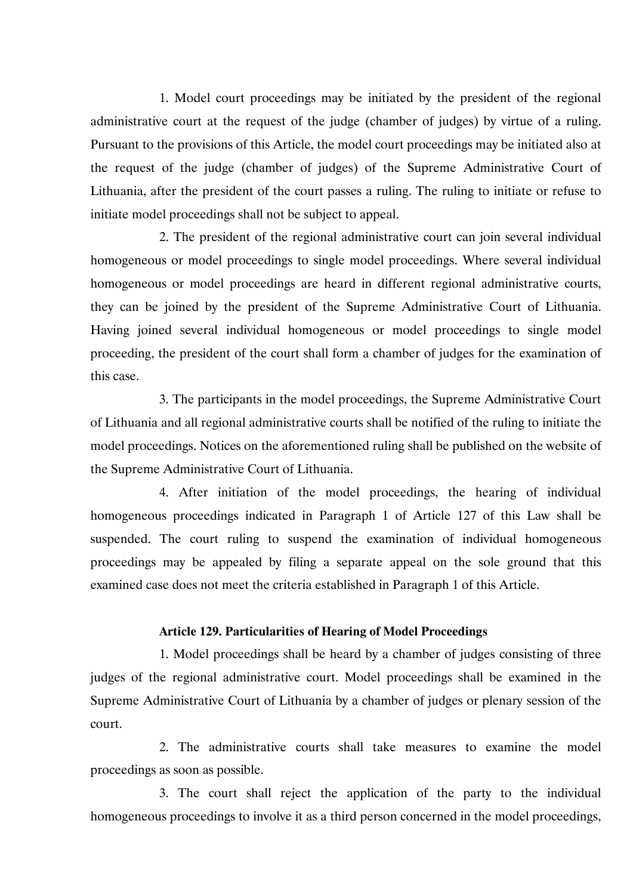1. Model court proceedings may be initiated by the president of the regional administrative court at the request of the judge (chamber of judges) by virtue of a ruling. Pursuant to the provisions of this Article, the model court proceedings may be initiated also at the request of the judge (chamber of judges) of the Supreme Administrative Court of Lithuania, after the president of the court passes a ruling. The ruling to initiate or refuse to initiate model proceedings shall not be subject to appeal.

2. The president of the regional administrative court can join several individual homogeneous or model proceedings to single model proceedings. Where several individual homogeneous or model proceedings are heard in different regional administrative courts, they can be joined by the president of the Supreme Administrative Court of Lithuania. Having joined several individual homogeneous or model proceedings to single model proceeding, the president of the court shall form a chamber of judges for the examination of this case.

3. The participants in the model proceedings, the Supreme Administrative Court of Lithuania and all regional administrative courts shall be notified of the ruling to initiate the model proceedings. Notices on the aforementioned ruling shall be published on the website of the Supreme Administrative Court of Lithuania.

4. After initiation of the model proceedings, the hearing of individual homogeneous proceedings indicated in Paragraph 1 of Article 127 of this Law shall be suspended. The court ruling to suspend the examination of individual homogeneous proceedings may be appealed by filing a separate appeal on the sole ground that this examined case does not meet the criteria established in Paragraph 1 of this Article.

### Article 129. Particularities of Hearing of Model Proceedings

1. Model proceedings shall be heard by a chamber of judges consisting of three judges of the regional administrative court. Model proceedings shall be examined in the Supreme Administrative Court of Lithuania by a chamber of judges or plenary session of the court.

2. The administrative courts shall take measures to examine the model proceedings as soon as possible.

3. The court shall reject the application of the party to the individual homogeneous proceedings to involve it as a third person concerned in the model proceedings,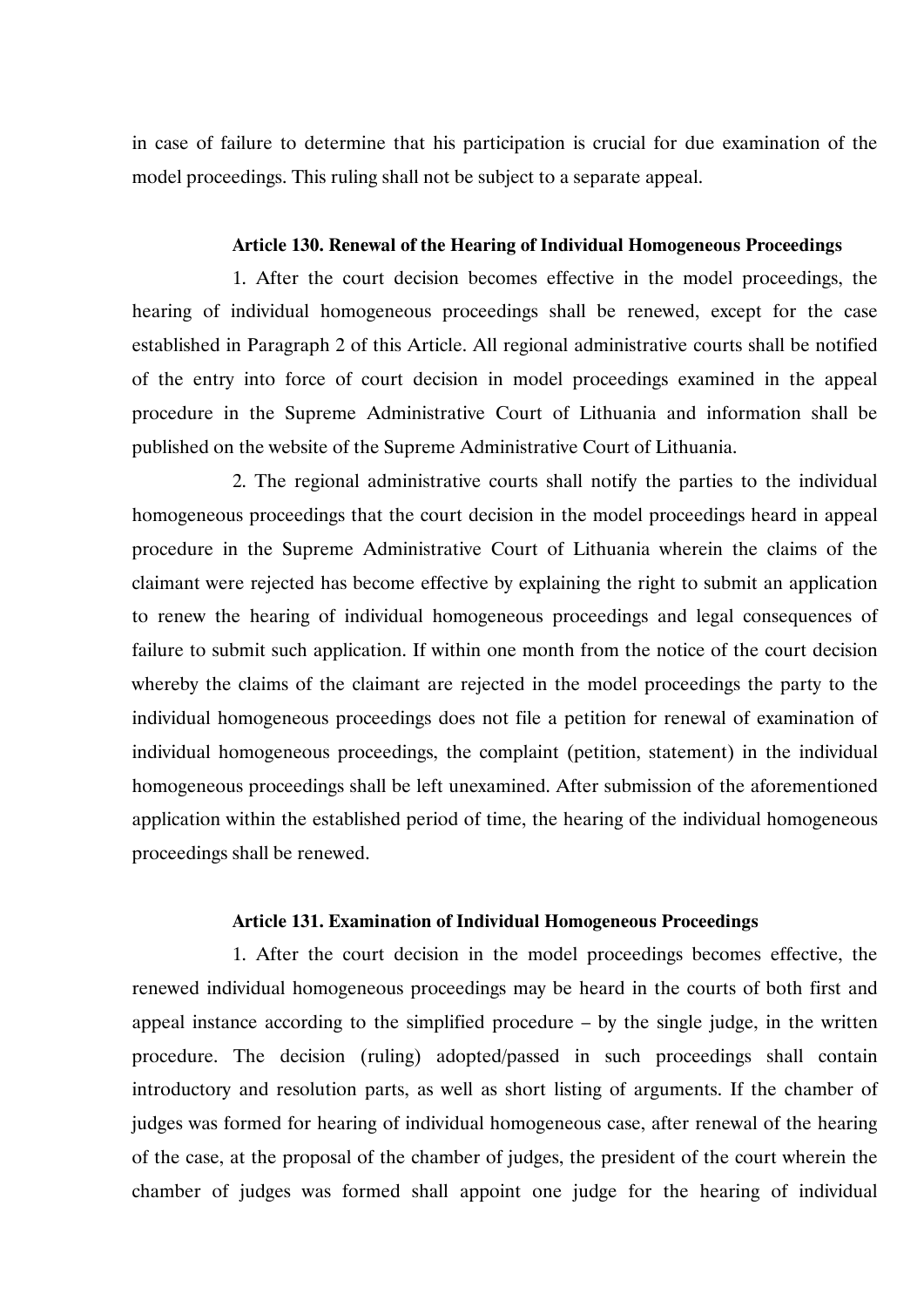in case of failure to determine that his participation is crucial for due examination of the model proceedings. This ruling shall not be subject to a separate appeal.

### Article 130. Renewal of the Hearing of Individual Homogeneous Proceedings

1. After the court decision becomes effective in the model proceedings, the hearing of individual homogeneous proceedings shall be renewed, except for the case established in Paragraph 2 of this Article. All regional administrative courts shall be notified of the entry into force of court decision in model proceedings examined in the appeal procedure in the Supreme Administrative Court of Lithuania and information shall be published on the website of the Supreme Administrative Court of Lithuania.

2. The regional administrative courts shall notify the parties to the individual homogeneous proceedings that the court decision in the model proceedings heard in appeal procedure in the Supreme Administrative Court of Lithuania wherein the claims of the claimant were rejected has become effective by explaining the right to submit an application to renew the hearing of individual homogeneous proceedings and legal consequences of failure to submit such application. If within one month from the notice of the court decision whereby the claims of the claimant are rejected in the model proceedings the party to the individual homogeneous proceedings does not file a petition for renewal of examination of individual homogeneous proceedings, the complaint (petition, statement) in the individual homogeneous proceedings shall be left unexamined. After submission of the aforementioned application within the established period of time, the hearing of the individual homogeneous proceedings shall be renewed.

### Article 131. Examination of Individual Homogeneous Proceedings

1. After the court decision in the model proceedings becomes effective, the renewed individual homogeneous proceedings may be heard in the courts of both first and appeal instance according to the simplified procedure – by the single judge, in the written procedure. The decision (ruling) adopted/passed in such proceedings shall contain introductory and resolution parts, as well as short listing of arguments. If the chamber of judges was formed for hearing of individual homogeneous case, after renewal of the hearing of the case, at the proposal of the chamber of judges, the president of the court wherein the chamber of judges was formed shall appoint one judge for the hearing of individual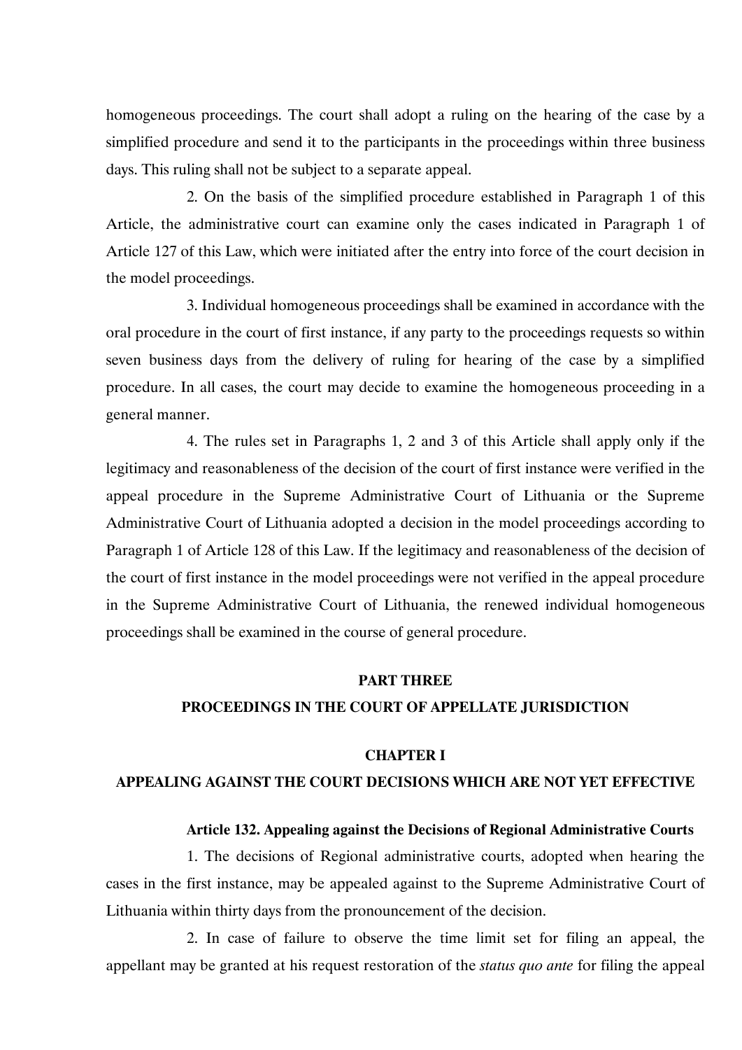homogeneous proceedings. The court shall adopt a ruling on the hearing of the case by a simplified procedure and send it to the participants in the proceedings within three business days. This ruling shall not be subject to a separate appeal.

2. On the basis of the simplified procedure established in Paragraph 1 of this Article, the administrative court can examine only the cases indicated in Paragraph 1 of Article 127 of this Law, which were initiated after the entry into force of the court decision in the model proceedings.

3. Individual homogeneous proceedings shall be examined in accordance with the oral procedure in the court of first instance, if any party to the proceedings requests so within seven business days from the delivery of ruling for hearing of the case by a simplified procedure. In all cases, the court may decide to examine the homogeneous proceeding in a general manner.

4. The rules set in Paragraphs 1, 2 and 3 of this Article shall apply only if the legitimacy and reasonableness of the decision of the court of first instance were verified in the appeal procedure in the Supreme Administrative Court of Lithuania or the Supreme Administrative Court of Lithuania adopted a decision in the model proceedings according to Paragraph 1 of Article 128 of this Law. If the legitimacy and reasonableness of the decision of the court of first instance in the model proceedings were not verified in the appeal procedure in the Supreme Administrative Court of Lithuania, the renewed individual homogeneous proceedings shall be examined in the course of general procedure.

## PART THREE
## PROCEEDINGS IN THE COURT OF APPELLATE JURISDICTION

### CHAPTER I
### APPEALING AGAINST THE COURT DECISIONS WHICH ARE NOT YET EFFECTIVE

#### Article 132. Appealing against the Decisions of Regional Administrative Courts

1. The decisions of Regional administrative courts, adopted when hearing the cases in the first instance, may be appealed against to the Supreme Administrative Court of Lithuania within thirty days from the pronouncement of the decision.

2. In case of failure to observe the time limit set for filing an appeal, the appellant may be granted at his request restoration of the *status quo ante* for filing the appeal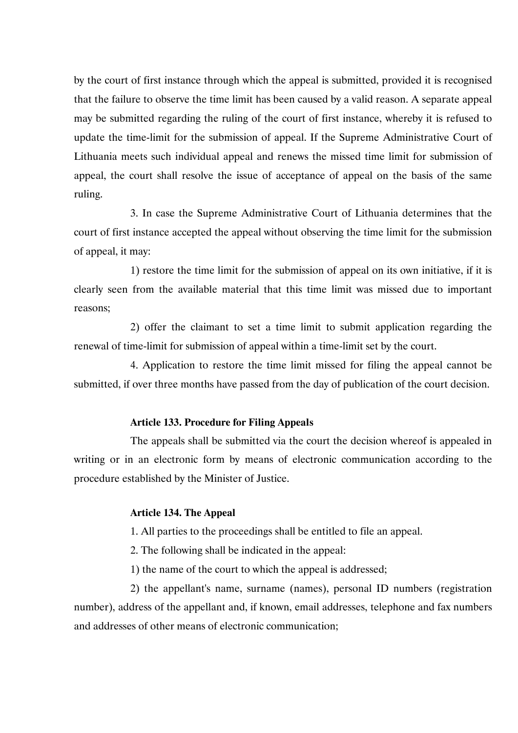by the court of first instance through which the appeal is submitted, provided it is recognised that the failure to observe the time limit has been caused by a valid reason. A separate appeal may be submitted regarding the ruling of the court of first instance, whereby it is refused to update the time-limit for the submission of appeal. If the Supreme Administrative Court of Lithuania meets such individual appeal and renews the missed time limit for submission of appeal, the court shall resolve the issue of acceptance of appeal on the basis of the same ruling.

3. In case the Supreme Administrative Court of Lithuania determines that the court of first instance accepted the appeal without observing the time limit for the submission of appeal, it may:

1) restore the time limit for the submission of appeal on its own initiative, if it is clearly seen from the available material that this time limit was missed due to important reasons;

2) offer the claimant to set a time limit to submit application regarding the renewal of time-limit for submission of appeal within a time-limit set by the court.

4. Application to restore the time limit missed for filing the appeal cannot be submitted, if over three months have passed from the day of publication of the court decision.

**Article 133. Procedure for Filing Appeals**

The appeals shall be submitted via the court the decision whereof is appealed in writing or in an electronic form by means of electronic communication according to the procedure established by the Minister of Justice.

**Article 134. The Appeal**

1. All parties to the proceedings shall be entitled to file an appeal.

2. The following shall be indicated in the appeal:

1) the name of the court to which the appeal is addressed;

2) the appellant's name, surname (names), personal ID numbers (registration number), address of the appellant and, if known, email addresses, telephone and fax numbers and addresses of other means of electronic communication;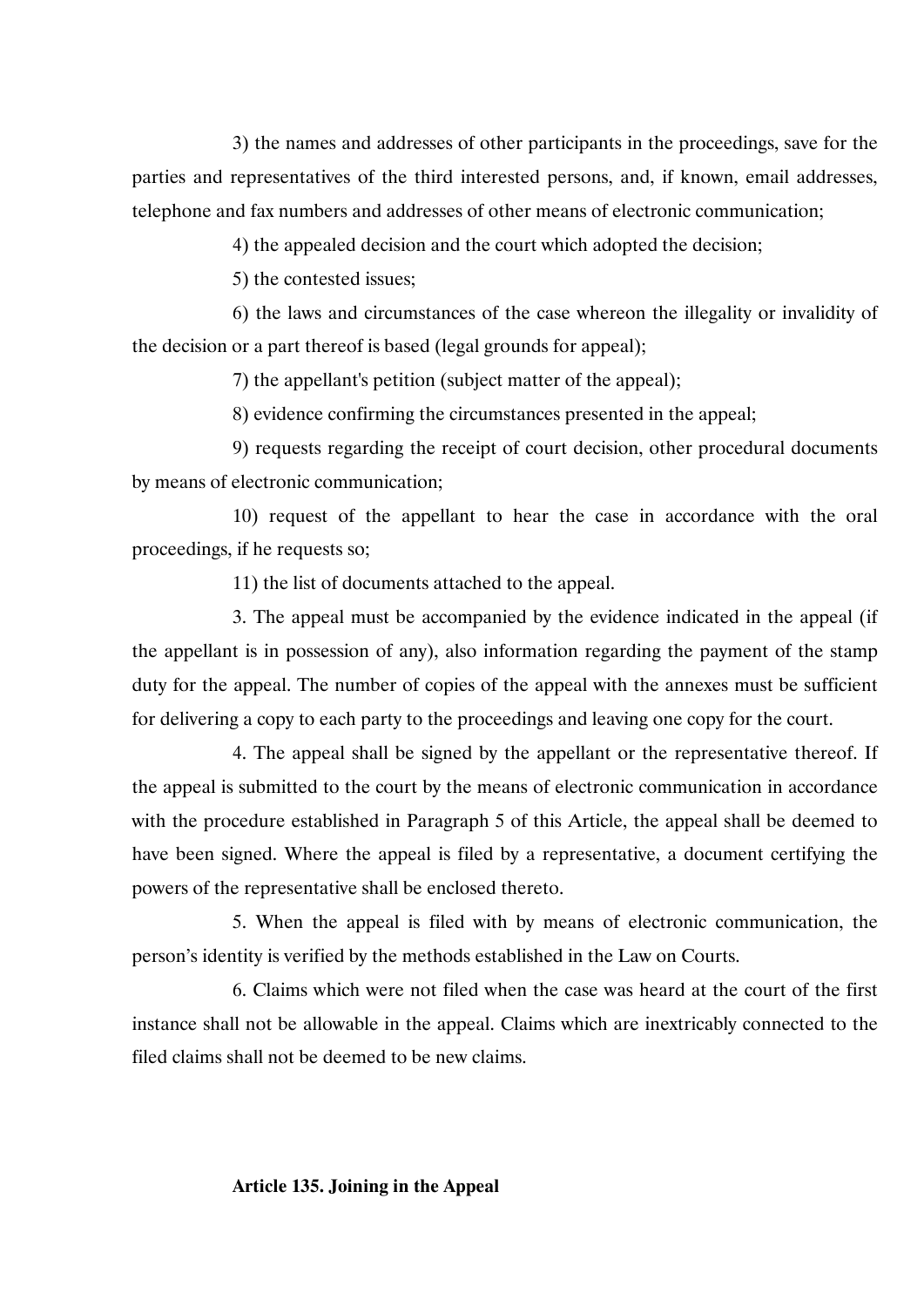3) the names and addresses of other participants in the proceedings, save for the parties and representatives of the third interested persons, and, if known, email addresses, telephone and fax numbers and addresses of other means of electronic communication;

4) the appealed decision and the court which adopted the decision;

5) the contested issues;

6) the laws and circumstances of the case whereon the illegality or invalidity of the decision or a part thereof is based (legal grounds for appeal);

7) the appellant's petition (subject matter of the appeal);

8) evidence confirming the circumstances presented in the appeal;

9) requests regarding the receipt of court decision, other procedural documents by means of electronic communication;

10) request of the appellant to hear the case in accordance with the oral proceedings, if he requests so;

11) the list of documents attached to the appeal.

3. The appeal must be accompanied by the evidence indicated in the appeal (if the appellant is in possession of any), also information regarding the payment of the stamp duty for the appeal. The number of copies of the appeal with the annexes must be sufficient for delivering a copy to each party to the proceedings and leaving one copy for the court.

4. The appeal shall be signed by the appellant or the representative thereof. If the appeal is submitted to the court by the means of electronic communication in accordance with the procedure established in Paragraph 5 of this Article, the appeal shall be deemed to have been signed. Where the appeal is filed by a representative, a document certifying the powers of the representative shall be enclosed thereto.

5. When the appeal is filed with by means of electronic communication, the person's identity is verified by the methods established in the Law on Courts.

6. Claims which were not filed when the case was heard at the court of the first instance shall not be allowable in the appeal. Claims which are inextricably connected to the filed claims shall not be deemed to be new claims.

**Article 135. Joining in the Appeal**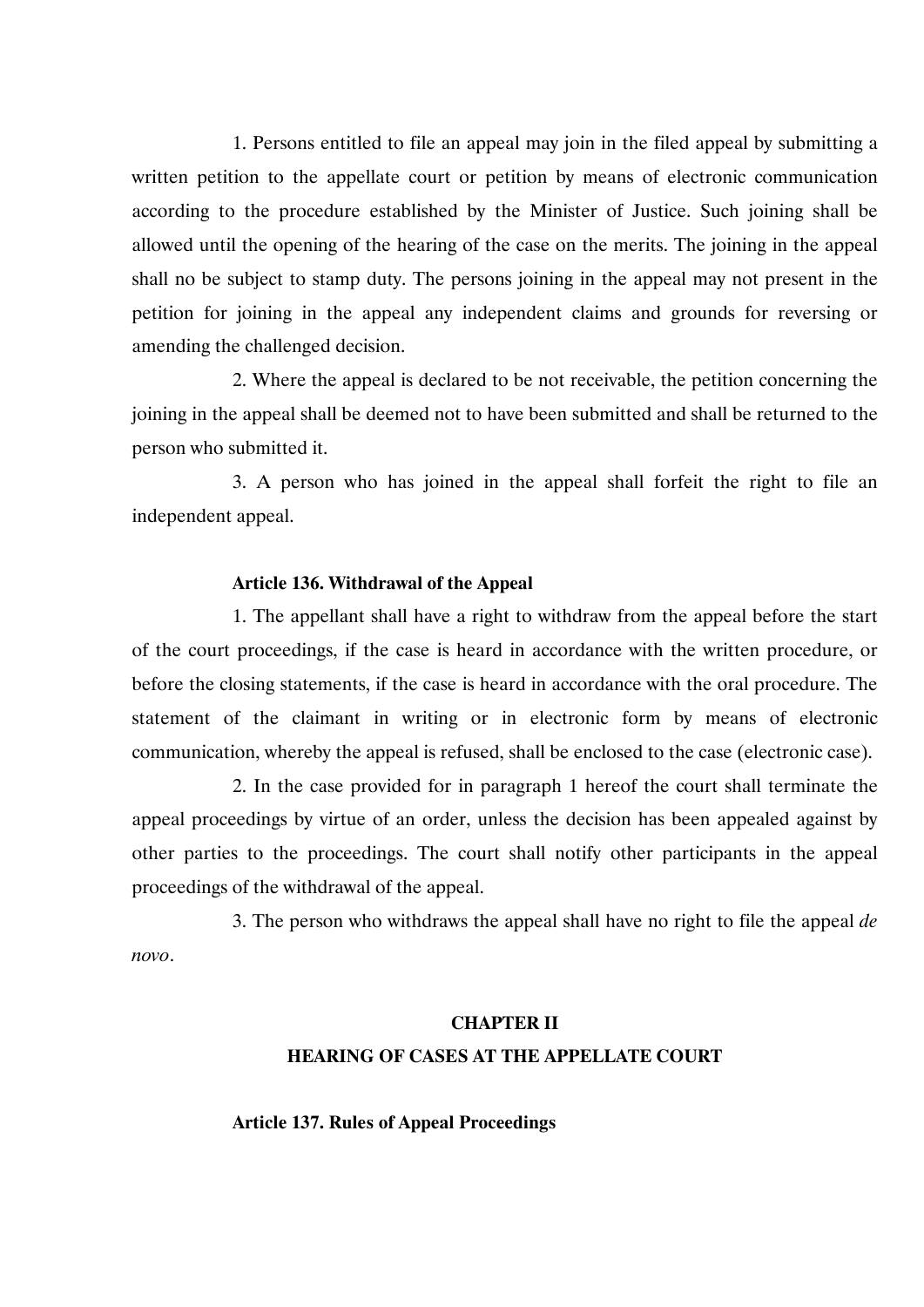1. Persons entitled to file an appeal may join in the filed appeal by submitting a written petition to the appellate court or petition by means of electronic communication according to the procedure established by the Minister of Justice. Such joining shall be allowed until the opening of the hearing of the case on the merits. The joining in the appeal shall no be subject to stamp duty. The persons joining in the appeal may not present in the petition for joining in the appeal any independent claims and grounds for reversing or amending the challenged decision.

2. Where the appeal is declared to be not receivable, the petition concerning the joining in the appeal shall be deemed not to have been submitted and shall be returned to the person who submitted it.

3. A person who has joined in the appeal shall forfeit the right to file an independent appeal.

**Article 136. Withdrawal of the Appeal**

1. The appellant shall have a right to withdraw from the appeal before the start of the court proceedings, if the case is heard in accordance with the written procedure, or before the closing statements, if the case is heard in accordance with the oral procedure. The statement of the claimant in writing or in electronic form by means of electronic communication, whereby the appeal is refused, shall be enclosed to the case (electronic case).

2. In the case provided for in paragraph 1 hereof the court shall terminate the appeal proceedings by virtue of an order, unless the decision has been appealed against by other parties to the proceedings. The court shall notify other participants in the appeal proceedings of the withdrawal of the appeal.

3. The person who withdraws the appeal shall have no right to file the appeal *de novo*.

## CHAPTER II
## HEARING OF CASES AT THE APPELLATE COURT

**Article 137. Rules of Appeal Proceedings**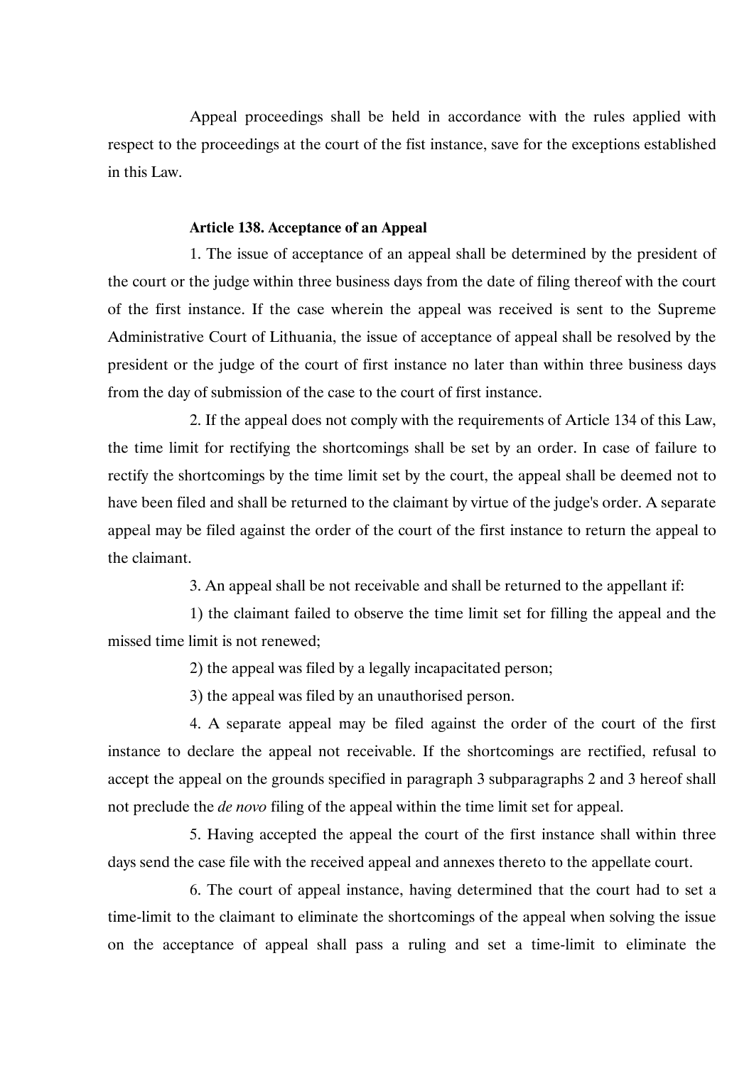Appeal proceedings shall be held in accordance with the rules applied with respect to the proceedings at the court of the fist instance, save for the exceptions established in this Law.

**Article 138. Acceptance of an Appeal**

1. The issue of acceptance of an appeal shall be determined by the president of the court or the judge within three business days from the date of filing thereof with the court of the first instance. If the case wherein the appeal was received is sent to the Supreme Administrative Court of Lithuania, the issue of acceptance of appeal shall be resolved by the president or the judge of the court of first instance no later than within three business days from the day of submission of the case to the court of first instance.

2. If the appeal does not comply with the requirements of Article 134 of this Law, the time limit for rectifying the shortcomings shall be set by an order. In case of failure to rectify the shortcomings by the time limit set by the court, the appeal shall be deemed not to have been filed and shall be returned to the claimant by virtue of the judge's order. A separate appeal may be filed against the order of the court of the first instance to return the appeal to the claimant.

3. An appeal shall be not receivable and shall be returned to the appellant if:

1) the claimant failed to observe the time limit set for filling the appeal and the missed time limit is not renewed;

2) the appeal was filed by a legally incapacitated person;

3) the appeal was filed by an unauthorised person.

4. A separate appeal may be filed against the order of the court of the first instance to declare the appeal not receivable. If the shortcomings are rectified, refusal to accept the appeal on the grounds specified in paragraph 3 subparagraphs 2 and 3 hereof shall not preclude the *de novo* filing of the appeal within the time limit set for appeal.

5. Having accepted the appeal the court of the first instance shall within three days send the case file with the received appeal and annexes thereto to the appellate court.

6. The court of appeal instance, having determined that the court had to set a time-limit to the claimant to eliminate the shortcomings of the appeal when solving the issue on the acceptance of appeal shall pass a ruling and set a time-limit to eliminate the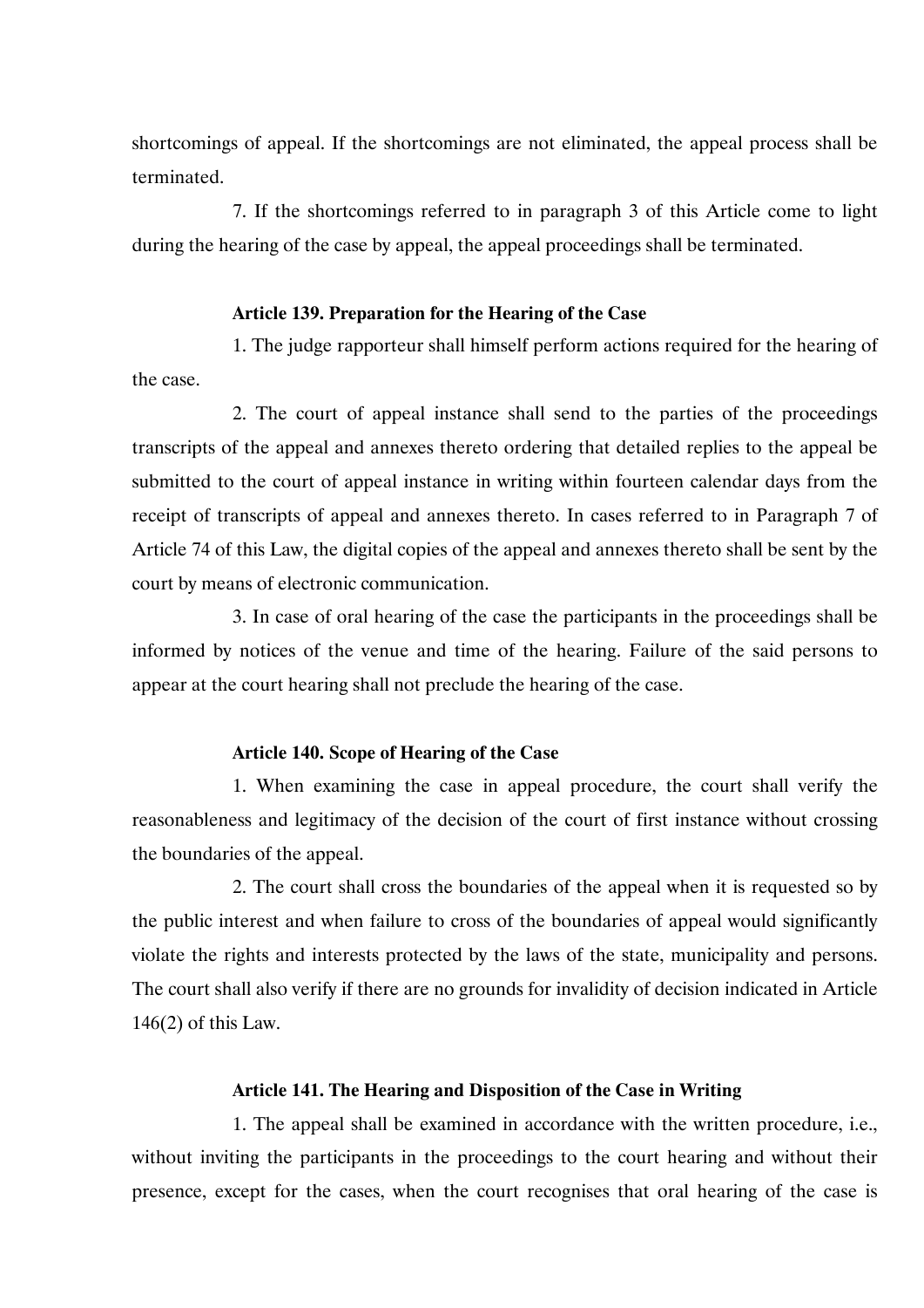shortcomings of appeal. If the shortcomings are not eliminated, the appeal process shall be terminated.

7. If the shortcomings referred to in paragraph 3 of this Article come to light during the hearing of the case by appeal, the appeal proceedings shall be terminated.

**Article 139. Preparation for the Hearing of the Case**

1. The judge rapporteur shall himself perform actions required for the hearing of the case.

2. The court of appeal instance shall send to the parties of the proceedings transcripts of the appeal and annexes thereto ordering that detailed replies to the appeal be submitted to the court of appeal instance in writing within fourteen calendar days from the receipt of transcripts of appeal and annexes thereto. In cases referred to in Paragraph 7 of Article 74 of this Law, the digital copies of the appeal and annexes thereto shall be sent by the court by means of electronic communication.

3. In case of oral hearing of the case the participants in the proceedings shall be informed by notices of the venue and time of the hearing. Failure of the said persons to appear at the court hearing shall not preclude the hearing of the case.

**Article 140. Scope of Hearing of the Case**

1. When examining the case in appeal procedure, the court shall verify the reasonableness and legitimacy of the decision of the court of first instance without crossing the boundaries of the appeal.

2. The court shall cross the boundaries of the appeal when it is requested so by the public interest and when failure to cross of the boundaries of appeal would significantly violate the rights and interests protected by the laws of the state, municipality and persons. The court shall also verify if there are no grounds for invalidity of decision indicated in Article 146(2) of this Law.

**Article 141. The Hearing and Disposition of the Case in Writing**

1. The appeal shall be examined in accordance with the written procedure, i.e., without inviting the participants in the proceedings to the court hearing and without their presence, except for the cases, when the court recognises that oral hearing of the case is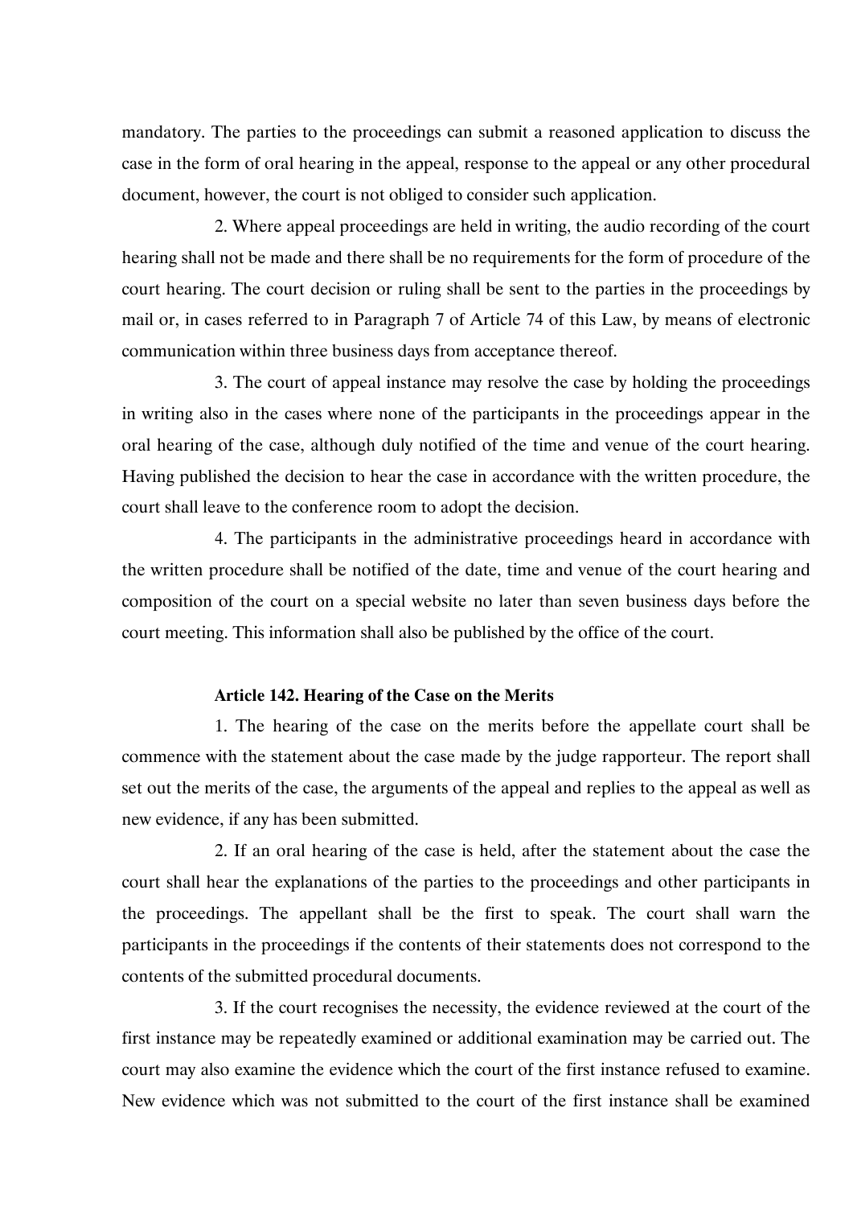mandatory. The parties to the proceedings can submit a reasoned application to discuss the case in the form of oral hearing in the appeal, response to the appeal or any other procedural document, however, the court is not obliged to consider such application.

2. Where appeal proceedings are held in writing, the audio recording of the court hearing shall not be made and there shall be no requirements for the form of procedure of the court hearing. The court decision or ruling shall be sent to the parties in the proceedings by mail or, in cases referred to in Paragraph 7 of Article 74 of this Law, by means of electronic communication within three business days from acceptance thereof.

3. The court of appeal instance may resolve the case by holding the proceedings in writing also in the cases where none of the participants in the proceedings appear in the oral hearing of the case, although duly notified of the time and venue of the court hearing. Having published the decision to hear the case in accordance with the written procedure, the court shall leave to the conference room to adopt the decision.

4. The participants in the administrative proceedings heard in accordance with the written procedure shall be notified of the date, time and venue of the court hearing and composition of the court on a special website no later than seven business days before the court meeting. This information shall also be published by the office of the court.

**Article 142. Hearing of the Case on the Merits**

1. The hearing of the case on the merits before the appellate court shall be commence with the statement about the case made by the judge rapporteur. The report shall set out the merits of the case, the arguments of the appeal and replies to the appeal as well as new evidence, if any has been submitted.

2. If an oral hearing of the case is held, after the statement about the case the court shall hear the explanations of the parties to the proceedings and other participants in the proceedings. The appellant shall be the first to speak. The court shall warn the participants in the proceedings if the contents of their statements does not correspond to the contents of the submitted procedural documents.

3. If the court recognises the necessity, the evidence reviewed at the court of the first instance may be repeatedly examined or additional examination may be carried out. The court may also examine the evidence which the court of the first instance refused to examine. New evidence which was not submitted to the court of the first instance shall be examined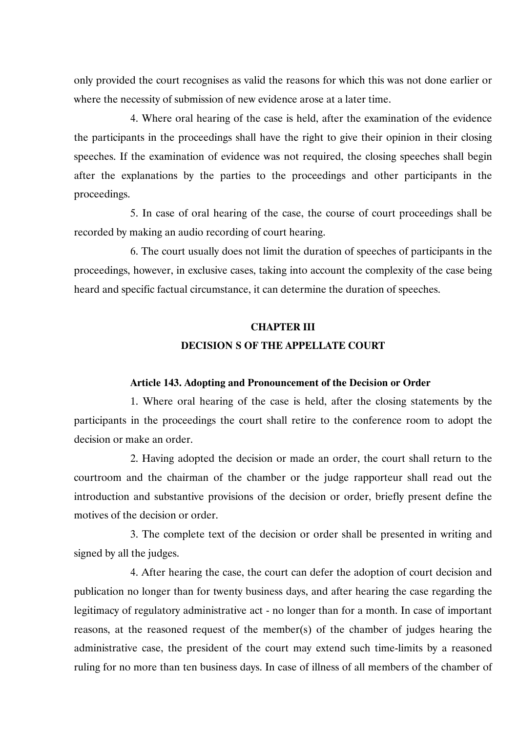only provided the court recognises as valid the reasons for which this was not done earlier or where the necessity of submission of new evidence arose at a later time.

4. Where oral hearing of the case is held, after the examination of the evidence the participants in the proceedings shall have the right to give their opinion in their closing speeches. If the examination of evidence was not required, the closing speeches shall begin after the explanations by the parties to the proceedings and other participants in the proceedings.

5. In case of oral hearing of the case, the course of court proceedings shall be recorded by making an audio recording of court hearing.

6. The court usually does not limit the duration of speeches of participants in the proceedings, however, in exclusive cases, taking into account the complexity of the case being heard and specific factual circumstance, it can determine the duration of speeches.

## CHAPTER III
## DECISION S OF THE APPELLATE COURT

### Article 143. Adopting and Pronouncement of the Decision or Order

1. Where oral hearing of the case is held, after the closing statements by the participants in the proceedings the court shall retire to the conference room to adopt the decision or make an order.

2. Having adopted the decision or made an order, the court shall return to the courtroom and the chairman of the chamber or the judge rapporteur shall read out the introduction and substantive provisions of the decision or order, briefly present define the motives of the decision or order.

3. The complete text of the decision or order shall be presented in writing and signed by all the judges.

4. After hearing the case, the court can defer the adoption of court decision and publication no longer than for twenty business days, and after hearing the case regarding the legitimacy of regulatory administrative act - no longer than for a month. In case of important reasons, at the reasoned request of the member(s) of the chamber of judges hearing the administrative case, the president of the court may extend such time-limits by a reasoned ruling for no more than ten business days. In case of illness of all members of the chamber of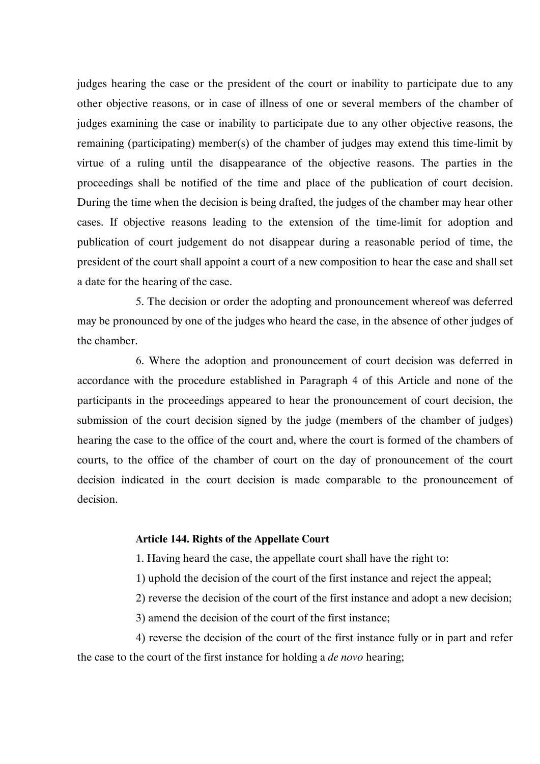judges hearing the case or the president of the court or inability to participate due to any other objective reasons, or in case of illness of one or several members of the chamber of judges examining the case or inability to participate due to any other objective reasons, the remaining (participating) member(s) of the chamber of judges may extend this time-limit by virtue of a ruling until the disappearance of the objective reasons. The parties in the proceedings shall be notified of the time and place of the publication of court decision. During the time when the decision is being drafted, the judges of the chamber may hear other cases. If objective reasons leading to the extension of the time-limit for adoption and publication of court judgement do not disappear during a reasonable period of time, the president of the court shall appoint a court of a new composition to hear the case and shall set a date for the hearing of the case.

5. The decision or order the adopting and pronouncement whereof was deferred may be pronounced by one of the judges who heard the case, in the absence of other judges of the chamber.

6. Where the adoption and pronouncement of court decision was deferred in accordance with the procedure established in Paragraph 4 of this Article and none of the participants in the proceedings appeared to hear the pronouncement of court decision, the submission of the court decision signed by the judge (members of the chamber of judges) hearing the case to the office of the court and, where the court is formed of the chambers of courts, to the office of the chamber of court on the day of pronouncement of the court decision indicated in the court decision is made comparable to the pronouncement of decision.

**Article 144. Rights of the Appellate Court**

1. Having heard the case, the appellate court shall have the right to:

1) uphold the decision of the court of the first instance and reject the appeal;

2) reverse the decision of the court of the first instance and adopt a new decision;

3) amend the decision of the court of the first instance;

4) reverse the decision of the court of the first instance fully or in part and refer the case to the court of the first instance for holding a *de novo* hearing;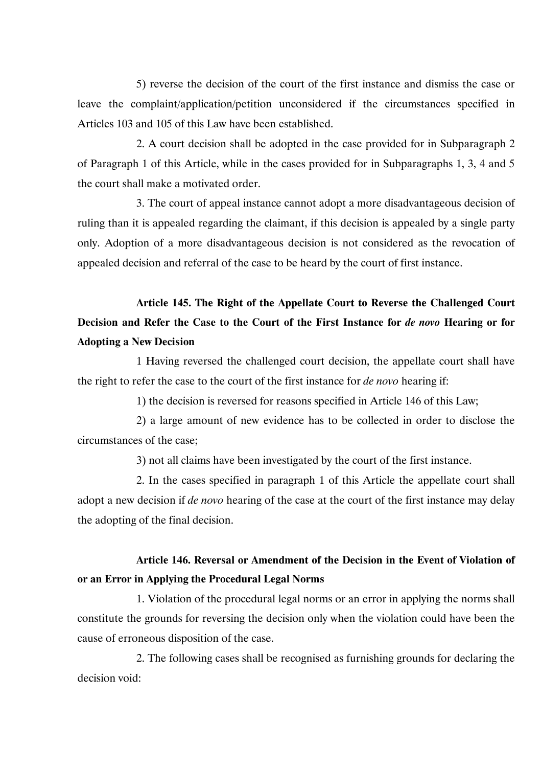5) reverse the decision of the court of the first instance and dismiss the case or leave the complaint/application/petition unconsidered if the circumstances specified in Articles 103 and 105 of this Law have been established.

2. A court decision shall be adopted in the case provided for in Subparagraph 2 of Paragraph 1 of this Article, while in the cases provided for in Subparagraphs 1, 3, 4 and 5 the court shall make a motivated order.

3. The court of appeal instance cannot adopt a more disadvantageous decision of ruling than it is appealed regarding the claimant, if this decision is appealed by a single party only. Adoption of a more disadvantageous decision is not considered as the revocation of appealed decision and referral of the case to be heard by the court of first instance.

**Article 145. The Right of the Appellate Court to Reverse the Challenged Court Decision and Refer the Case to the Court of the First Instance for *de novo* Hearing or for Adopting a New Decision**

1 Having reversed the challenged court decision, the appellate court shall have the right to refer the case to the court of the first instance for *de novo* hearing if:

1) the decision is reversed for reasons specified in Article 146 of this Law;

2) a large amount of new evidence has to be collected in order to disclose the circumstances of the case;

3) not all claims have been investigated by the court of the first instance.

2. In the cases specified in paragraph 1 of this Article the appellate court shall adopt a new decision if *de novo* hearing of the case at the court of the first instance may delay the adopting of the final decision.

**Article 146. Reversal or Amendment of the Decision in the Event of Violation of or an Error in Applying the Procedural Legal Norms**

1. Violation of the procedural legal norms or an error in applying the norms shall constitute the grounds for reversing the decision only when the violation could have been the cause of erroneous disposition of the case.

2. The following cases shall be recognised as furnishing grounds for declaring the decision void: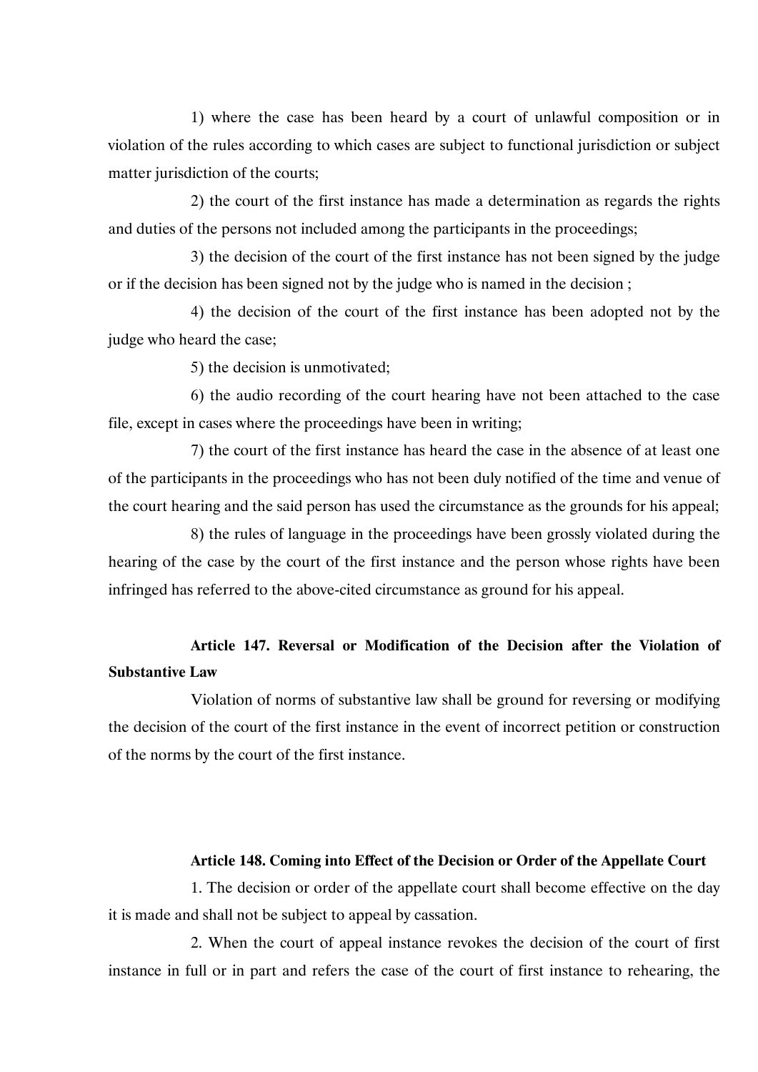1) where the case has been heard by a court of unlawful composition or in violation of the rules according to which cases are subject to functional jurisdiction or subject matter jurisdiction of the courts;

2) the court of the first instance has made a determination as regards the rights and duties of the persons not included among the participants in the proceedings;

3) the decision of the court of the first instance has not been signed by the judge or if the decision has been signed not by the judge who is named in the decision ;

4) the decision of the court of the first instance has been adopted not by the judge who heard the case;

5) the decision is unmotivated;

6) the audio recording of the court hearing have not been attached to the case file, except in cases where the proceedings have been in writing;

7) the court of the first instance has heard the case in the absence of at least one of the participants in the proceedings who has not been duly notified of the time and venue of the court hearing and the said person has used the circumstance as the grounds for his appeal;

8) the rules of language in the proceedings have been grossly violated during the hearing of the case by the court of the first instance and the person whose rights have been infringed has referred to the above-cited circumstance as ground for his appeal.

**Article 147. Reversal or Modification of the Decision after the Violation of Substantive Law**

Violation of norms of substantive law shall be ground for reversing or modifying the decision of the court of the first instance in the event of incorrect petition or construction of the norms by the court of the first instance.

**Article 148. Coming into Effect of the Decision or Order of the Appellate Court**

1. The decision or order of the appellate court shall become effective on the day it is made and shall not be subject to appeal by cassation.

2. When the court of appeal instance revokes the decision of the court of first instance in full or in part and refers the case of the court of first instance to rehearing, the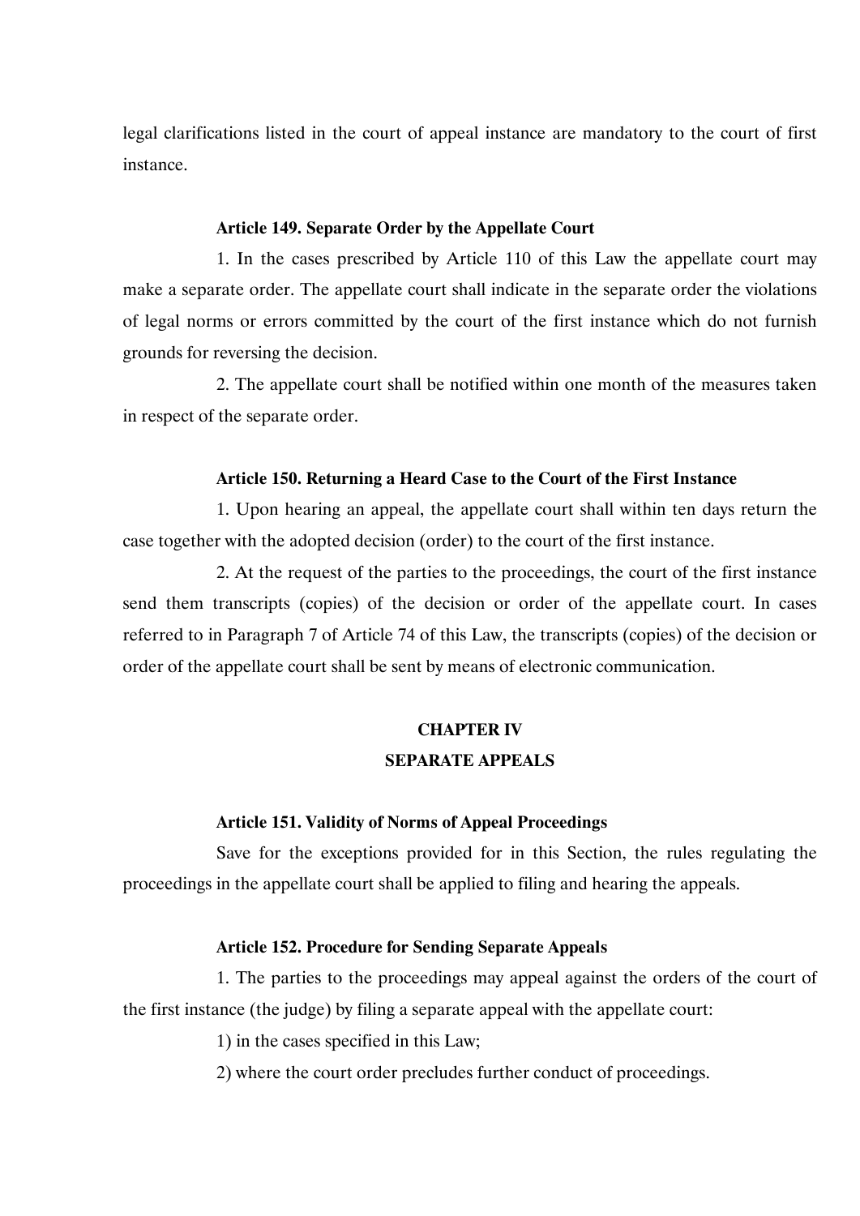legal clarifications listed in the court of appeal instance are mandatory to the court of first instance.

**Article 149. Separate Order by the Appellate Court**

1. In the cases prescribed by Article 110 of this Law the appellate court may make a separate order. The appellate court shall indicate in the separate order the violations of legal norms or errors committed by the court of the first instance which do not furnish grounds for reversing the decision.

2. The appellate court shall be notified within one month of the measures taken in respect of the separate order.

**Article 150. Returning a Heard Case to the Court of the First Instance**

1. Upon hearing an appeal, the appellate court shall within ten days return the case together with the adopted decision (order) to the court of the first instance.

2. At the request of the parties to the proceedings, the court of the first instance send them transcripts (copies) of the decision or order of the appellate court. In cases referred to in Paragraph 7 of Article 74 of this Law, the transcripts (copies) of the decision or order of the appellate court shall be sent by means of electronic communication.

## CHAPTER IV
## SEPARATE APPEALS

**Article 151. Validity of Norms of Appeal Proceedings**

Save for the exceptions provided for in this Section, the rules regulating the proceedings in the appellate court shall be applied to filing and hearing the appeals.

**Article 152. Procedure for Sending Separate Appeals**

1. The parties to the proceedings may appeal against the orders of the court of the first instance (the judge) by filing a separate appeal with the appellate court:

1) in the cases specified in this Law;

2) where the court order precludes further conduct of proceedings.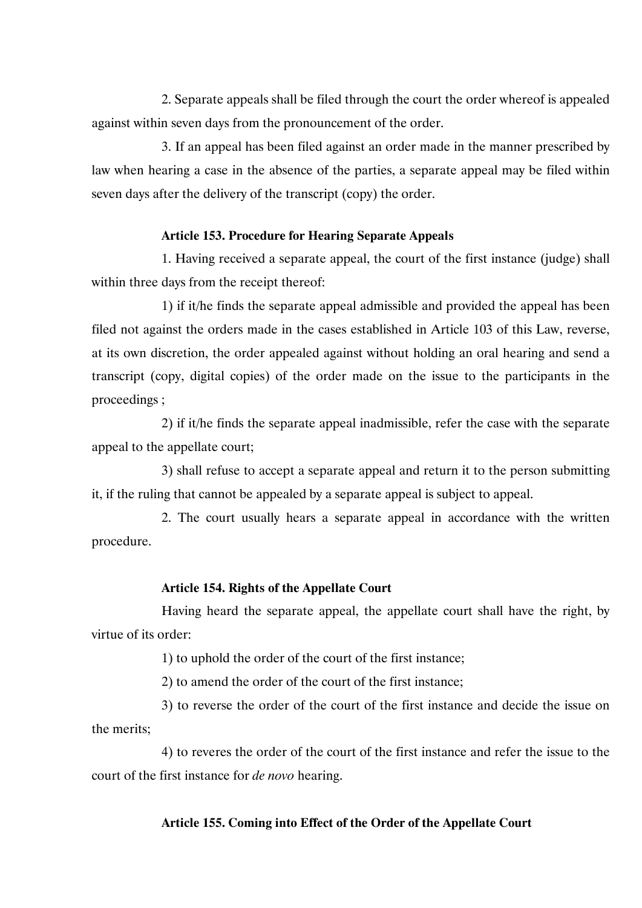2. Separate appeals shall be filed through the court the order whereof is appealed against within seven days from the pronouncement of the order.

3. If an appeal has been filed against an order made in the manner prescribed by law when hearing a case in the absence of the parties, a separate appeal may be filed within seven days after the delivery of the transcript (copy) the order.

**Article 153. Procedure for Hearing Separate Appeals**

1. Having received a separate appeal, the court of the first instance (judge) shall within three days from the receipt thereof:

1) if it/he finds the separate appeal admissible and provided the appeal has been filed not against the orders made in the cases established in Article 103 of this Law, reverse, at its own discretion, the order appealed against without holding an oral hearing and send a transcript (copy, digital copies) of the order made on the issue to the participants in the proceedings ;

2) if it/he finds the separate appeal inadmissible, refer the case with the separate appeal to the appellate court;

3) shall refuse to accept a separate appeal and return it to the person submitting it, if the ruling that cannot be appealed by a separate appeal is subject to appeal.

2. The court usually hears a separate appeal in accordance with the written procedure.

**Article 154. Rights of the Appellate Court**

Having heard the separate appeal, the appellate court shall have the right, by virtue of its order:

1) to uphold the order of the court of the first instance;

2) to amend the order of the court of the first instance;

3) to reverse the order of the court of the first instance and decide the issue on the merits;

4) to reveres the order of the court of the first instance and refer the issue to the court of the first instance for *de novo* hearing.

**Article 155. Coming into Effect of the Order of the Appellate Court**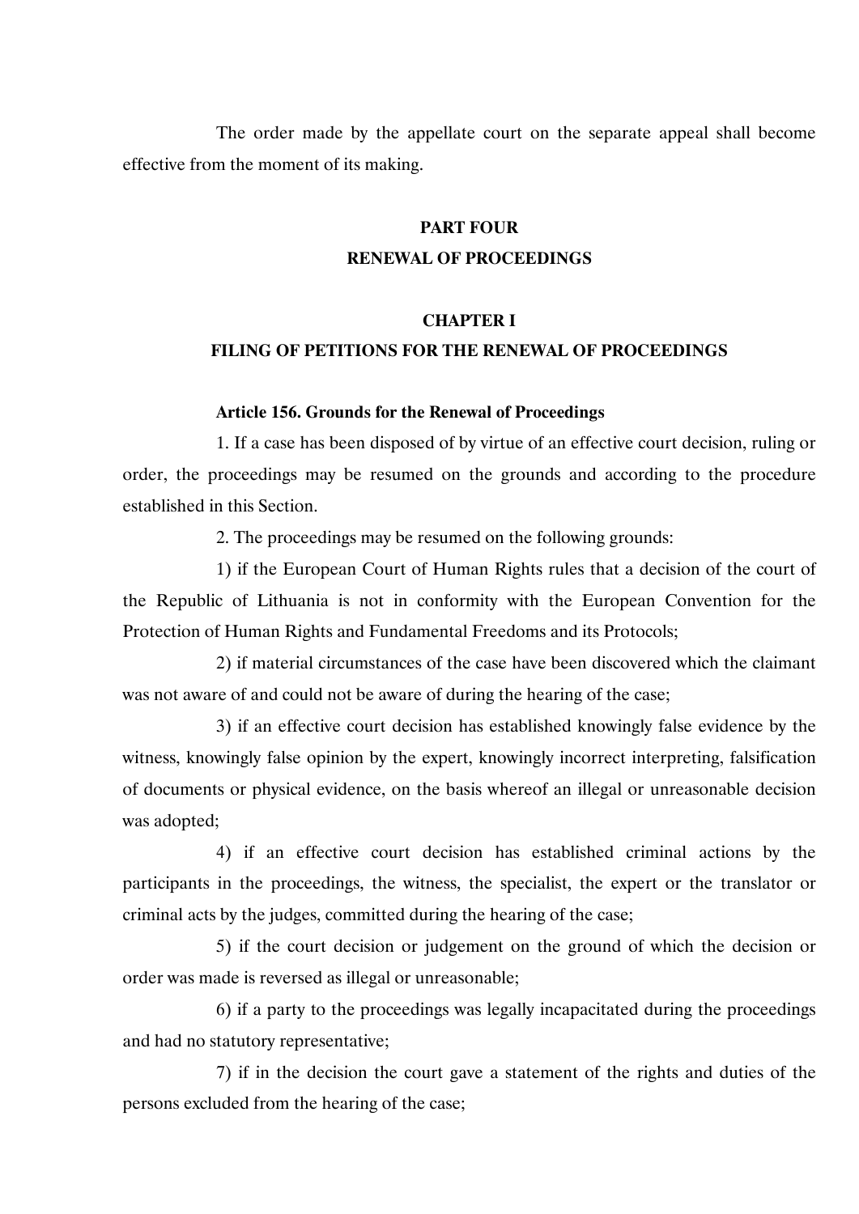The order made by the appellate court on the separate appeal shall become effective from the moment of its making.

# PART FOUR
# RENEWAL OF PROCEEDINGS

## CHAPTER I
## FILING OF PETITIONS FOR THE RENEWAL OF PROCEEDINGS

### Article 156. Grounds for the Renewal of Proceedings

1. If a case has been disposed of by virtue of an effective court decision, ruling or order, the proceedings may be resumed on the grounds and according to the procedure established in this Section.

2. The proceedings may be resumed on the following grounds:

1) if the European Court of Human Rights rules that a decision of the court of the Republic of Lithuania is not in conformity with the European Convention for the Protection of Human Rights and Fundamental Freedoms and its Protocols;

2) if material circumstances of the case have been discovered which the claimant was not aware of and could not be aware of during the hearing of the case;

3) if an effective court decision has established knowingly false evidence by the witness, knowingly false opinion by the expert, knowingly incorrect interpreting, falsification of documents or physical evidence, on the basis whereof an illegal or unreasonable decision was adopted;

4) if an effective court decision has established criminal actions by the participants in the proceedings, the witness, the specialist, the expert or the translator or criminal acts by the judges, committed during the hearing of the case;

5) if the court decision or judgement on the ground of which the decision or order was made is reversed as illegal or unreasonable;

6) if a party to the proceedings was legally incapacitated during the proceedings and had no statutory representative;

7) if in the decision the court gave a statement of the rights and duties of the persons excluded from the hearing of the case;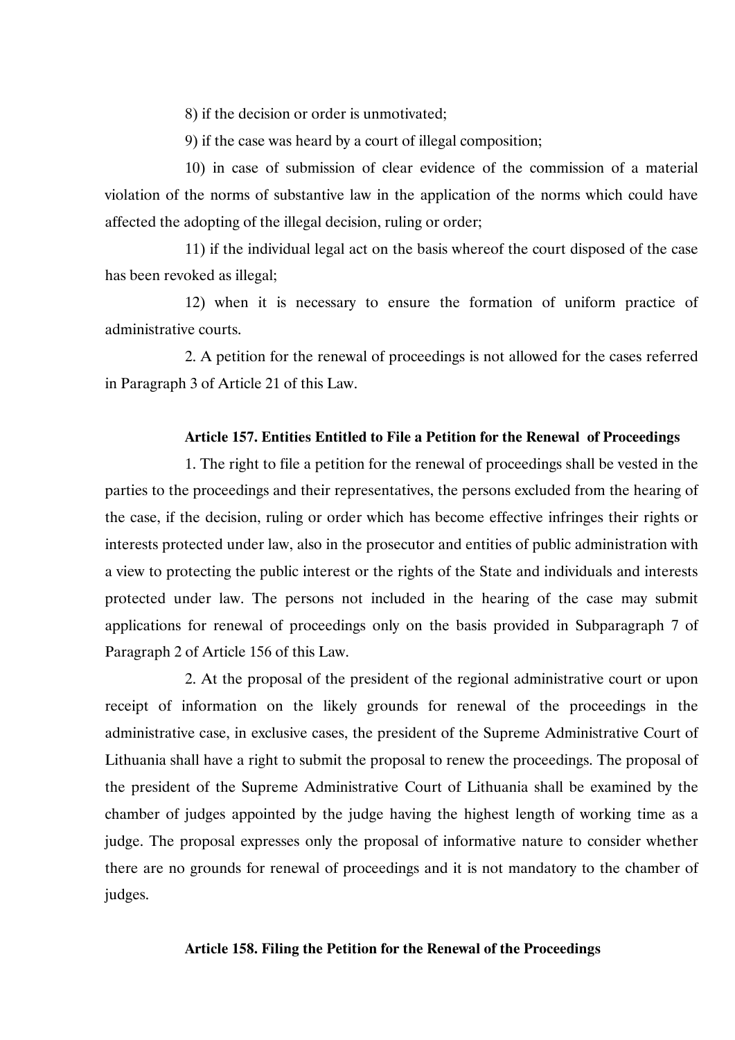8) if the decision or order is unmotivated;

9) if the case was heard by a court of illegal composition;

10) in case of submission of clear evidence of the commission of a material violation of the norms of substantive law in the application of the norms which could have affected the adopting of the illegal decision, ruling or order;

11) if the individual legal act on the basis whereof the court disposed of the case has been revoked as illegal;

12) when it is necessary to ensure the formation of uniform practice of administrative courts.

2. A petition for the renewal of proceedings is not allowed for the cases referred in Paragraph 3 of Article 21 of this Law.

**Article 157. Entities Entitled to File a Petition for the Renewal of Proceedings**

1. The right to file a petition for the renewal of proceedings shall be vested in the parties to the proceedings and their representatives, the persons excluded from the hearing of the case, if the decision, ruling or order which has become effective infringes their rights or interests protected under law, also in the prosecutor and entities of public administration with a view to protecting the public interest or the rights of the State and individuals and interests protected under law. The persons not included in the hearing of the case may submit applications for renewal of proceedings only on the basis provided in Subparagraph 7 of Paragraph 2 of Article 156 of this Law.

2. At the proposal of the president of the regional administrative court or upon receipt of information on the likely grounds for renewal of the proceedings in the administrative case, in exclusive cases, the president of the Supreme Administrative Court of Lithuania shall have a right to submit the proposal to renew the proceedings. The proposal of the president of the Supreme Administrative Court of Lithuania shall be examined by the chamber of judges appointed by the judge having the highest length of working time as a judge. The proposal expresses only the proposal of informative nature to consider whether there are no grounds for renewal of proceedings and it is not mandatory to the chamber of judges.

**Article 158. Filing the Petition for the Renewal of the Proceedings**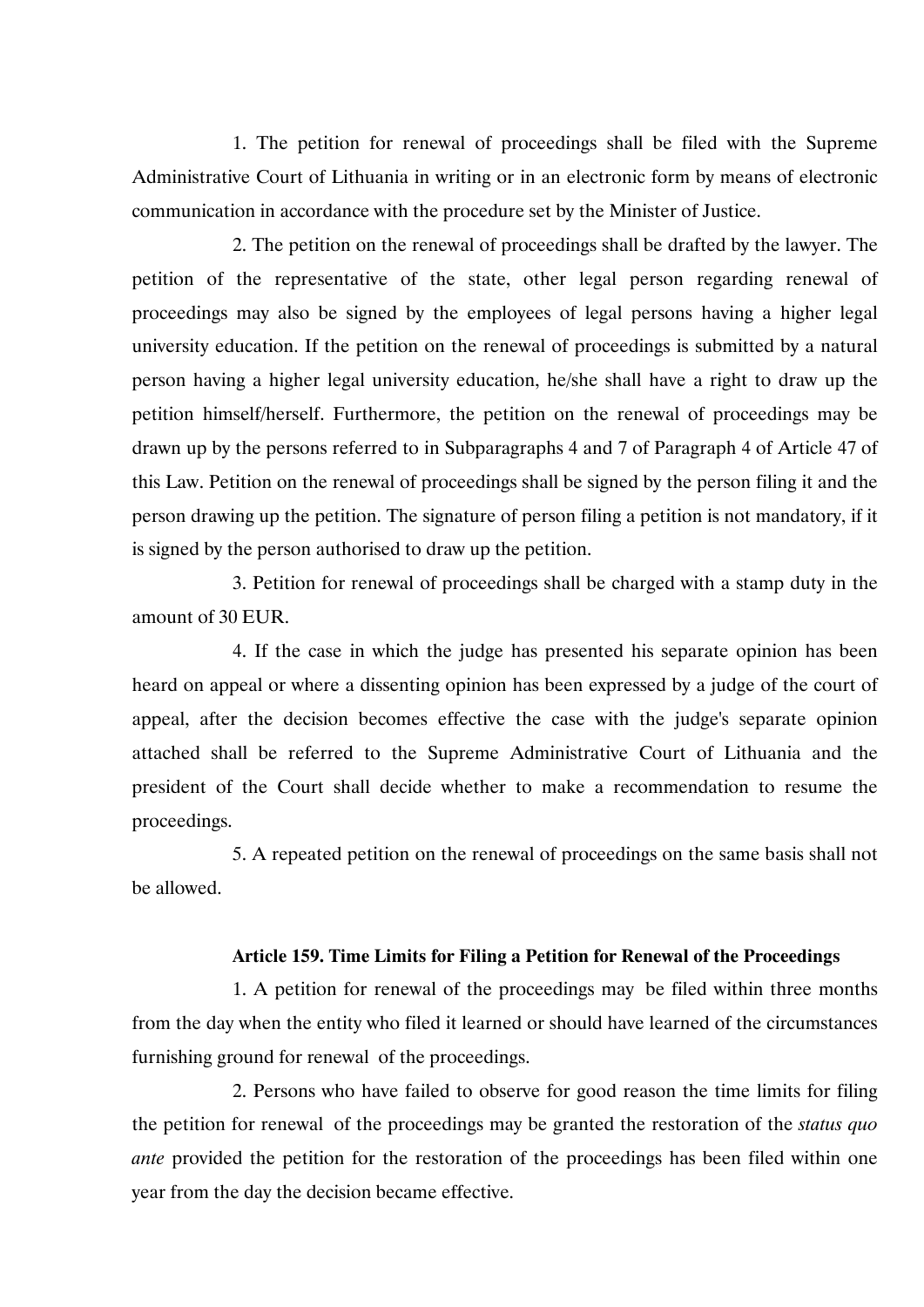1. The petition for renewal of proceedings shall be filed with the Supreme Administrative Court of Lithuania in writing or in an electronic form by means of electronic communication in accordance with the procedure set by the Minister of Justice.

2. The petition on the renewal of proceedings shall be drafted by the lawyer. The petition of the representative of the state, other legal person regarding renewal of proceedings may also be signed by the employees of legal persons having a higher legal university education. If the petition on the renewal of proceedings is submitted by a natural person having a higher legal university education, he/she shall have a right to draw up the petition himself/herself. Furthermore, the petition on the renewal of proceedings may be drawn up by the persons referred to in Subparagraphs 4 and 7 of Paragraph 4 of Article 47 of this Law. Petition on the renewal of proceedings shall be signed by the person filing it and the person drawing up the petition. The signature of person filing a petition is not mandatory, if it is signed by the person authorised to draw up the petition.

3. Petition for renewal of proceedings shall be charged with a stamp duty in the amount of 30 EUR.

4. If the case in which the judge has presented his separate opinion has been heard on appeal or where a dissenting opinion has been expressed by a judge of the court of appeal, after the decision becomes effective the case with the judge's separate opinion attached shall be referred to the Supreme Administrative Court of Lithuania and the president of the Court shall decide whether to make a recommendation to resume the proceedings.

5. A repeated petition on the renewal of proceedings on the same basis shall not be allowed.

### Article 159. Time Limits for Filing a Petition for Renewal of the Proceedings

1. A petition for renewal of the proceedings may be filed within three months from the day when the entity who filed it learned or should have learned of the circumstances furnishing ground for renewal of the proceedings.

2. Persons who have failed to observe for good reason the time limits for filing the petition for renewal of the proceedings may be granted the restoration of the *status quo ante* provided the petition for the restoration of the proceedings has been filed within one year from the day the decision became effective.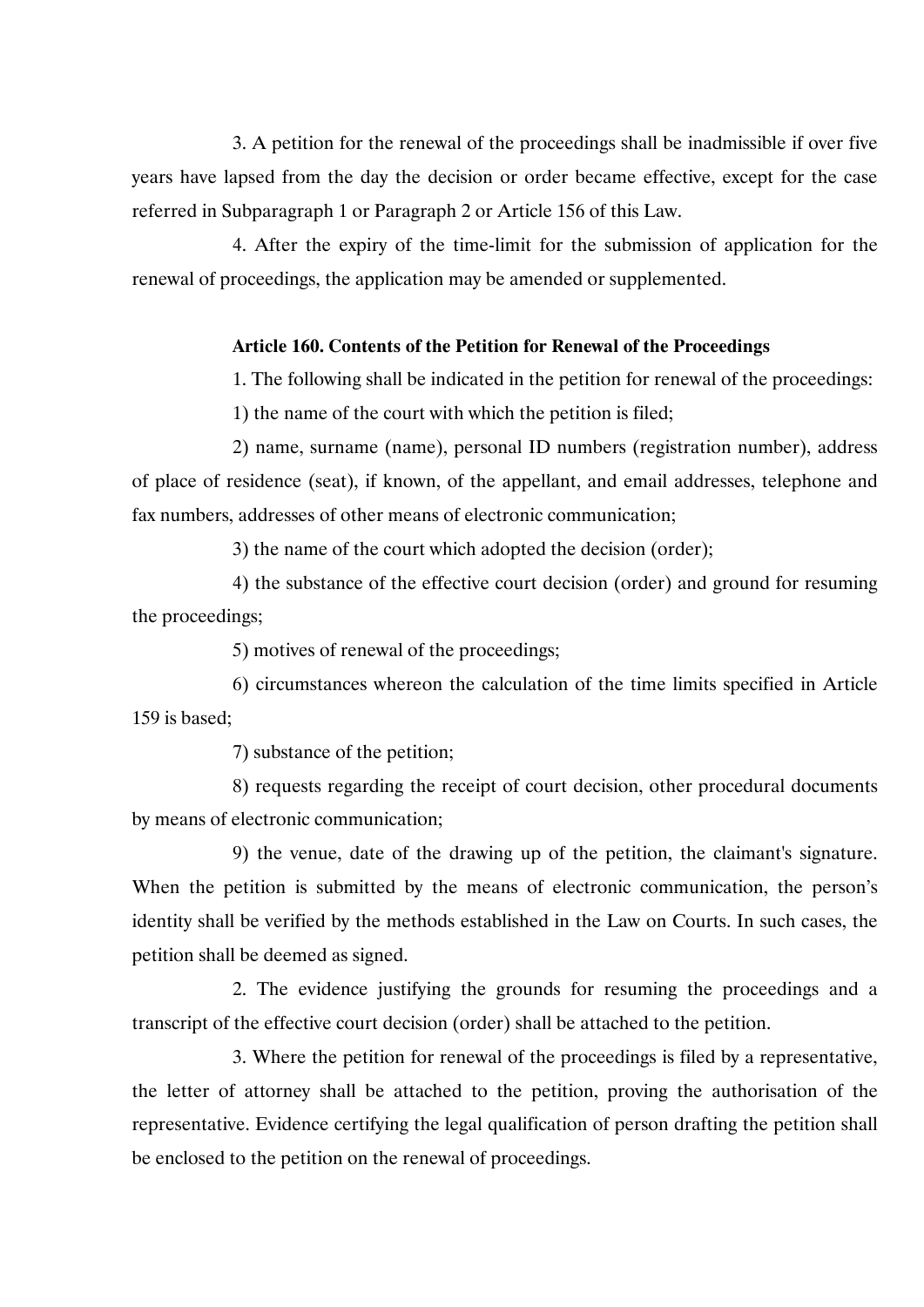3. A petition for the renewal of the proceedings shall be inadmissible if over five years have lapsed from the day the decision or order became effective, except for the case referred in Subparagraph 1 or Paragraph 2 or Article 156 of this Law.

4. After the expiry of the time-limit for the submission of application for the renewal of proceedings, the application may be amended or supplemented.

**Article 160. Contents of the Petition for Renewal of the Proceedings**

1. The following shall be indicated in the petition for renewal of the proceedings:

1) the name of the court with which the petition is filed;

2) name, surname (name), personal ID numbers (registration number), address of place of residence (seat), if known, of the appellant, and email addresses, telephone and fax numbers, addresses of other means of electronic communication;

3) the name of the court which adopted the decision (order);

4) the substance of the effective court decision (order) and ground for resuming the proceedings;

5) motives of renewal of the proceedings;

6) circumstances whereon the calculation of the time limits specified in Article 159 is based;

7) substance of the petition;

8) requests regarding the receipt of court decision, other procedural documents by means of electronic communication;

9) the venue, date of the drawing up of the petition, the claimant's signature. When the petition is submitted by the means of electronic communication, the person's identity shall be verified by the methods established in the Law on Courts. In such cases, the petition shall be deemed as signed.

2. The evidence justifying the grounds for resuming the proceedings and a transcript of the effective court decision (order) shall be attached to the petition.

3. Where the petition for renewal of the proceedings is filed by a representative, the letter of attorney shall be attached to the petition, proving the authorisation of the representative. Evidence certifying the legal qualification of person drafting the petition shall be enclosed to the petition on the renewal of proceedings.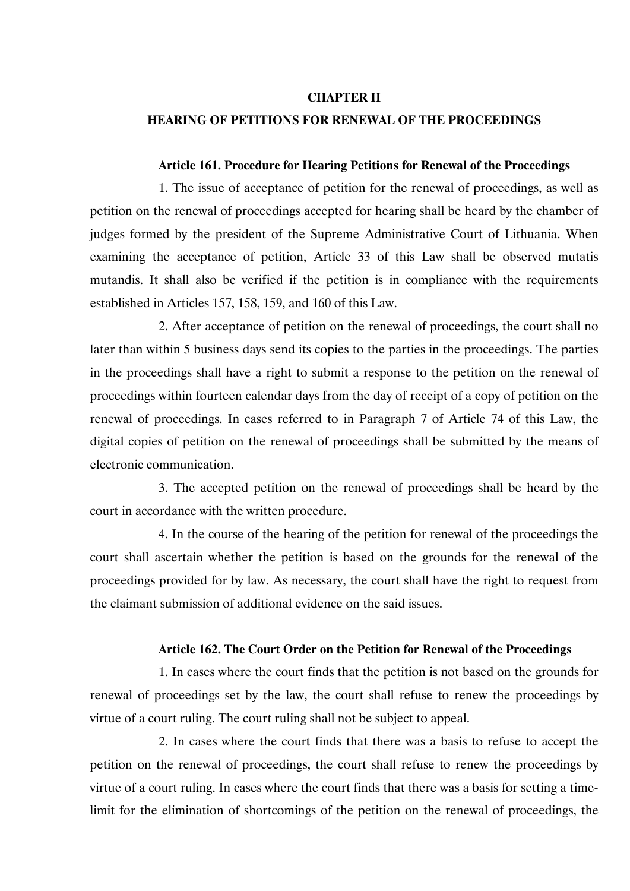## CHAPTER II
## HEARING OF PETITIONS FOR RENEWAL OF THE PROCEEDINGS

### Article 161. Procedure for Hearing Petitions for Renewal of the Proceedings

1. The issue of acceptance of petition for the renewal of proceedings, as well as petition on the renewal of proceedings accepted for hearing shall be heard by the chamber of judges formed by the president of the Supreme Administrative Court of Lithuania. When examining the acceptance of petition, Article 33 of this Law shall be observed mutatis mutandis. It shall also be verified if the petition is in compliance with the requirements established in Articles 157, 158, 159, and 160 of this Law.

2. After acceptance of petition on the renewal of proceedings, the court shall no later than within 5 business days send its copies to the parties in the proceedings. The parties in the proceedings shall have a right to submit a response to the petition on the renewal of proceedings within fourteen calendar days from the day of receipt of a copy of petition on the renewal of proceedings. In cases referred to in Paragraph 7 of Article 74 of this Law, the digital copies of petition on the renewal of proceedings shall be submitted by the means of electronic communication.

3. The accepted petition on the renewal of proceedings shall be heard by the court in accordance with the written procedure.

4. In the course of the hearing of the petition for renewal of the proceedings the court shall ascertain whether the petition is based on the grounds for the renewal of the proceedings provided for by law. As necessary, the court shall have the right to request from the claimant submission of additional evidence on the said issues.

### Article 162. The Court Order on the Petition for Renewal of the Proceedings

1. In cases where the court finds that the petition is not based on the grounds for renewal of proceedings set by the law, the court shall refuse to renew the proceedings by virtue of a court ruling. The court ruling shall not be subject to appeal.

2. In cases where the court finds that there was a basis to refuse to accept the petition on the renewal of proceedings, the court shall refuse to renew the proceedings by virtue of a court ruling. In cases where the court finds that there was a basis for setting a time-limit for the elimination of shortcomings of the petition on the renewal of proceedings, the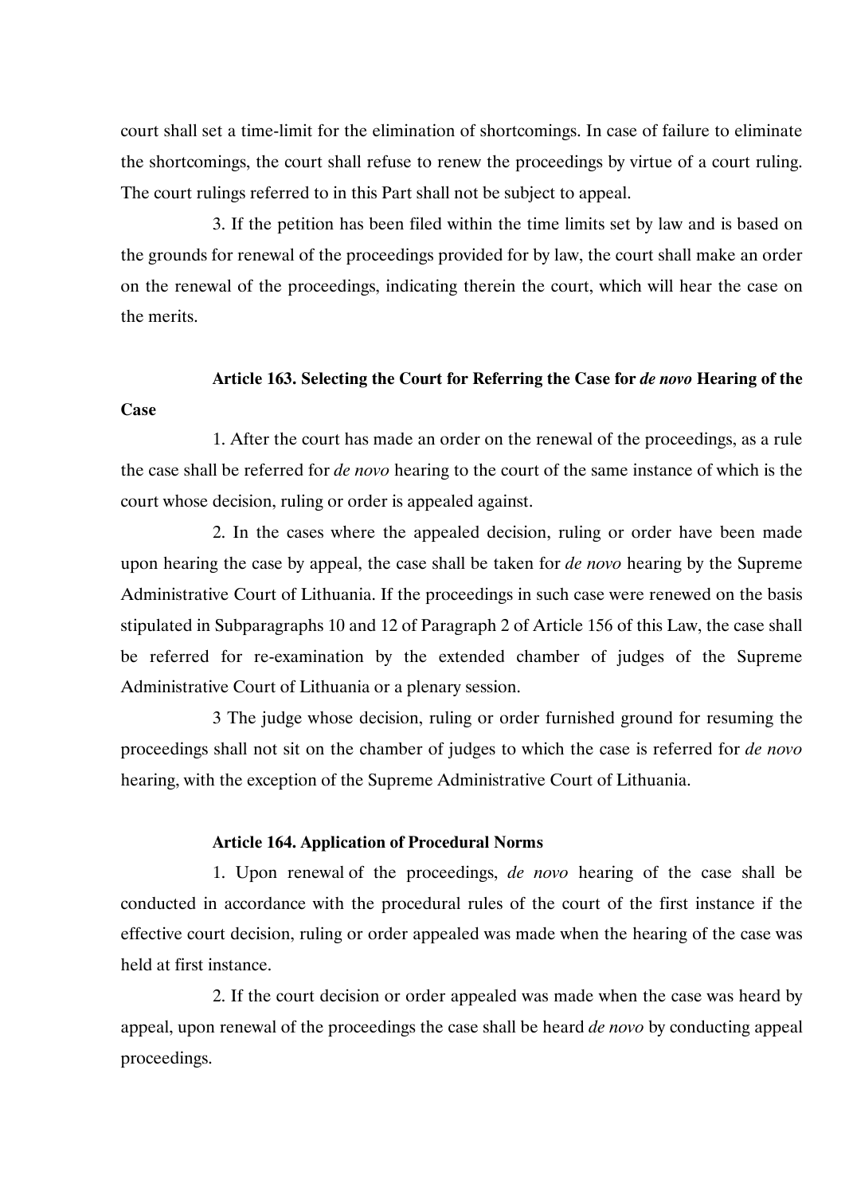court shall set a time-limit for the elimination of shortcomings. In case of failure to eliminate the shortcomings, the court shall refuse to renew the proceedings by virtue of a court ruling. The court rulings referred to in this Part shall not be subject to appeal.

3. If the petition has been filed within the time limits set by law and is based on the grounds for renewal of the proceedings provided for by law, the court shall make an order on the renewal of the proceedings, indicating therein the court, which will hear the case on the merits.

**Article 163. Selecting the Court for Referring the Case for *de novo* Hearing of the Case**

1. After the court has made an order on the renewal of the proceedings, as a rule the case shall be referred for *de novo* hearing to the court of the same instance of which is the court whose decision, ruling or order is appealed against.

2. In the cases where the appealed decision, ruling or order have been made upon hearing the case by appeal, the case shall be taken for *de novo* hearing by the Supreme Administrative Court of Lithuania. If the proceedings in such case were renewed on the basis stipulated in Subparagraphs 10 and 12 of Paragraph 2 of Article 156 of this Law, the case shall be referred for re-examination by the extended chamber of judges of the Supreme Administrative Court of Lithuania or a plenary session.

3 The judge whose decision, ruling or order furnished ground for resuming the proceedings shall not sit on the chamber of judges to which the case is referred for *de novo* hearing, with the exception of the Supreme Administrative Court of Lithuania.

**Article 164. Application of Procedural Norms**

1. Upon renewal of the proceedings, *de novo* hearing of the case shall be conducted in accordance with the procedural rules of the court of the first instance if the effective court decision, ruling or order appealed was made when the hearing of the case was held at first instance.

2. If the court decision or order appealed was made when the case was heard by appeal, upon renewal of the proceedings the case shall be heard *de novo* by conducting appeal proceedings.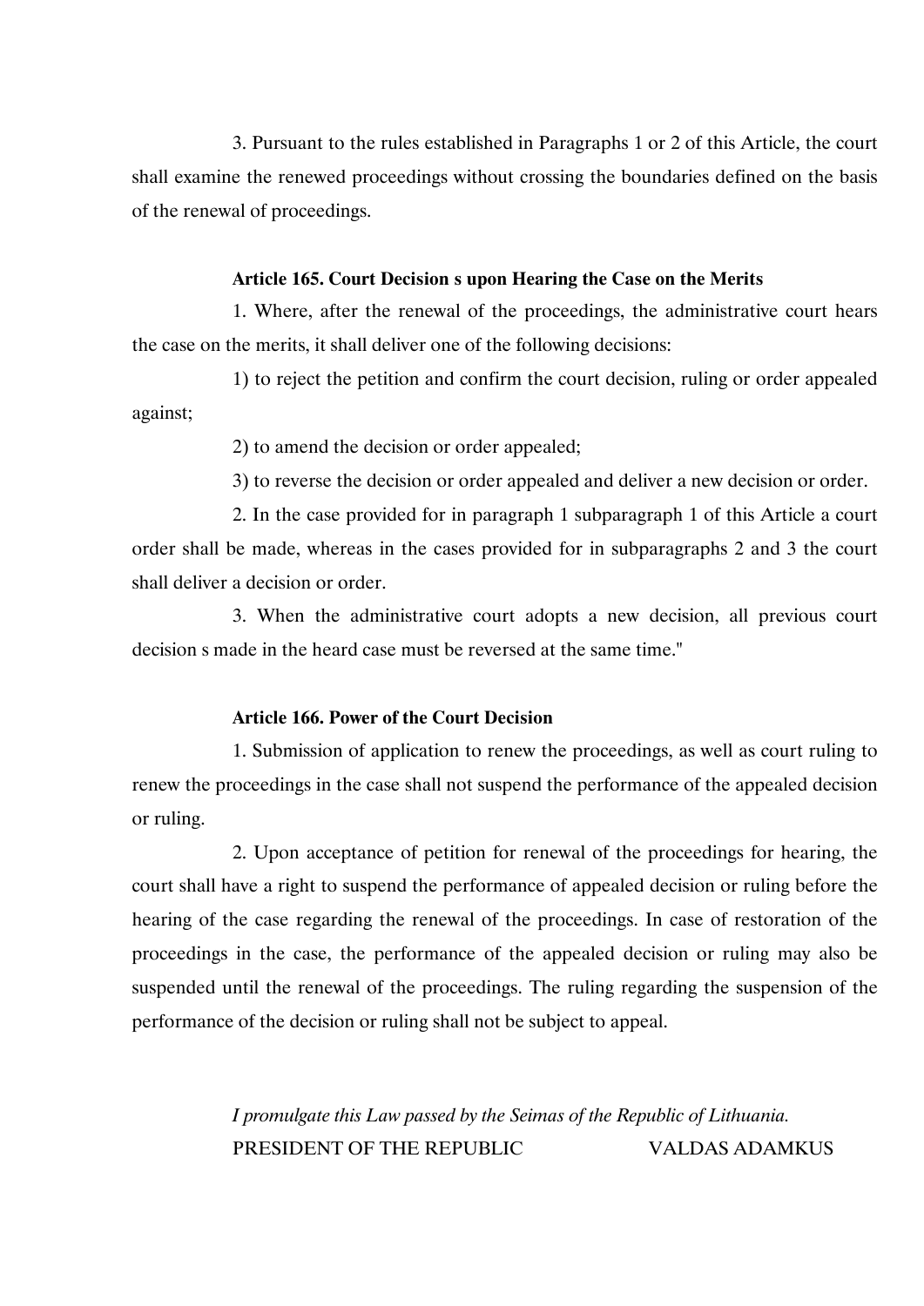3. Pursuant to the rules established in Paragraphs 1 or 2 of this Article, the court shall examine the renewed proceedings without crossing the boundaries defined on the basis of the renewal of proceedings.

**Article 165. Court Decision s upon Hearing the Case on the Merits**

1. Where, after the renewal of the proceedings, the administrative court hears the case on the merits, it shall deliver one of the following decisions:

1) to reject the petition and confirm the court decision, ruling or order appealed against;

2) to amend the decision or order appealed;

3) to reverse the decision or order appealed and deliver a new decision or order.

2. In the case provided for in paragraph 1 subparagraph 1 of this Article a court order shall be made, whereas in the cases provided for in subparagraphs 2 and 3 the court shall deliver a decision or order.

3. When the administrative court adopts a new decision, all previous court decision s made in the heard case must be reversed at the same time."

**Article 166. Power of the Court Decision**

1. Submission of application to renew the proceedings, as well as court ruling to renew the proceedings in the case shall not suspend the performance of the appealed decision or ruling.

2. Upon acceptance of petition for renewal of the proceedings for hearing, the court shall have a right to suspend the performance of appealed decision or ruling before the hearing of the case regarding the renewal of the proceedings. In case of restoration of the proceedings in the case, the performance of the appealed decision or ruling may also be suspended until the renewal of the proceedings. The ruling regarding the suspension of the performance of the decision or ruling shall not be subject to appeal.

*I promulgate this Law passed by the Seimas of the Republic of Lithuania.*

PRESIDENT OF THE REPUBLIC VALDAS ADAMKUS